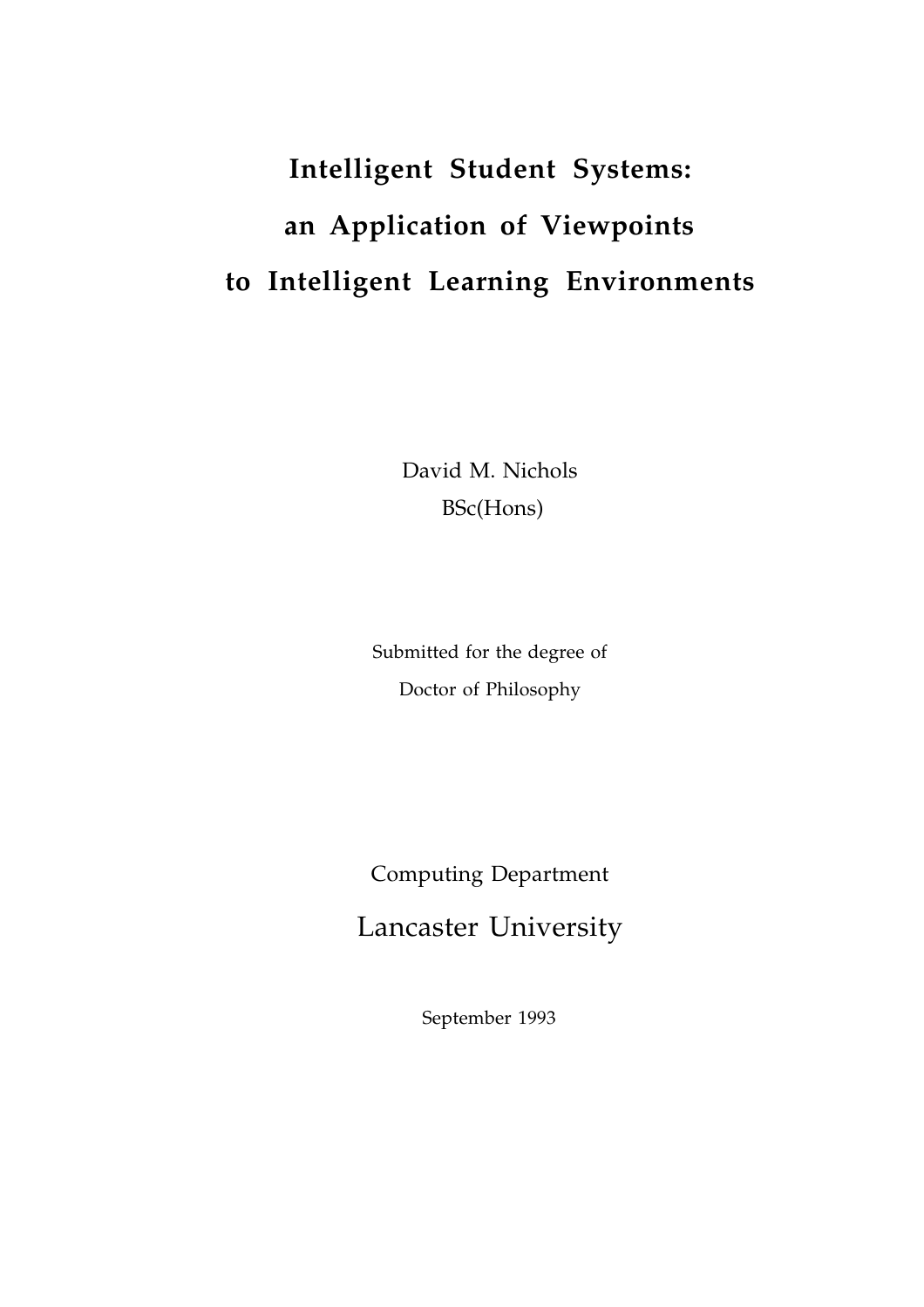# Intelligent Student Systems: an Application of Viewpoints to Intelligent Learning Environments

David M. Nichols

BSc(Hons)

Submitted for the degree of

Doctor of Philosophy

Computing Department

Lancaster University

September 1993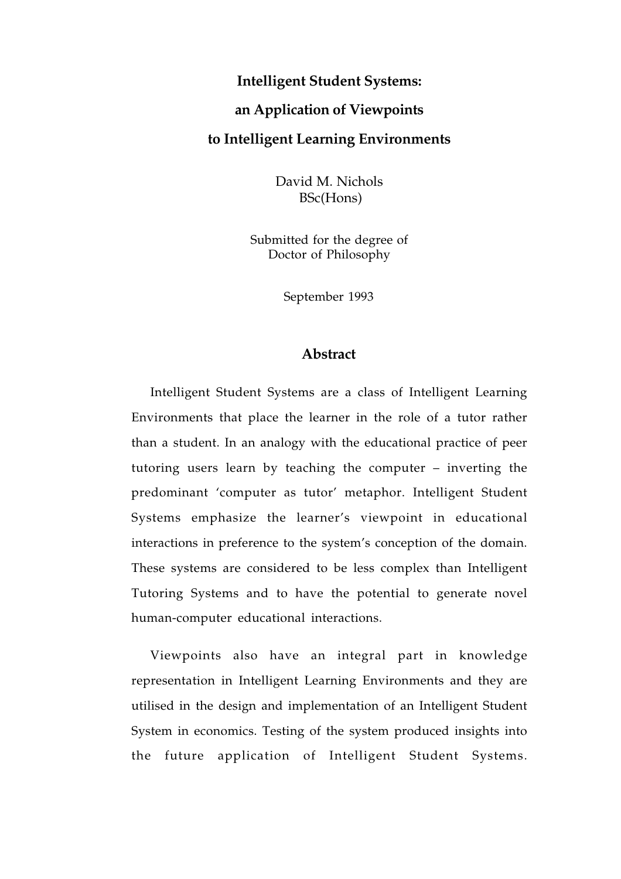# Intelligent Student Systems: an Application of Viewpoints to Intelligent Learning Environments

David M. Nichols
BSc(Hons)

Submitted for the degree of
Doctor of Philosophy

September 1993

## Abstract

Intelligent Student Systems are a class of Intelligent Learning Environments that place the learner in the role of a tutor rather than a student. In an analogy with the educational practice of peer tutoring users learn by teaching the computer – inverting the predominant 'computer as tutor' metaphor. Intelligent Student Systems emphasize the learner's viewpoint in educational interactions in preference to the system's conception of the domain. These systems are considered to be less complex than Intelligent Tutoring Systems and to have the potential to generate novel human-computer educational interactions.

Viewpoints also have an integral part in knowledge representation in Intelligent Learning Environments and they are utilised in the design and implementation of an Intelligent Student System in economics. Testing of the system produced insights into the future application of Intelligent Student Systems.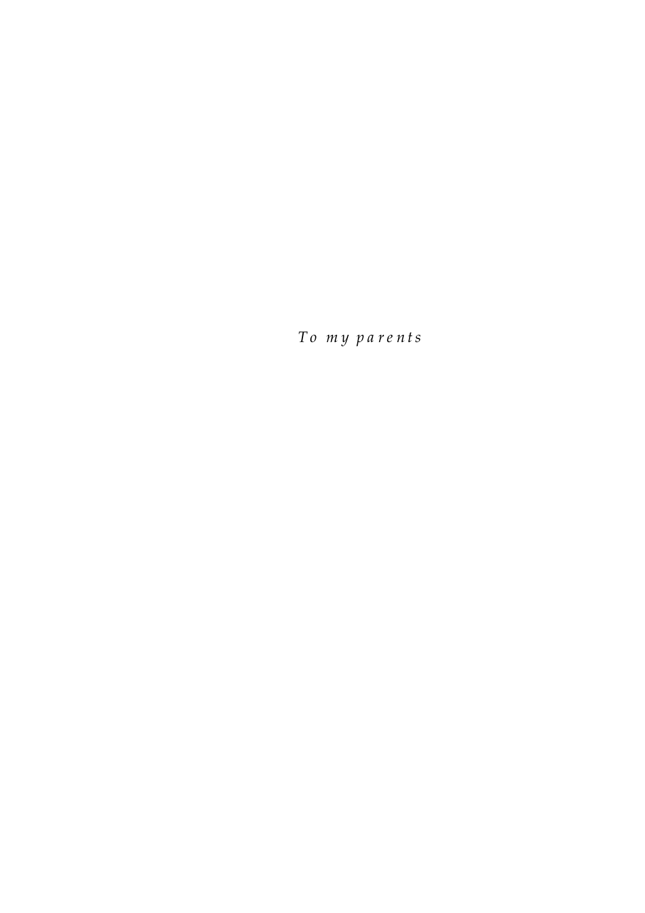*To my parents*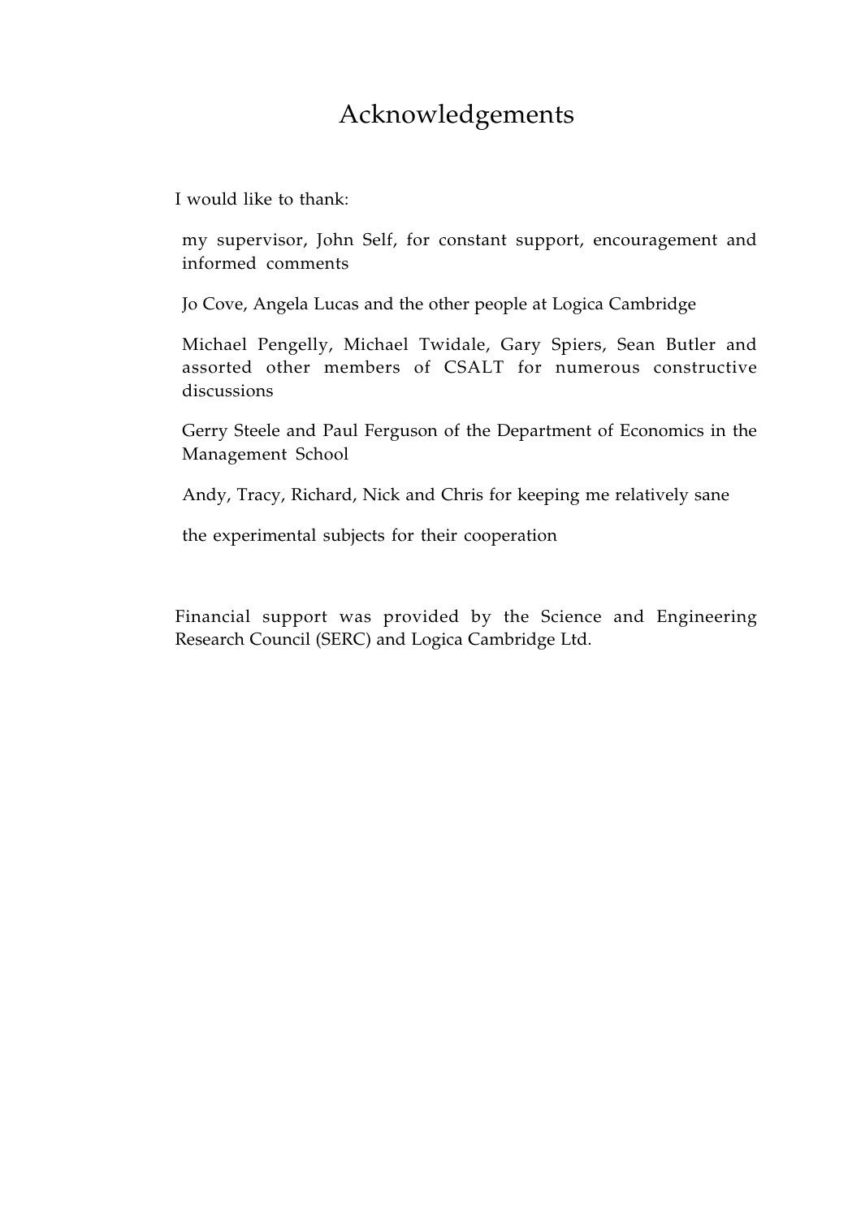# Acknowledgements

I would like to thank:

my supervisor, John Self, for constant support, encouragement and informed comments

Jo Cove, Angela Lucas and the other people at Logica Cambridge

Michael Pengelly, Michael Twidale, Gary Spiers, Sean Butler and assorted other members of CSALT for numerous constructive discussions

Gerry Steele and Paul Ferguson of the Department of Economics in the Management School

Andy, Tracy, Richard, Nick and Chris for keeping me relatively sane

the experimental subjects for their cooperation

Financial support was provided by the Science and Engineering Research Council (SERC) and Logica Cambridge Ltd.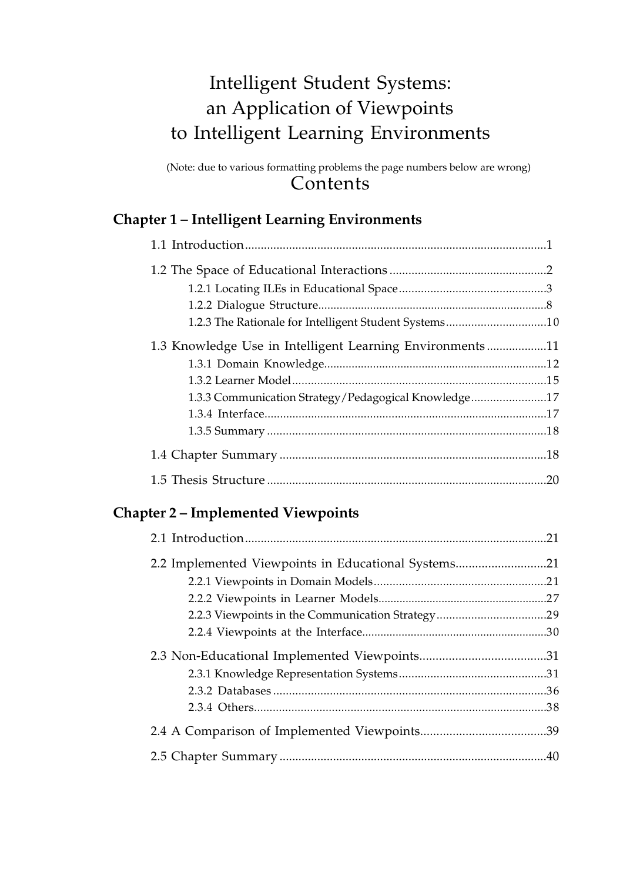# Intelligent Student Systems: an Application of Viewpoints to Intelligent Learning Environments

(Note: due to various formatting problems the page numbers below are wrong)

## Contents

### Chapter 1 – Intelligent Learning Environments

1.1 Introduction....................1

1.2 The Space of Educational Interactions....................2

- 1.2.1 Locating ILEs in Educational Space....................3
- 1.2.2 Dialogue Structure....................8
- 1.2.3 The Rationale for Intelligent Student Systems....................10

1.3 Knowledge Use in Intelligent Learning Environments....................11

- 1.3.1 Domain Knowledge....................12
- 1.3.2 Learner Model....................15
- 1.3.3 Communication Strategy/Pedagogical Knowledge....................17
- 1.3.4 Interface....................17
- 1.3.5 Summary....................18

1.4 Chapter Summary....................18

1.5 Thesis Structure....................20

### Chapter 2 – Implemented Viewpoints

2.1 Introduction....................21

2.2 Implemented Viewpoints in Educational Systems....................21

- 2.2.1 Viewpoints in Domain Models....................21
- 2.2.2 Viewpoints in Learner Models....................27
- 2.2.3 Viewpoints in the Communication Strategy....................29
- 2.2.4 Viewpoints at the Interface....................30

2.3 Non-Educational Implemented Viewpoints....................31

- 2.3.1 Knowledge Representation Systems....................31
- 2.3.2 Databases....................36
- 2.3.4 Others....................38

2.4 A Comparison of Implemented Viewpoints....................39

2.5 Chapter Summary....................40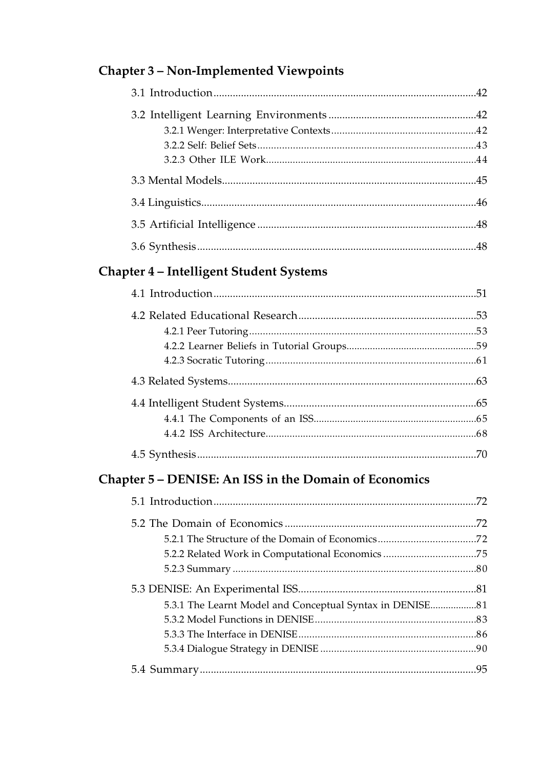## Chapter 3 – Non-Implemented Viewpoints

3.1 Introduction ... 42

3.2 Intelligent Learning Environments ... 42

- 3.2.1 Wenger: Interpretative Contexts ... 42
- 3.2.2 Self: Belief Sets ... 43
- 3.2.3 Other ILE Work ... 44

3.3 Mental Models ... 45

3.4 Linguistics ... 46

3.5 Artificial Intelligence ... 48

3.6 Synthesis ... 48

## Chapter 4 – Intelligent Student Systems

4.1 Introduction ... 51

4.2 Related Educational Research ... 53

- 4.2.1 Peer Tutoring ... 53
- 4.2.2 Learner Beliefs in Tutorial Groups ... 59
- 4.2.3 Socratic Tutoring ... 61

4.3 Related Systems ... 63

4.4 Intelligent Student Systems ... 65

- 4.4.1 The Components of an ISS ... 65
- 4.4.2 ISS Architecture ... 68

4.5 Synthesis ... 70

## Chapter 5 – DENISE: An ISS in the Domain of Economics

5.1 Introduction ... 72

5.2 The Domain of Economics ... 72

- 5.2.1 The Structure of the Domain of Economics ... 72
- 5.2.2 Related Work in Computational Economics ... 75
- 5.2.3 Summary ... 80

5.3 DENISE: An Experimental ISS ... 81

- 5.3.1 The Learnt Model and Conceptual Syntax in DENISE ... 81
- 5.3.2 Model Functions in DENISE ... 83
- 5.3.3 The Interface in DENISE ... 86
- 5.3.4 Dialogue Strategy in DENISE ... 90

5.4 Summary ... 95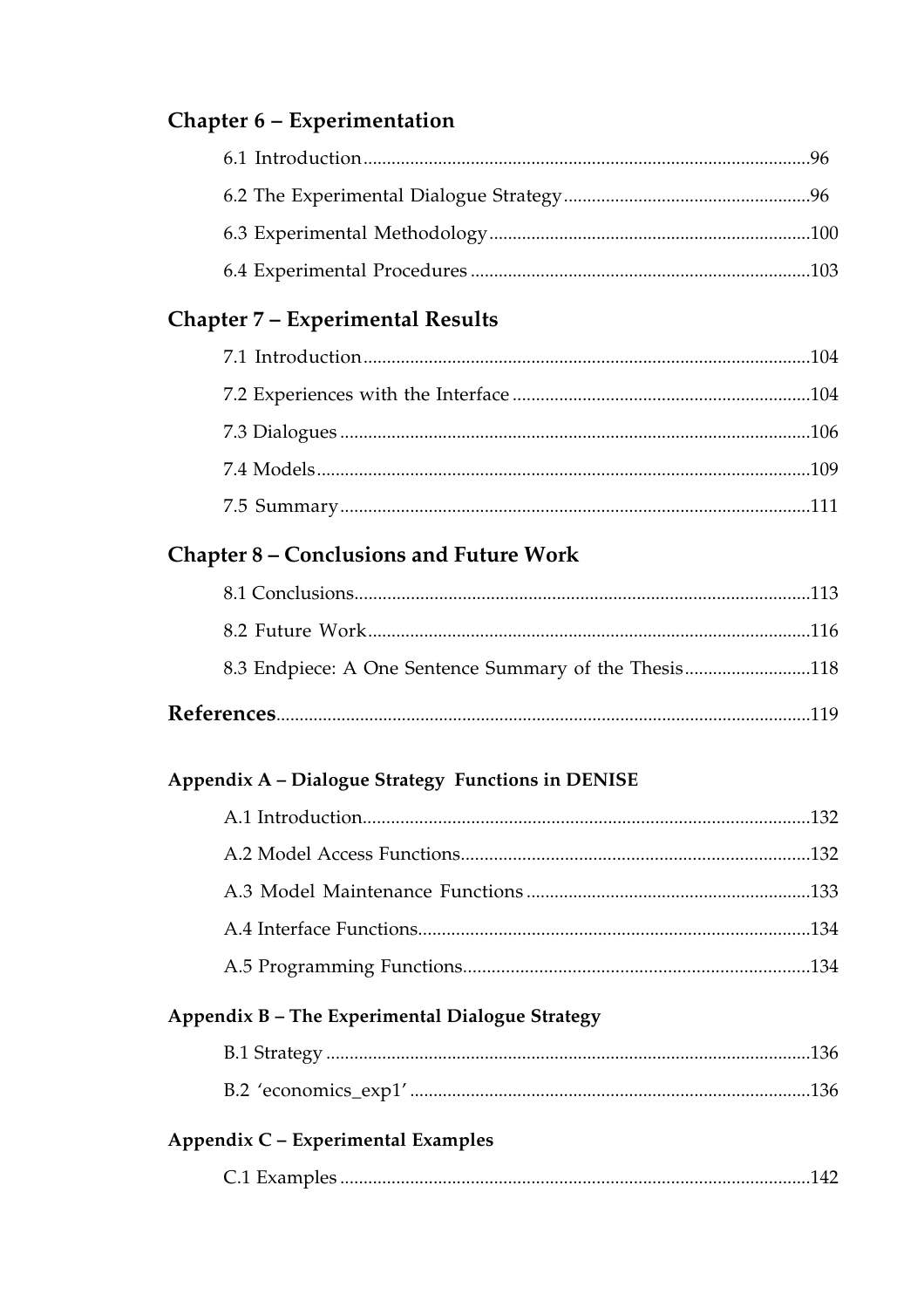## Chapter 6 – Experimentation

6.1 Introduction ........................................................................................96

6.2 The Experimental Dialogue Strategy ....................................................96

6.3 Experimental Methodology ..................................................................100

6.4 Experimental Procedures .....................................................................103

## Chapter 7 – Experimental Results

7.1 Introduction ........................................................................................104

7.2 Experiences with the Interface .............................................................104

7.3 Dialogues ...........................................................................................106

7.4 Models ................................................................................................109

7.5 Summary .............................................................................................111

## Chapter 8 – Conclusions and Future Work

8.1 Conclusions .........................................................................................113

8.2 Future Work ........................................................................................116

8.3 Endpiece: A One Sentence Summary of the Thesis ...............................118

## References ..............................................................................................119

### Appendix A – Dialogue Strategy Functions in DENISE

A.1 Introduction .......................................................................................132

A.2 Model Access Functions .....................................................................132

A.3 Model Maintenance Functions ............................................................133

A.4 Interface Functions .............................................................................134

A.5 Programming Functions ......................................................................134

### Appendix B – The Experimental Dialogue Strategy

B.1 Strategy ..............................................................................................136

B.2 'economics_exp1' ................................................................................136

### Appendix C – Experimental Examples

C.1 Examples ............................................................................................142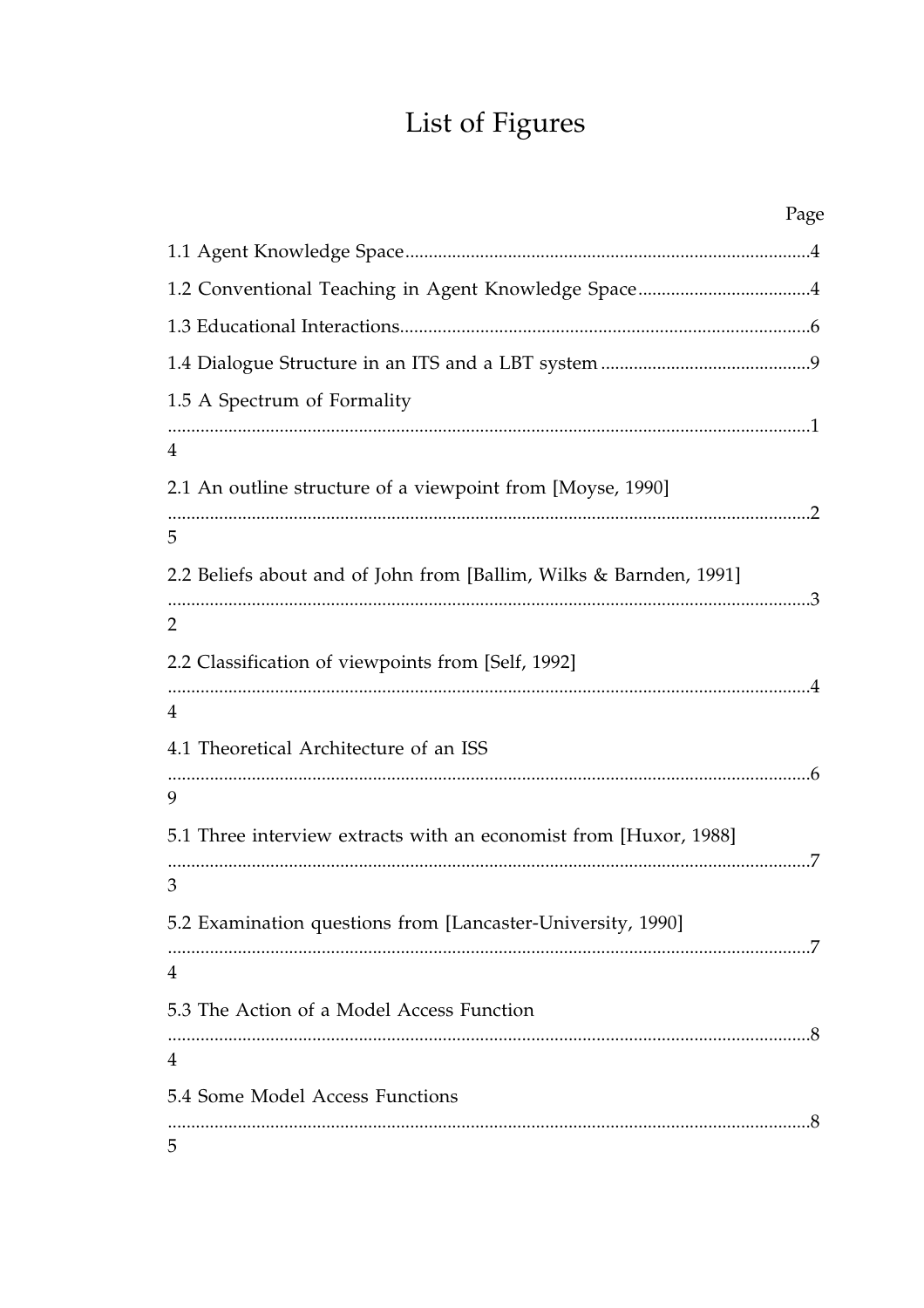# List of Figures

Page

1.1 Agent Knowledge Space........................................................................................4

1.2 Conventional Teaching in Agent Knowledge Space....................................4

1.3 Educational Interactions.......................................................................................6

1.4 Dialogue Structure in an ITS and a LBT system ............................................9

1.5 A Spectrum of Formality ........................................................................................................................................14

2.1 An outline structure of a viewpoint from [Moyse, 1990] ........................................................................................................................................25

2.2 Beliefs about and of John from [Ballim, Wilks & Barnden, 1991] ........................................................................................................................................32

2.2 Classification of viewpoints from [Self, 1992] ........................................................................................................................................44

4.1 Theoretical Architecture of an ISS ........................................................................................................................................69

5.1 Three interview extracts with an economist from [Huxor, 1988] ........................................................................................................................................73

5.2 Examination questions from [Lancaster-University, 1990] ........................................................................................................................................74

5.3 The Action of a Model Access Function ........................................................................................................................................84

5.4 Some Model Access Functions ........................................................................................................................................85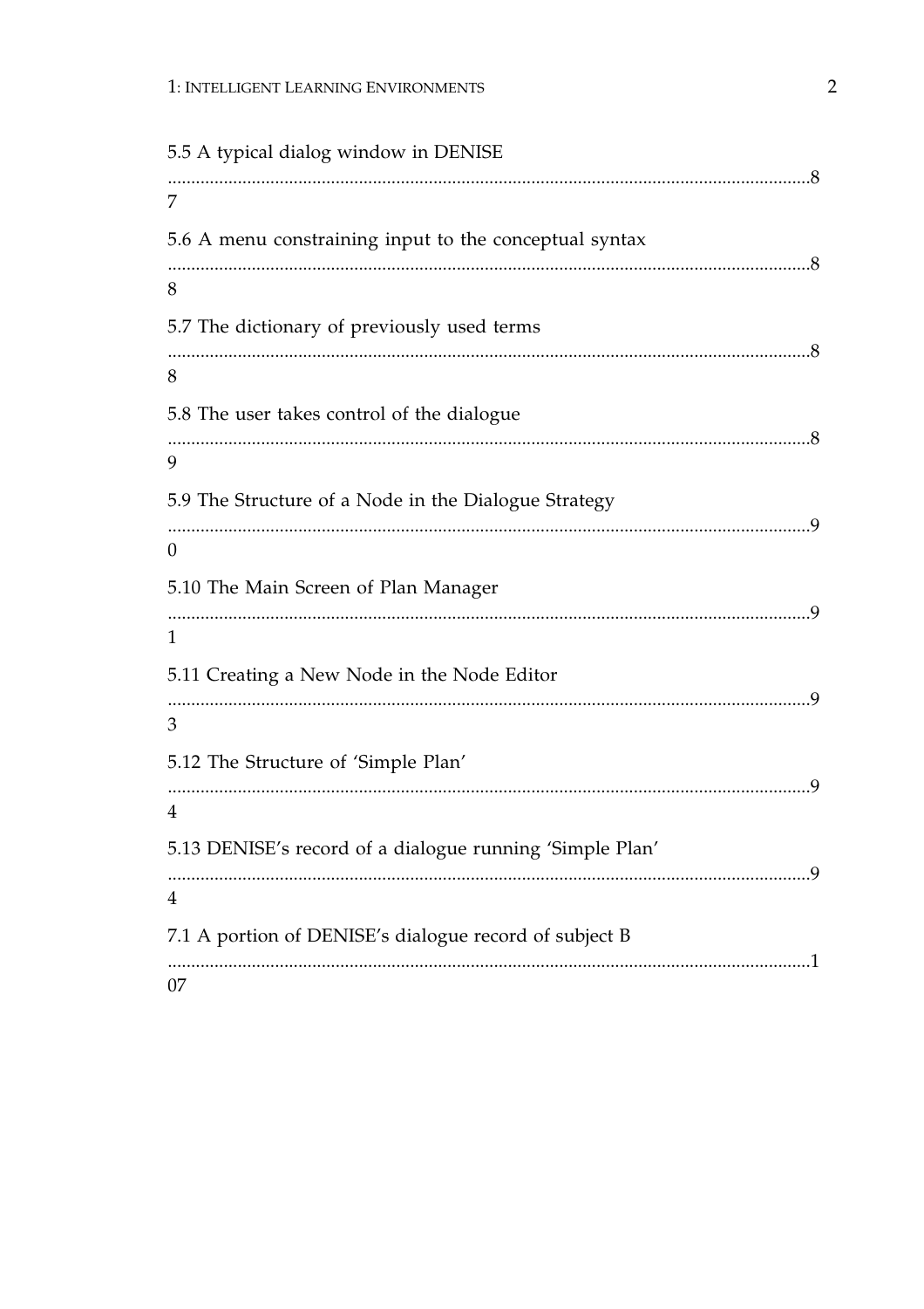5.5 A typical dialog window in DENISE ......................................................................................................................8 7

5.6 A menu constraining input to the conceptual syntax ......................................................................................................................8 8

5.7 The dictionary of previously used terms ......................................................................................................................8 8

5.8 The user takes control of the dialogue ......................................................................................................................8 9

5.9 The Structure of a Node in the Dialogue Strategy ......................................................................................................................9 0

5.10 The Main Screen of Plan Manager ......................................................................................................................9 1

5.11 Creating a New Node in the Node Editor ......................................................................................................................9 3

5.12 The Structure of 'Simple Plan' ......................................................................................................................9 4

5.13 DENISE's record of a dialogue running 'Simple Plan' ......................................................................................................................9 4

7.1 A portion of DENISE's dialogue record of subject B ......................................................................................................................1 07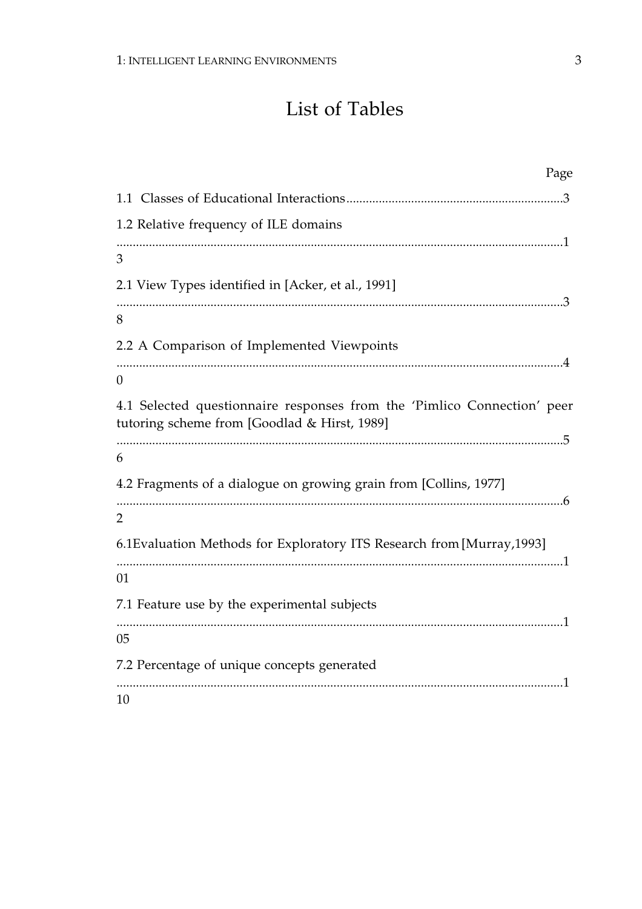# List of Tables

Page

1.1 Classes of Educational Interactions ................................................................... 3

1.2 Relative frequency of ILE domains ................................................................... 13

2.1 View Types identified in [Acker, et al., 1991] ................................................................... 38

2.2 A Comparison of Implemented Viewpoints ................................................................... 40

4.1 Selected questionnaire responses from the 'Pimlico Connection' peer tutoring scheme from [Goodlad & Hirst, 1989] ................................................................... 56

4.2 Fragments of a dialogue on growing grain from [Collins, 1977] ................................................................... 62

6.1Evaluation Methods for Exploratory ITS Research from [Murray,1993] ................................................................... 101

7.1 Feature use by the experimental subjects ................................................................... 105

7.2 Percentage of unique concepts generated ................................................................... 110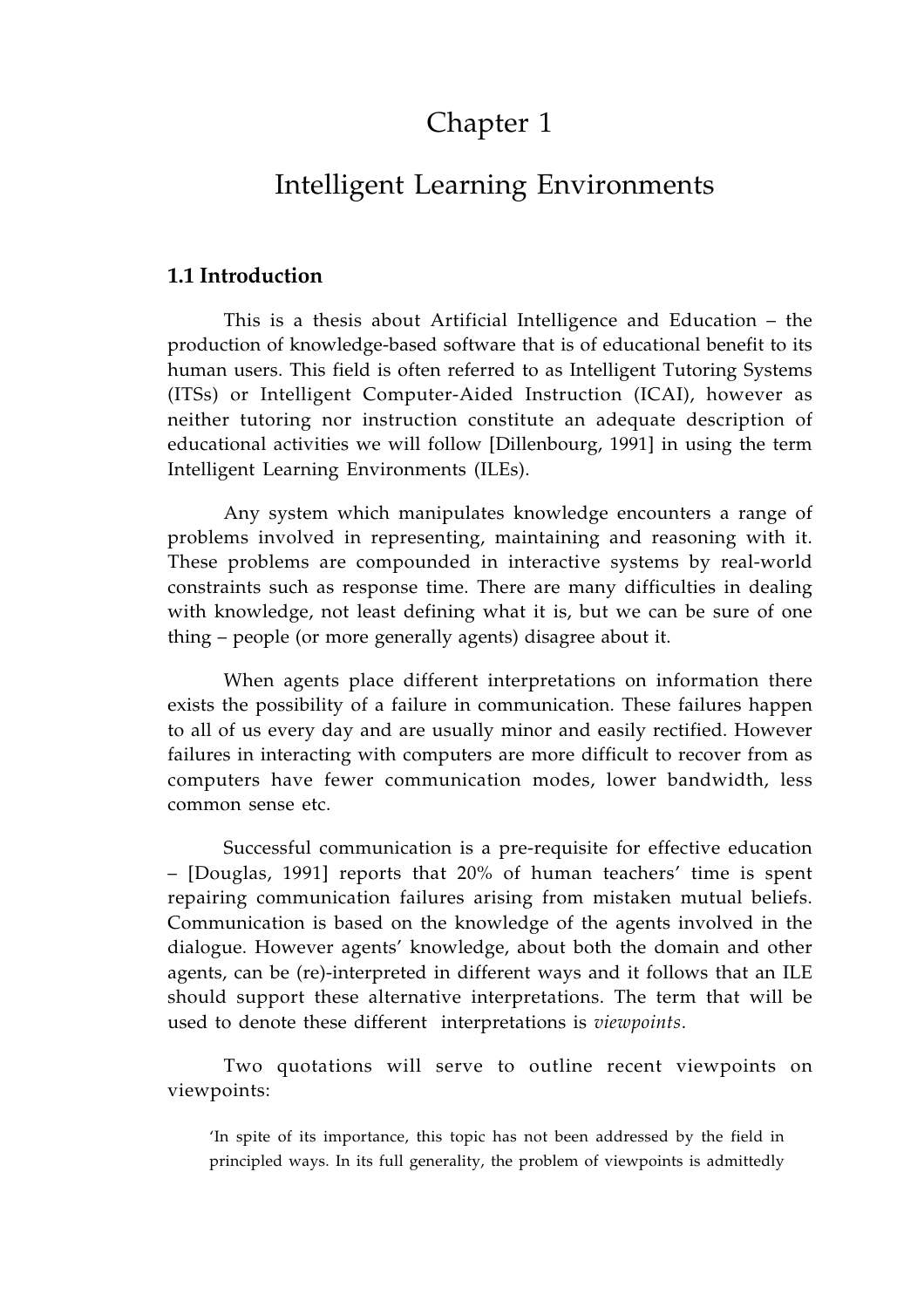# Chapter 1

# Intelligent Learning Environments

## 1.1 Introduction

This is a thesis about Artificial Intelligence and Education – the production of knowledge-based software that is of educational benefit to its human users. This field is often referred to as Intelligent Tutoring Systems (ITSs) or Intelligent Computer-Aided Instruction (ICAI), however as neither tutoring nor instruction constitute an adequate description of educational activities we will follow [Dillenbourg, 1991] in using the term Intelligent Learning Environments (ILEs).

Any system which manipulates knowledge encounters a range of problems involved in representing, maintaining and reasoning with it. These problems are compounded in interactive systems by real-world constraints such as response time. There are many difficulties in dealing with knowledge, not least defining what it is, but we can be sure of one thing – people (or more generally agents) disagree about it.

When agents place different interpretations on information there exists the possibility of a failure in communication. These failures happen to all of us every day and are usually minor and easily rectified. However failures in interacting with computers are more difficult to recover from as computers have fewer communication modes, lower bandwidth, less common sense etc.

Successful communication is a pre-requisite for effective education – [Douglas, 1991] reports that 20% of human teachers' time is spent repairing communication failures arising from mistaken mutual beliefs. Communication is based on the knowledge of the agents involved in the dialogue. However agents' knowledge, about both the domain and other agents, can be (re)-interpreted in different ways and it follows that an ILE should support these alternative interpretations. The term that will be used to denote these different interpretations is *viewpoints*.

Two quotations will serve to outline recent viewpoints on viewpoints:

> 'In spite of its importance, this topic has not been addressed by the field in principled ways. In its full generality, the problem of viewpoints is admittedly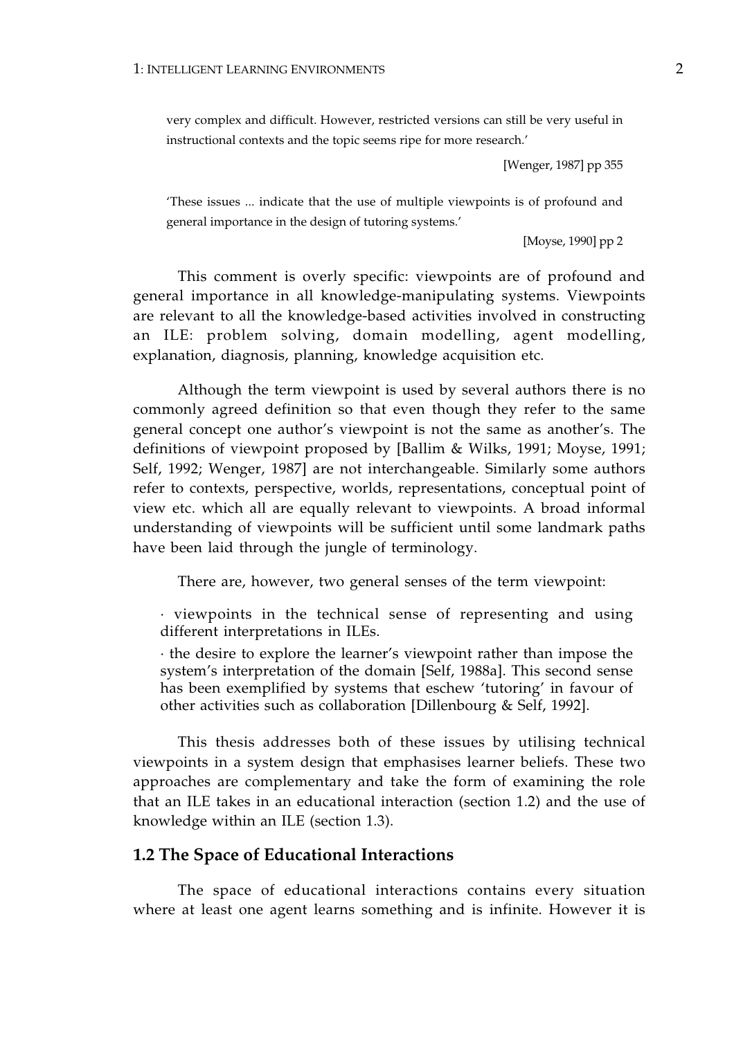> very complex and difficult. However, restricted versions can still be very useful in instructional contexts and the topic seems ripe for more research.'
>
> [Wenger, 1987] pp 355

> 'These issues ... indicate that the use of multiple viewpoints is of profound and general importance in the design of tutoring systems.'
>
> [Moyse, 1990] pp 2

This comment is overly specific: viewpoints are of profound and general importance in all knowledge-manipulating systems. Viewpoints are relevant to all the knowledge-based activities involved in constructing an ILE: problem solving, domain modelling, agent modelling, explanation, diagnosis, planning, knowledge acquisition etc.

Although the term viewpoint is used by several authors there is no commonly agreed definition so that even though they refer to the same general concept one author's viewpoint is not the same as another's. The definitions of viewpoint proposed by [Ballim & Wilks, 1991; Moyse, 1991; Self, 1992; Wenger, 1987] are not interchangeable. Similarly some authors refer to contexts, perspective, worlds, representations, conceptual point of view etc. which all are equally relevant to viewpoints. A broad informal understanding of viewpoints will be sufficient until some landmark paths have been laid through the jungle of terminology.

There are, however, two general senses of the term viewpoint:

- viewpoints in the technical sense of representing and using different interpretations in ILEs.
- the desire to explore the learner's viewpoint rather than impose the system's interpretation of the domain [Self, 1988a]. This second sense has been exemplified by systems that eschew 'tutoring' in favour of other activities such as collaboration [Dillenbourg & Self, 1992].

This thesis addresses both of these issues by utilising technical viewpoints in a system design that emphasises learner beliefs. These two approaches are complementary and take the form of examining the role that an ILE takes in an educational interaction (section 1.2) and the use of knowledge within an ILE (section 1.3).

## 1.2 The Space of Educational Interactions

The space of educational interactions contains every situation where at least one agent learns something and is infinite. However it is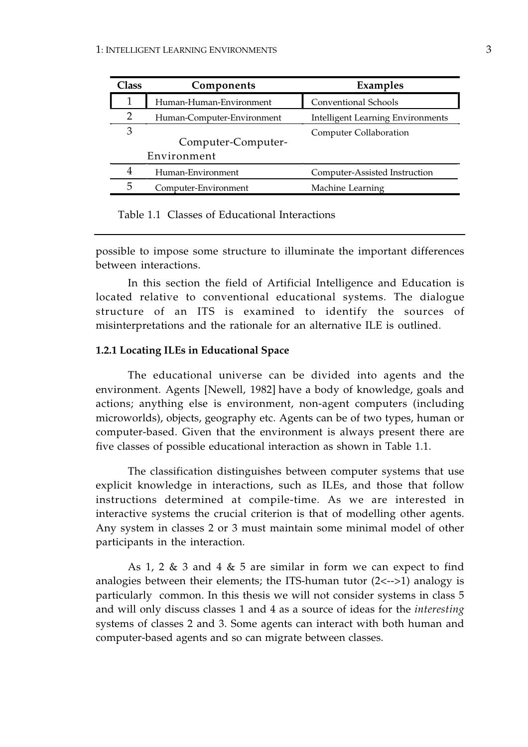| Class | Components | Examples |
|---|---|---|
| 1 | Human-Human-Environment | Conventional Schools |
| 2 | Human-Computer-Environment | Intelligent Learning Environments |
| 3 | Computer-Computer-Environment | Computer Collaboration |
| 4 | Human-Environment | Computer-Assisted Instruction |
| 5 | Computer-Environment | Machine Learning |

Table 1.1 Classes of Educational Interactions

possible to impose some structure to illuminate the important differences between interactions.

In this section the field of Artificial Intelligence and Education is located relative to conventional educational systems. The dialogue structure of an ITS is examined to identify the sources of misinterpretations and the rationale for an alternative ILE is outlined.

### 1.2.1 Locating ILEs in Educational Space

The educational universe can be divided into agents and the environment. Agents [Newell, 1982] have a body of knowledge, goals and actions; anything else is environment, non-agent computers (including microworlds), objects, geography etc. Agents can be of two types, human or computer-based. Given that the environment is always present there are five classes of possible educational interaction as shown in Table 1.1.

The classification distinguishes between computer systems that use explicit knowledge in interactions, such as ILEs, and those that follow instructions determined at compile-time. As we are interested in interactive systems the crucial criterion is that of modelling other agents. Any system in classes 2 or 3 must maintain some minimal model of other participants in the interaction.

As 1, 2 & 3 and 4 & 5 are similar in form we can expect to find analogies between their elements; the ITS-human tutor (2<-->1) analogy is particularly common. In this thesis we will not consider systems in class 5 and will only discuss classes 1 and 4 as a source of ideas for the *interesting* systems of classes 2 and 3. Some agents can interact with both human and computer-based agents and so can migrate between classes.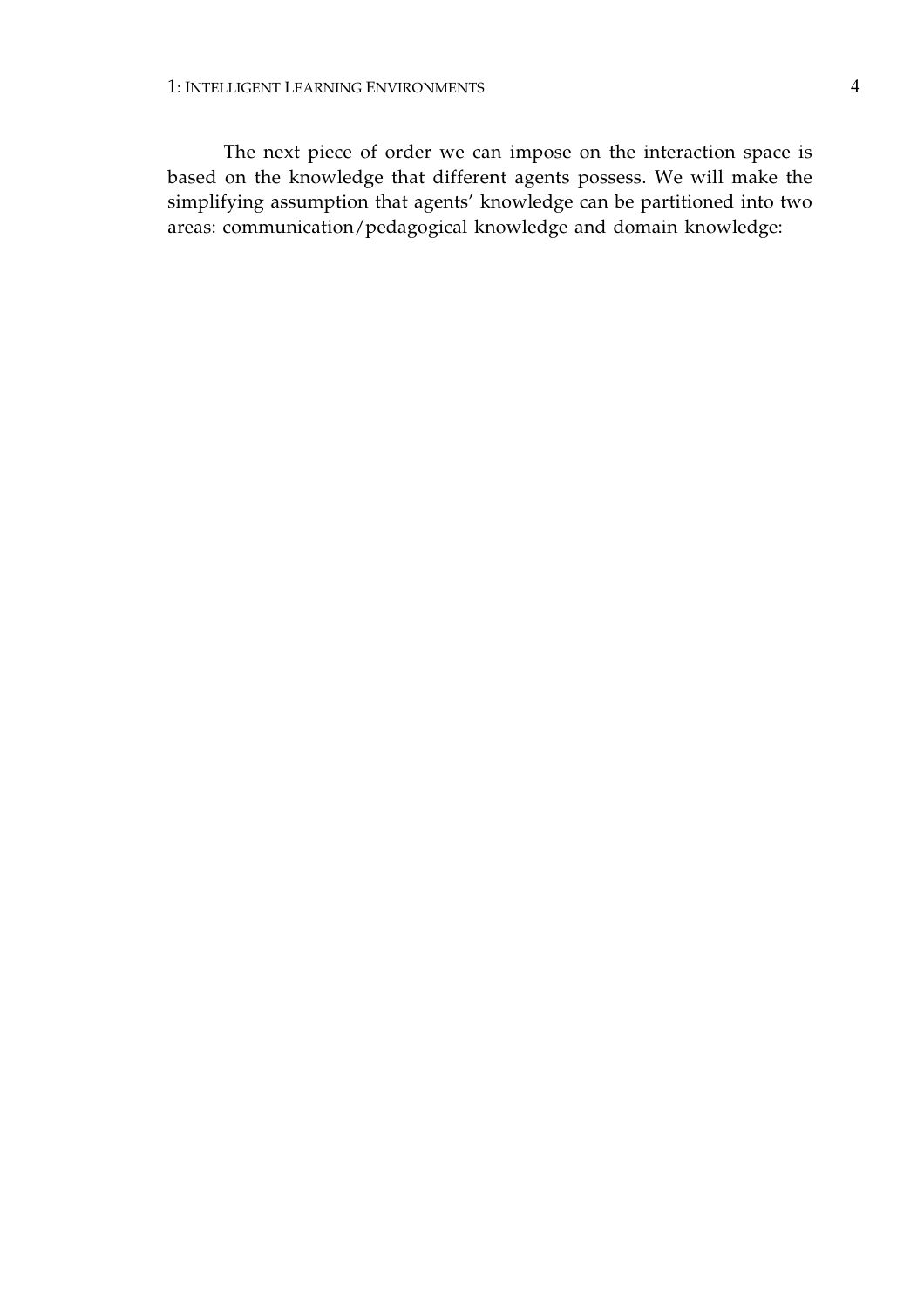The next piece of order we can impose on the interaction space is based on the knowledge that different agents possess. We will make the simplifying assumption that agents' knowledge can be partitioned into two areas: communication/pedagogical knowledge and domain knowledge: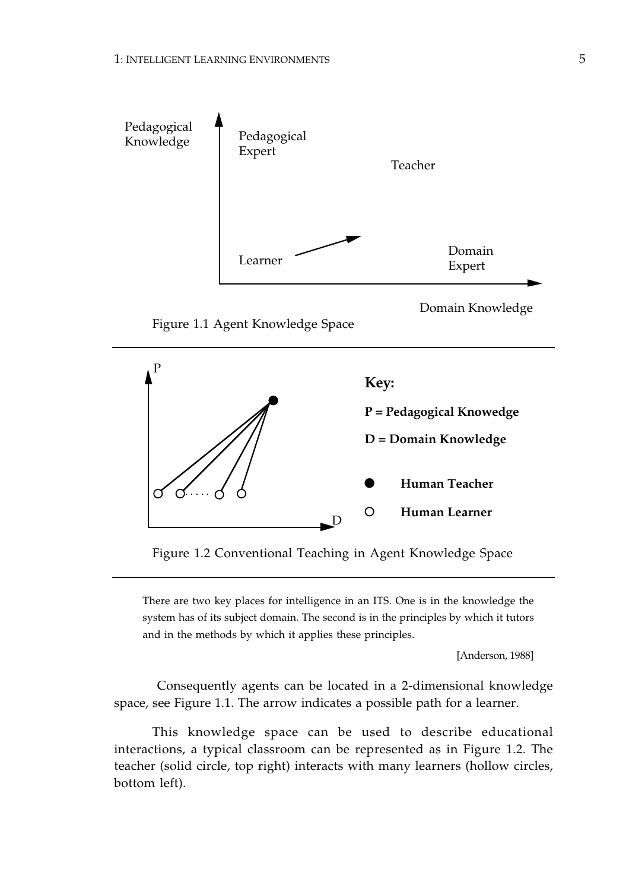Figure 1.1 Agent Knowledge Space

Figure 1.2 Conventional Teaching in Agent Knowledge Space

> There are two key places for intelligence in an ITS. One is in the knowledge the system has of its subject domain. The second is in the principles by which it tutors and in the methods by which it applies these principles.
>
> [Anderson, 1988]

Consequently agents can be located in a 2-dimensional knowledge space, see Figure 1.1. The arrow indicates a possible path for a learner.

This knowledge space can be used to describe educational interactions, a typical classroom can be represented as in Figure 1.2. The teacher (solid circle, top right) interacts with many learners (hollow circles, bottom left).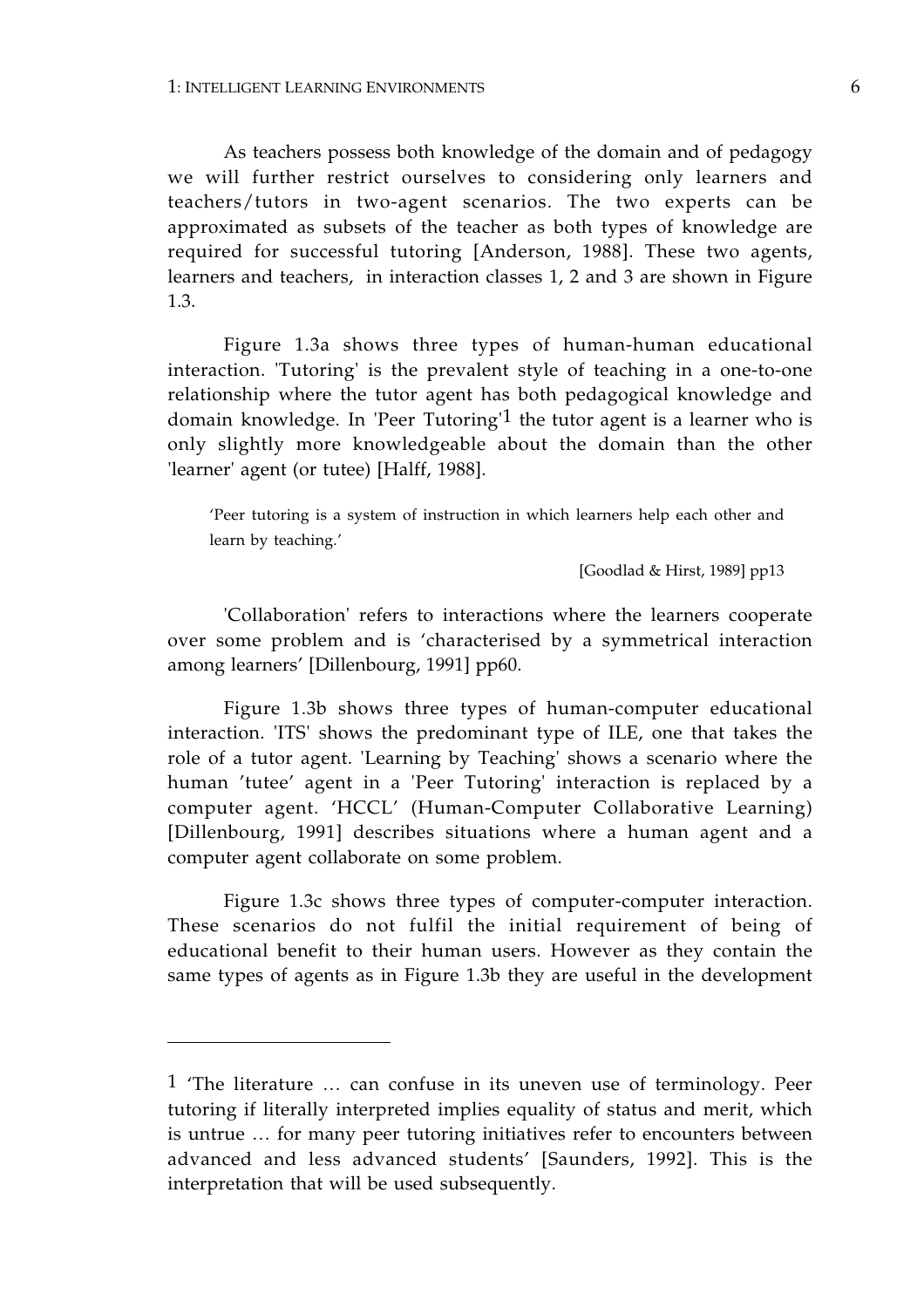As teachers possess both knowledge of the domain and of pedagogy we will further restrict ourselves to considering only learners and teachers/tutors in two-agent scenarios. The two experts can be approximated as subsets of the teacher as both types of knowledge are required for successful tutoring [Anderson, 1988]. These two agents, learners and teachers, in interaction classes 1, 2 and 3 are shown in Figure 1.3.

Figure 1.3a shows three types of human-human educational interaction. 'Tutoring' is the prevalent style of teaching in a one-to-one relationship where the tutor agent has both pedagogical knowledge and domain knowledge. In 'Peer Tutoring'[1] the tutor agent is a learner who is only slightly more knowledgeable about the domain than the other 'learner' agent (or tutee) [Halff, 1988].

> 'Peer tutoring is a system of instruction in which learners help each other and learn by teaching.'
>
> [Goodlad & Hirst, 1989] pp13

'Collaboration' refers to interactions where the learners cooperate over some problem and is 'characterised by a symmetrical interaction among learners' [Dillenbourg, 1991] pp60.

Figure 1.3b shows three types of human-computer educational interaction. 'ITS' shows the predominant type of ILE, one that takes the role of a tutor agent. 'Learning by Teaching' shows a scenario where the human 'tutee' agent in a 'Peer Tutoring' interaction is replaced by a computer agent. 'HCCL' (Human-Computer Collaborative Learning) [Dillenbourg, 1991] describes situations where a human agent and a computer agent collaborate on some problem.

Figure 1.3c shows three types of computer-computer interaction. These scenarios do not fulfil the initial requirement of being of educational benefit to their human users. However as they contain the same types of agents as in Figure 1.3b they are useful in the development

---

[1] 'The literature … can confuse in its uneven use of terminology. Peer tutoring if literally interpreted implies equality of status and merit, which is untrue … for many peer tutoring initiatives refer to encounters between advanced and less advanced students' [Saunders, 1992]. This is the interpretation that will be used subsequently.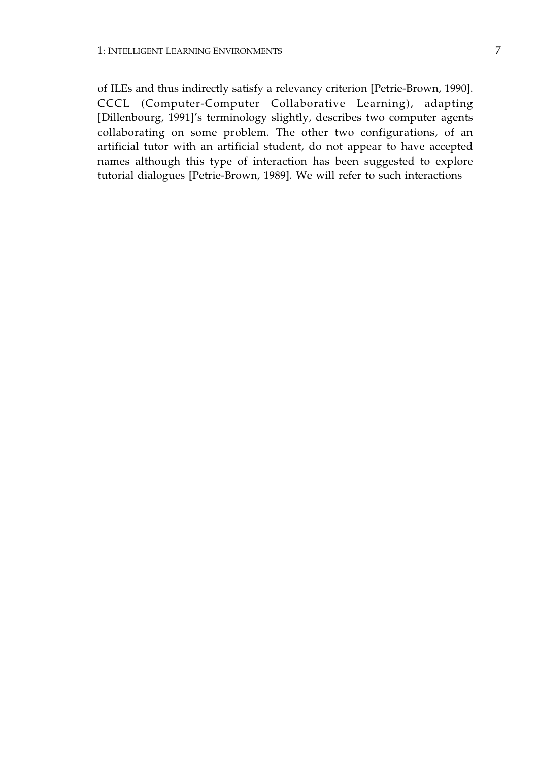of ILEs and thus indirectly satisfy a relevancy criterion [Petrie-Brown, 1990]. CCCL (Computer-Computer Collaborative Learning), adapting [Dillenbourg, 1991]'s terminology slightly, describes two computer agents collaborating on some problem. The other two configurations, of an artificial tutor with an artificial student, do not appear to have accepted names although this type of interaction has been suggested to explore tutorial dialogues [Petrie-Brown, 1989]. We will refer to such interactions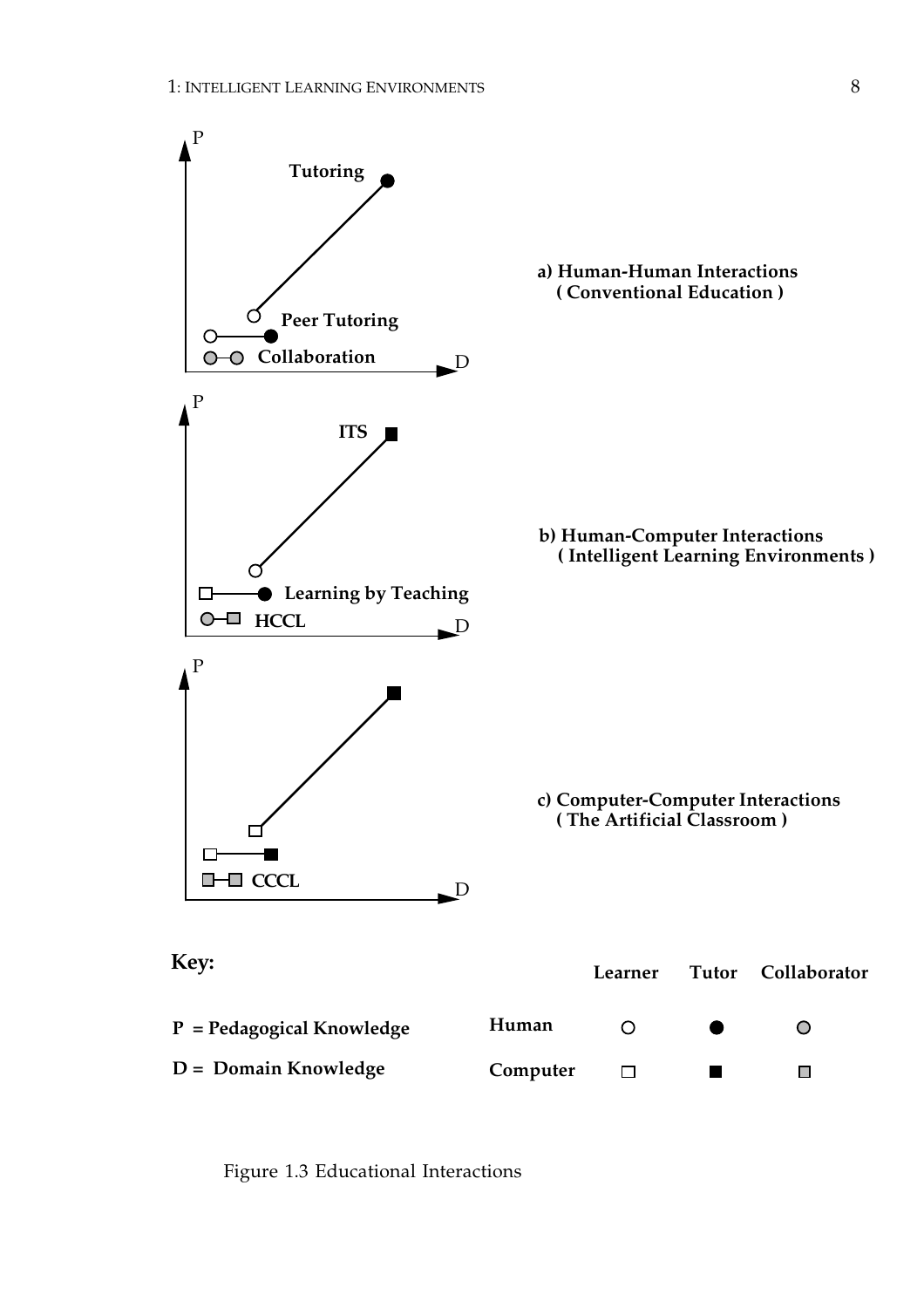P

Tutoring

Peer Tutoring

Collaboration

D

**a) Human-Human Interactions (Conventional Education)**

P

ITS

Learning by Teaching

HCCL

D

**b) Human-Computer Interactions (Intelligent Learning Environments)**

P

CCCL

D

**c) Computer-Computer Interactions (The Artificial Classroom)**

**Key:**

P = Pedagogical Knowledge

D = Domain Knowledge

| | Learner | Tutor | Collaborator |
|---|---|---|---|
| Human | ○ | ● | ◍ |
| Computer | □ | ■ | ▩ |

Figure 1.3 Educational Interactions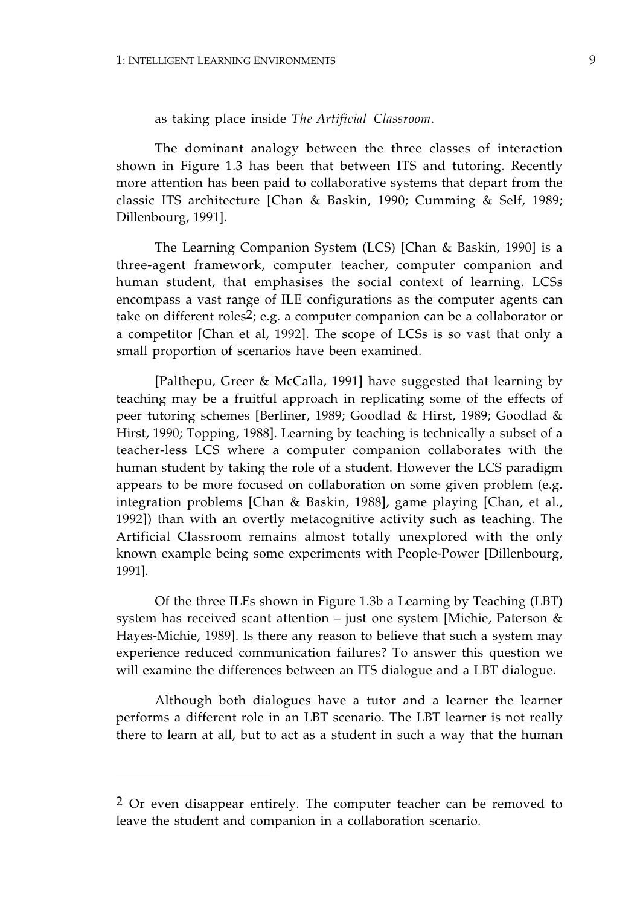as taking place inside *The Artificial Classroom*.

The dominant analogy between the three classes of interaction shown in Figure 1.3 has been that between ITS and tutoring. Recently more attention has been paid to collaborative systems that depart from the classic ITS architecture [Chan & Baskin, 1990; Cumming & Self, 1989; Dillenbourg, 1991].

The Learning Companion System (LCS) [Chan & Baskin, 1990] is a three-agent framework, computer teacher, computer companion and human student, that emphasises the social context of learning. LCSs encompass a vast range of ILE configurations as the computer agents can take on different roles[2]; e.g. a computer companion can be a collaborator or a competitor [Chan et al, 1992]. The scope of LCSs is so vast that only a small proportion of scenarios have been examined.

[Palthepu, Greer & McCalla, 1991] have suggested that learning by teaching may be a fruitful approach in replicating some of the effects of peer tutoring schemes [Berliner, 1989; Goodlad & Hirst, 1989; Goodlad & Hirst, 1990; Topping, 1988]. Learning by teaching is technically a subset of a teacher-less LCS where a computer companion collaborates with the human student by taking the role of a student. However the LCS paradigm appears to be more focused on collaboration on some given problem (e.g. integration problems [Chan & Baskin, 1988], game playing [Chan, et al., 1992]) than with an overtly metacognitive activity such as teaching. The Artificial Classroom remains almost totally unexplored with the only known example being some experiments with People-Power [Dillenbourg, 1991].

Of the three ILEs shown in Figure 1.3b a Learning by Teaching (LBT) system has received scant attention – just one system [Michie, Paterson & Hayes-Michie, 1989]. Is there any reason to believe that such a system may experience reduced communication failures? To answer this question we will examine the differences between an ITS dialogue and a LBT dialogue.

Although both dialogues have a tutor and a learner the learner performs a different role in an LBT scenario. The LBT learner is not really there to learn at all, but to act as a student in such a way that the human

---

[2] Or even disappear entirely. The computer teacher can be removed to leave the student and companion in a collaboration scenario.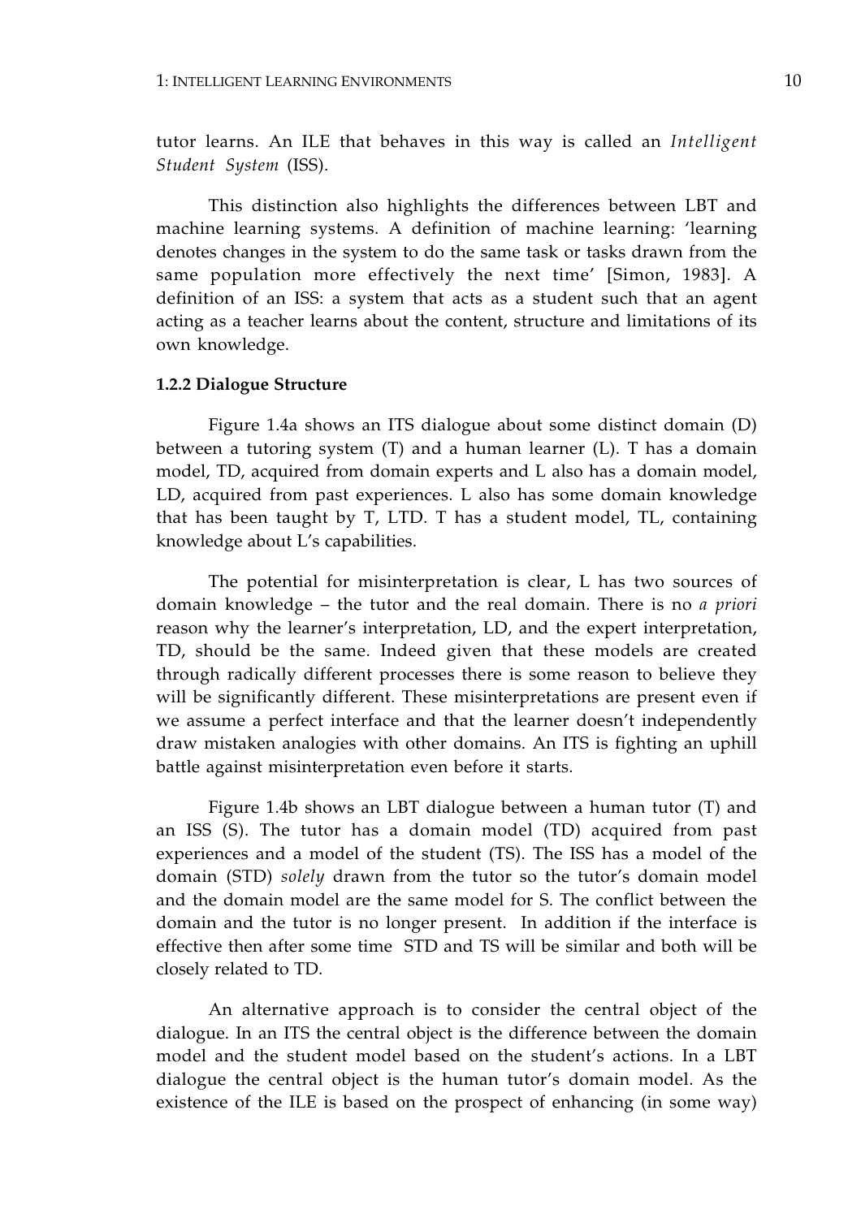tutor learns. An ILE that behaves in this way is called an *Intelligent Student System* (ISS).

This distinction also highlights the differences between LBT and machine learning systems. A definition of machine learning: 'learning denotes changes in the system to do the same task or tasks drawn from the same population more effectively the next time' [Simon, 1983]. A definition of an ISS: a system that acts as a student such that an agent acting as a teacher learns about the content, structure and limitations of its own knowledge.

**1.2.2 Dialogue Structure**

Figure 1.4a shows an ITS dialogue about some distinct domain (D) between a tutoring system (T) and a human learner (L). T has a domain model, TD, acquired from domain experts and L also has a domain model, LD, acquired from past experiences. L also has some domain knowledge that has been taught by T, LTD. T has a student model, TL, containing knowledge about L's capabilities.

The potential for misinterpretation is clear, L has two sources of domain knowledge – the tutor and the real domain. There is no *a priori* reason why the learner's interpretation, LD, and the expert interpretation, TD, should be the same. Indeed given that these models are created through radically different processes there is some reason to believe they will be significantly different. These misinterpretations are present even if we assume a perfect interface and that the learner doesn't independently draw mistaken analogies with other domains. An ITS is fighting an uphill battle against misinterpretation even before it starts.

Figure 1.4b shows an LBT dialogue between a human tutor (T) and an ISS (S). The tutor has a domain model (TD) acquired from past experiences and a model of the student (TS). The ISS has a model of the domain (STD) *solely* drawn from the tutor so the tutor's domain model and the domain model are the same model for S. The conflict between the domain and the tutor is no longer present. In addition if the interface is effective then after some time STD and TS will be similar and both will be closely related to TD.

An alternative approach is to consider the central object of the dialogue. In an ITS the central object is the difference between the domain model and the student model based on the student's actions. In a LBT dialogue the central object is the human tutor's domain model. As the existence of the ILE is based on the prospect of enhancing (in some way)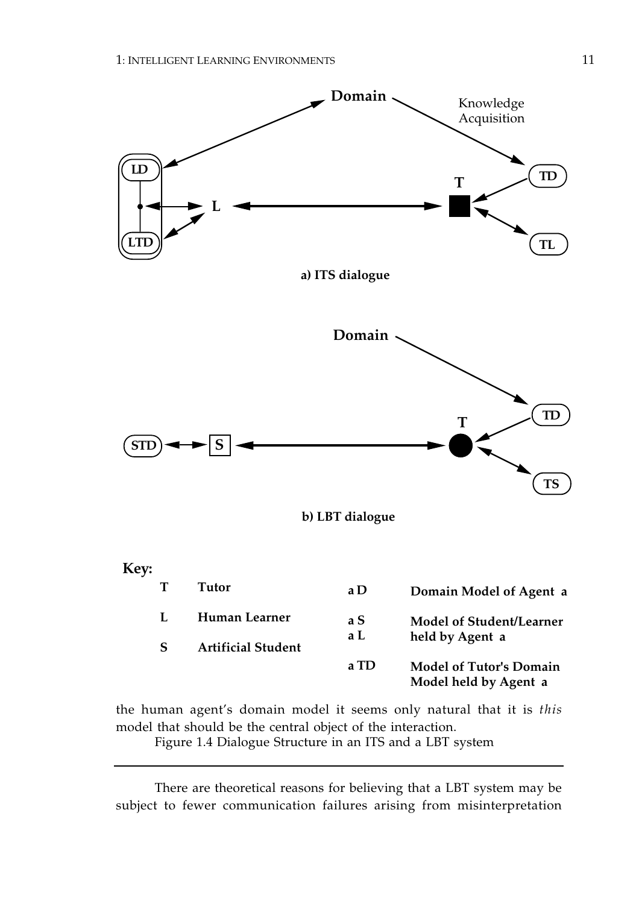a) ITS dialogue

b) LBT dialogue

**Key:**

| | | | |
|---|---|---|---|
| **T** | **Tutor** | **a D** | **Domain Model of Agent a** |
| **L** | **Human Learner** | **a S** / **a L** | **Model of Student/Learner held by Agent a** |
| **S** | **Artificial Student** | | |
| | | **a TD** | **Model of Tutor's Domain Model held by Agent a** |

the human agent's domain model it seems only natural that it is *this* model that should be the central object of the interaction.

Figure 1.4 Dialogue Structure in an ITS and a LBT system

There are theoretical reasons for believing that a LBT system may be subject to fewer communication failures arising from misinterpretation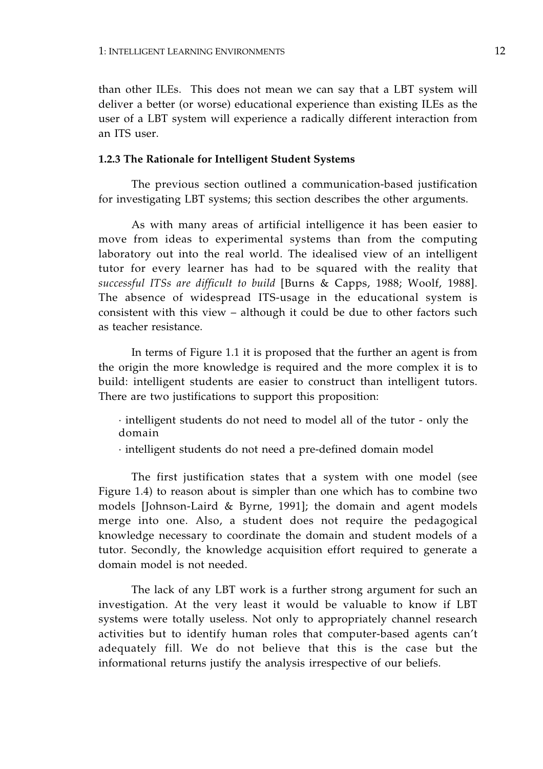than other ILEs.  This does not mean we can say that a LBT system will deliver a better (or worse) educational experience than existing ILEs as the user of a LBT system will experience a radically different interaction from an ITS user.

### 1.2.3 The Rationale for Intelligent Student Systems

The previous section outlined a communication-based justification for investigating LBT systems; this section describes the other arguments.

As with many areas of artificial intelligence it has been easier to move from ideas to experimental systems than from the computing laboratory out into the real world. The idealised view of an intelligent tutor for every learner has had to be squared with the reality that *successful ITSs are difficult to build* [Burns & Capps, 1988; Woolf, 1988]. The absence of widespread ITS-usage in the educational system is consistent with this view – although it could be due to other factors such as teacher resistance.

In terms of Figure 1.1 it is proposed that the further an agent is from the origin the more knowledge is required and the more complex it is to build: intelligent students are easier to construct than intelligent tutors. There are two justifications to support this proposition:

- intelligent students do not need to model all of the tutor - only the domain
- intelligent students do not need a pre-defined domain model

The first justification states that a system with one model (see Figure 1.4) to reason about is simpler than one which has to combine two models [Johnson-Laird & Byrne, 1991]; the domain and agent models merge into one. Also, a student does not require the pedagogical knowledge necessary to coordinate the domain and student models of a tutor. Secondly, the knowledge acquisition effort required to generate a domain model is not needed.

The lack of any LBT work is a further strong argument for such an investigation. At the very least it would be valuable to know if LBT systems were totally useless. Not only to appropriately channel research activities but to identify human roles that computer-based agents can't adequately fill. We do not believe that this is the case but the informational returns justify the analysis irrespective of our beliefs.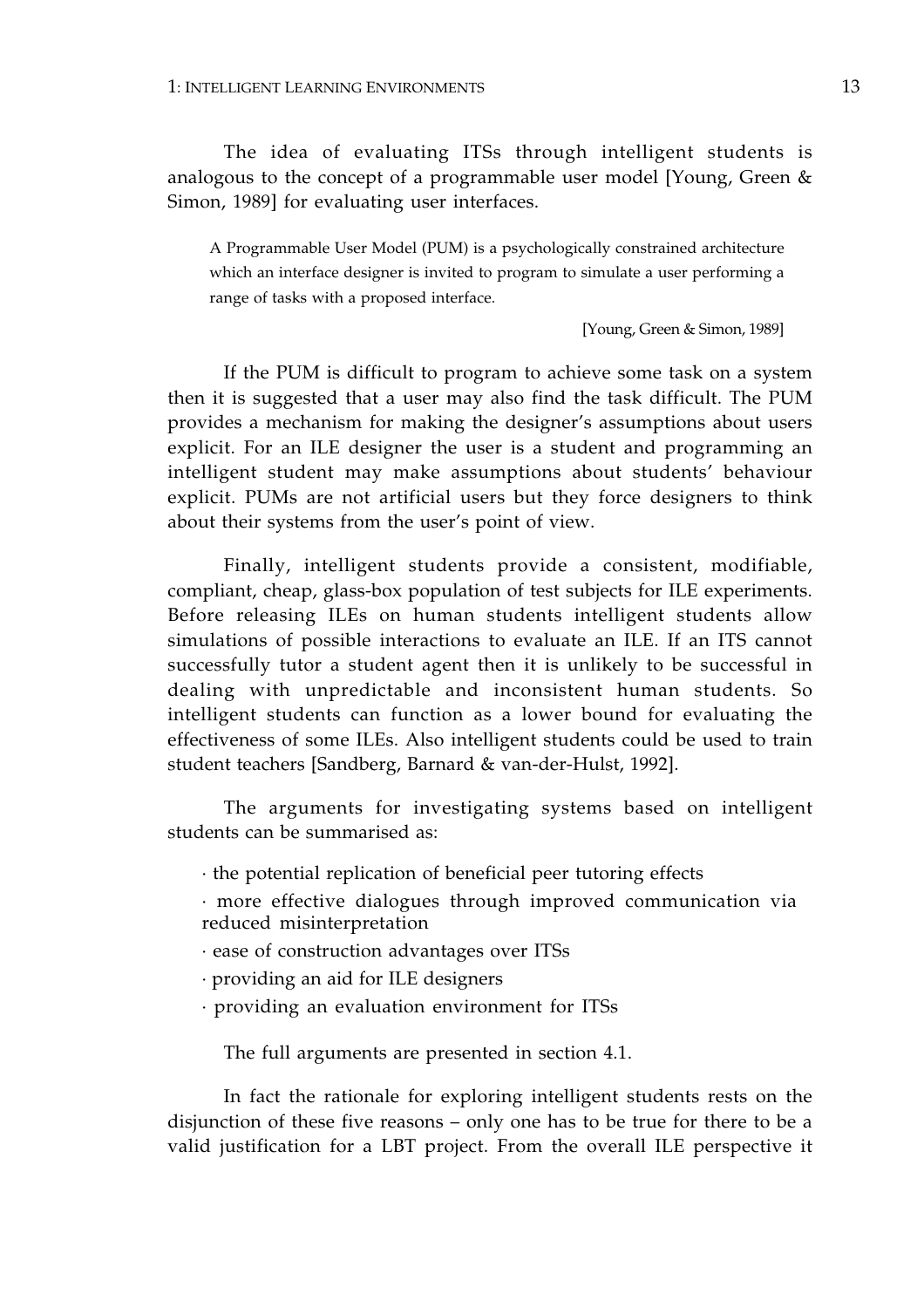The idea of evaluating ITSs through intelligent students is analogous to the concept of a programmable user model [Young, Green & Simon, 1989] for evaluating user interfaces.

> A Programmable User Model (PUM) is a psychologically constrained architecture which an interface designer is invited to program to simulate a user performing a range of tasks with a proposed interface.
>
> [Young, Green & Simon, 1989]

If the PUM is difficult to program to achieve some task on a system then it is suggested that a user may also find the task difficult. The PUM provides a mechanism for making the designer's assumptions about users explicit. For an ILE designer the user is a student and programming an intelligent student may make assumptions about students' behaviour explicit. PUMs are not artificial users but they force designers to think about their systems from the user's point of view.

Finally, intelligent students provide a consistent, modifiable, compliant, cheap, glass-box population of test subjects for ILE experiments. Before releasing ILEs on human students intelligent students allow simulations of possible interactions to evaluate an ILE. If an ITS cannot successfully tutor a student agent then it is unlikely to be successful in dealing with unpredictable and inconsistent human students. So intelligent students can function as a lower bound for evaluating the effectiveness of some ILEs. Also intelligent students could be used to train student teachers [Sandberg, Barnard & van-der-Hulst, 1992].

The arguments for investigating systems based on intelligent students can be summarised as:

- the potential replication of beneficial peer tutoring effects
- more effective dialogues through improved communication via reduced misinterpretation
- ease of construction advantages over ITSs
- providing an aid for ILE designers
- providing an evaluation environment for ITSs

The full arguments are presented in section 4.1.

In fact the rationale for exploring intelligent students rests on the disjunction of these five reasons – only one has to be true for there to be a valid justification for a LBT project. From the overall ILE perspective it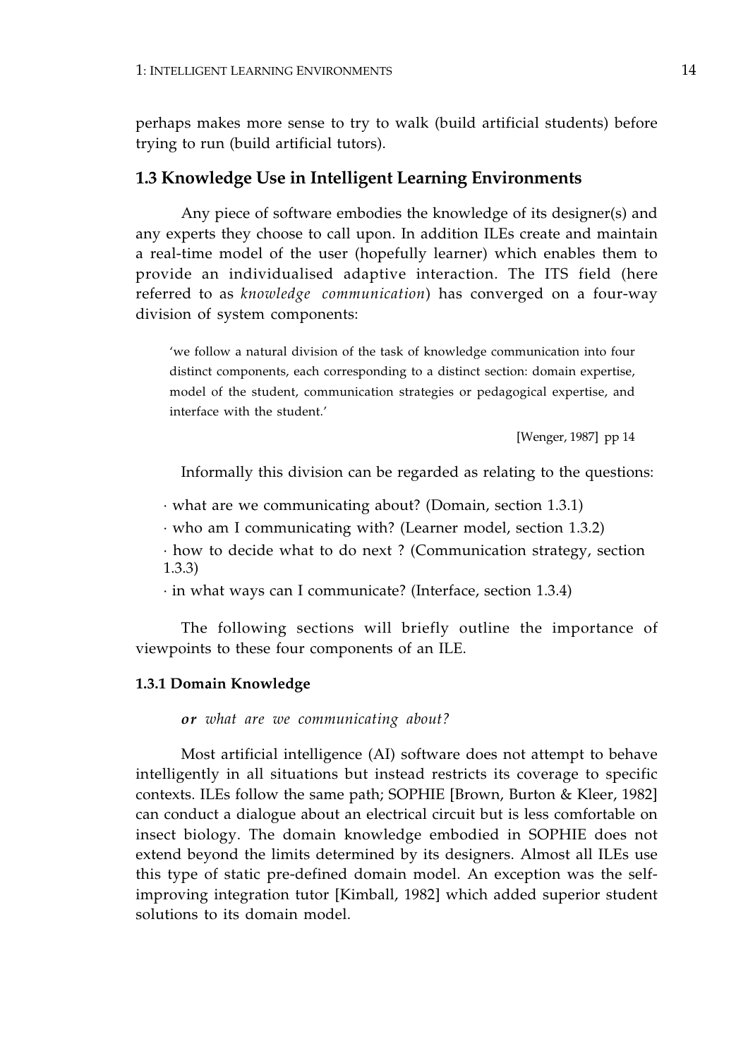perhaps makes more sense to try to walk (build artificial students) before trying to run (build artificial tutors).

## 1.3 Knowledge Use in Intelligent Learning Environments

Any piece of software embodies the knowledge of its designer(s) and any experts they choose to call upon. In addition ILEs create and maintain a real-time model of the user (hopefully learner) which enables them to provide an individualised adaptive interaction. The ITS field (here referred to as *knowledge communication*) has converged on a four-way division of system components:

> 'we follow a natural division of the task of knowledge communication into four distinct components, each corresponding to a distinct section: domain expertise, model of the student, communication strategies or pedagogical expertise, and interface with the student.'
>
> [Wenger, 1987] pp 14

Informally this division can be regarded as relating to the questions:

· what are we communicating about? (Domain, section 1.3.1)

· who am I communicating with? (Learner model, section 1.3.2)

· how to decide what to do next ? (Communication strategy, section 1.3.3)

· in what ways can I communicate? (Interface, section 1.3.4)

The following sections will briefly outline the importance of viewpoints to these four components of an ILE.

### 1.3.1 Domain Knowledge

***or** what are we communicating about?*

Most artificial intelligence (AI) software does not attempt to behave intelligently in all situations but instead restricts its coverage to specific contexts. ILEs follow the same path; SOPHIE [Brown, Burton & Kleer, 1982] can conduct a dialogue about an electrical circuit but is less comfortable on insect biology. The domain knowledge embodied in SOPHIE does not extend beyond the limits determined by its designers. Almost all ILEs use this type of static pre-defined domain model. An exception was the self-improving integration tutor [Kimball, 1982] which added superior student solutions to its domain model.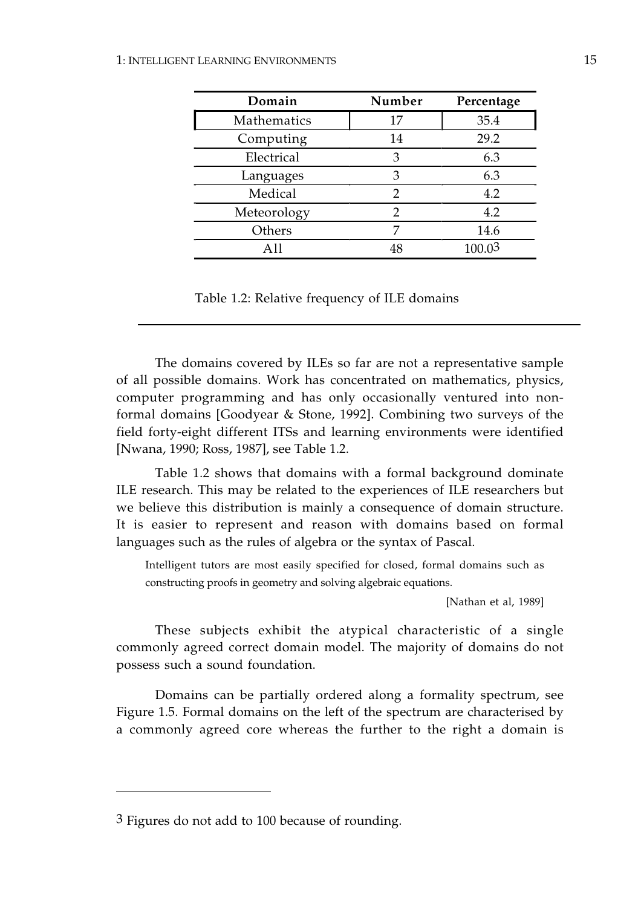| Domain | Number | Percentage |
|---|---|---|
| Mathematics | 17 | 35.4 |
| Computing | 14 | 29.2 |
| Electrical | 3 | 6.3 |
| Languages | 3 | 6.3 |
| Medical | 2 | 4.2 |
| Meteorology | 2 | 4.2 |
| Others | 7 | 14.6 |
| All | 48 | 100.0[3] |

Table 1.2: Relative frequency of ILE domains

---

The domains covered by ILEs so far are not a representative sample of all possible domains. Work has concentrated on mathematics, physics, computer programming and has only occasionally ventured into non-formal domains [Goodyear & Stone, 1992]. Combining two surveys of the field forty-eight different ITSs and learning environments were identified [Nwana, 1990; Ross, 1987], see Table 1.2.

Table 1.2 shows that domains with a formal background dominate ILE research. This may be related to the experiences of ILE researchers but we believe this distribution is mainly a consequence of domain structure. It is easier to represent and reason with domains based on formal languages such as the rules of algebra or the syntax of Pascal.

> Intelligent tutors are most easily specified for closed, formal domains such as constructing proofs in geometry and solving algebraic equations.
>
> [Nathan et al, 1989]

These subjects exhibit the atypical characteristic of a single commonly agreed correct domain model. The majority of domains do not possess such a sound foundation.

Domains can be partially ordered along a formality spectrum, see Figure 1.5. Formal domains on the left of the spectrum are characterised by a commonly agreed core whereas the further to the right a domain is

---

[3] Figures do not add to 100 because of rounding.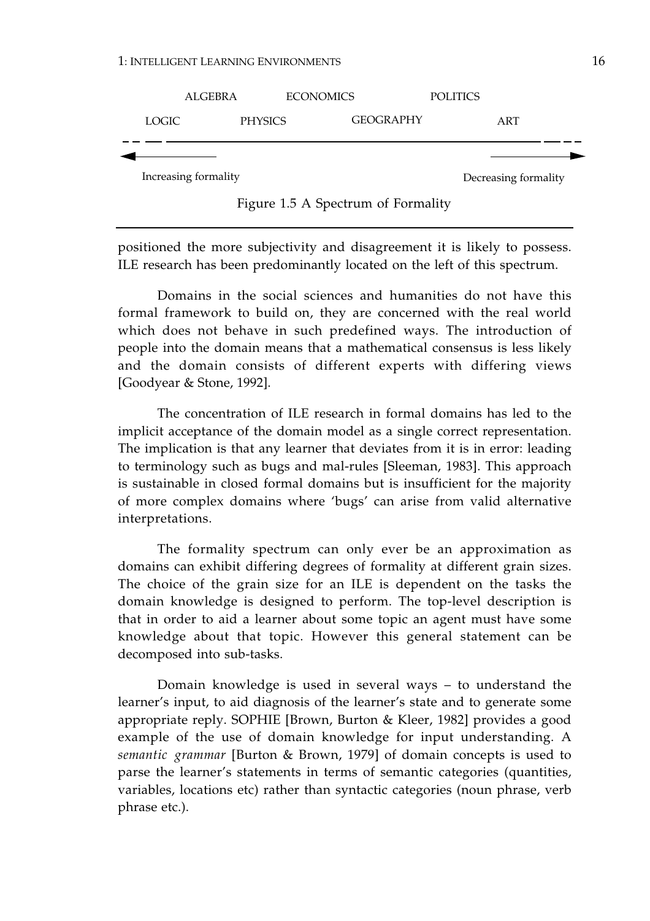ALGEBRA ECONOMICS POLITICS

LOGIC PHYSICS GEOGRAPHY ART

Increasing formality Decreasing formality

Figure 1.5 A Spectrum of Formality

positioned the more subjectivity and disagreement it is likely to possess. ILE research has been predominantly located on the left of this spectrum.

Domains in the social sciences and humanities do not have this formal framework to build on, they are concerned with the real world which does not behave in such predefined ways. The introduction of people into the domain means that a mathematical consensus is less likely and the domain consists of different experts with differing views [Goodyear & Stone, 1992].

The concentration of ILE research in formal domains has led to the implicit acceptance of the domain model as a single correct representation. The implication is that any learner that deviates from it is in error: leading to terminology such as bugs and mal-rules [Sleeman, 1983]. This approach is sustainable in closed formal domains but is insufficient for the majority of more complex domains where 'bugs' can arise from valid alternative interpretations.

The formality spectrum can only ever be an approximation as domains can exhibit differing degrees of formality at different grain sizes. The choice of the grain size for an ILE is dependent on the tasks the domain knowledge is designed to perform. The top-level description is that in order to aid a learner about some topic an agent must have some knowledge about that topic. However this general statement can be decomposed into sub-tasks.

Domain knowledge is used in several ways – to understand the learner's input, to aid diagnosis of the learner's state and to generate some appropriate reply. SOPHIE [Brown, Burton & Kleer, 1982] provides a good example of the use of domain knowledge for input understanding. A *semantic grammar* [Burton & Brown, 1979] of domain concepts is used to parse the learner's statements in terms of semantic categories (quantities, variables, locations etc) rather than syntactic categories (noun phrase, verb phrase etc.).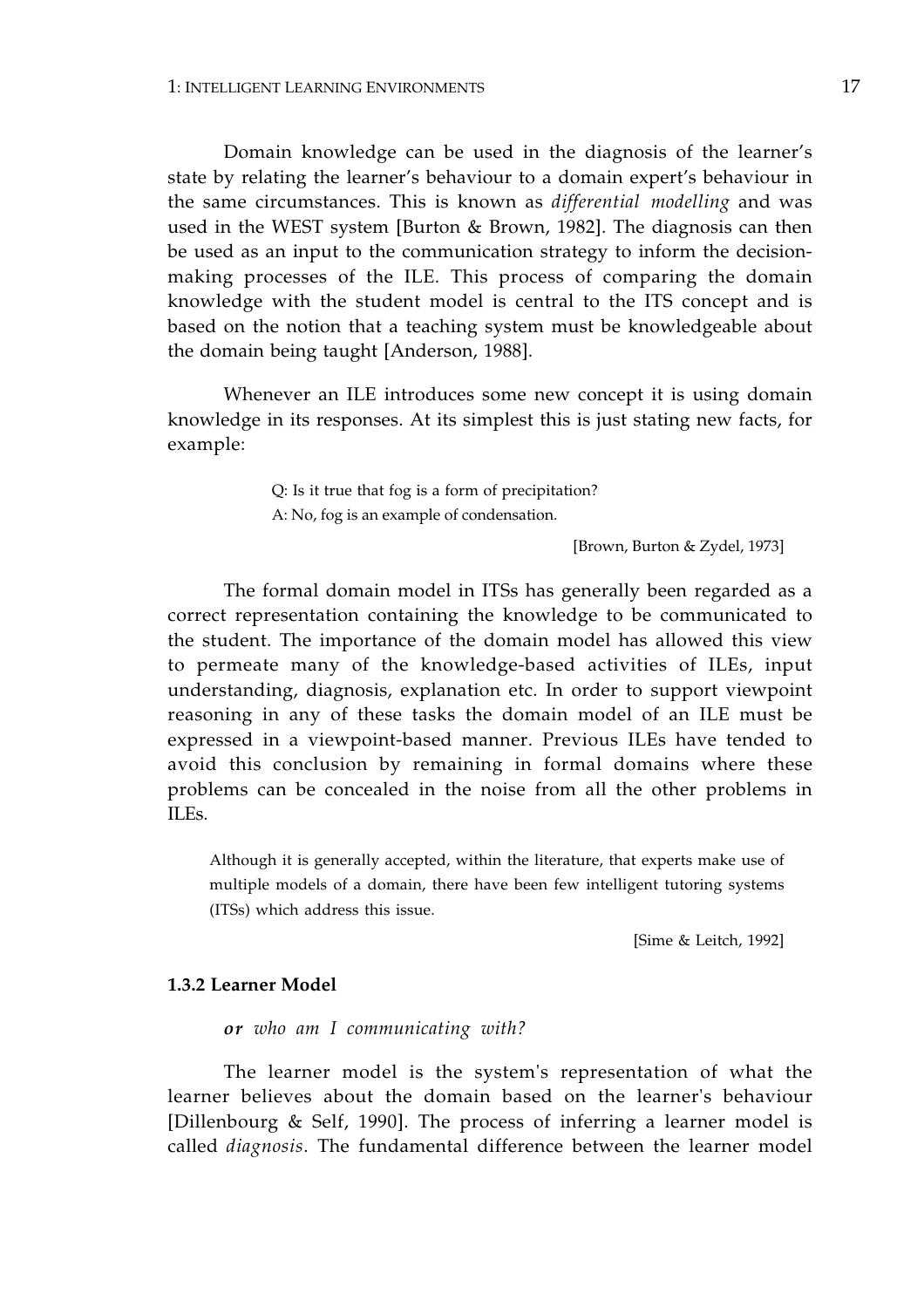Domain knowledge can be used in the diagnosis of the learner's state by relating the learner's behaviour to a domain expert's behaviour in the same circumstances. This is known as *differential modelling* and was used in the WEST system [Burton & Brown, 1982]. The diagnosis can then be used as an input to the communication strategy to inform the decision-making processes of the ILE. This process of comparing the domain knowledge with the student model is central to the ITS concept and is based on the notion that a teaching system must be knowledgeable about the domain being taught [Anderson, 1988].

Whenever an ILE introduces some new concept it is using domain knowledge in its responses. At its simplest this is just stating new facts, for example:

> Q: Is it true that fog is a form of precipitation?
> A: No, fog is an example of condensation.
>
> [Brown, Burton & Zydel, 1973]

The formal domain model in ITSs has generally been regarded as a correct representation containing the knowledge to be communicated to the student. The importance of the domain model has allowed this view to permeate many of the knowledge-based activities of ILEs, input understanding, diagnosis, explanation etc. In order to support viewpoint reasoning in any of these tasks the domain model of an ILE must be expressed in a viewpoint-based manner. Previous ILEs have tended to avoid this conclusion by remaining in formal domains where these problems can be concealed in the noise from all the other problems in ILEs.

> Although it is generally accepted, within the literature, that experts make use of multiple models of a domain, there have been few intelligent tutoring systems (ITSs) which address this issue.
>
> [Sime & Leitch, 1992]

### 1.3.2 Learner Model

***or*** *who am I communicating with?*

The learner model is the system's representation of what the learner believes about the domain based on the learner's behaviour [Dillenbourg & Self, 1990]. The process of inferring a learner model is called *diagnosis*. The fundamental difference between the learner model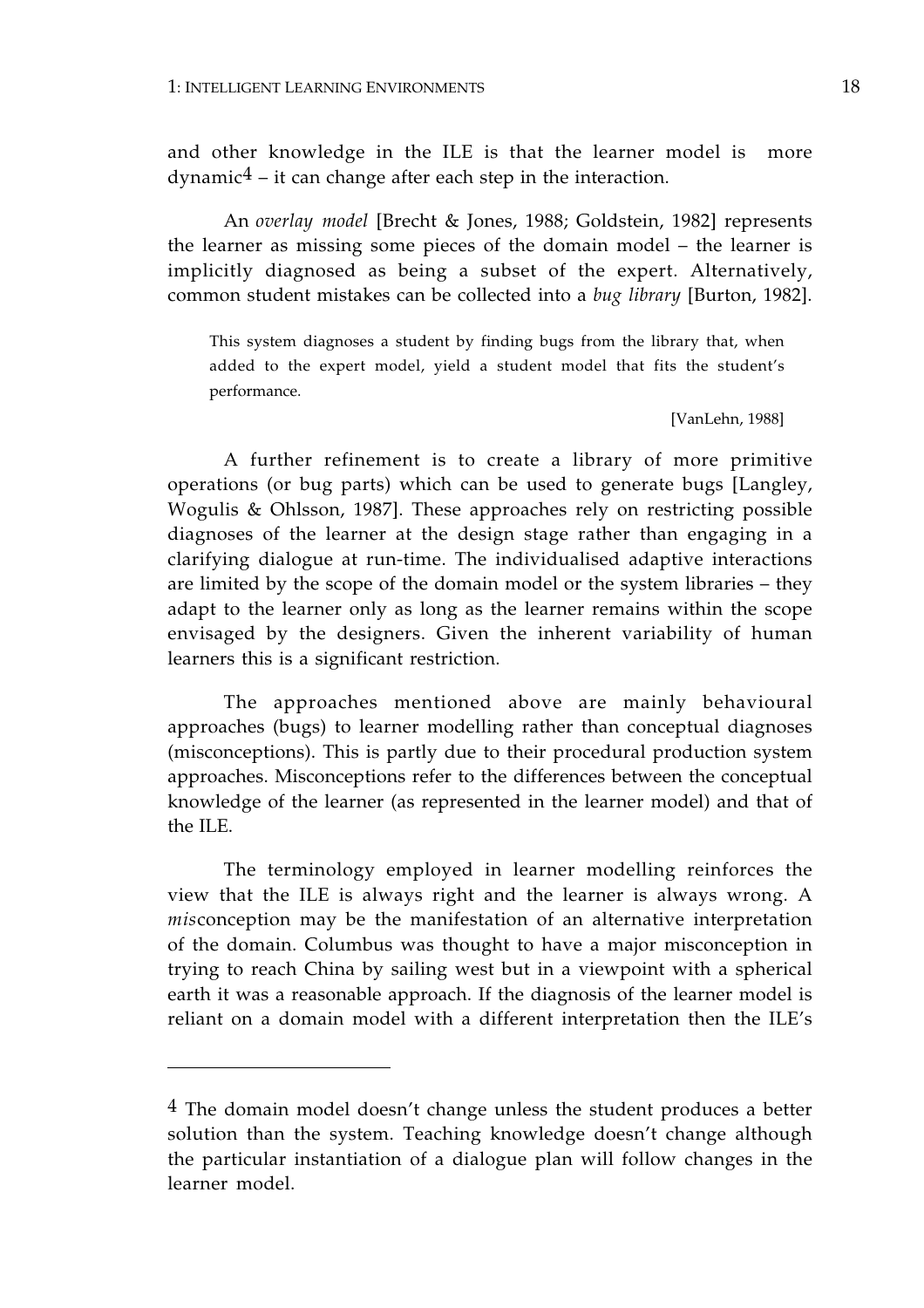and other knowledge in the ILE is that the learner model is more dynamic[4] – it can change after each step in the interaction.

An *overlay model* [Brecht & Jones, 1988; Goldstein, 1982] represents the learner as missing some pieces of the domain model – the learner is implicitly diagnosed as being a subset of the expert. Alternatively, common student mistakes can be collected into a *bug library* [Burton, 1982].

> This system diagnoses a student by finding bugs from the library that, when added to the expert model, yield a student model that fits the student's performance.
>
> [VanLehn, 1988]

A further refinement is to create a library of more primitive operations (or bug parts) which can be used to generate bugs [Langley, Wogulis & Ohlsson, 1987]. These approaches rely on restricting possible diagnoses of the learner at the design stage rather than engaging in a clarifying dialogue at run-time. The individualised adaptive interactions are limited by the scope of the domain model or the system libraries – they adapt to the learner only as long as the learner remains within the scope envisaged by the designers. Given the inherent variability of human learners this is a significant restriction.

The approaches mentioned above are mainly behavioural approaches (bugs) to learner modelling rather than conceptual diagnoses (misconceptions). This is partly due to their procedural production system approaches. Misconceptions refer to the differences between the conceptual knowledge of the learner (as represented in the learner model) and that of the ILE.

The terminology employed in learner modelling reinforces the view that the ILE is always right and the learner is always wrong. A *mis*conception may be the manifestation of an alternative interpretation of the domain. Columbus was thought to have a major misconception in trying to reach China by sailing west but in a viewpoint with a spherical earth it was a reasonable approach. If the diagnosis of the learner model is reliant on a domain model with a different interpretation then the ILE's

---

[4] The domain model doesn't change unless the student produces a better solution than the system. Teaching knowledge doesn't change although the particular instantiation of a dialogue plan will follow changes in the learner model.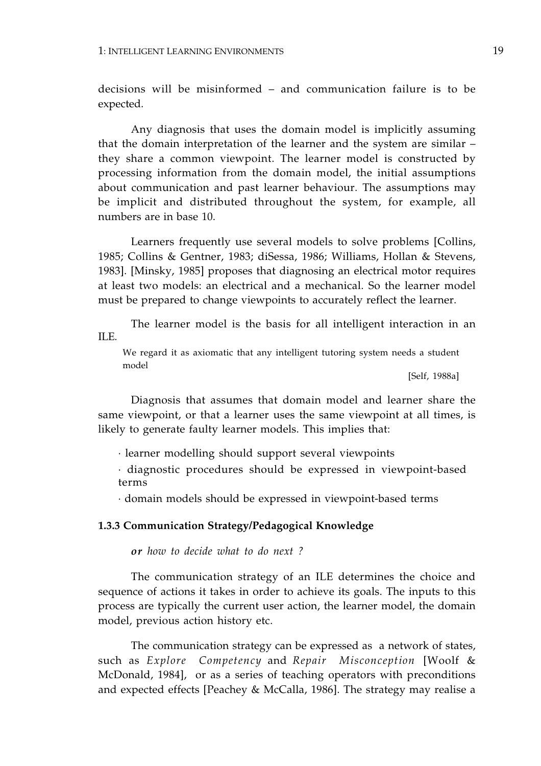decisions will be misinformed – and communication failure is to be expected.

Any diagnosis that uses the domain model is implicitly assuming that the domain interpretation of the learner and the system are similar – they share a common viewpoint. The learner model is constructed by processing information from the domain model, the initial assumptions about communication and past learner behaviour. The assumptions may be implicit and distributed throughout the system, for example, all numbers are in base 10.

Learners frequently use several models to solve problems [Collins, 1985; Collins & Gentner, 1983; diSessa, 1986; Williams, Hollan & Stevens, 1983]. [Minsky, 1985] proposes that diagnosing an electrical motor requires at least two models: an electrical and a mechanical. So the learner model must be prepared to change viewpoints to accurately reflect the learner.

The learner model is the basis for all intelligent interaction in an ILE.

> We regard it as axiomatic that any intelligent tutoring system needs a student model
>
> [Self, 1988a]

Diagnosis that assumes that domain model and learner share the same viewpoint, or that a learner uses the same viewpoint at all times, is likely to generate faulty learner models. This implies that:

- learner modelling should support several viewpoints
- diagnostic procedures should be expressed in viewpoint-based terms
- domain models should be expressed in viewpoint-based terms

### 1.3.3 Communication Strategy/Pedagogical Knowledge

***or** how to decide what to do next ?*

The communication strategy of an ILE determines the choice and sequence of actions it takes in order to achieve its goals. The inputs to this process are typically the current user action, the learner model, the domain model, previous action history etc.

The communication strategy can be expressed as a network of states, such as *Explore Competency* and *Repair Misconception* [Woolf & McDonald, 1984], or as a series of teaching operators with preconditions and expected effects [Peachey & McCalla, 1986]. The strategy may realise a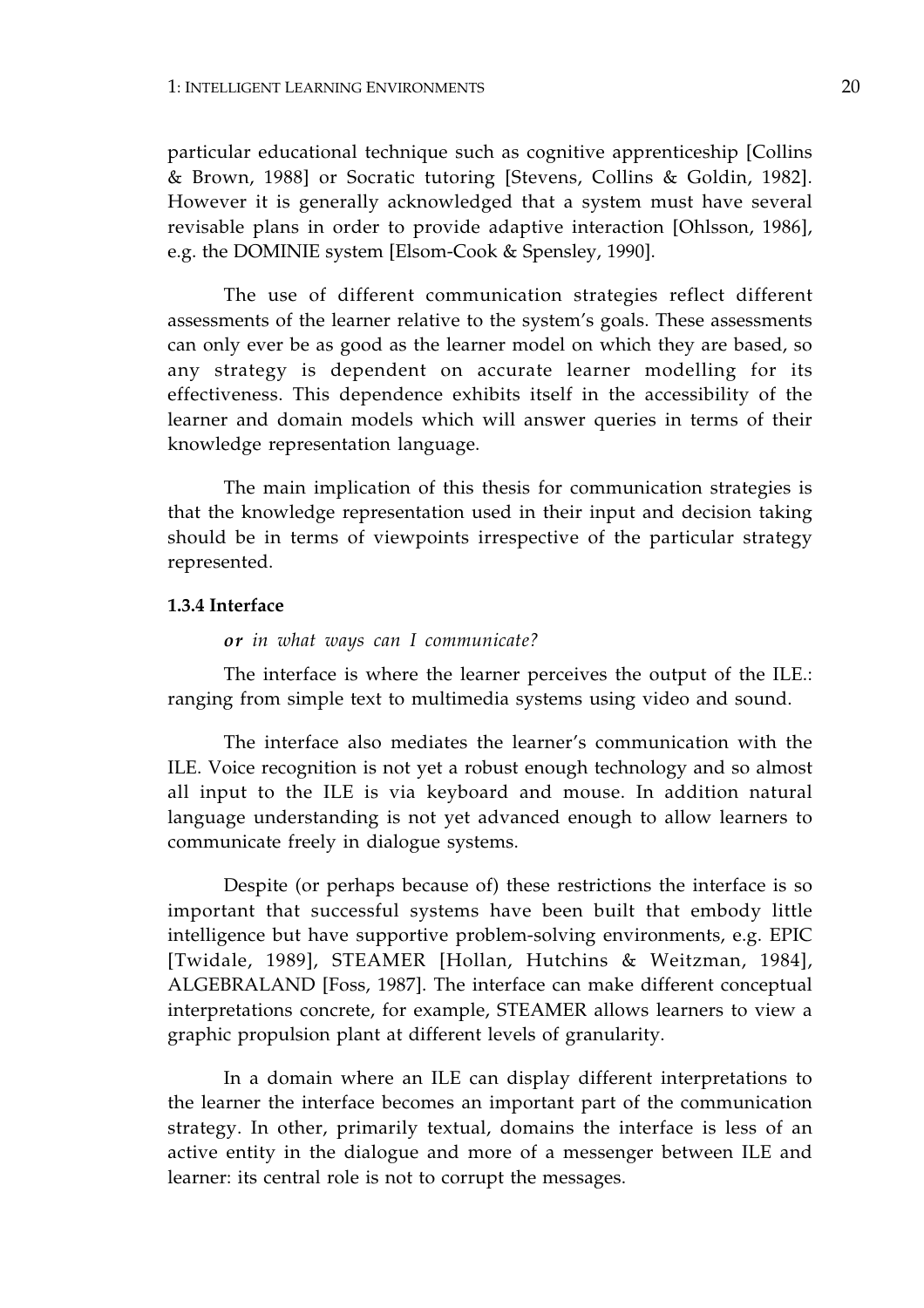particular educational technique such as cognitive apprenticeship [Collins & Brown, 1988] or Socratic tutoring [Stevens, Collins & Goldin, 1982]. However it is generally acknowledged that a system must have several revisable plans in order to provide adaptive interaction [Ohlsson, 1986], e.g. the DOMINIE system [Elsom-Cook & Spensley, 1990].

The use of different communication strategies reflect different assessments of the learner relative to the system's goals. These assessments can only ever be as good as the learner model on which they are based, so any strategy is dependent on accurate learner modelling for its effectiveness. This dependence exhibits itself in the accessibility of the learner and domain models which will answer queries in terms of their knowledge representation language.

The main implication of this thesis for communication strategies is that the knowledge representation used in their input and decision taking should be in terms of viewpoints irrespective of the particular strategy represented.

#### 1.3.4 Interface

*or in what ways can I communicate?*

The interface is where the learner perceives the output of the ILE.: ranging from simple text to multimedia systems using video and sound.

The interface also mediates the learner's communication with the ILE. Voice recognition is not yet a robust enough technology and so almost all input to the ILE is via keyboard and mouse. In addition natural language understanding is not yet advanced enough to allow learners to communicate freely in dialogue systems.

Despite (or perhaps because of) these restrictions the interface is so important that successful systems have been built that embody little intelligence but have supportive problem-solving environments, e.g. EPIC [Twidale, 1989], STEAMER [Hollan, Hutchins & Weitzman, 1984], ALGEBRALAND [Foss, 1987]. The interface can make different conceptual interpretations concrete, for example, STEAMER allows learners to view a graphic propulsion plant at different levels of granularity.

In a domain where an ILE can display different interpretations to the learner the interface becomes an important part of the communication strategy. In other, primarily textual, domains the interface is less of an active entity in the dialogue and more of a messenger between ILE and learner: its central role is not to corrupt the messages.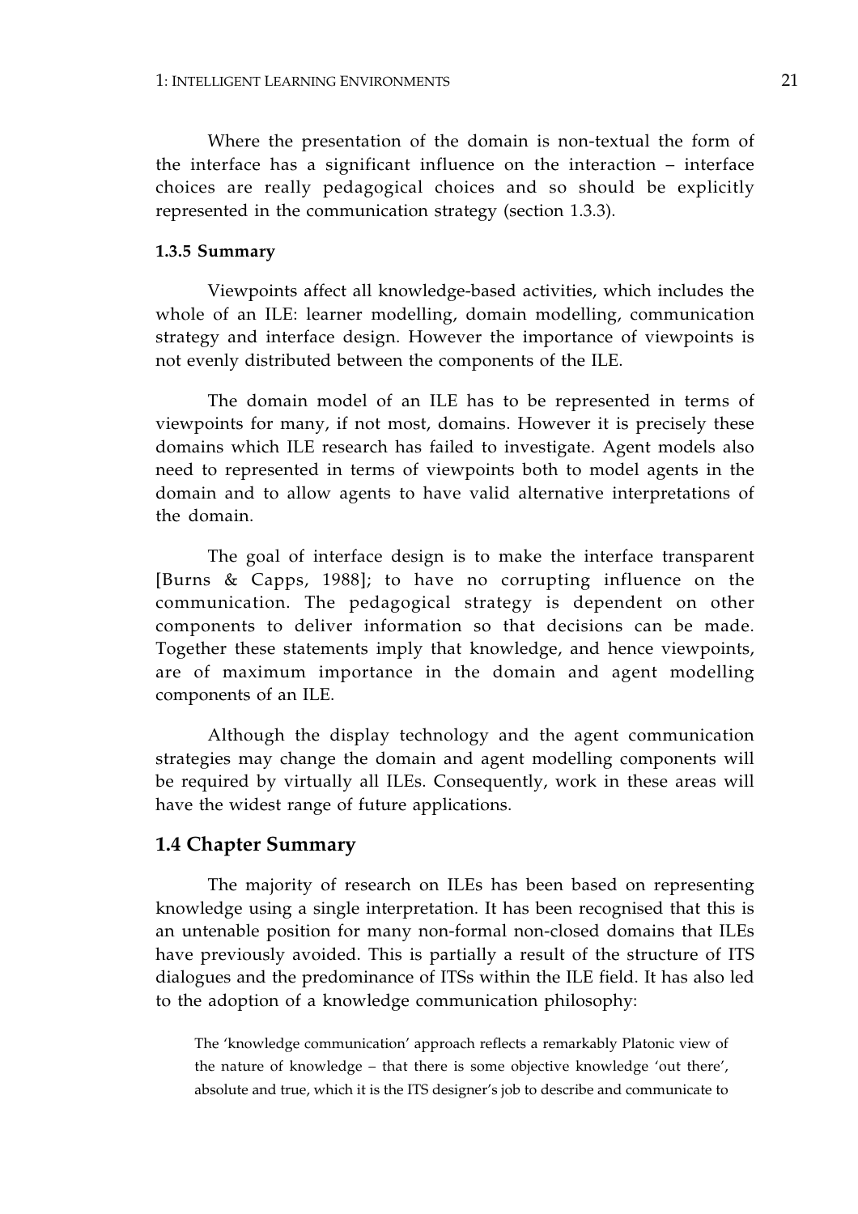Where the presentation of the domain is non-textual the form of the interface has a significant influence on the interaction – interface choices are really pedagogical choices and so should be explicitly represented in the communication strategy (section 1.3.3).

#### 1.3.5 Summary

Viewpoints affect all knowledge-based activities, which includes the whole of an ILE: learner modelling, domain modelling, communication strategy and interface design. However the importance of viewpoints is not evenly distributed between the components of the ILE.

The domain model of an ILE has to be represented in terms of viewpoints for many, if not most, domains. However it is precisely these domains which ILE research has failed to investigate. Agent models also need to represented in terms of viewpoints both to model agents in the domain and to allow agents to have valid alternative interpretations of the domain.

The goal of interface design is to make the interface transparent [Burns & Capps, 1988]; to have no corrupting influence on the communication. The pedagogical strategy is dependent on other components to deliver information so that decisions can be made. Together these statements imply that knowledge, and hence viewpoints, are of maximum importance in the domain and agent modelling components of an ILE.

Although the display technology and the agent communication strategies may change the domain and agent modelling components will be required by virtually all ILEs. Consequently, work in these areas will have the widest range of future applications.

### 1.4 Chapter Summary

The majority of research on ILEs has been based on representing knowledge using a single interpretation. It has been recognised that this is an untenable position for many non-formal non-closed domains that ILEs have previously avoided. This is partially a result of the structure of ITS dialogues and the predominance of ITSs within the ILE field. It has also led to the adoption of a knowledge communication philosophy:

> The 'knowledge communication' approach reflects a remarkably Platonic view of the nature of knowledge – that there is some objective knowledge 'out there', absolute and true, which it is the ITS designer's job to describe and communicate to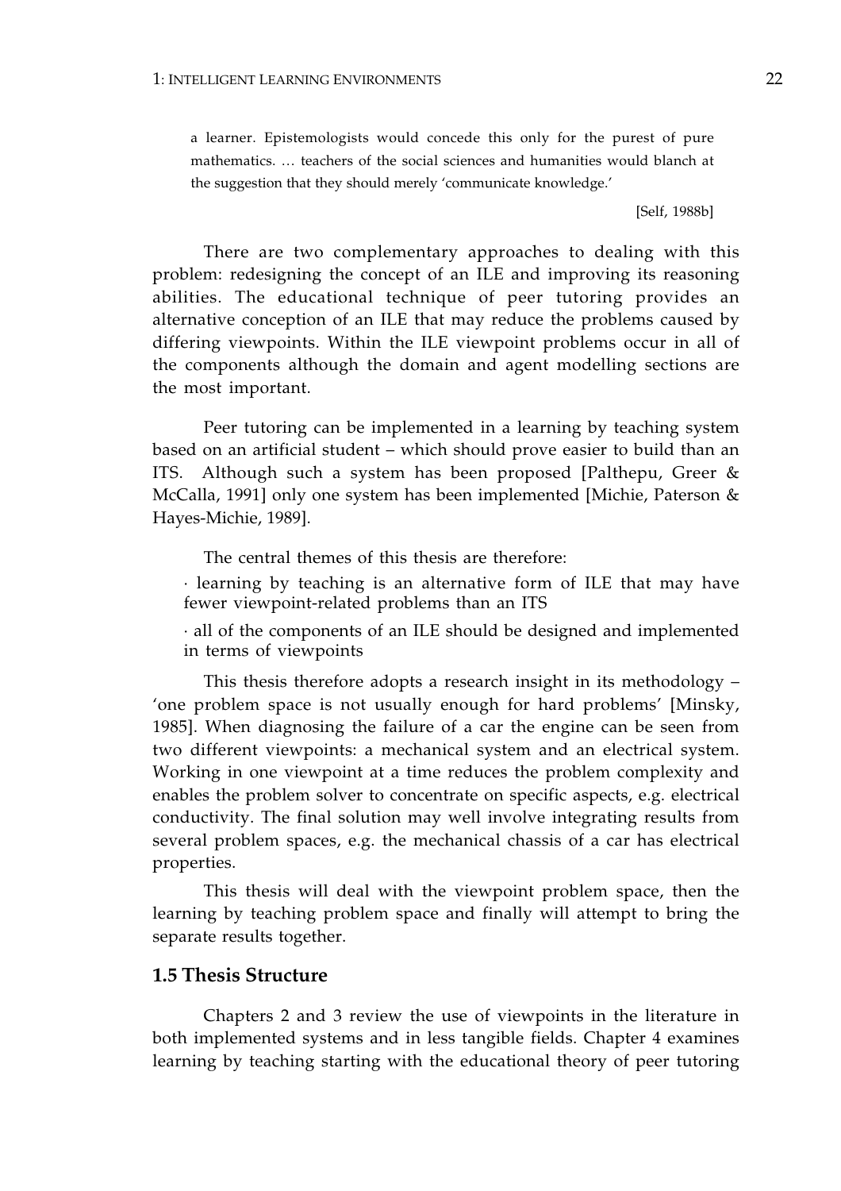> a learner. Epistemologists would concede this only for the purest of pure mathematics. … teachers of the social sciences and humanities would blanch at the suggestion that they should merely 'communicate knowledge.'
>
> [Self, 1988b]

There are two complementary approaches to dealing with this problem: redesigning the concept of an ILE and improving its reasoning abilities. The educational technique of peer tutoring provides an alternative conception of an ILE that may reduce the problems caused by differing viewpoints. Within the ILE viewpoint problems occur in all of the components although the domain and agent modelling sections are the most important.

Peer tutoring can be implemented in a learning by teaching system based on an artificial student – which should prove easier to build than an ITS. Although such a system has been proposed [Palthepu, Greer & McCalla, 1991] only one system has been implemented [Michie, Paterson & Hayes-Michie, 1989].

The central themes of this thesis are therefore:

- learning by teaching is an alternative form of ILE that may have fewer viewpoint-related problems than an ITS
- all of the components of an ILE should be designed and implemented in terms of viewpoints

This thesis therefore adopts a research insight in its methodology – 'one problem space is not usually enough for hard problems' [Minsky, 1985]. When diagnosing the failure of a car the engine can be seen from two different viewpoints: a mechanical system and an electrical system. Working in one viewpoint at a time reduces the problem complexity and enables the problem solver to concentrate on specific aspects, e.g. electrical conductivity. The final solution may well involve integrating results from several problem spaces, e.g. the mechanical chassis of a car has electrical properties.

This thesis will deal with the viewpoint problem space, then the learning by teaching problem space and finally will attempt to bring the separate results together.

## 1.5 Thesis Structure

Chapters 2 and 3 review the use of viewpoints in the literature in both implemented systems and in less tangible fields. Chapter 4 examines learning by teaching starting with the educational theory of peer tutoring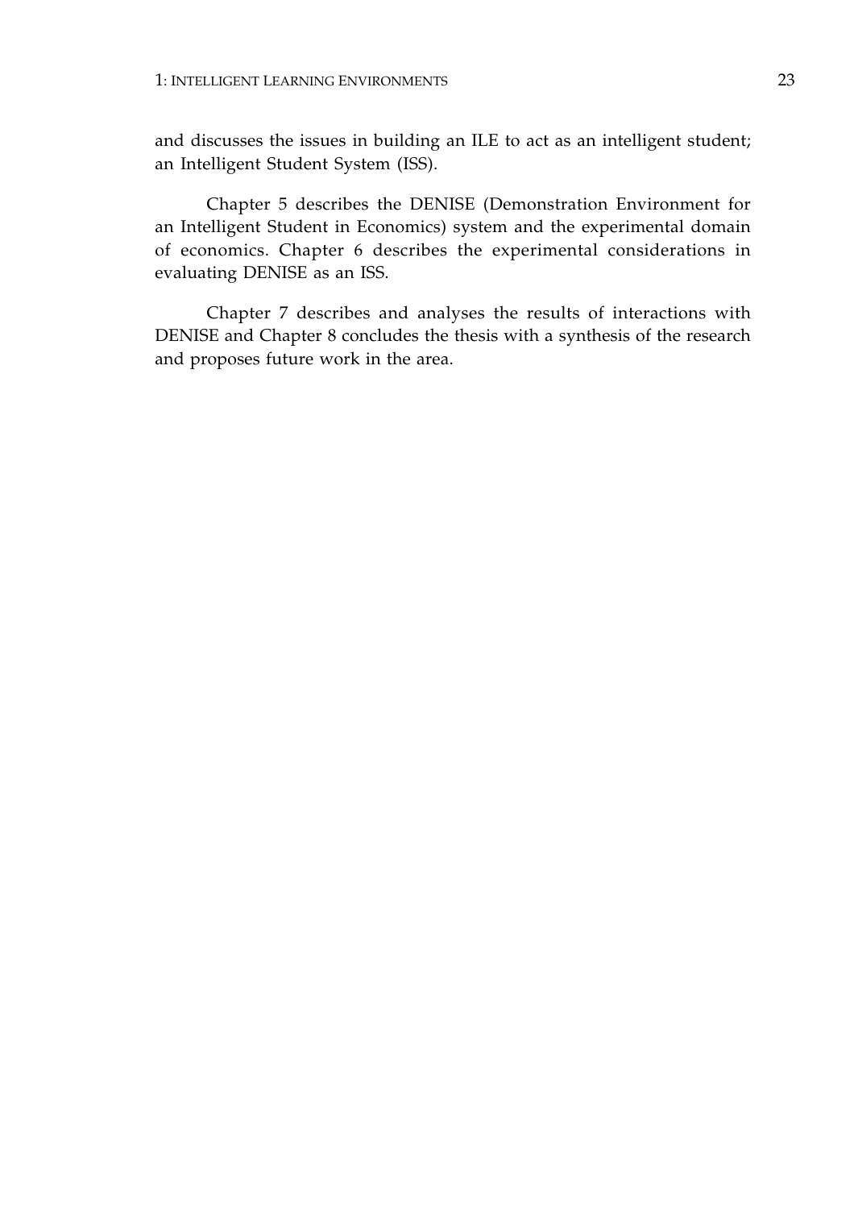and discusses the issues in building an ILE to act as an intelligent student; an Intelligent Student System (ISS).

Chapter 5 describes the DENISE (Demonstration Environment for an Intelligent Student in Economics) system and the experimental domain of economics. Chapter 6 describes the experimental considerations in evaluating DENISE as an ISS.

Chapter 7 describes and analyses the results of interactions with DENISE and Chapter 8 concludes the thesis with a synthesis of the research and proposes future work in the area.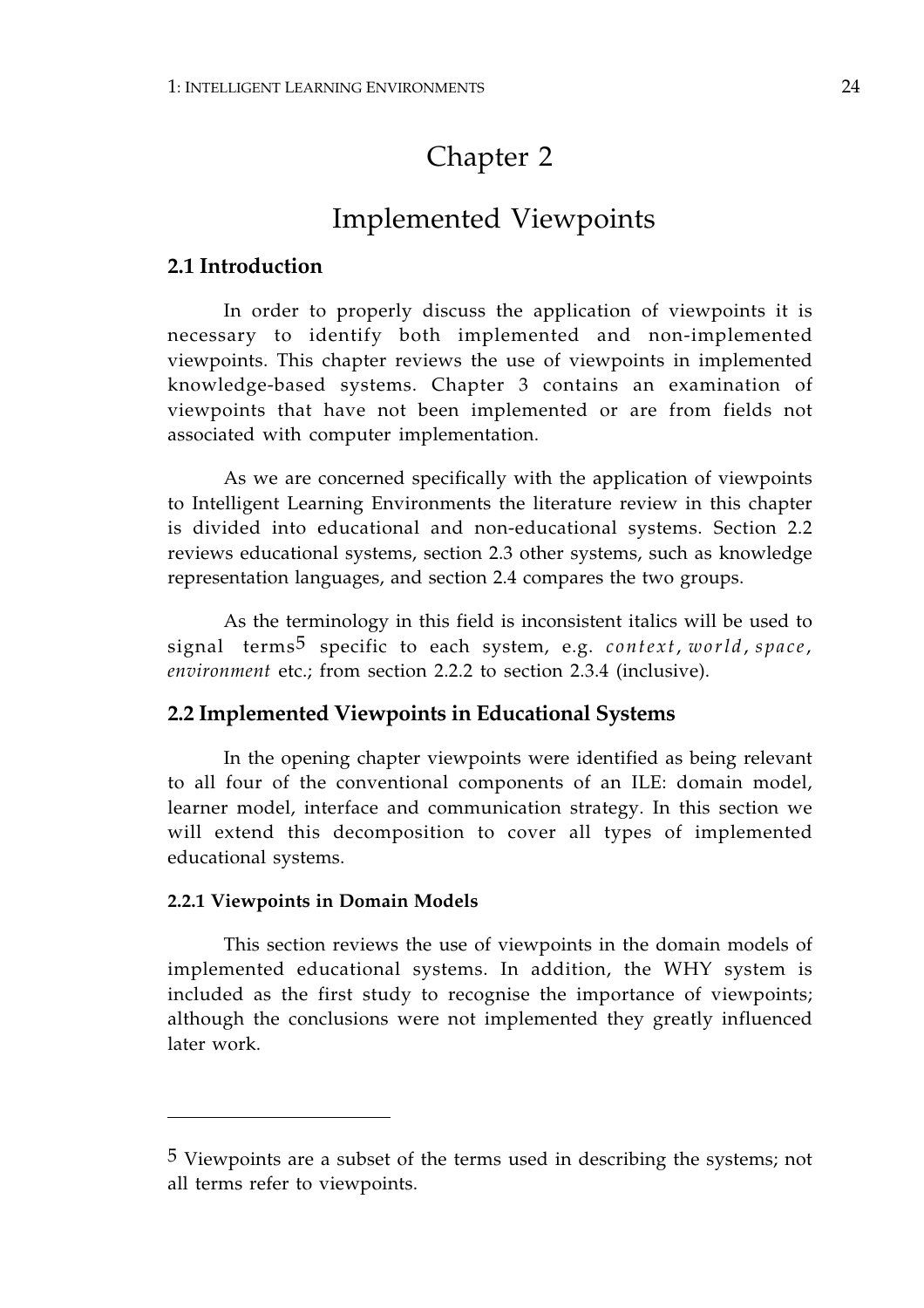# Chapter 2

# Implemented Viewpoints

## 2.1 Introduction

In order to properly discuss the application of viewpoints it is necessary to identify both implemented and non-implemented viewpoints. This chapter reviews the use of viewpoints in implemented knowledge-based systems. Chapter 3 contains an examination of viewpoints that have not been implemented or are from fields not associated with computer implementation.

As we are concerned specifically with the application of viewpoints to Intelligent Learning Environments the literature review in this chapter is divided into educational and non-educational systems. Section 2.2 reviews educational systems, section 2.3 other systems, such as knowledge representation languages, and section 2.4 compares the two groups.

As the terminology in this field is inconsistent italics will be used to signal terms[5] specific to each system, e.g. *context*, *world*, *space*, *environment* etc.; from section 2.2.2 to section 2.3.4 (inclusive).

## 2.2 Implemented Viewpoints in Educational Systems

In the opening chapter viewpoints were identified as being relevant to all four of the conventional components of an ILE: domain model, learner model, interface and communication strategy. In this section we will extend this decomposition to cover all types of implemented educational systems.

### 2.2.1 Viewpoints in Domain Models

This section reviews the use of viewpoints in the domain models of implemented educational systems. In addition, the WHY system is included as the first study to recognise the importance of viewpoints; although the conclusions were not implemented they greatly influenced later work.

---

[5] Viewpoints are a subset of the terms used in describing the systems; not all terms refer to viewpoints.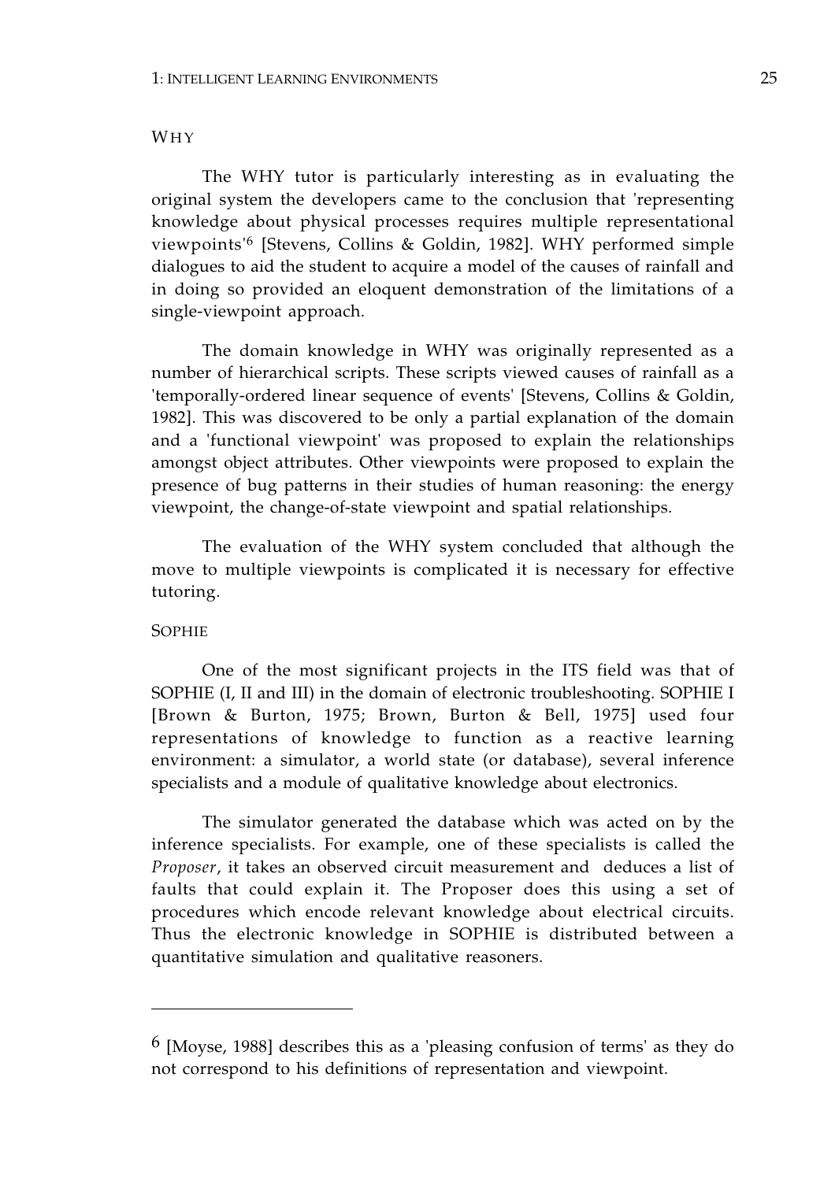### WHY

The WHY tutor is particularly interesting as in evaluating the original system the developers came to the conclusion that 'representing knowledge about physical processes requires multiple representational viewpoints'[6] [Stevens, Collins & Goldin, 1982]. WHY performed simple dialogues to aid the student to acquire a model of the causes of rainfall and in doing so provided an eloquent demonstration of the limitations of a single-viewpoint approach.

The domain knowledge in WHY was originally represented as a number of hierarchical scripts. These scripts viewed causes of rainfall as a 'temporally-ordered linear sequence of events' [Stevens, Collins & Goldin, 1982]. This was discovered to be only a partial explanation of the domain and a 'functional viewpoint' was proposed to explain the relationships amongst object attributes. Other viewpoints were proposed to explain the presence of bug patterns in their studies of human reasoning: the energy viewpoint, the change-of-state viewpoint and spatial relationships.

The evaluation of the WHY system concluded that although the move to multiple viewpoints is complicated it is necessary for effective tutoring.

### SOPHIE

One of the most significant projects in the ITS field was that of SOPHIE (I, II and III) in the domain of electronic troubleshooting. SOPHIE I [Brown & Burton, 1975; Brown, Burton & Bell, 1975] used four representations of knowledge to function as a reactive learning environment: a simulator, a world state (or database), several inference specialists and a module of qualitative knowledge about electronics.

The simulator generated the database which was acted on by the inference specialists. For example, one of these specialists is called the *Proposer*, it takes an observed circuit measurement and deduces a list of faults that could explain it. The Proposer does this using a set of procedures which encode relevant knowledge about electrical circuits. Thus the electronic knowledge in SOPHIE is distributed between a quantitative simulation and qualitative reasoners.

---

[6] [Moyse, 1988] describes this as a 'pleasing confusion of terms' as they do not correspond to his definitions of representation and viewpoint.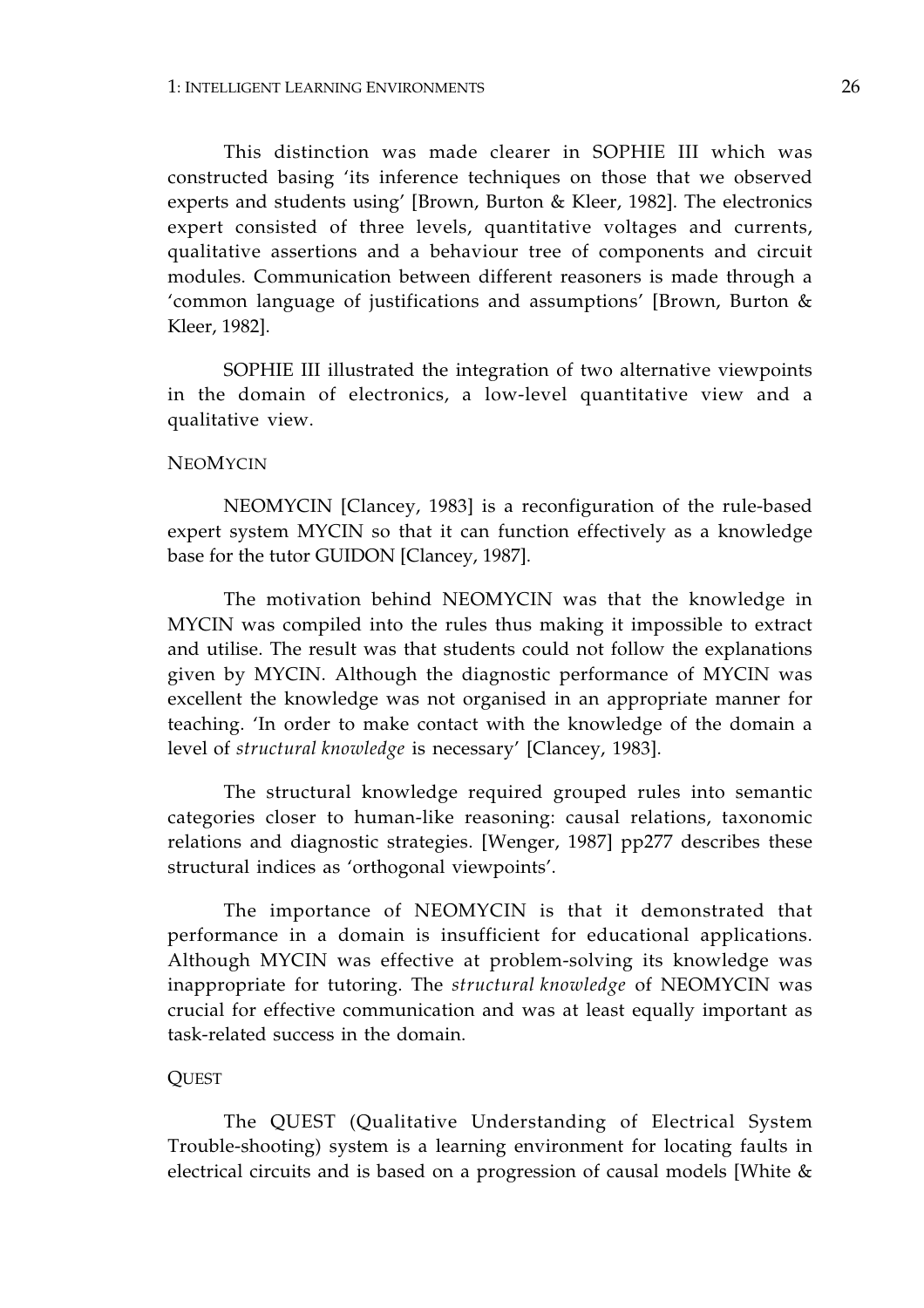This distinction was made clearer in SOPHIE III which was constructed basing 'its inference techniques on those that we observed experts and students using' [Brown, Burton & Kleer, 1982]. The electronics expert consisted of three levels, quantitative voltages and currents, qualitative assertions and a behaviour tree of components and circuit modules. Communication between different reasoners is made through a 'common language of justifications and assumptions' [Brown, Burton & Kleer, 1982].

SOPHIE III illustrated the integration of two alternative viewpoints in the domain of electronics, a low-level quantitative view and a qualitative view.

### NEOMYCIN

NEOMYCIN [Clancey, 1983] is a reconfiguration of the rule-based expert system MYCIN so that it can function effectively as a knowledge base for the tutor GUIDON [Clancey, 1987].

The motivation behind NEOMYCIN was that the knowledge in MYCIN was compiled into the rules thus making it impossible to extract and utilise. The result was that students could not follow the explanations given by MYCIN. Although the diagnostic performance of MYCIN was excellent the knowledge was not organised in an appropriate manner for teaching. 'In order to make contact with the knowledge of the domain a level of *structural knowledge* is necessary' [Clancey, 1983].

The structural knowledge required grouped rules into semantic categories closer to human-like reasoning: causal relations, taxonomic relations and diagnostic strategies. [Wenger, 1987] pp277 describes these structural indices as 'orthogonal viewpoints'.

The importance of NEOMYCIN is that it demonstrated that performance in a domain is insufficient for educational applications. Although MYCIN was effective at problem-solving its knowledge was inappropriate for tutoring. The *structural knowledge* of NEOMYCIN was crucial for effective communication and was at least equally important as task-related success in the domain.

### QUEST

The QUEST (Qualitative Understanding of Electrical System Trouble-shooting) system is a learning environment for locating faults in electrical circuits and is based on a progression of causal models [White &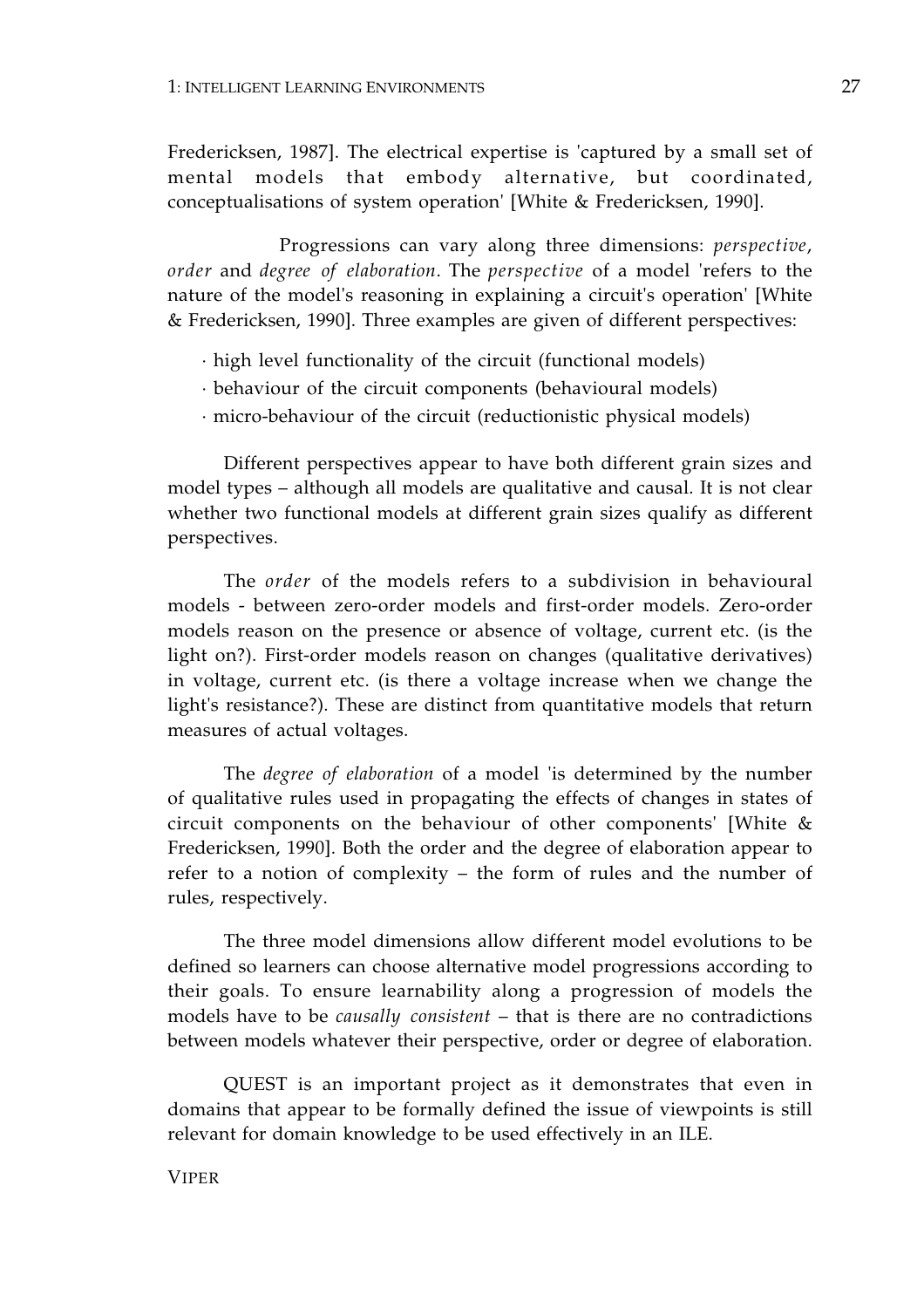Fredericksen, 1987]. The electrical expertise is 'captured by a small set of mental models that embody alternative, but coordinated, conceptualisations of system operation' [White & Fredericksen, 1990].

Progressions can vary along three dimensions: *perspective*, *order* and *degree of elaboration*. The *perspective* of a model 'refers to the nature of the model's reasoning in explaining a circuit's operation' [White & Fredericksen, 1990]. Three examples are given of different perspectives:

- high level functionality of the circuit (functional models)
- behaviour of the circuit components (behavioural models)
- micro-behaviour of the circuit (reductionistic physical models)

Different perspectives appear to have both different grain sizes and model types – although all models are qualitative and causal. It is not clear whether two functional models at different grain sizes qualify as different perspectives.

The *order* of the models refers to a subdivision in behavioural models - between zero-order models and first-order models. Zero-order models reason on the presence or absence of voltage, current etc. (is the light on?). First-order models reason on changes (qualitative derivatives) in voltage, current etc. (is there a voltage increase when we change the light's resistance?). These are distinct from quantitative models that return measures of actual voltages.

The *degree of elaboration* of a model 'is determined by the number of qualitative rules used in propagating the effects of changes in states of circuit components on the behaviour of other components' [White & Fredericksen, 1990]. Both the order and the degree of elaboration appear to refer to a notion of complexity – the form of rules and the number of rules, respectively.

The three model dimensions allow different model evolutions to be defined so learners can choose alternative model progressions according to their goals. To ensure learnability along a progression of models the models have to be *causally consistent* – that is there are no contradictions between models whatever their perspective, order or degree of elaboration.

QUEST is an important project as it demonstrates that even in domains that appear to be formally defined the issue of viewpoints is still relevant for domain knowledge to be used effectively in an ILE.

VIPER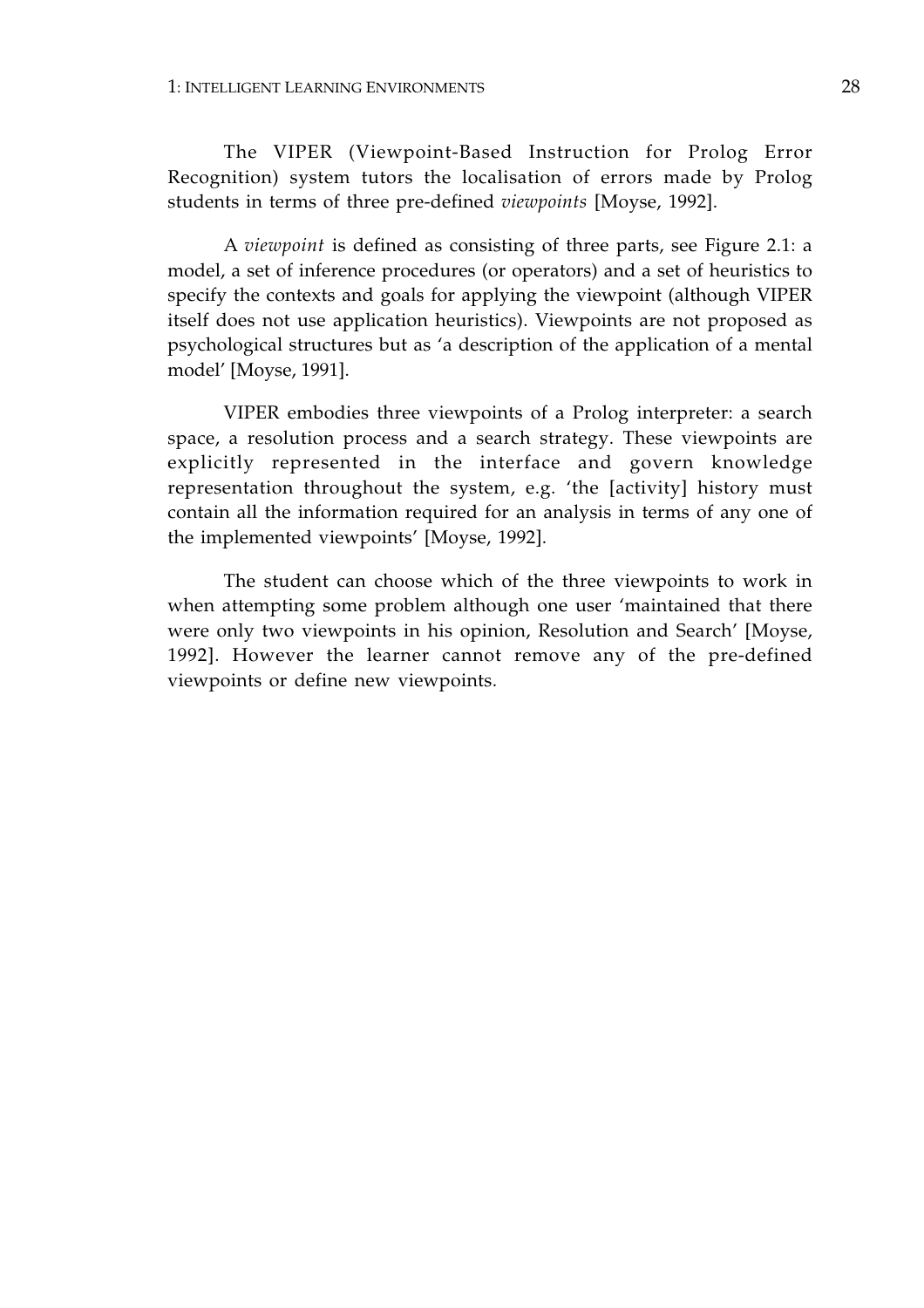The VIPER (Viewpoint-Based Instruction for Prolog Error Recognition) system tutors the localisation of errors made by Prolog students in terms of three pre-defined *viewpoints* [Moyse, 1992].

A *viewpoint* is defined as consisting of three parts, see Figure 2.1: a model, a set of inference procedures (or operators) and a set of heuristics to specify the contexts and goals for applying the viewpoint (although VIPER itself does not use application heuristics). Viewpoints are not proposed as psychological structures but as 'a description of the application of a mental model' [Moyse, 1991].

VIPER embodies three viewpoints of a Prolog interpreter: a search space, a resolution process and a search strategy. These viewpoints are explicitly represented in the interface and govern knowledge representation throughout the system, e.g. 'the [activity] history must contain all the information required for an analysis in terms of any one of the implemented viewpoints' [Moyse, 1992].

The student can choose which of the three viewpoints to work in when attempting some problem although one user 'maintained that there were only two viewpoints in his opinion, Resolution and Search' [Moyse, 1992]. However the learner cannot remove any of the pre-defined viewpoints or define new viewpoints.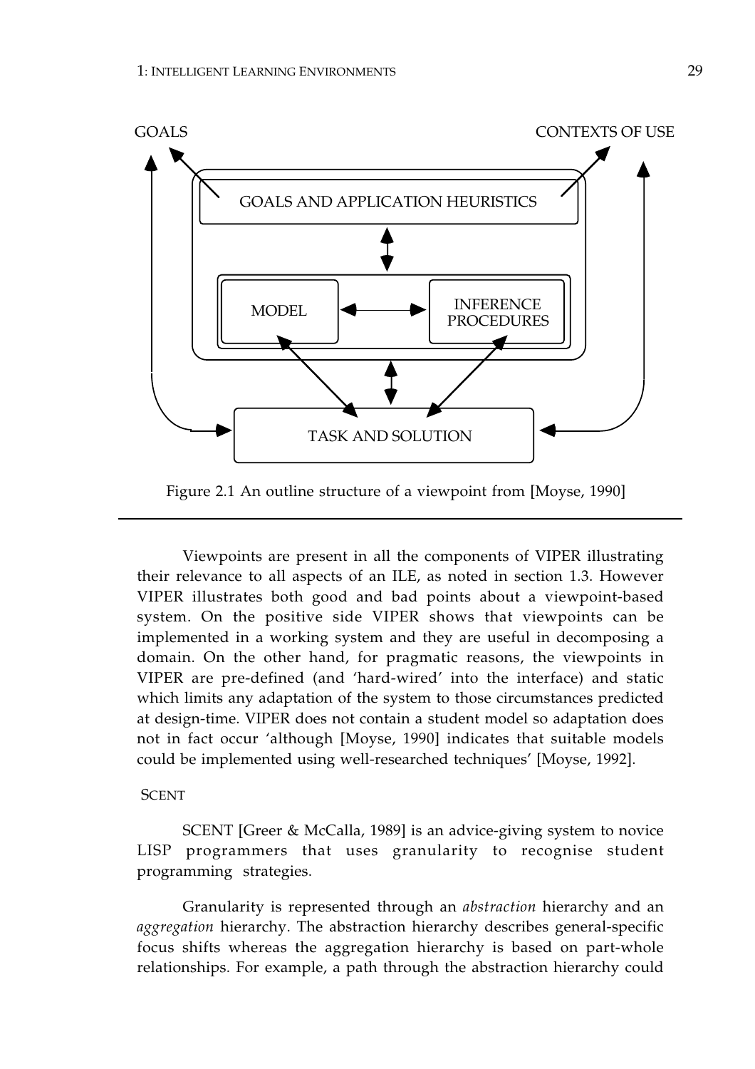GOALS

CONTEXTS OF USE

GOALS AND APPLICATION HEURISTICS

MODEL

INFERENCE PROCEDURES

TASK AND SOLUTION

Figure 2.1 An outline structure of a viewpoint from [Moyse, 1990]

---

Viewpoints are present in all the components of VIPER illustrating their relevance to all aspects of an ILE, as noted in section 1.3. However VIPER illustrates both good and bad points about a viewpoint-based system. On the positive side VIPER shows that viewpoints can be implemented in a working system and they are useful in decomposing a domain. On the other hand, for pragmatic reasons, the viewpoints in VIPER are pre-defined (and 'hard-wired' into the interface) and static which limits any adaptation of the system to those circumstances predicted at design-time. VIPER does not contain a student model so adaptation does not in fact occur 'although [Moyse, 1990] indicates that suitable models could be implemented using well-researched techniques' [Moyse, 1992].

### SCENT

SCENT [Greer & McCalla, 1989] is an advice-giving system to novice LISP programmers that uses granularity to recognise student programming strategies.

Granularity is represented through an *abstraction* hierarchy and an *aggregation* hierarchy. The abstraction hierarchy describes general-specific focus shifts whereas the aggregation hierarchy is based on part-whole relationships. For example, a path through the abstraction hierarchy could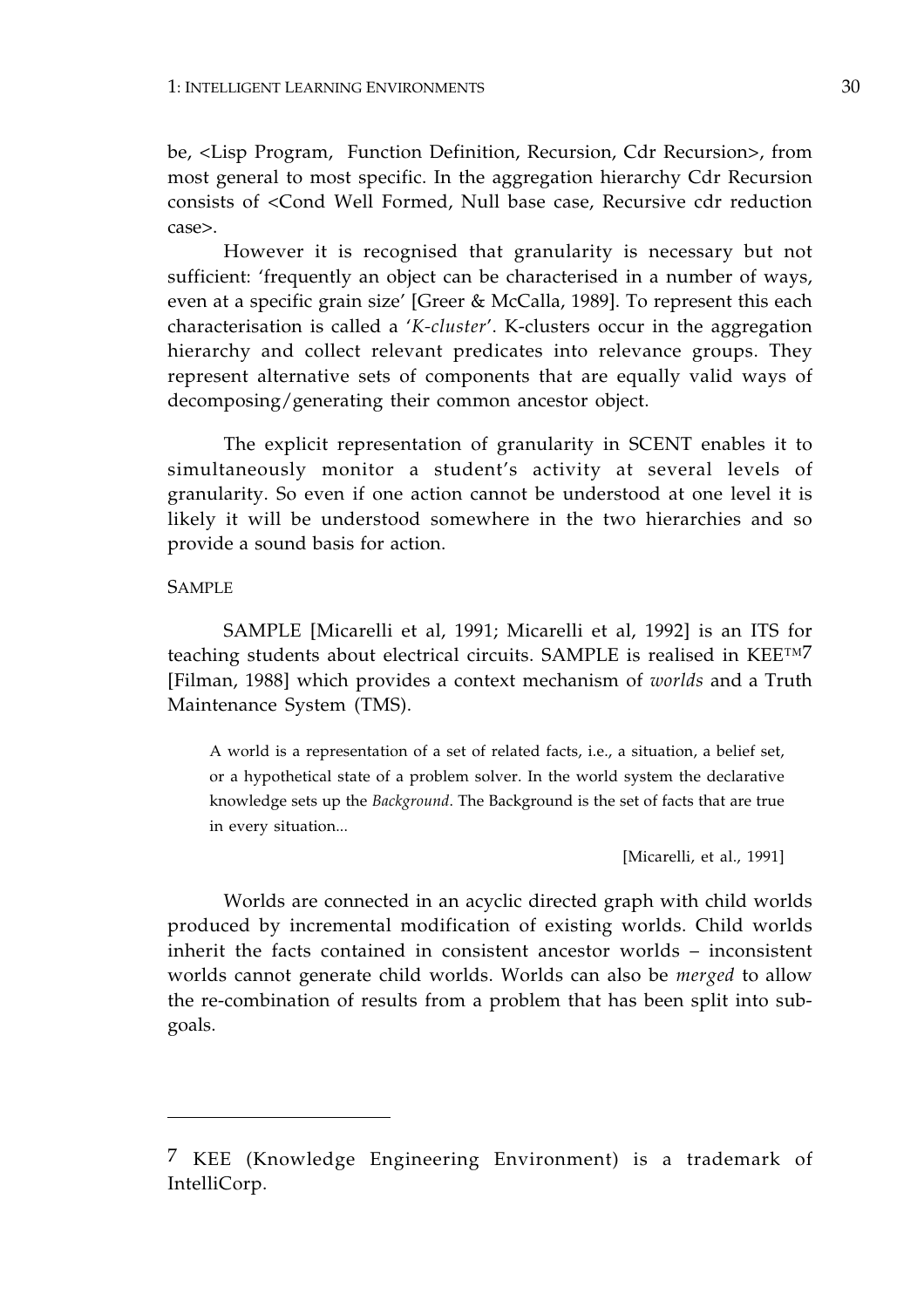be, <Lisp Program, Function Definition, Recursion, Cdr Recursion>, from most general to most specific. In the aggregation hierarchy Cdr Recursion consists of <Cond Well Formed, Null base case, Recursive cdr reduction case>.

However it is recognised that granularity is necessary but not sufficient: 'frequently an object can be characterised in a number of ways, even at a specific grain size' [Greer & McCalla, 1989]. To represent this each characterisation is called a '*K-cluster*'. K-clusters occur in the aggregation hierarchy and collect relevant predicates into relevance groups. They represent alternative sets of components that are equally valid ways of decomposing/generating their common ancestor object.

The explicit representation of granularity in SCENT enables it to simultaneously monitor a student's activity at several levels of granularity. So even if one action cannot be understood at one level it is likely it will be understood somewhere in the two hierarchies and so provide a sound basis for action.

#### SAMPLE

SAMPLE [Micarelli et al, 1991; Micarelli et al, 1992] is an ITS for teaching students about electrical circuits. SAMPLE is realised in KEE™[7] [Filman, 1988] which provides a context mechanism of *worlds* and a Truth Maintenance System (TMS).

> A world is a representation of a set of related facts, i.e., a situation, a belief set, or a hypothetical state of a problem solver. In the world system the declarative knowledge sets up the *Background*. The Background is the set of facts that are true in every situation...
>
> [Micarelli, et al., 1991]

Worlds are connected in an acyclic directed graph with child worlds produced by incremental modification of existing worlds. Child worlds inherit the facts contained in consistent ancestor worlds – inconsistent worlds cannot generate child worlds. Worlds can also be *merged* to allow the re-combination of results from a problem that has been split into sub-goals.

---

[7] KEE (Knowledge Engineering Environment) is a trademark of IntelliCorp.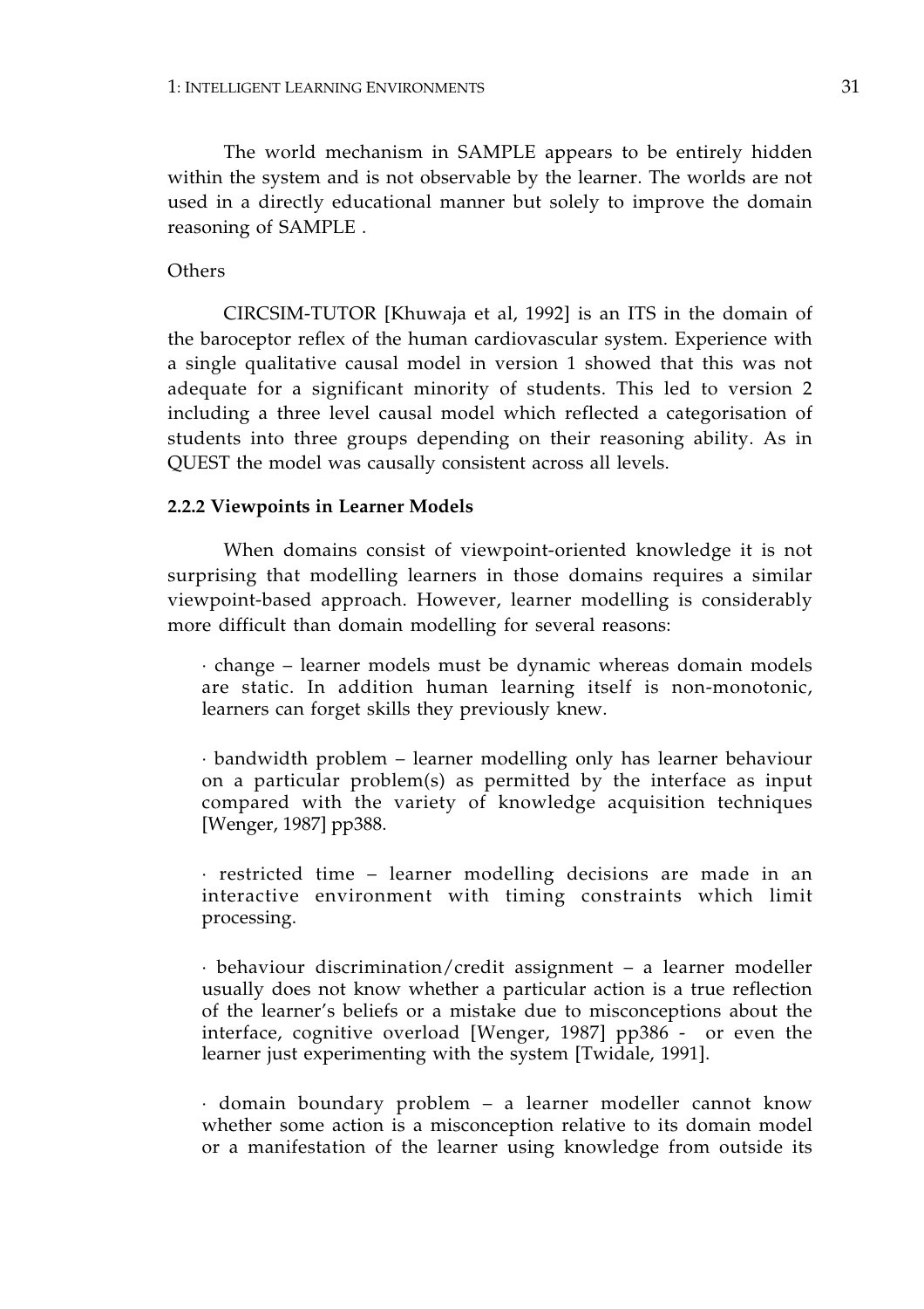The world mechanism in SAMPLE appears to be entirely hidden within the system and is not observable by the learner. The worlds are not used in a directly educational manner but solely to improve the domain reasoning of SAMPLE .

Others

CIRCSIM-TUTOR [Khuwaja et al, 1992] is an ITS in the domain of the baroceptor reflex of the human cardiovascular system. Experience with a single qualitative causal model in version 1 showed that this was not adequate for a significant minority of students. This led to version 2 including a three level causal model which reflected a categorisation of students into three groups depending on their reasoning ability. As in QUEST the model was causally consistent across all levels.

**2.2.2 Viewpoints in Learner Models**

When domains consist of viewpoint-oriented knowledge it is not surprising that modelling learners in those domains requires a similar viewpoint-based approach. However, learner modelling is considerably more difficult than domain modelling for several reasons:

· change – learner models must be dynamic whereas domain models are static. In addition human learning itself is non-monotonic, learners can forget skills they previously knew.

· bandwidth problem – learner modelling only has learner behaviour on a particular problem(s) as permitted by the interface as input compared with the variety of knowledge acquisition techniques [Wenger, 1987] pp388.

· restricted time – learner modelling decisions are made in an interactive environment with timing constraints which limit processing.

· behaviour discrimination/credit assignment – a learner modeller usually does not know whether a particular action is a true reflection of the learner's beliefs or a mistake due to misconceptions about the interface, cognitive overload [Wenger, 1987] pp386 - or even the learner just experimenting with the system [Twidale, 1991].

· domain boundary problem – a learner modeller cannot know whether some action is a misconception relative to its domain model or a manifestation of the learner using knowledge from outside its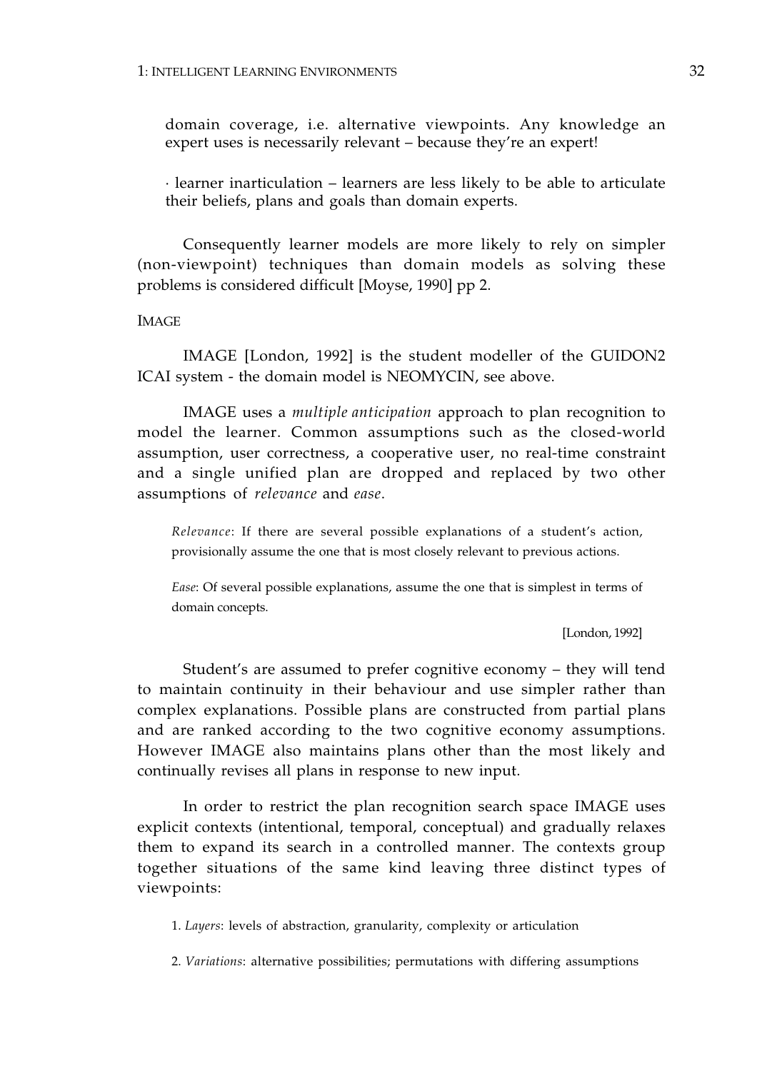domain coverage, i.e. alternative viewpoints. Any knowledge an expert uses is necessarily relevant – because they're an expert!

· learner inarticulation – learners are less likely to be able to articulate their beliefs, plans and goals than domain experts.

Consequently learner models are more likely to rely on simpler (non-viewpoint) techniques than domain models as solving these problems is considered difficult [Moyse, 1990] pp 2.

IMAGE

IMAGE [London, 1992] is the student modeller of the GUIDON2 ICAI system - the domain model is NEOMYCIN, see above.

IMAGE uses a *multiple anticipation* approach to plan recognition to model the learner. Common assumptions such as the closed-world assumption, user correctness, a cooperative user, no real-time constraint and a single unified plan are dropped and replaced by two other assumptions of *relevance* and *ease*.

> *Relevance*: If there are several possible explanations of a student's action, provisionally assume the one that is most closely relevant to previous actions.
>
> *Ease*: Of several possible explanations, assume the one that is simplest in terms of domain concepts.
>
> [London, 1992]

Student's are assumed to prefer cognitive economy – they will tend to maintain continuity in their behaviour and use simpler rather than complex explanations. Possible plans are constructed from partial plans and are ranked according to the two cognitive economy assumptions. However IMAGE also maintains plans other than the most likely and continually revises all plans in response to new input.

In order to restrict the plan recognition search space IMAGE uses explicit contexts (intentional, temporal, conceptual) and gradually relaxes them to expand its search in a controlled manner. The contexts group together situations of the same kind leaving three distinct types of viewpoints:

1. *Layers*: levels of abstraction, granularity, complexity or articulation

2. *Variations*: alternative possibilities; permutations with differing assumptions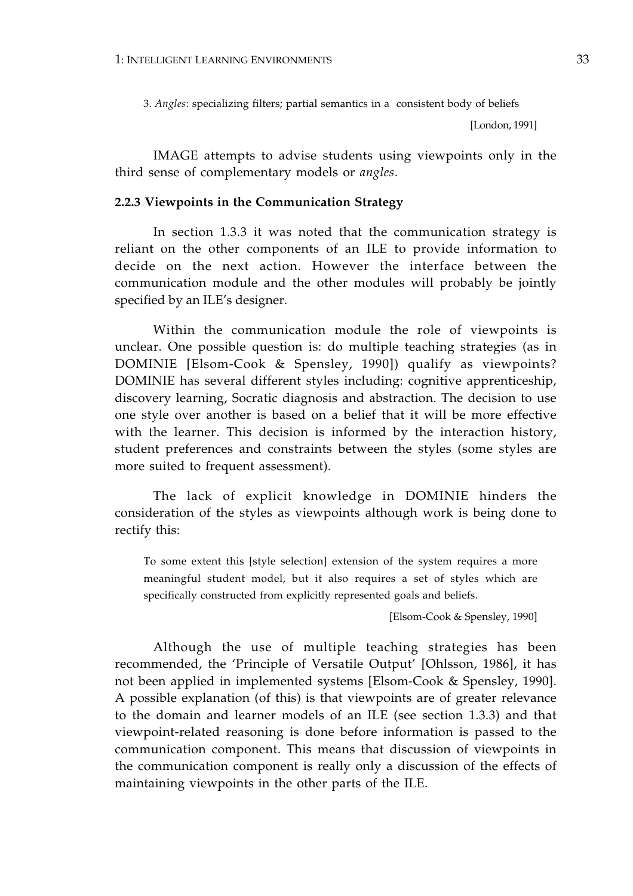3. *Angles*: specializing filters; partial semantics in a consistent body of beliefs

[London, 1991]

IMAGE attempts to advise students using viewpoints only in the third sense of complementary models or *angles*.

### 2.2.3 Viewpoints in the Communication Strategy

In section 1.3.3 it was noted that the communication strategy is reliant on the other components of an ILE to provide information to decide on the next action. However the interface between the communication module and the other modules will probably be jointly specified by an ILE's designer.

Within the communication module the role of viewpoints is unclear. One possible question is: do multiple teaching strategies (as in DOMINIE [Elsom-Cook & Spensley, 1990]) qualify as viewpoints? DOMINIE has several different styles including: cognitive apprenticeship, discovery learning, Socratic diagnosis and abstraction. The decision to use one style over another is based on a belief that it will be more effective with the learner. This decision is informed by the interaction history, student preferences and constraints between the styles (some styles are more suited to frequent assessment).

The lack of explicit knowledge in DOMINIE hinders the consideration of the styles as viewpoints although work is being done to rectify this:

> To some extent this [style selection] extension of the system requires a more meaningful student model, but it also requires a set of styles which are specifically constructed from explicitly represented goals and beliefs.
>
> [Elsom-Cook & Spensley, 1990]

Although the use of multiple teaching strategies has been recommended, the 'Principle of Versatile Output' [Ohlsson, 1986], it has not been applied in implemented systems [Elsom-Cook & Spensley, 1990]. A possible explanation (of this) is that viewpoints are of greater relevance to the domain and learner models of an ILE (see section 1.3.3) and that viewpoint-related reasoning is done before information is passed to the communication component. This means that discussion of viewpoints in the communication component is really only a discussion of the effects of maintaining viewpoints in the other parts of the ILE.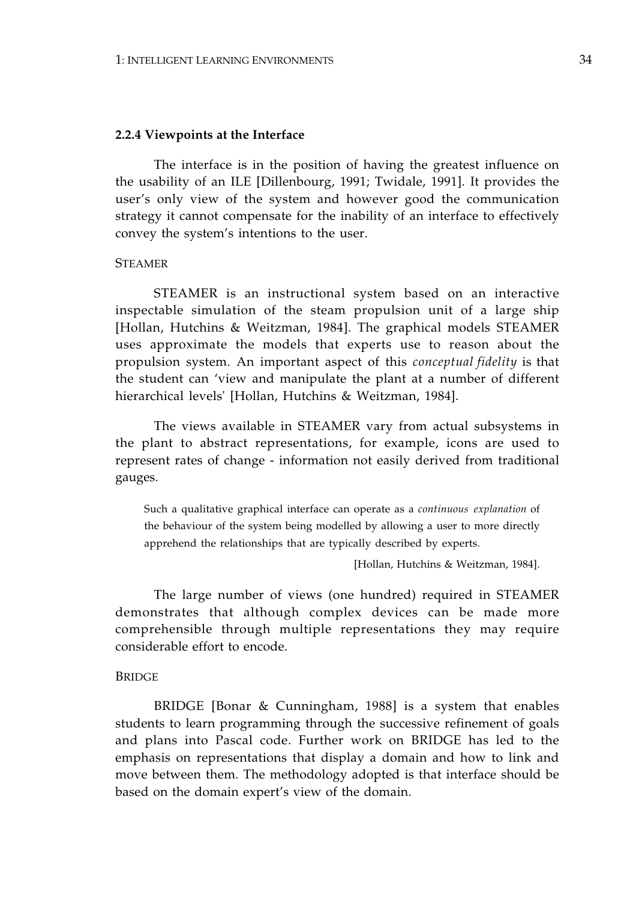### 2.2.4 Viewpoints at the Interface

The interface is in the position of having the greatest influence on the usability of an ILE [Dillenbourg, 1991; Twidale, 1991]. It provides the user's only view of the system and however good the communication strategy it cannot compensate for the inability of an interface to effectively convey the system's intentions to the user.

STEAMER

STEAMER is an instructional system based on an interactive inspectable simulation of the steam propulsion unit of a large ship [Hollan, Hutchins & Weitzman, 1984]. The graphical models STEAMER uses approximate the models that experts use to reason about the propulsion system. An important aspect of this *conceptual fidelity* is that the student can 'view and manipulate the plant at a number of different hierarchical levels' [Hollan, Hutchins & Weitzman, 1984].

The views available in STEAMER vary from actual subsystems in the plant to abstract representations, for example, icons are used to represent rates of change - information not easily derived from traditional gauges.

> Such a qualitative graphical interface can operate as a *continuous explanation* of the behaviour of the system being modelled by allowing a user to more directly apprehend the relationships that are typically described by experts.
>
> [Hollan, Hutchins & Weitzman, 1984].

The large number of views (one hundred) required in STEAMER demonstrates that although complex devices can be made more comprehensible through multiple representations they may require considerable effort to encode.

BRIDGE

BRIDGE [Bonar & Cunningham, 1988] is a system that enables students to learn programming through the successive refinement of goals and plans into Pascal code. Further work on BRIDGE has led to the emphasis on representations that display a domain and how to link and move between them. The methodology adopted is that interface should be based on the domain expert's view of the domain.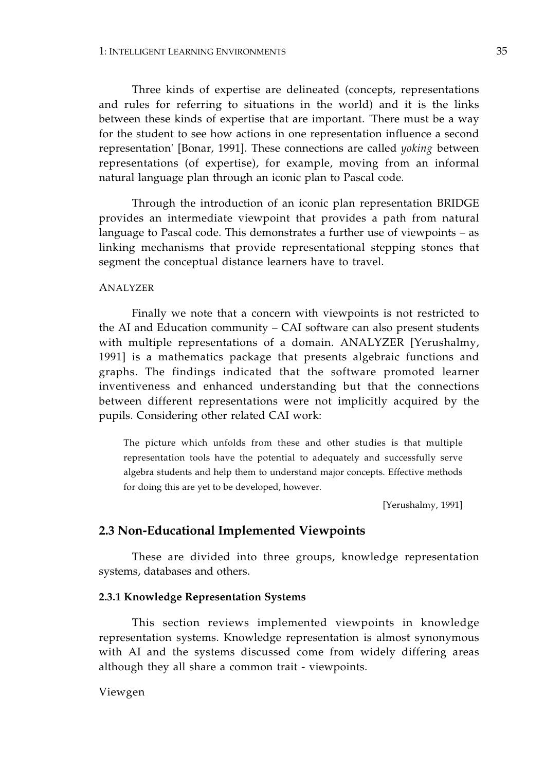Three kinds of expertise are delineated (concepts, representations and rules for referring to situations in the world) and it is the links between these kinds of expertise that are important. 'There must be a way for the student to see how actions in one representation influence a second representation' [Bonar, 1991]. These connections are called *yoking* between representations (of expertise), for example, moving from an informal natural language plan through an iconic plan to Pascal code.

Through the introduction of an iconic plan representation BRIDGE provides an intermediate viewpoint that provides a path from natural language to Pascal code. This demonstrates a further use of viewpoints – as linking mechanisms that provide representational stepping stones that segment the conceptual distance learners have to travel.

ANALYZER

Finally we note that a concern with viewpoints is not restricted to the AI and Education community – CAI software can also present students with multiple representations of a domain. ANALYZER [Yerushalmy, 1991] is a mathematics package that presents algebraic functions and graphs. The findings indicated that the software promoted learner inventiveness and enhanced understanding but that the connections between different representations were not implicitly acquired by the pupils. Considering other related CAI work:

> The picture which unfolds from these and other studies is that multiple representation tools have the potential to adequately and successfully serve algebra students and help them to understand major concepts. Effective methods for doing this are yet to be developed, however.
>
> [Yerushalmy, 1991]

## 2.3 Non-Educational Implemented Viewpoints

These are divided into three groups, knowledge representation systems, databases and others.

### 2.3.1 Knowledge Representation Systems

This section reviews implemented viewpoints in knowledge representation systems. Knowledge representation is almost synonymous with AI and the systems discussed come from widely differing areas although they all share a common trait - viewpoints.

Viewgen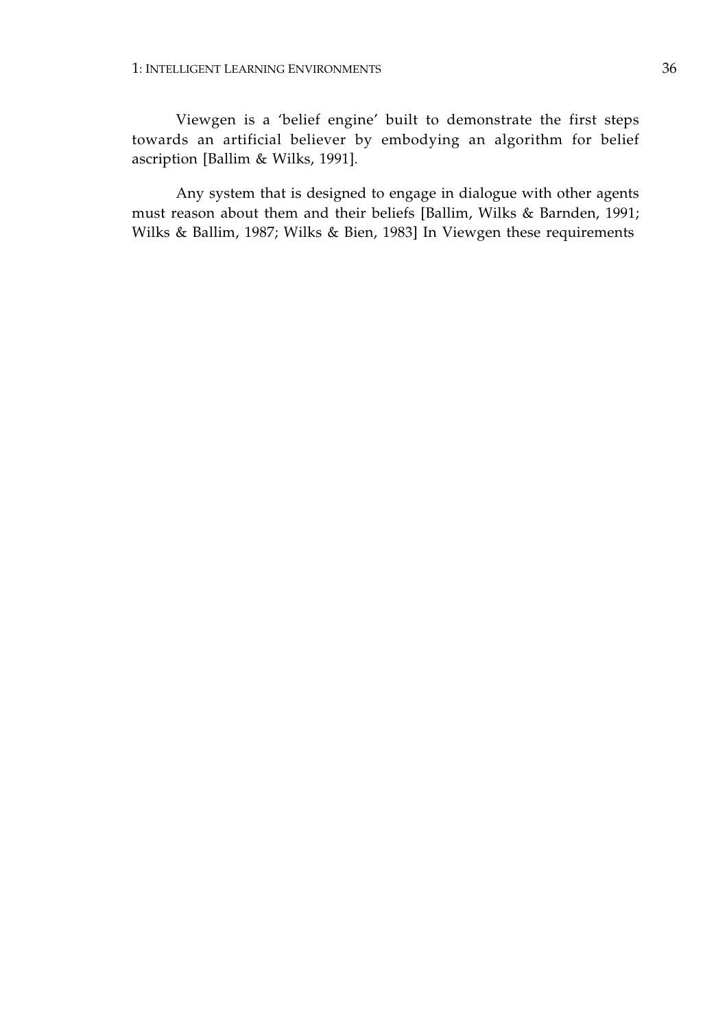Viewgen is a 'belief engine' built to demonstrate the first steps towards an artificial believer by embodying an algorithm for belief ascription [Ballim & Wilks, 1991].

Any system that is designed to engage in dialogue with other agents must reason about them and their beliefs [Ballim, Wilks & Barnden, 1991; Wilks & Ballim, 1987; Wilks & Bien, 1983] In Viewgen these requirements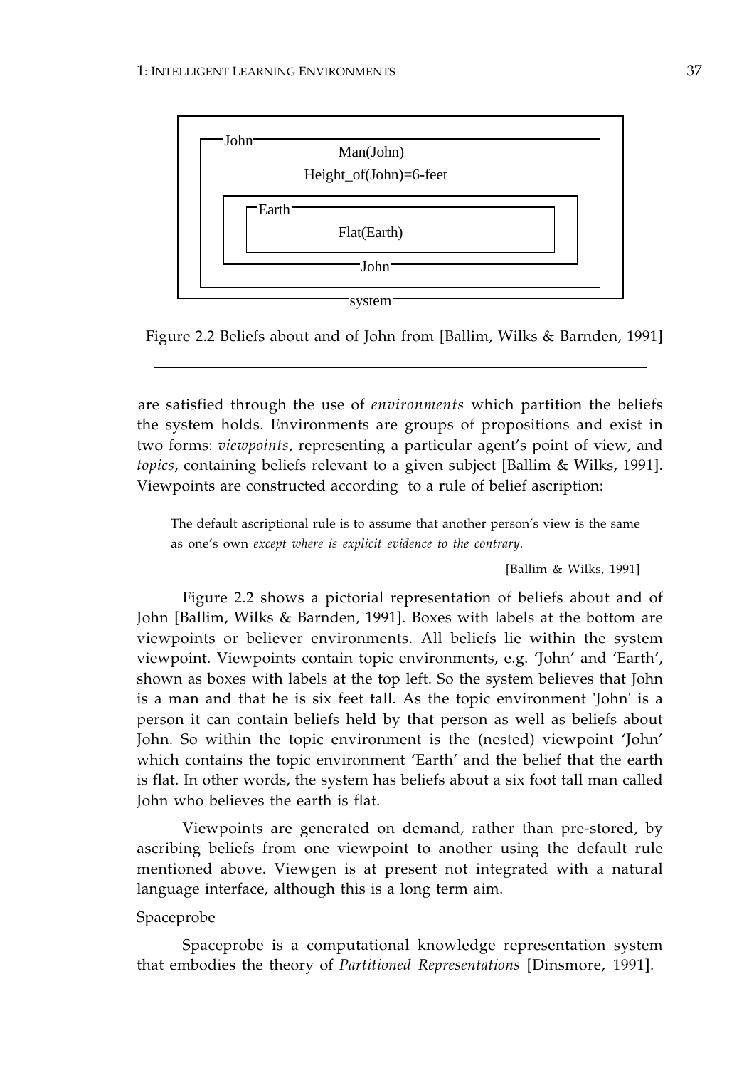John
Man(John)
Height_of(John)=6-feet
Earth
Flat(Earth)
John
system

Figure 2.2 Beliefs about and of John from [Ballim, Wilks & Barnden, 1991]

are satisfied through the use of *environments* which partition the beliefs the system holds. Environments are groups of propositions and exist in two forms: *viewpoints*, representing a particular agent's point of view, and *topics*, containing beliefs relevant to a given subject [Ballim & Wilks, 1991]. Viewpoints are constructed according to a rule of belief ascription:

> The default ascriptional rule is to assume that another person's view is the same as one's own *except where is explicit evidence to the contrary*.
>
> [Ballim & Wilks, 1991]

Figure 2.2 shows a pictorial representation of beliefs about and of John [Ballim, Wilks & Barnden, 1991]. Boxes with labels at the bottom are viewpoints or believer environments. All beliefs lie within the system viewpoint. Viewpoints contain topic environments, e.g. 'John' and 'Earth', shown as boxes with labels at the top left. So the system believes that John is a man and that he is six feet tall. As the topic environment 'John' is a person it can contain beliefs held by that person as well as beliefs about John. So within the topic environment is the (nested) viewpoint 'John' which contains the topic environment 'Earth' and the belief that the earth is flat. In other words, the system has beliefs about a six foot tall man called John who believes the earth is flat.

Viewpoints are generated on demand, rather than pre-stored, by ascribing beliefs from one viewpoint to another using the default rule mentioned above. Viewgen is at present not integrated with a natural language interface, although this is a long term aim.

Spaceprobe

Spaceprobe is a computational knowledge representation system that embodies the theory of *Partitioned Representations* [Dinsmore, 1991].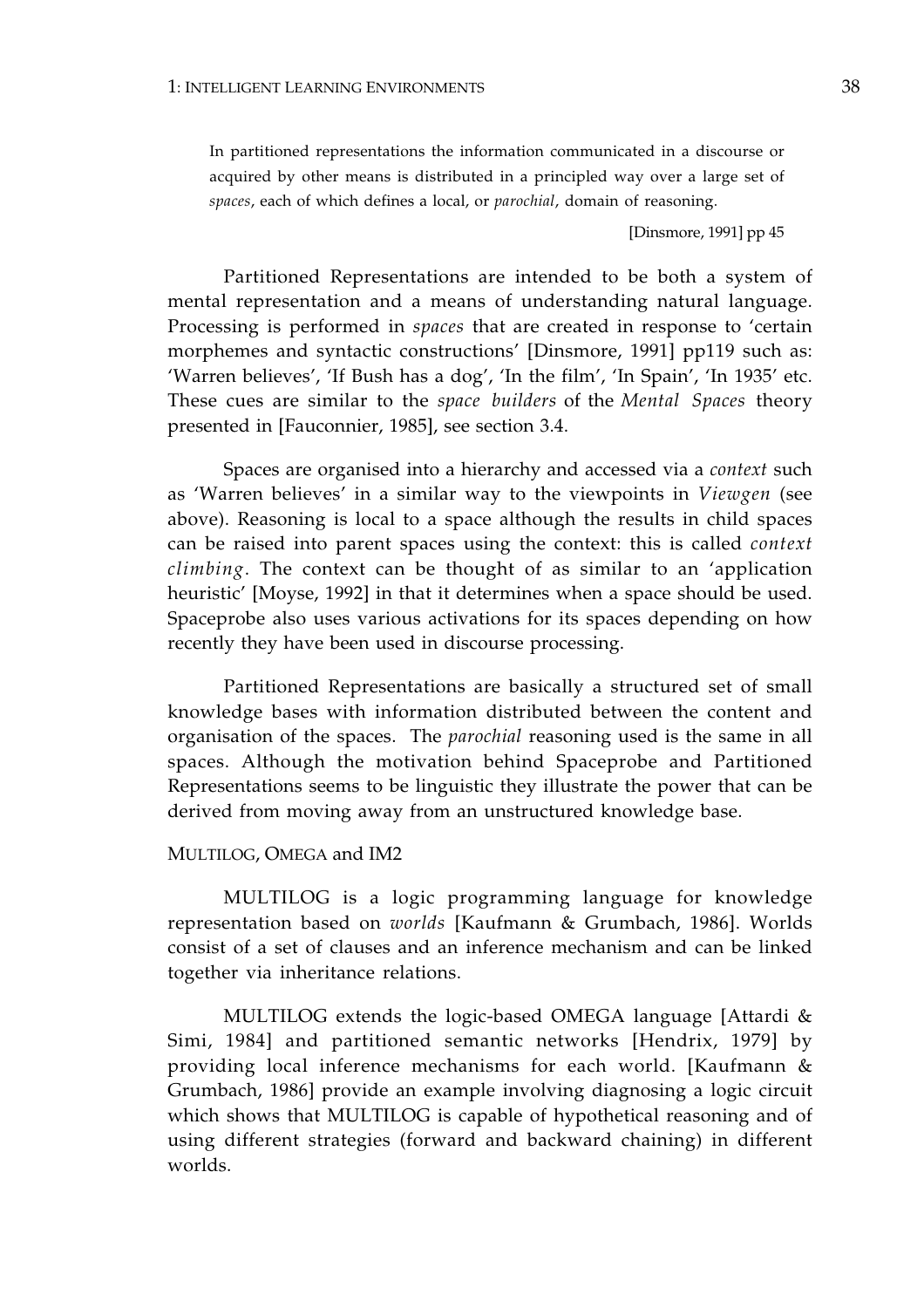> In partitioned representations the information communicated in a discourse or acquired by other means is distributed in a principled way over a large set of *spaces*, each of which defines a local, or *parochial*, domain of reasoning.
>
> [Dinsmore, 1991] pp 45

Partitioned Representations are intended to be both a system of mental representation and a means of understanding natural language. Processing is performed in *spaces* that are created in response to 'certain morphemes and syntactic constructions' [Dinsmore, 1991] pp119 such as: 'Warren believes', 'If Bush has a dog', 'In the film', 'In Spain', 'In 1935' etc. These cues are similar to the *space builders* of the *Mental Spaces* theory presented in [Fauconnier, 1985], see section 3.4.

Spaces are organised into a hierarchy and accessed via a *context* such as 'Warren believes' in a similar way to the viewpoints in *Viewgen* (see above). Reasoning is local to a space although the results in child spaces can be raised into parent spaces using the context: this is called *context climbing*. The context can be thought of as similar to an 'application heuristic' [Moyse, 1992] in that it determines when a space should be used. Spaceprobe also uses various activations for its spaces depending on how recently they have been used in discourse processing.

Partitioned Representations are basically a structured set of small knowledge bases with information distributed between the content and organisation of the spaces. The *parochial* reasoning used is the same in all spaces. Although the motivation behind Spaceprobe and Partitioned Representations seems to be linguistic they illustrate the power that can be derived from moving away from an unstructured knowledge base.

#### MULTILOG, OMEGA and IM2

MULTILOG is a logic programming language for knowledge representation based on *worlds* [Kaufmann & Grumbach, 1986]. Worlds consist of a set of clauses and an inference mechanism and can be linked together via inheritance relations.

MULTILOG extends the logic-based OMEGA language [Attardi & Simi, 1984] and partitioned semantic networks [Hendrix, 1979] by providing local inference mechanisms for each world. [Kaufmann & Grumbach, 1986] provide an example involving diagnosing a logic circuit which shows that MULTILOG is capable of hypothetical reasoning and of using different strategies (forward and backward chaining) in different worlds.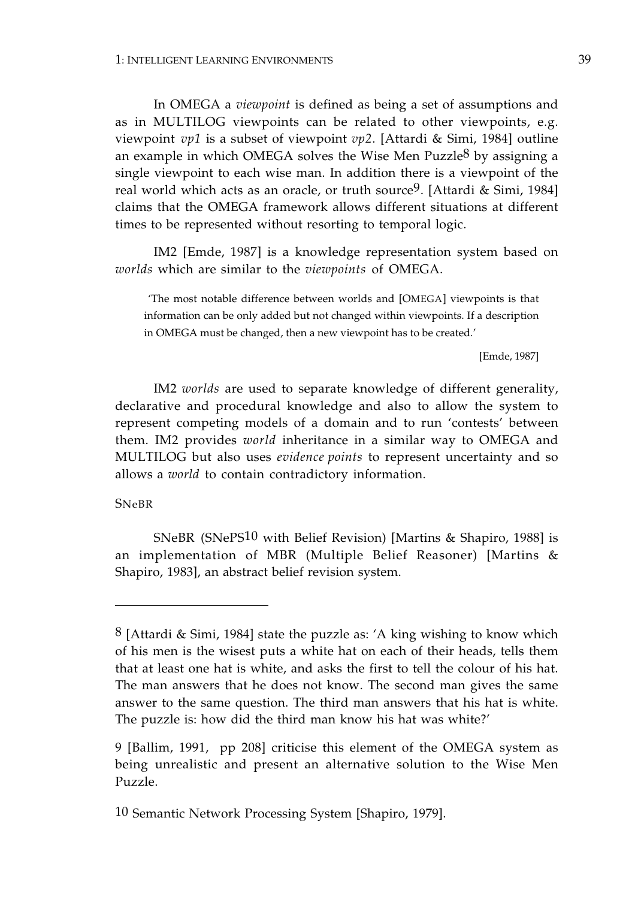In OMEGA a *viewpoint* is defined as being a set of assumptions and as in MULTILOG viewpoints can be related to other viewpoints, e.g. viewpoint *vp1* is a subset of viewpoint *vp2*. [Attardi & Simi, 1984] outline an example in which OMEGA solves the Wise Men Puzzle[8] by assigning a single viewpoint to each wise man. In addition there is a viewpoint of the real world which acts as an oracle, or truth source[9]. [Attardi & Simi, 1984] claims that the OMEGA framework allows different situations at different times to be represented without resorting to temporal logic.

IM2 [Emde, 1987] is a knowledge representation system based on *worlds* which are similar to the *viewpoints* of OMEGA.

> 'The most notable difference between worlds and [OMEGA] viewpoints is that information can be only added but not changed within viewpoints. If a description in OMEGA must be changed, then a new viewpoint has to be created.'
>
> [Emde, 1987]

IM2 *worlds* are used to separate knowledge of different generality, declarative and procedural knowledge and also to allow the system to represent competing models of a domain and to run 'contests' between them. IM2 provides *world* inheritance in a similar way to OMEGA and MULTILOG but also uses *evidence points* to represent uncertainty and so allows a *world* to contain contradictory information.

SNeBR

SNeBR (SNePS[10] with Belief Revision) [Martins & Shapiro, 1988] is an implementation of MBR (Multiple Belief Reasoner) [Martins & Shapiro, 1983], an abstract belief revision system.

---

8 [Attardi & Simi, 1984] state the puzzle as: 'A king wishing to know which of his men is the wisest puts a white hat on each of their heads, tells them that at least one hat is white, and asks the first to tell the colour of his hat. The man answers that he does not know. The second man gives the same answer to the same question. The third man answers that his hat is white. The puzzle is: how did the third man know his hat was white?'

9 [Ballim, 1991, pp 208] criticise this element of the OMEGA system as being unrealistic and present an alternative solution to the Wise Men Puzzle.

10 Semantic Network Processing System [Shapiro, 1979].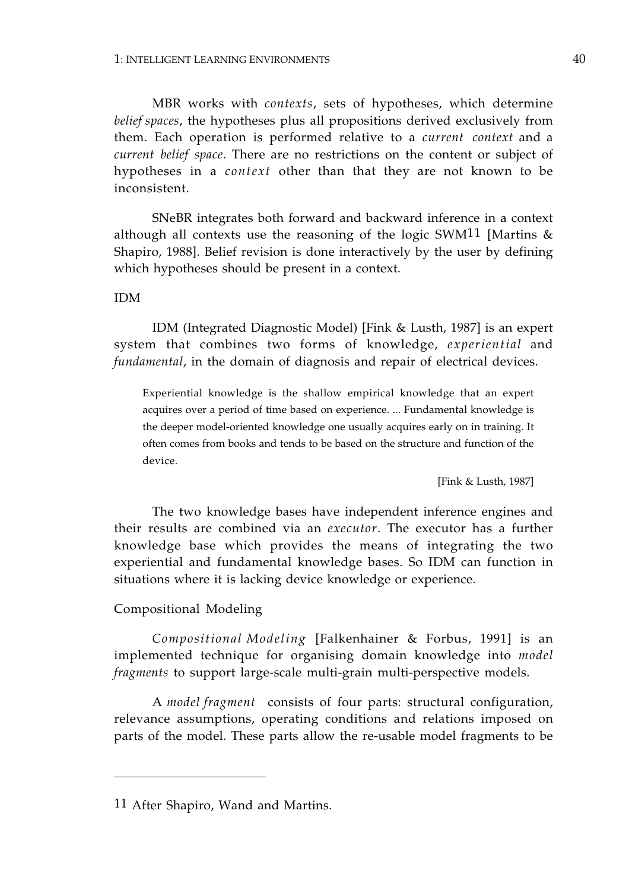MBR works with *contexts*, sets of hypotheses, which determine *belief spaces*, the hypotheses plus all propositions derived exclusively from them. Each operation is performed relative to a *current context* and a *current belief space*. There are no restrictions on the content or subject of hypotheses in a *context* other than that they are not known to be inconsistent.

SNeBR integrates both forward and backward inference in a context although all contexts use the reasoning of the logic SWM[11] [Martins & Shapiro, 1988]. Belief revision is done interactively by the user by defining which hypotheses should be present in a context.

IDM

IDM (Integrated Diagnostic Model) [Fink & Lusth, 1987] is an expert system that combines two forms of knowledge, *experiential* and *fundamental*, in the domain of diagnosis and repair of electrical devices.

> Experiential knowledge is the shallow empirical knowledge that an expert acquires over a period of time based on experience. ... Fundamental knowledge is the deeper model-oriented knowledge one usually acquires early on in training. It often comes from books and tends to be based on the structure and function of the device.
>
> [Fink & Lusth, 1987]

The two knowledge bases have independent inference engines and their results are combined via an *executor*. The executor has a further knowledge base which provides the means of integrating the two experiential and fundamental knowledge bases. So IDM can function in situations where it is lacking device knowledge or experience.

Compositional Modeling

*Compositional Modeling* [Falkenhainer & Forbus, 1991] is an implemented technique for organising domain knowledge into *model fragments* to support large-scale multi-grain multi-perspective models.

A *model fragment* consists of four parts: structural configuration, relevance assumptions, operating conditions and relations imposed on parts of the model. These parts allow the re-usable model fragments to be

---

[11] After Shapiro, Wand and Martins.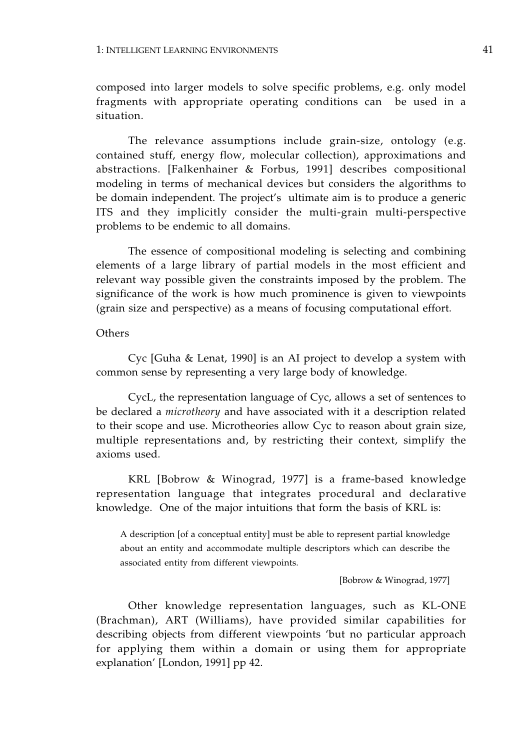composed into larger models to solve specific problems, e.g. only model fragments with appropriate operating conditions can be used in a situation.

The relevance assumptions include grain-size, ontology (e.g. contained stuff, energy flow, molecular collection), approximations and abstractions. [Falkenhainer & Forbus, 1991] describes compositional modeling in terms of mechanical devices but considers the algorithms to be domain independent. The project's ultimate aim is to produce a generic ITS and they implicitly consider the multi-grain multi-perspective problems to be endemic to all domains.

The essence of compositional modeling is selecting and combining elements of a large library of partial models in the most efficient and relevant way possible given the constraints imposed by the problem. The significance of the work is how much prominence is given to viewpoints (grain size and perspective) as a means of focusing computational effort.

Others

Cyc [Guha & Lenat, 1990] is an AI project to develop a system with common sense by representing a very large body of knowledge.

CycL, the representation language of Cyc, allows a set of sentences to be declared a *microtheory* and have associated with it a description related to their scope and use. Microtheories allow Cyc to reason about grain size, multiple representations and, by restricting their context, simplify the axioms used.

KRL [Bobrow & Winograd, 1977] is a frame-based knowledge representation language that integrates procedural and declarative knowledge. One of the major intuitions that form the basis of KRL is:

> A description [of a conceptual entity] must be able to represent partial knowledge about an entity and accommodate multiple descriptors which can describe the associated entity from different viewpoints.
>
> [Bobrow & Winograd, 1977]

Other knowledge representation languages, such as KL-ONE (Brachman), ART (Williams), have provided similar capabilities for describing objects from different viewpoints 'but no particular approach for applying them within a domain or using them for appropriate explanation' [London, 1991] pp 42.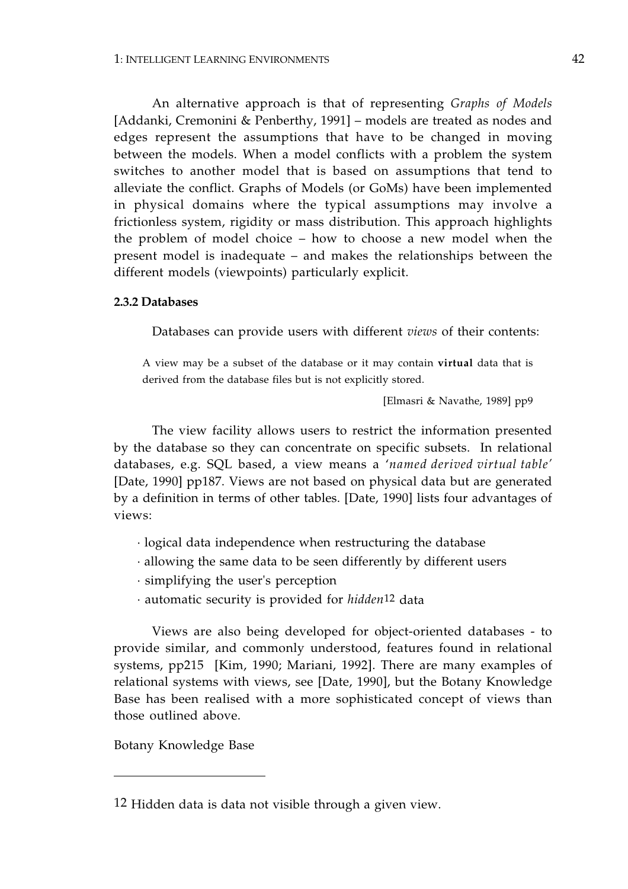An alternative approach is that of representing *Graphs of Models* [Addanki, Cremonini & Penberthy, 1991] – models are treated as nodes and edges represent the assumptions that have to be changed in moving between the models. When a model conflicts with a problem the system switches to another model that is based on assumptions that tend to alleviate the conflict. Graphs of Models (or GoMs) have been implemented in physical domains where the typical assumptions may involve a frictionless system, rigidity or mass distribution. This approach highlights the problem of model choice – how to choose a new model when the present model is inadequate – and makes the relationships between the different models (viewpoints) particularly explicit.

#### 2.3.2 Databases

Databases can provide users with different *views* of their contents:

> A view may be a subset of the database or it may contain **virtual** data that is derived from the database files but is not explicitly stored.
>
> [Elmasri & Navathe, 1989] pp9

The view facility allows users to restrict the information presented by the database so they can concentrate on specific subsets. In relational databases, e.g. SQL based, a view means a '*named derived virtual table*' [Date, 1990] pp187. Views are not based on physical data but are generated by a definition in terms of other tables. [Date, 1990] lists four advantages of views:

- logical data independence when restructuring the database
- allowing the same data to be seen differently by different users
- simplifying the user's perception
- automatic security is provided for *hidden*[12] data

Views are also being developed for object-oriented databases - to provide similar, and commonly understood, features found in relational systems, pp215 [Kim, 1990; Mariani, 1992]. There are many examples of relational systems with views, see [Date, 1990], but the Botany Knowledge Base has been realised with a more sophisticated concept of views than those outlined above.

Botany Knowledge Base

---

[12] Hidden data is data not visible through a given view.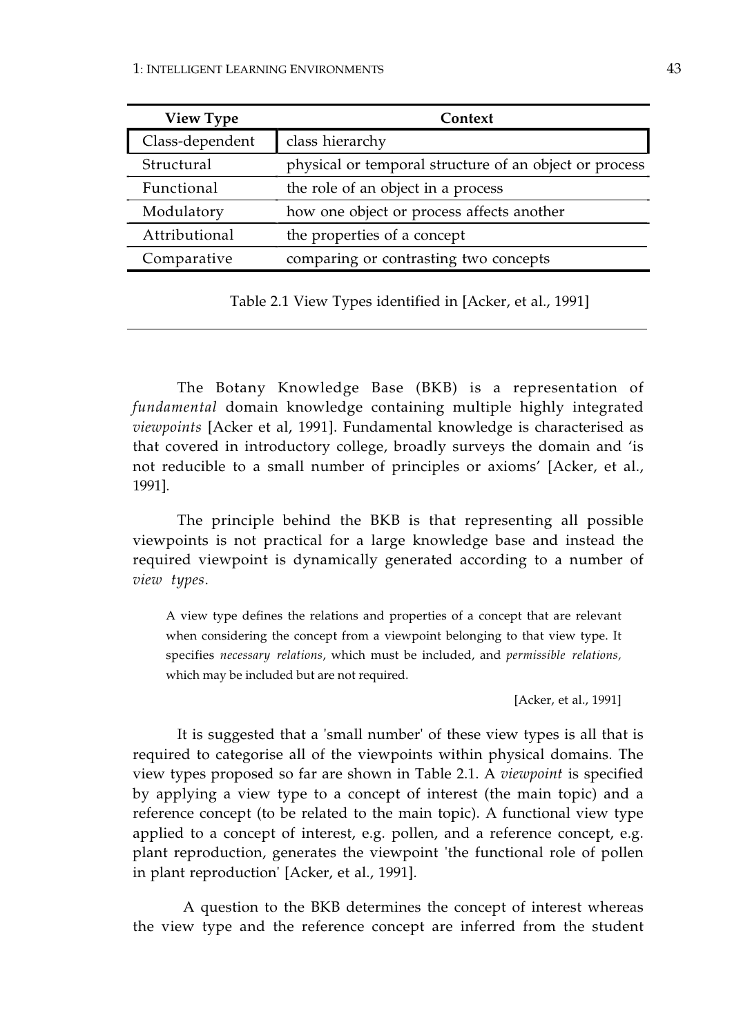| View Type | Context |
|---|---|
| Class-dependent | class hierarchy |
| Structural | physical or temporal structure of an object or process |
| Functional | the role of an object in a process |
| Modulatory | how one object or process affects another |
| Attributional | the properties of a concept |
| Comparative | comparing or contrasting two concepts |

Table 2.1 View Types identified in [Acker, et al., 1991]

The Botany Knowledge Base (BKB) is a representation of *fundamental* domain knowledge containing multiple highly integrated *viewpoints* [Acker et al, 1991]. Fundamental knowledge is characterised as that covered in introductory college, broadly surveys the domain and 'is not reducible to a small number of principles or axioms' [Acker, et al., 1991].

The principle behind the BKB is that representing all possible viewpoints is not practical for a large knowledge base and instead the required viewpoint is dynamically generated according to a number of *view types*.

> A view type defines the relations and properties of a concept that are relevant when considering the concept from a viewpoint belonging to that view type. It specifies *necessary relations*, which must be included, and *permissible relations,* which may be included but are not required.
>
> [Acker, et al., 1991]

It is suggested that a 'small number' of these view types is all that is required to categorise all of the viewpoints within physical domains. The view types proposed so far are shown in Table 2.1. A *viewpoint* is specified by applying a view type to a concept of interest (the main topic) and a reference concept (to be related to the main topic). A functional view type applied to a concept of interest, e.g. pollen, and a reference concept, e.g. plant reproduction, generates the viewpoint 'the functional role of pollen in plant reproduction' [Acker, et al., 1991].

A question to the BKB determines the concept of interest whereas the view type and the reference concept are inferred from the student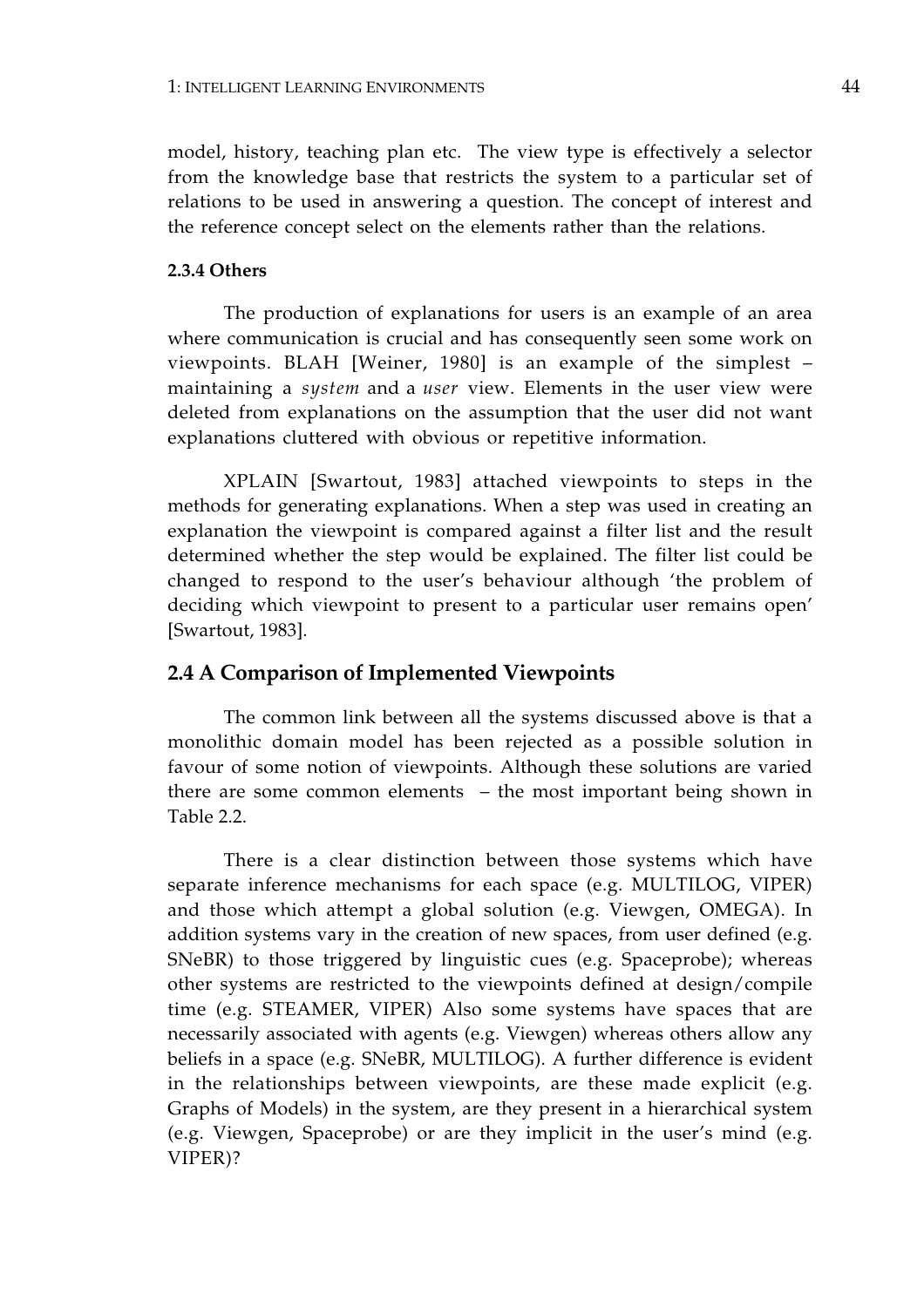model, history, teaching plan etc. The view type is effectively a selector from the knowledge base that restricts the system to a particular set of relations to be used in answering a question. The concept of interest and the reference concept select on the elements rather than the relations.

#### 2.3.4 Others

The production of explanations for users is an example of an area where communication is crucial and has consequently seen some work on viewpoints. BLAH [Weiner, 1980] is an example of the simplest – maintaining a *system* and a *user* view. Elements in the user view were deleted from explanations on the assumption that the user did not want explanations cluttered with obvious or repetitive information.

XPLAIN [Swartout, 1983] attached viewpoints to steps in the methods for generating explanations. When a step was used in creating an explanation the viewpoint is compared against a filter list and the result determined whether the step would be explained. The filter list could be changed to respond to the user's behaviour although 'the problem of deciding which viewpoint to present to a particular user remains open' [Swartout, 1983].

## 2.4 A Comparison of Implemented Viewpoints

The common link between all the systems discussed above is that a monolithic domain model has been rejected as a possible solution in favour of some notion of viewpoints. Although these solutions are varied there are some common elements – the most important being shown in Table 2.2.

There is a clear distinction between those systems which have separate inference mechanisms for each space (e.g. MULTILOG, VIPER) and those which attempt a global solution (e.g. Viewgen, OMEGA). In addition systems vary in the creation of new spaces, from user defined (e.g. SNeBR) to those triggered by linguistic cues (e.g. Spaceprobe); whereas other systems are restricted to the viewpoints defined at design/compile time (e.g. STEAMER, VIPER) Also some systems have spaces that are necessarily associated with agents (e.g. Viewgen) whereas others allow any beliefs in a space (e.g. SNeBR, MULTILOG). A further difference is evident in the relationships between viewpoints, are these made explicit (e.g. Graphs of Models) in the system, are they present in a hierarchical system (e.g. Viewgen, Spaceprobe) or are they implicit in the user's mind (e.g. VIPER)?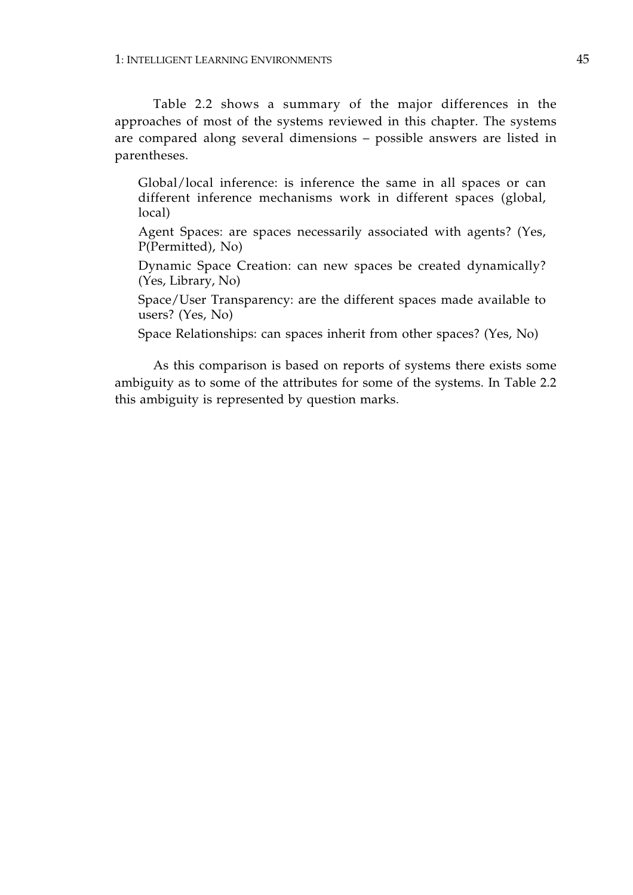Table 2.2 shows a summary of the major differences in the approaches of most of the systems reviewed in this chapter. The systems are compared along several dimensions – possible answers are listed in parentheses.

Global/local inference: is inference the same in all spaces or can different inference mechanisms work in different spaces (global, local)

Agent Spaces: are spaces necessarily associated with agents? (Yes, P(Permitted), No)

Dynamic Space Creation: can new spaces be created dynamically? (Yes, Library, No)

Space/User Transparency: are the different spaces made available to users? (Yes, No)

Space Relationships: can spaces inherit from other spaces? (Yes, No)

As this comparison is based on reports of systems there exists some ambiguity as to some of the attributes for some of the systems. In Table 2.2 this ambiguity is represented by question marks.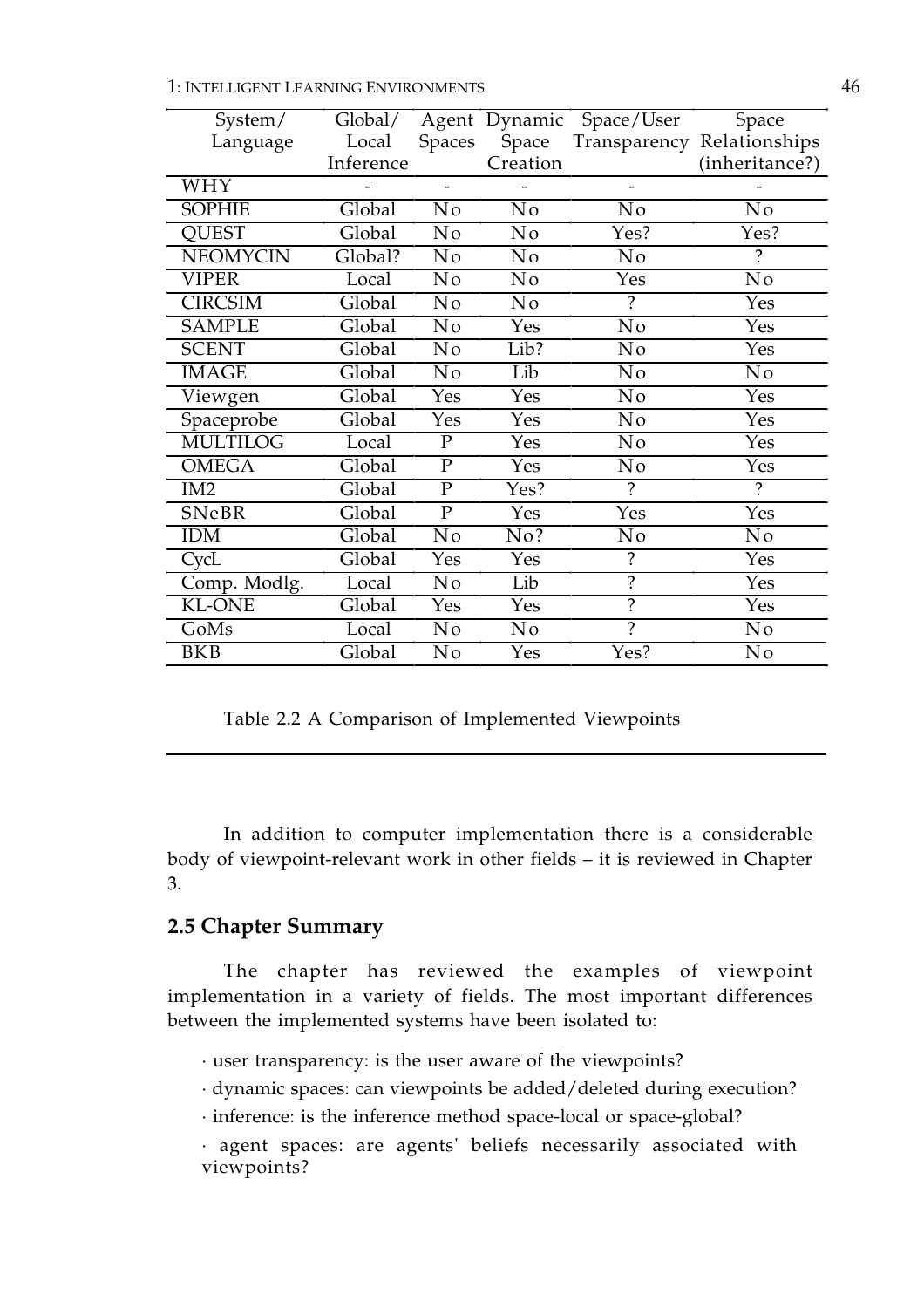| System/ Language | Global/ Local Inference | Agent Spaces | Dynamic Space Creation | Space/User Transparency | Space Relationships (inheritance?) |
|---|---|---|---|---|---|
| WHY | - | - | - | - | - |
| SOPHIE | Global | No | No | No | No |
| QUEST | Global | No | No | Yes? | Yes? |
| NEOMYCIN | Global? | No | No | No | ? |
| VIPER | Local | No | No | Yes | No |
| CIRCSIM | Global | No | No | ? | Yes |
| SAMPLE | Global | No | Yes | No | Yes |
| SCENT | Global | No | Lib? | No | Yes |
| IMAGE | Global | No | Lib | No | No |
| Viewgen | Global | Yes | Yes | No | Yes |
| Spaceprobe | Global | Yes | Yes | No | Yes |
| MULTILOG | Local | P | Yes | No | Yes |
| OMEGA | Global | P | Yes | No | Yes |
| IM2 | Global | P | Yes? | ? | ? |
| SNeBR | Global | P | Yes | Yes | Yes |
| IDM | Global | No | No? | No | No |
| CycL | Global | Yes | Yes | ? | Yes |
| Comp. Modlg. | Local | No | Lib | ? | Yes |
| KL-ONE | Global | Yes | Yes | ? | Yes |
| GoMs | Local | No | No | ? | No |
| BKB | Global | No | Yes | Yes? | No |

Table 2.2 A Comparison of Implemented Viewpoints

In addition to computer implementation there is a considerable body of viewpoint-relevant work in other fields – it is reviewed in Chapter 3.

## 2.5 Chapter Summary

The chapter has reviewed the examples of viewpoint implementation in a variety of fields. The most important differences between the implemented systems have been isolated to:

- user transparency: is the user aware of the viewpoints?
- dynamic spaces: can viewpoints be added/deleted during execution?
- inference: is the inference method space-local or space-global?
- agent spaces: are agents' beliefs necessarily associated with viewpoints?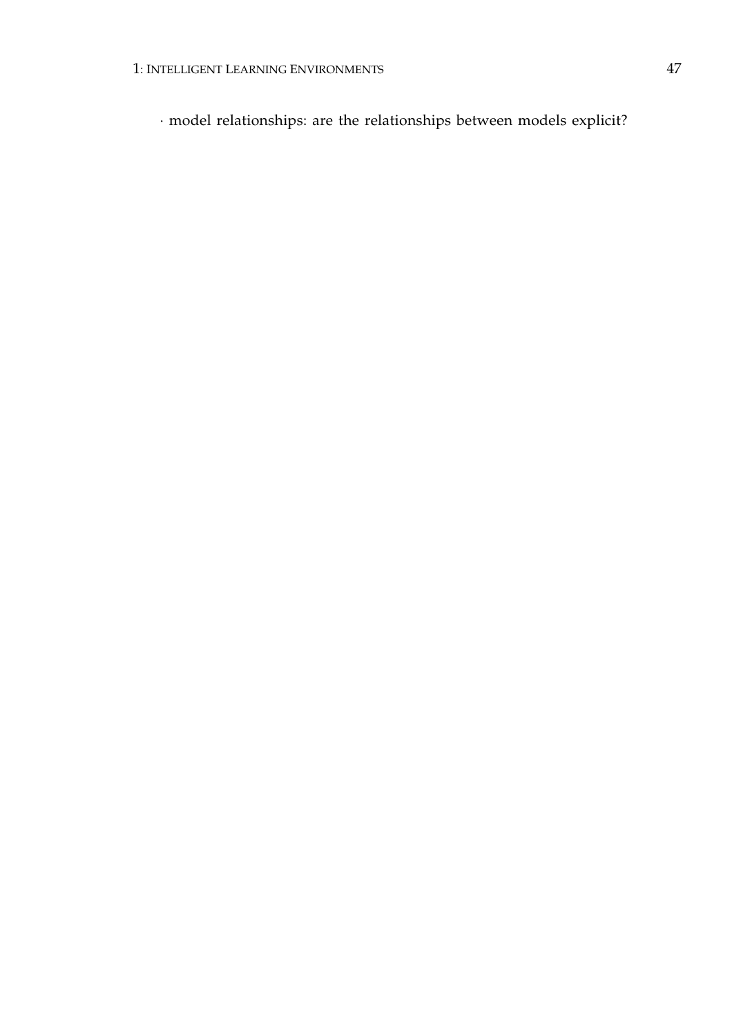- model relationships: are the relationships between models explicit?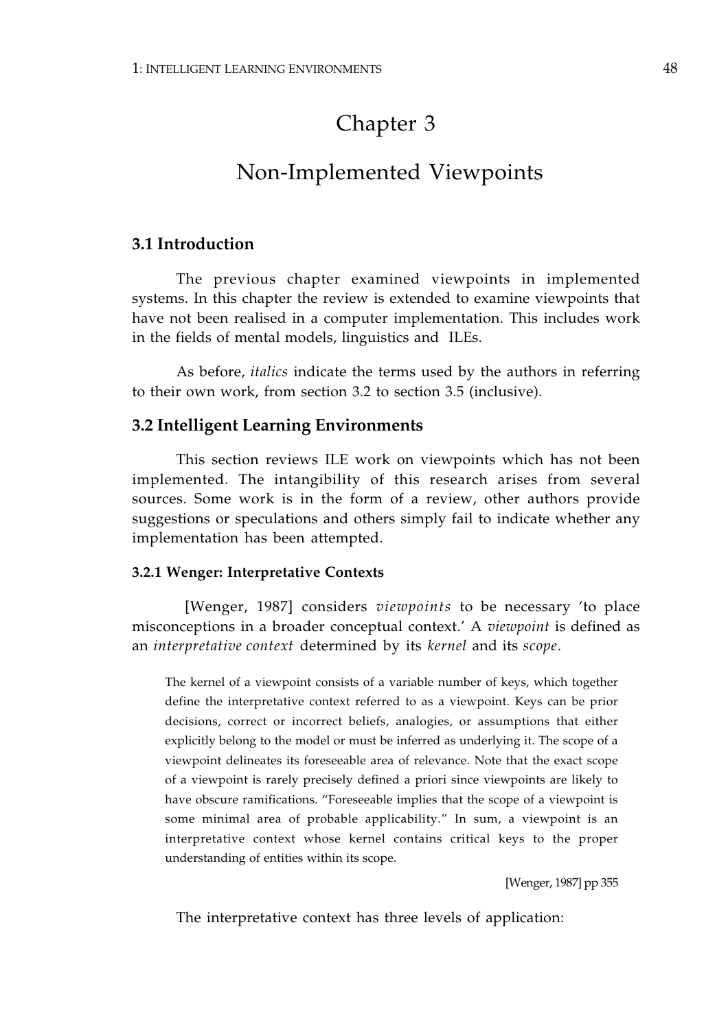# Chapter 3

# Non-Implemented Viewpoints

## 3.1 Introduction

The previous chapter examined viewpoints in implemented systems. In this chapter the review is extended to examine viewpoints that have not been realised in a computer implementation. This includes work in the fields of mental models, linguistics and ILEs.

As before, *italics* indicate the terms used by the authors in referring to their own work, from section 3.2 to section 3.5 (inclusive).

## 3.2 Intelligent Learning Environments

This section reviews ILE work on viewpoints which has not been implemented. The intangibility of this research arises from several sources. Some work is in the form of a review, other authors provide suggestions or speculations and others simply fail to indicate whether any implementation has been attempted.

### 3.2.1 Wenger: Interpretative Contexts

[Wenger, 1987] considers *viewpoints* to be necessary 'to place misconceptions in a broader conceptual context.' A *viewpoint* is defined as an *interpretative context* determined by its *kernel* and its *scope*.

> The kernel of a viewpoint consists of a variable number of keys, which together define the interpretative context referred to as a viewpoint. Keys can be prior decisions, correct or incorrect beliefs, analogies, or assumptions that either explicitly belong to the model or must be inferred as underlying it. The scope of a viewpoint delineates its foreseeable area of relevance. Note that the exact scope of a viewpoint is rarely precisely defined a priori since viewpoints are likely to have obscure ramifications. "Foreseeable implies that the scope of a viewpoint is some minimal area of probable applicability." In sum, a viewpoint is an interpretative context whose kernel contains critical keys to the proper understanding of entities within its scope.
>
> [Wenger, 1987] pp 355

The interpretative context has three levels of application: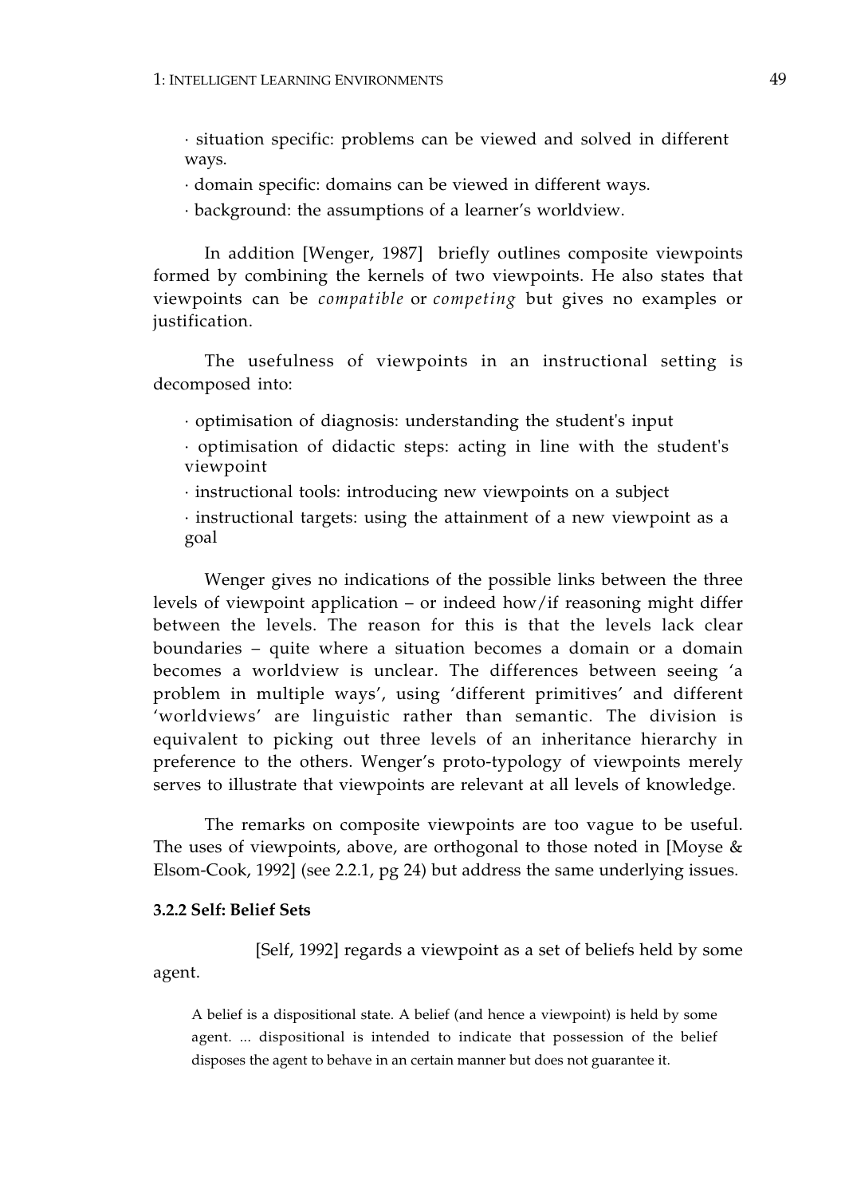· situation specific: problems can be viewed and solved in different ways.

· domain specific: domains can be viewed in different ways.

· background: the assumptions of a learner's worldview.

In addition [Wenger, 1987] briefly outlines composite viewpoints formed by combining the kernels of two viewpoints. He also states that viewpoints can be *compatible* or *competing* but gives no examples or justification.

The usefulness of viewpoints in an instructional setting is decomposed into:

· optimisation of diagnosis: understanding the student's input

· optimisation of didactic steps: acting in line with the student's viewpoint

· instructional tools: introducing new viewpoints on a subject

· instructional targets: using the attainment of a new viewpoint as a goal

Wenger gives no indications of the possible links between the three levels of viewpoint application – or indeed how/if reasoning might differ between the levels. The reason for this is that the levels lack clear boundaries – quite where a situation becomes a domain or a domain becomes a worldview is unclear. The differences between seeing 'a problem in multiple ways', using 'different primitives' and different 'worldviews' are linguistic rather than semantic. The division is equivalent to picking out three levels of an inheritance hierarchy in preference to the others. Wenger's proto-typology of viewpoints merely serves to illustrate that viewpoints are relevant at all levels of knowledge.

The remarks on composite viewpoints are too vague to be useful. The uses of viewpoints, above, are orthogonal to those noted in [Moyse & Elsom-Cook, 1992] (see 2.2.1, pg 24) but address the same underlying issues.

### 3.2.2 Self: Belief Sets

[Self, 1992] regards a viewpoint as a set of beliefs held by some agent.

> A belief is a dispositional state. A belief (and hence a viewpoint) is held by some agent. ... dispositional is intended to indicate that possession of the belief disposes the agent to behave in an certain manner but does not guarantee it.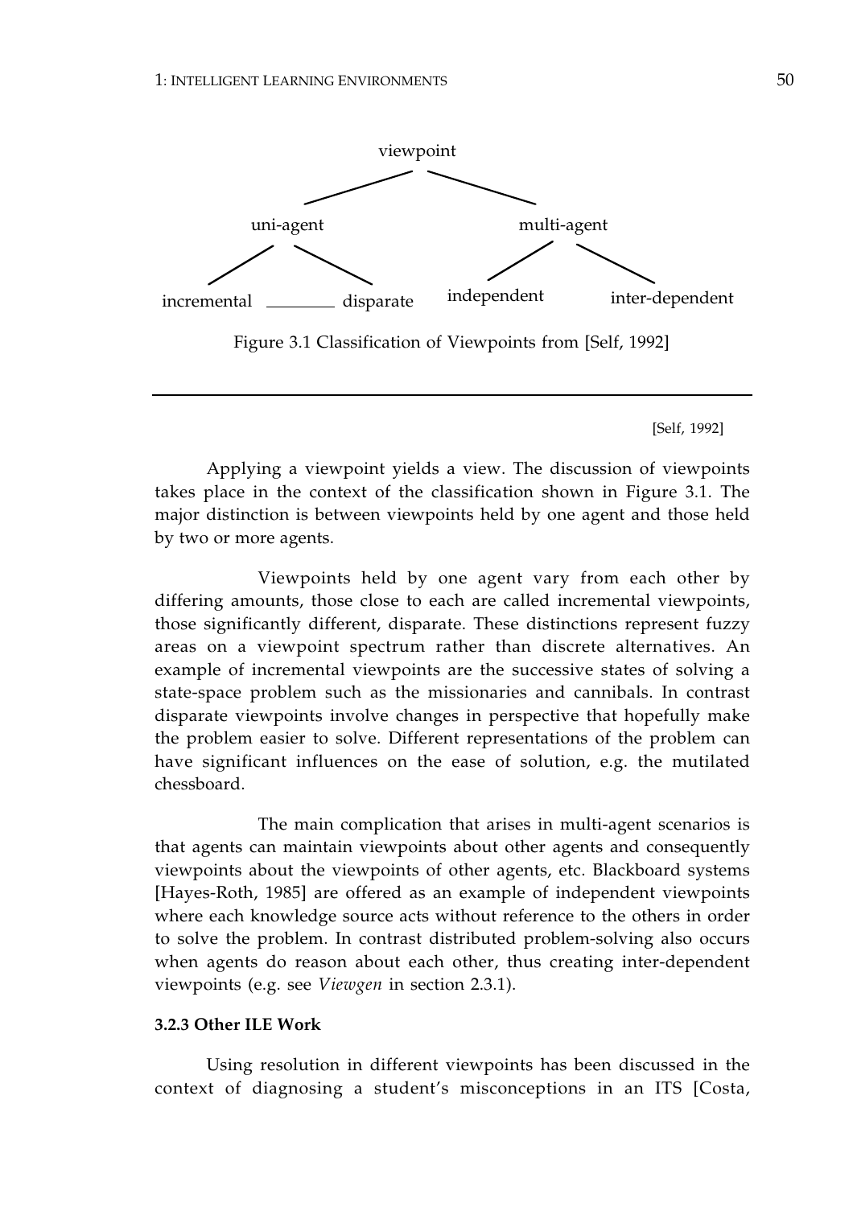viewpoint

uni-agent — multi-agent

incremental ——— disparate — independent — inter-dependent

Figure 3.1 Classification of Viewpoints from [Self, 1992]

---

[Self, 1992]

Applying a viewpoint yields a view. The discussion of viewpoints takes place in the context of the classification shown in Figure 3.1. The major distinction is between viewpoints held by one agent and those held by two or more agents.

Viewpoints held by one agent vary from each other by differing amounts, those close to each are called incremental viewpoints, those significantly different, disparate. These distinctions represent fuzzy areas on a viewpoint spectrum rather than discrete alternatives. An example of incremental viewpoints are the successive states of solving a state-space problem such as the missionaries and cannibals. In contrast disparate viewpoints involve changes in perspective that hopefully make the problem easier to solve. Different representations of the problem can have significant influences on the ease of solution, e.g. the mutilated chessboard.

The main complication that arises in multi-agent scenarios is that agents can maintain viewpoints about other agents and consequently viewpoints about the viewpoints of other agents, etc. Blackboard systems [Hayes-Roth, 1985] are offered as an example of independent viewpoints where each knowledge source acts without reference to the others in order to solve the problem. In contrast distributed problem-solving also occurs when agents do reason about each other, thus creating inter-dependent viewpoints (e.g. see *Viewgen* in section 2.3.1).

### 3.2.3 Other ILE Work

Using resolution in different viewpoints has been discussed in the context of diagnosing a student's misconceptions in an ITS [Costa,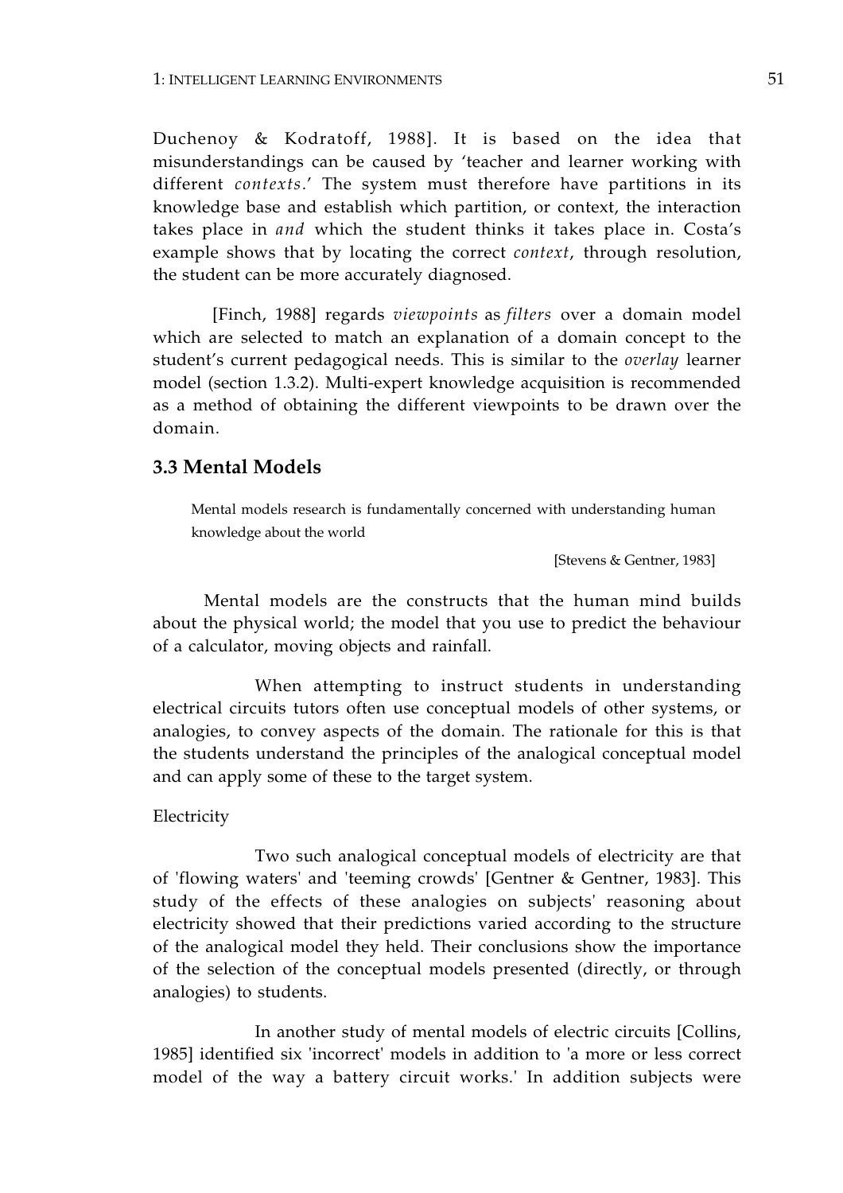Duchenoy & Kodratoff, 1988]. It is based on the idea that misunderstandings can be caused by 'teacher and learner working with different *contexts*.' The system must therefore have partitions in its knowledge base and establish which partition, or context, the interaction takes place in *and* which the student thinks it takes place in. Costa's example shows that by locating the correct *context*, through resolution, the student can be more accurately diagnosed.

[Finch, 1988] regards *viewpoints* as *filters* over a domain model which are selected to match an explanation of a domain concept to the student's current pedagogical needs. This is similar to the *overlay* learner model (section 1.3.2). Multi-expert knowledge acquisition is recommended as a method of obtaining the different viewpoints to be drawn over the domain.

### 3.3 Mental Models

> Mental models research is fundamentally concerned with understanding human knowledge about the world
>
> [Stevens & Gentner, 1983]

Mental models are the constructs that the human mind builds about the physical world; the model that you use to predict the behaviour of a calculator, moving objects and rainfall.

When attempting to instruct students in understanding electrical circuits tutors often use conceptual models of other systems, or analogies, to convey aspects of the domain. The rationale for this is that the students understand the principles of the analogical conceptual model and can apply some of these to the target system.

Electricity

Two such analogical conceptual models of electricity are that of 'flowing waters' and 'teeming crowds' [Gentner & Gentner, 1983]. This study of the effects of these analogies on subjects' reasoning about electricity showed that their predictions varied according to the structure of the analogical model they held. Their conclusions show the importance of the selection of the conceptual models presented (directly, or through analogies) to students.

In another study of mental models of electric circuits [Collins, 1985] identified six 'incorrect' models in addition to 'a more or less correct model of the way a battery circuit works.' In addition subjects were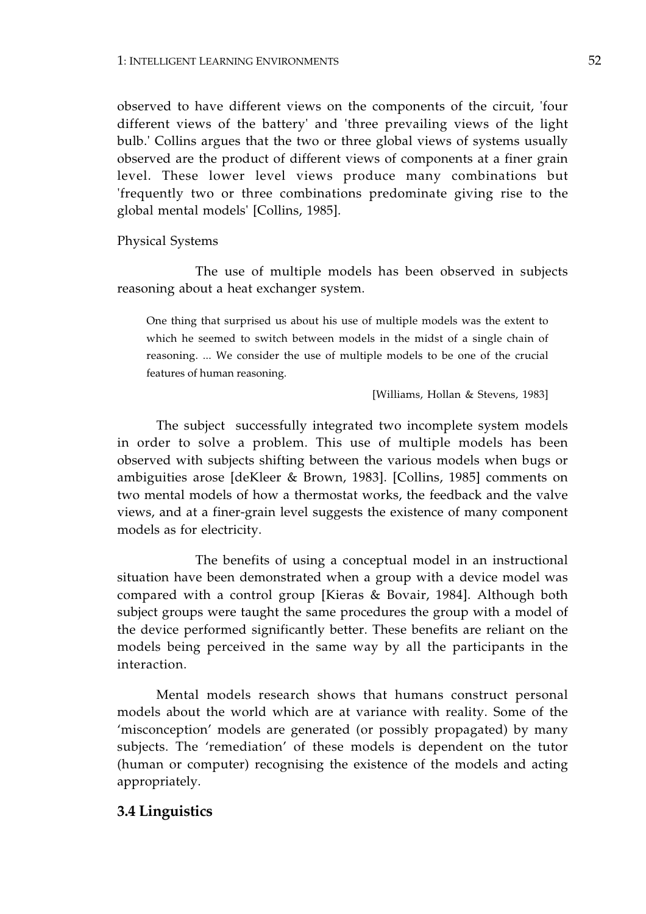observed to have different views on the components of the circuit, 'four different views of the battery' and 'three prevailing views of the light bulb.' Collins argues that the two or three global views of systems usually observed are the product of different views of components at a finer grain level. These lower level views produce many combinations but 'frequently two or three combinations predominate giving rise to the global mental models' [Collins, 1985].

Physical Systems

The use of multiple models has been observed in subjects reasoning about a heat exchanger system.

> One thing that surprised us about his use of multiple models was the extent to which he seemed to switch between models in the midst of a single chain of reasoning. ... We consider the use of multiple models to be one of the crucial features of human reasoning.
>
> [Williams, Hollan & Stevens, 1983]

The subject successfully integrated two incomplete system models in order to solve a problem. This use of multiple models has been observed with subjects shifting between the various models when bugs or ambiguities arose [deKleer & Brown, 1983]. [Collins, 1985] comments on two mental models of how a thermostat works, the feedback and the valve views, and at a finer-grain level suggests the existence of many component models as for electricity.

The benefits of using a conceptual model in an instructional situation have been demonstrated when a group with a device model was compared with a control group [Kieras & Bovair, 1984]. Although both subject groups were taught the same procedures the group with a model of the device performed significantly better. These benefits are reliant on the models being perceived in the same way by all the participants in the interaction.

Mental models research shows that humans construct personal models about the world which are at variance with reality. Some of the 'misconception' models are generated (or possibly propagated) by many subjects. The 'remediation' of these models is dependent on the tutor (human or computer) recognising the existence of the models and acting appropriately.

## 3.4 Linguistics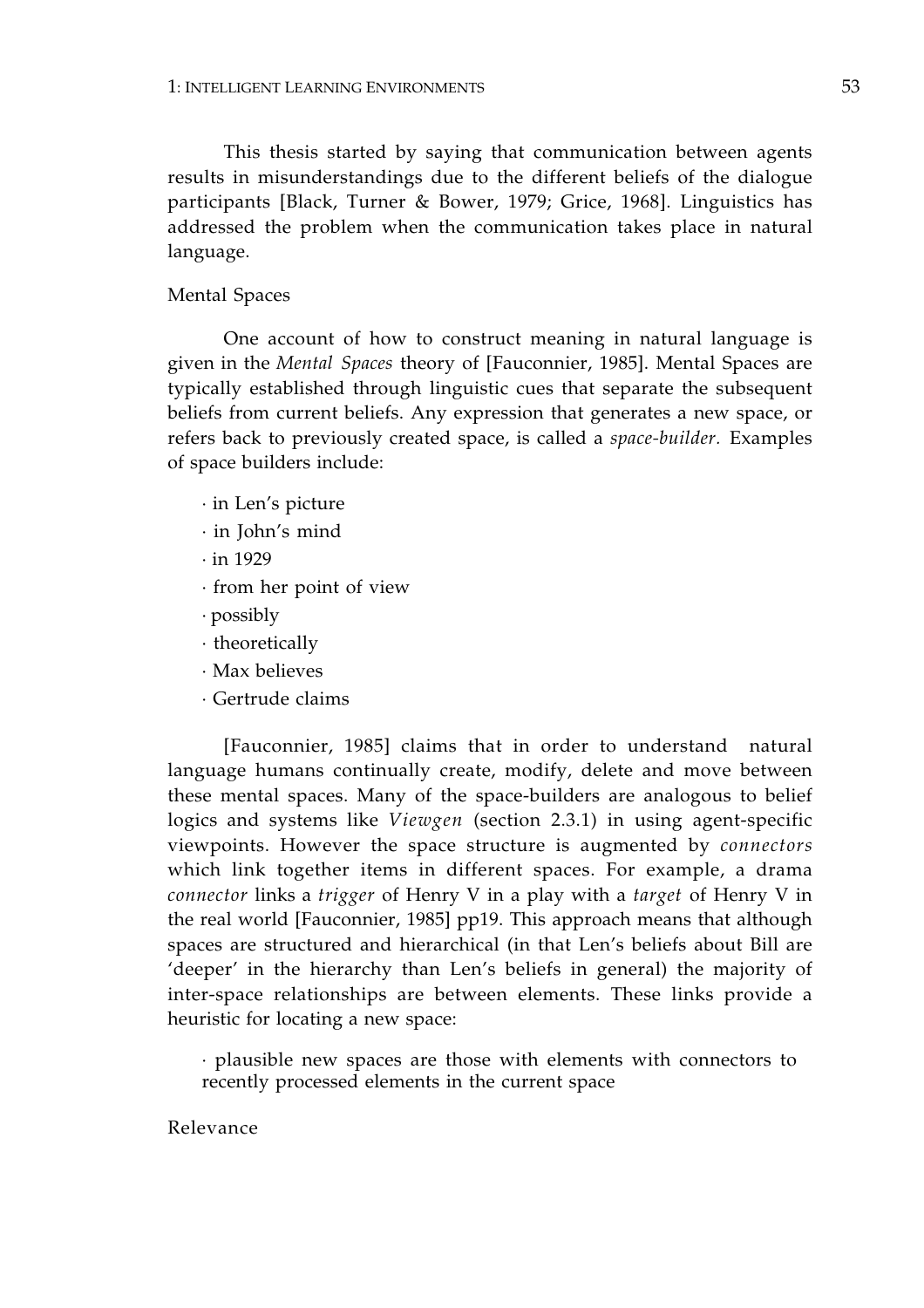This thesis started by saying that communication between agents results in misunderstandings due to the different beliefs of the dialogue participants [Black, Turner & Bower, 1979; Grice, 1968]. Linguistics has addressed the problem when the communication takes place in natural language.

### Mental Spaces

One account of how to construct meaning in natural language is given in the *Mental Spaces* theory of [Fauconnier, 1985]. Mental Spaces are typically established through linguistic cues that separate the subsequent beliefs from current beliefs. Any expression that generates a new space, or refers back to previously created space, is called a *space-builder.* Examples of space builders include:

· in Len's picture
· in John's mind
· in 1929
· from her point of view
· possibly
· theoretically
· Max believes
· Gertrude claims

[Fauconnier, 1985] claims that in order to understand natural language humans continually create, modify, delete and move between these mental spaces. Many of the space-builders are analogous to belief logics and systems like *Viewgen* (section 2.3.1) in using agent-specific viewpoints. However the space structure is augmented by *connectors* which link together items in different spaces. For example, a drama *connector* links a *trigger* of Henry V in a play with a *target* of Henry V in the real world [Fauconnier, 1985] pp19. This approach means that although spaces are structured and hierarchical (in that Len's beliefs about Bill are 'deeper' in the hierarchy than Len's beliefs in general) the majority of inter-space relationships are between elements. These links provide a heuristic for locating a new space:

· plausible new spaces are those with elements with connectors to recently processed elements in the current space

### Relevance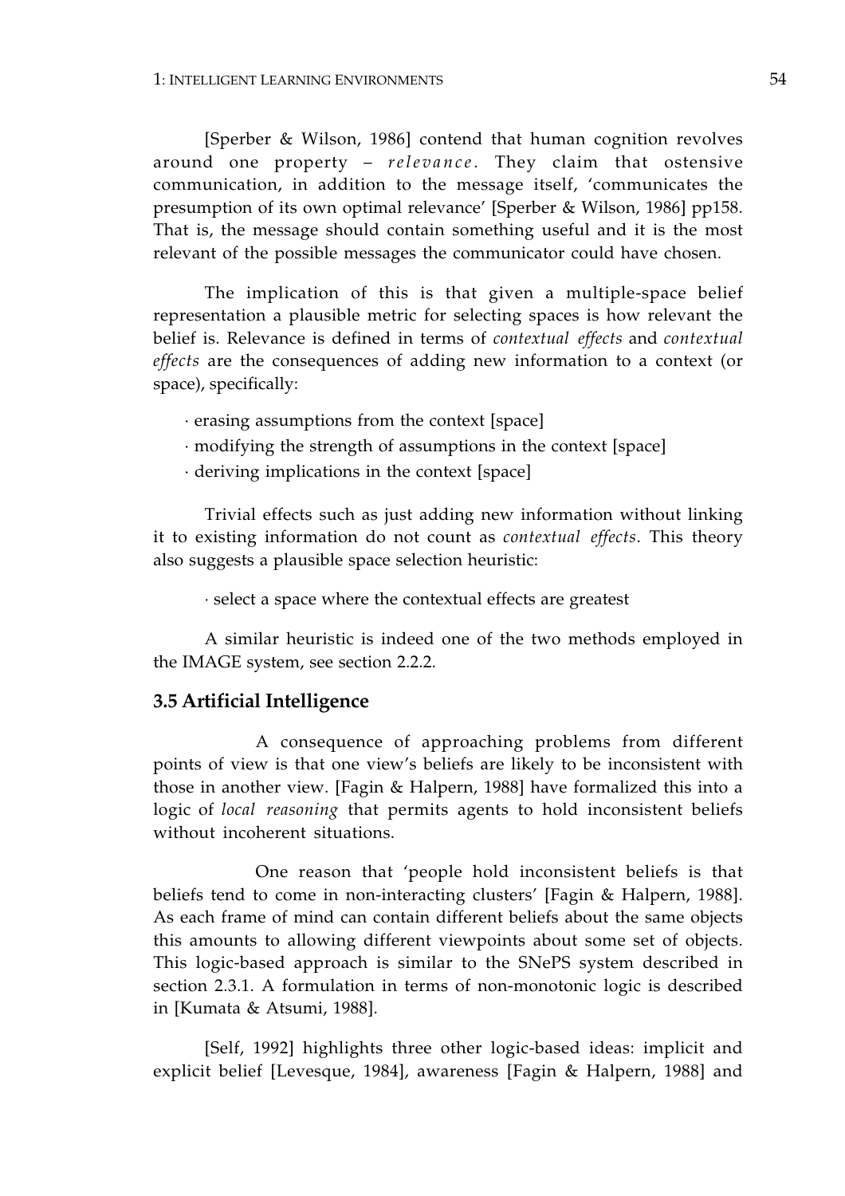[Sperber & Wilson, 1986] contend that human cognition revolves around one property – *relevance*. They claim that ostensive communication, in addition to the message itself, 'communicates the presumption of its own optimal relevance' [Sperber & Wilson, 1986] pp158. That is, the message should contain something useful and it is the most relevant of the possible messages the communicator could have chosen.

The implication of this is that given a multiple-space belief representation a plausible metric for selecting spaces is how relevant the belief is. Relevance is defined in terms of *contextual effects* and *contextual effects* are the consequences of adding new information to a context (or space), specifically:

· erasing assumptions from the context [space]
· modifying the strength of assumptions in the context [space]
· deriving implications in the context [space]

Trivial effects such as just adding new information without linking it to existing information do not count as *contextual effects*. This theory also suggests a plausible space selection heuristic:

· select a space where the contextual effects are greatest

A similar heuristic is indeed one of the two methods employed in the IMAGE system, see section 2.2.2.

### 3.5 Artificial Intelligence

A consequence of approaching problems from different points of view is that one view's beliefs are likely to be inconsistent with those in another view. [Fagin & Halpern, 1988] have formalized this into a logic of *local reasoning* that permits agents to hold inconsistent beliefs without incoherent situations.

One reason that 'people hold inconsistent beliefs is that beliefs tend to come in non-interacting clusters' [Fagin & Halpern, 1988]. As each frame of mind can contain different beliefs about the same objects this amounts to allowing different viewpoints about some set of objects. This logic-based approach is similar to the SNePS system described in section 2.3.1. A formulation in terms of non-monotonic logic is described in [Kumata & Atsumi, 1988].

[Self, 1992] highlights three other logic-based ideas: implicit and explicit belief [Levesque, 1984], awareness [Fagin & Halpern, 1988] and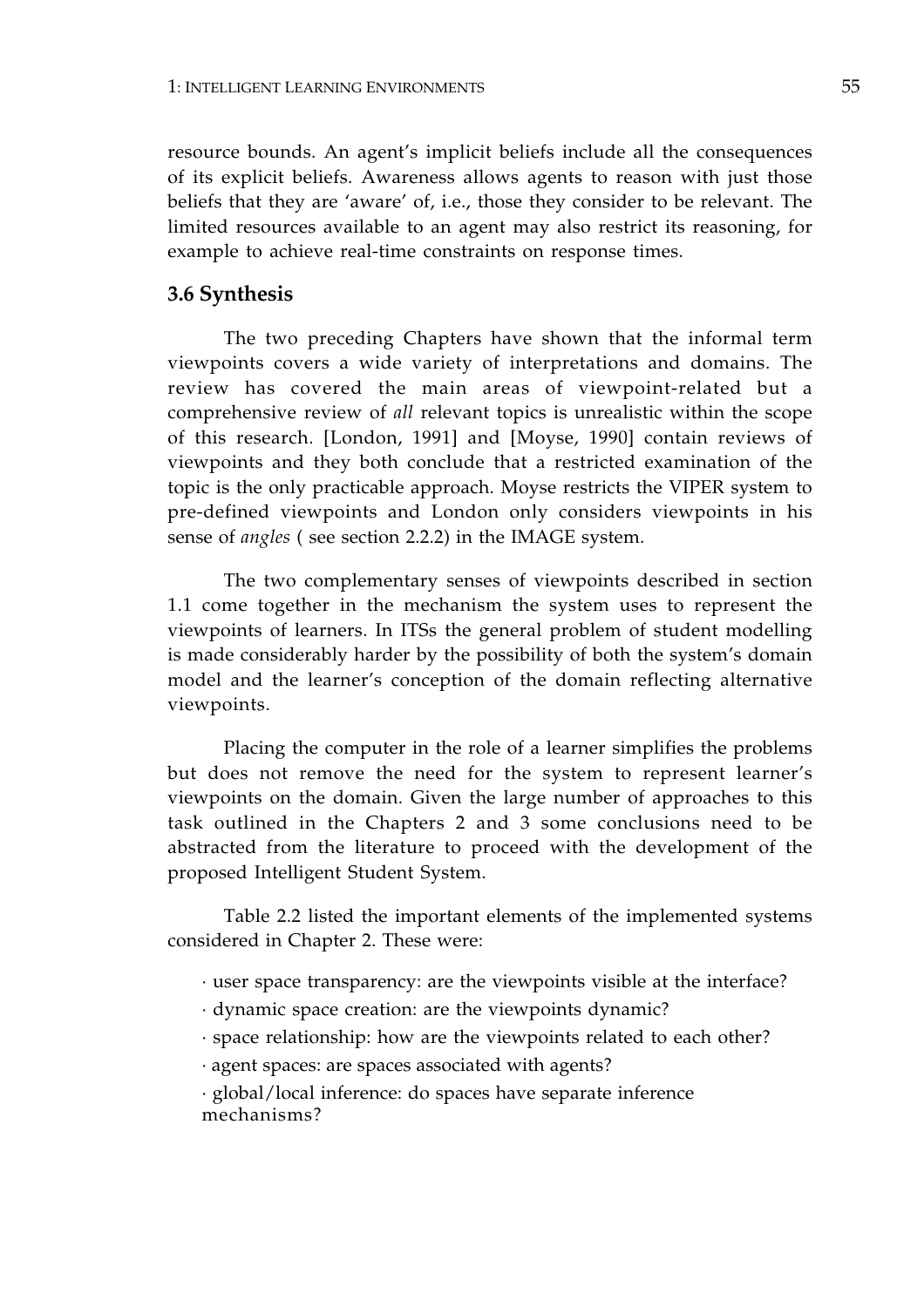resource bounds. An agent's implicit beliefs include all the consequences of its explicit beliefs. Awareness allows agents to reason with just those beliefs that they are 'aware' of, i.e., those they consider to be relevant. The limited resources available to an agent may also restrict its reasoning, for example to achieve real-time constraints on response times.

### 3.6 Synthesis

The two preceding Chapters have shown that the informal term viewpoints covers a wide variety of interpretations and domains. The review has covered the main areas of viewpoint-related but a comprehensive review of *all* relevant topics is unrealistic within the scope of this research. [London, 1991] and [Moyse, 1990] contain reviews of viewpoints and they both conclude that a restricted examination of the topic is the only practicable approach. Moyse restricts the VIPER system to pre-defined viewpoints and London only considers viewpoints in his sense of *angles* ( see section 2.2.2) in the IMAGE system.

The two complementary senses of viewpoints described in section 1.1 come together in the mechanism the system uses to represent the viewpoints of learners. In ITSs the general problem of student modelling is made considerably harder by the possibility of both the system's domain model and the learner's conception of the domain reflecting alternative viewpoints.

Placing the computer in the role of a learner simplifies the problems but does not remove the need for the system to represent learner's viewpoints on the domain. Given the large number of approaches to this task outlined in the Chapters 2 and 3 some conclusions need to be abstracted from the literature to proceed with the development of the proposed Intelligent Student System.

Table 2.2 listed the important elements of the implemented systems considered in Chapter 2. These were:

- user space transparency: are the viewpoints visible at the interface?
- dynamic space creation: are the viewpoints dynamic?
- space relationship: how are the viewpoints related to each other?
- agent spaces: are spaces associated with agents?
- global/local inference: do spaces have separate inference mechanisms?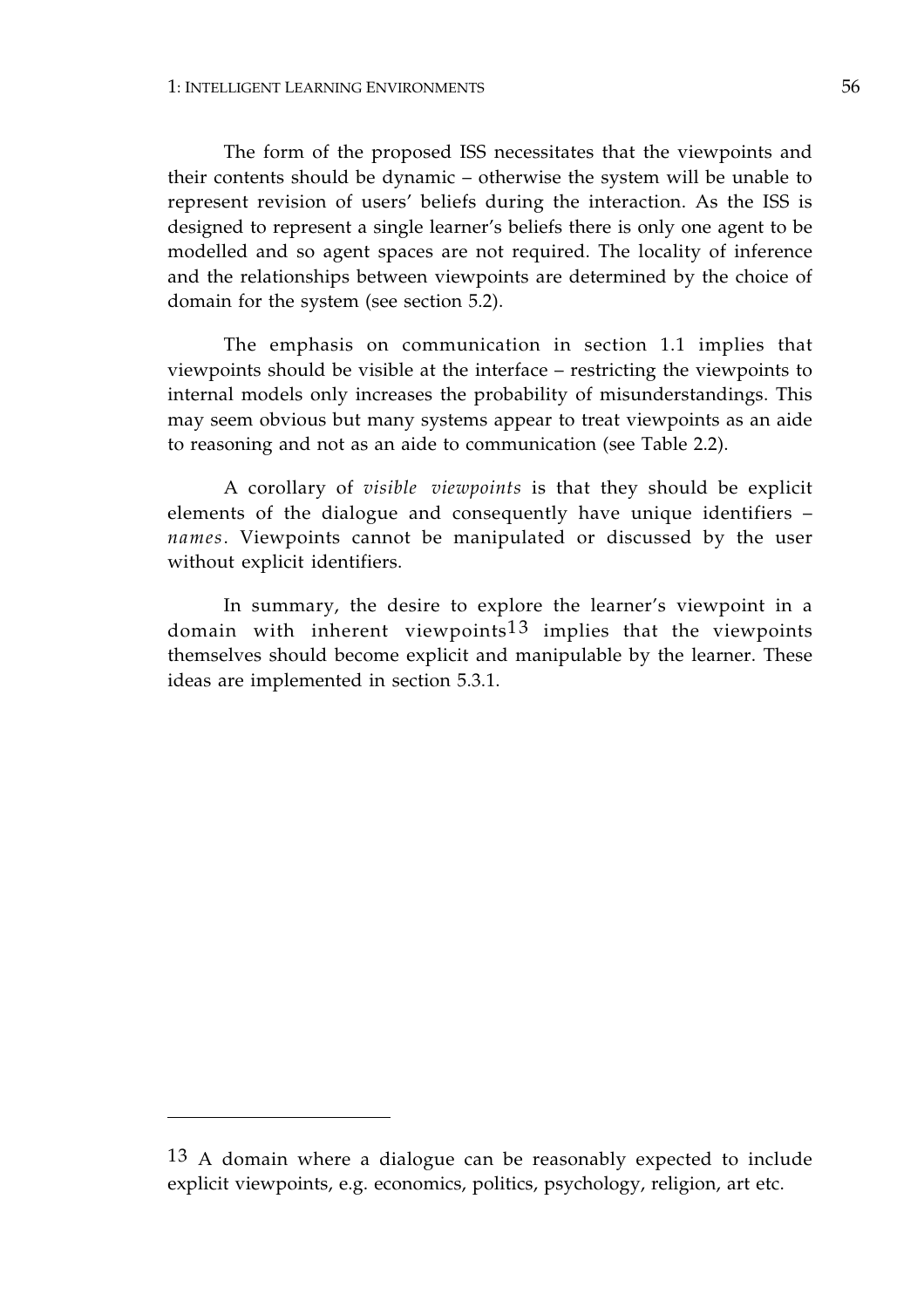The form of the proposed ISS necessitates that the viewpoints and their contents should be dynamic – otherwise the system will be unable to represent revision of users' beliefs during the interaction. As the ISS is designed to represent a single learner's beliefs there is only one agent to be modelled and so agent spaces are not required. The locality of inference and the relationships between viewpoints are determined by the choice of domain for the system (see section 5.2).

The emphasis on communication in section 1.1 implies that viewpoints should be visible at the interface – restricting the viewpoints to internal models only increases the probability of misunderstandings. This may seem obvious but many systems appear to treat viewpoints as an aide to reasoning and not as an aide to communication (see Table 2.2).

A corollary of *visible viewpoints* is that they should be explicit elements of the dialogue and consequently have unique identifiers – *names*. Viewpoints cannot be manipulated or discussed by the user without explicit identifiers.

In summary, the desire to explore the learner's viewpoint in a domain with inherent viewpoints[13] implies that the viewpoints themselves should become explicit and manipulable by the learner. These ideas are implemented in section 5.3.1.

---

[13] A domain where a dialogue can be reasonably expected to include explicit viewpoints, e.g. economics, politics, psychology, religion, art etc.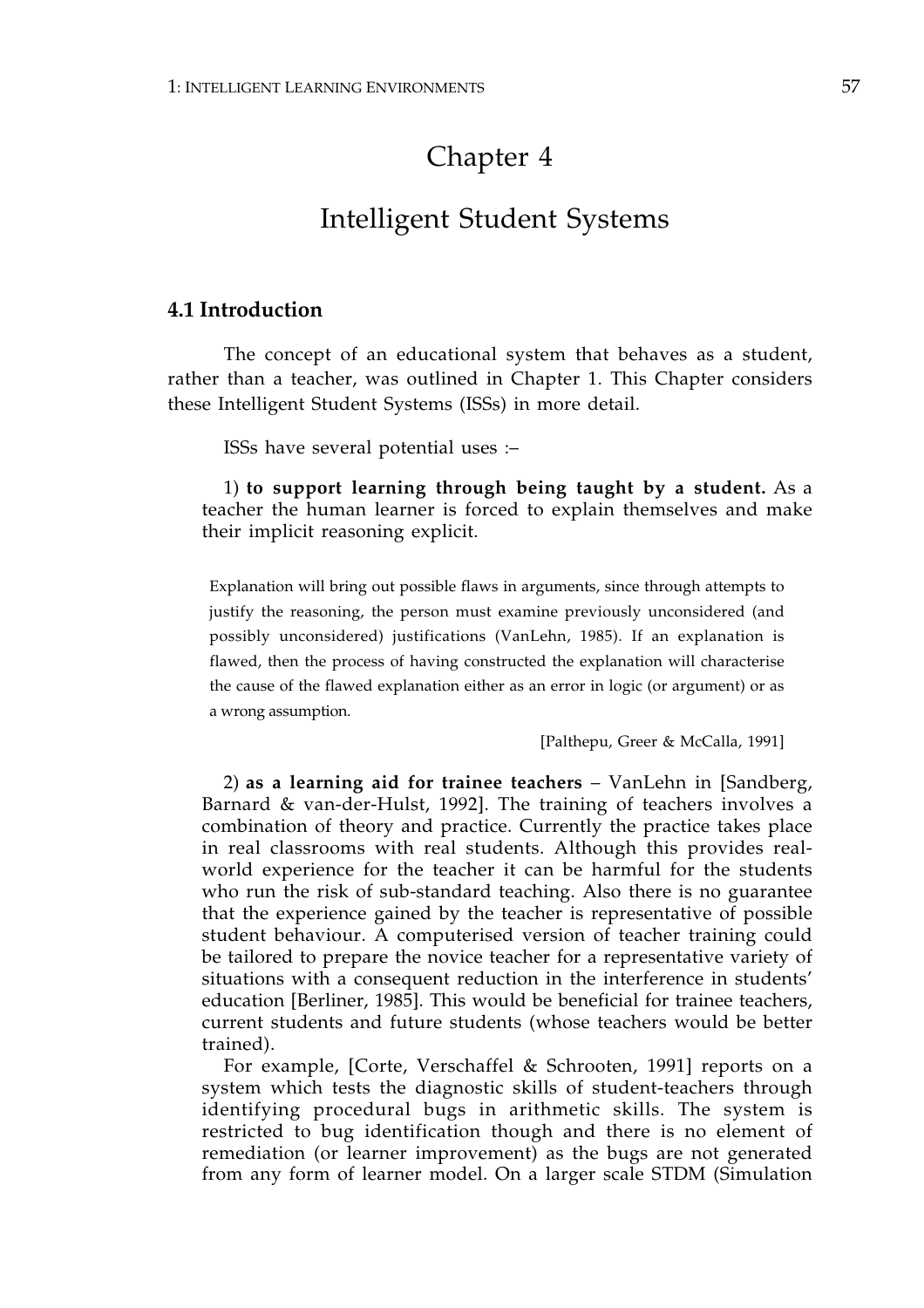# Chapter 4

# Intelligent Student Systems

## 4.1 Introduction

The concept of an educational system that behaves as a student, rather than a teacher, was outlined in Chapter 1. This Chapter considers these Intelligent Student Systems (ISSs) in more detail.

ISSs have several potential uses :–

1) **to support learning through being taught by a student.** As a teacher the human learner is forced to explain themselves and make their implicit reasoning explicit.

> Explanation will bring out possible flaws in arguments, since through attempts to justify the reasoning, the person must examine previously unconsidered (and possibly unconsidered) justifications (VanLehn, 1985). If an explanation is flawed, then the process of having constructed the explanation will characterise the cause of the flawed explanation either as an error in logic (or argument) or as a wrong assumption.
>
> [Palthepu, Greer & McCalla, 1991]

2) **as a learning aid for trainee teachers** – VanLehn in [Sandberg, Barnard & van-der-Hulst, 1992]. The training of teachers involves a combination of theory and practice. Currently the practice takes place in real classrooms with real students. Although this provides real-world experience for the teacher it can be harmful for the students who run the risk of sub-standard teaching. Also there is no guarantee that the experience gained by the teacher is representative of possible student behaviour. A computerised version of teacher training could be tailored to prepare the novice teacher for a representative variety of situations with a consequent reduction in the interference in students' education [Berliner, 1985]. This would be beneficial for trainee teachers, current students and future students (whose teachers would be better trained).

For example, [Corte, Verschaffel & Schrooten, 1991] reports on a system which tests the diagnostic skills of student-teachers through identifying procedural bugs in arithmetic skills. The system is restricted to bug identification though and there is no element of remediation (or learner improvement) as the bugs are not generated from any form of learner model. On a larger scale STDM (Simulation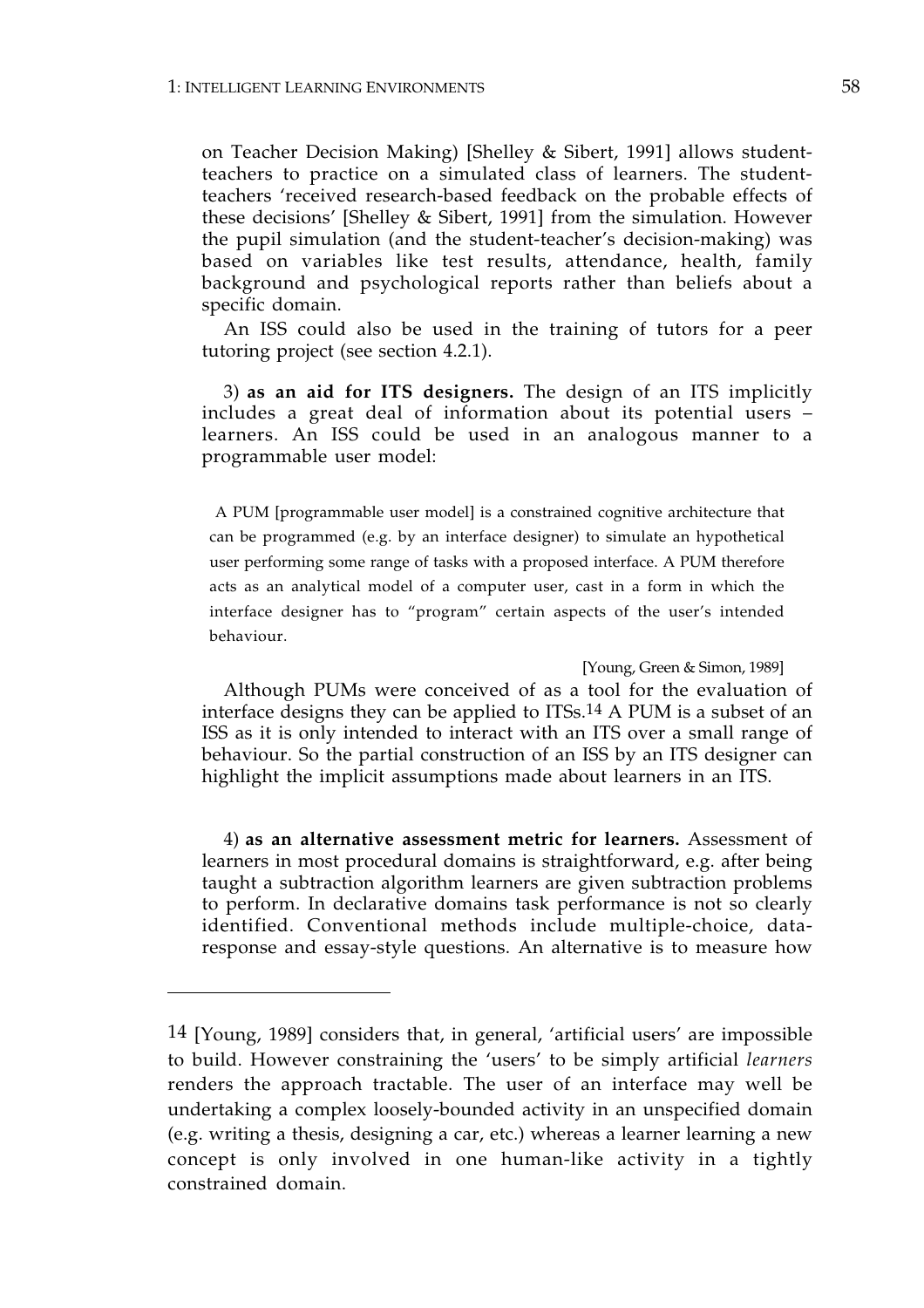on Teacher Decision Making) [Shelley & Sibert, 1991] allows student-teachers to practice on a simulated class of learners. The student-teachers 'received research-based feedback on the probable effects of these decisions' [Shelley & Sibert, 1991] from the simulation. However the pupil simulation (and the student-teacher's decision-making) was based on variables like test results, attendance, health, family background and psychological reports rather than beliefs about a specific domain.

An ISS could also be used in the training of tutors for a peer tutoring project (see section 4.2.1).

3) **as an aid for ITS designers.** The design of an ITS implicitly includes a great deal of information about its potential users – learners. An ISS could be used in an analogous manner to a programmable user model:

> A PUM [programmable user model] is a constrained cognitive architecture that can be programmed (e.g. by an interface designer) to simulate an hypothetical user performing some range of tasks with a proposed interface. A PUM therefore acts as an analytical model of a computer user, cast in a form in which the interface designer has to "program" certain aspects of the user's intended behaviour.
>
> [Young, Green & Simon, 1989]

Although PUMs were conceived of as a tool for the evaluation of interface designs they can be applied to ITSs.[14] A PUM is a subset of an ISS as it is only intended to interact with an ITS over a small range of behaviour. So the partial construction of an ISS by an ITS designer can highlight the implicit assumptions made about learners in an ITS.

4) **as an alternative assessment metric for learners.** Assessment of learners in most procedural domains is straightforward, e.g. after being taught a subtraction algorithm learners are given subtraction problems to perform. In declarative domains task performance is not so clearly identified. Conventional methods include multiple-choice, data-response and essay-style questions. An alternative is to measure how

---

[14] [Young, 1989] considers that, in general, 'artificial users' are impossible to build. However constraining the 'users' to be simply artificial *learners* renders the approach tractable. The user of an interface may well be undertaking a complex loosely-bounded activity in an unspecified domain (e.g. writing a thesis, designing a car, etc.) whereas a learner learning a new concept is only involved in one human-like activity in a tightly constrained domain.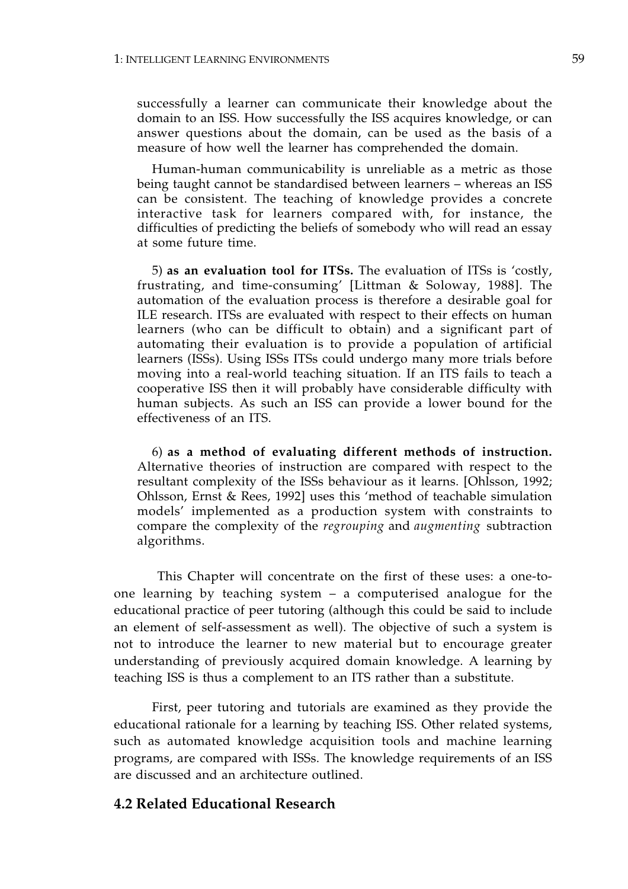successfully a learner can communicate their knowledge about the domain to an ISS. How successfully the ISS acquires knowledge, or can answer questions about the domain, can be used as the basis of a measure of how well the learner has comprehended the domain.

Human-human communicability is unreliable as a metric as those being taught cannot be standardised between learners – whereas an ISS can be consistent. The teaching of knowledge provides a concrete interactive task for learners compared with, for instance, the difficulties of predicting the beliefs of somebody who will read an essay at some future time.

5) **as an evaluation tool for ITSs.** The evaluation of ITSs is 'costly, frustrating, and time-consuming' [Littman & Soloway, 1988]. The automation of the evaluation process is therefore a desirable goal for ILE research. ITSs are evaluated with respect to their effects on human learners (who can be difficult to obtain) and a significant part of automating their evaluation is to provide a population of artificial learners (ISSs). Using ISSs ITSs could undergo many more trials before moving into a real-world teaching situation. If an ITS fails to teach a cooperative ISS then it will probably have considerable difficulty with human subjects. As such an ISS can provide a lower bound for the effectiveness of an ITS.

6) **as a method of evaluating different methods of instruction.** Alternative theories of instruction are compared with respect to the resultant complexity of the ISSs behaviour as it learns. [Ohlsson, 1992; Ohlsson, Ernst & Rees, 1992] uses this 'method of teachable simulation models' implemented as a production system with constraints to compare the complexity of the *regrouping* and *augmenting* subtraction algorithms.

This Chapter will concentrate on the first of these uses: a one-to-one learning by teaching system – a computerised analogue for the educational practice of peer tutoring (although this could be said to include an element of self-assessment as well). The objective of such a system is not to introduce the learner to new material but to encourage greater understanding of previously acquired domain knowledge. A learning by teaching ISS is thus a complement to an ITS rather than a substitute.

First, peer tutoring and tutorials are examined as they provide the educational rationale for a learning by teaching ISS. Other related systems, such as automated knowledge acquisition tools and machine learning programs, are compared with ISSs. The knowledge requirements of an ISS are discussed and an architecture outlined.

## 4.2 Related Educational Research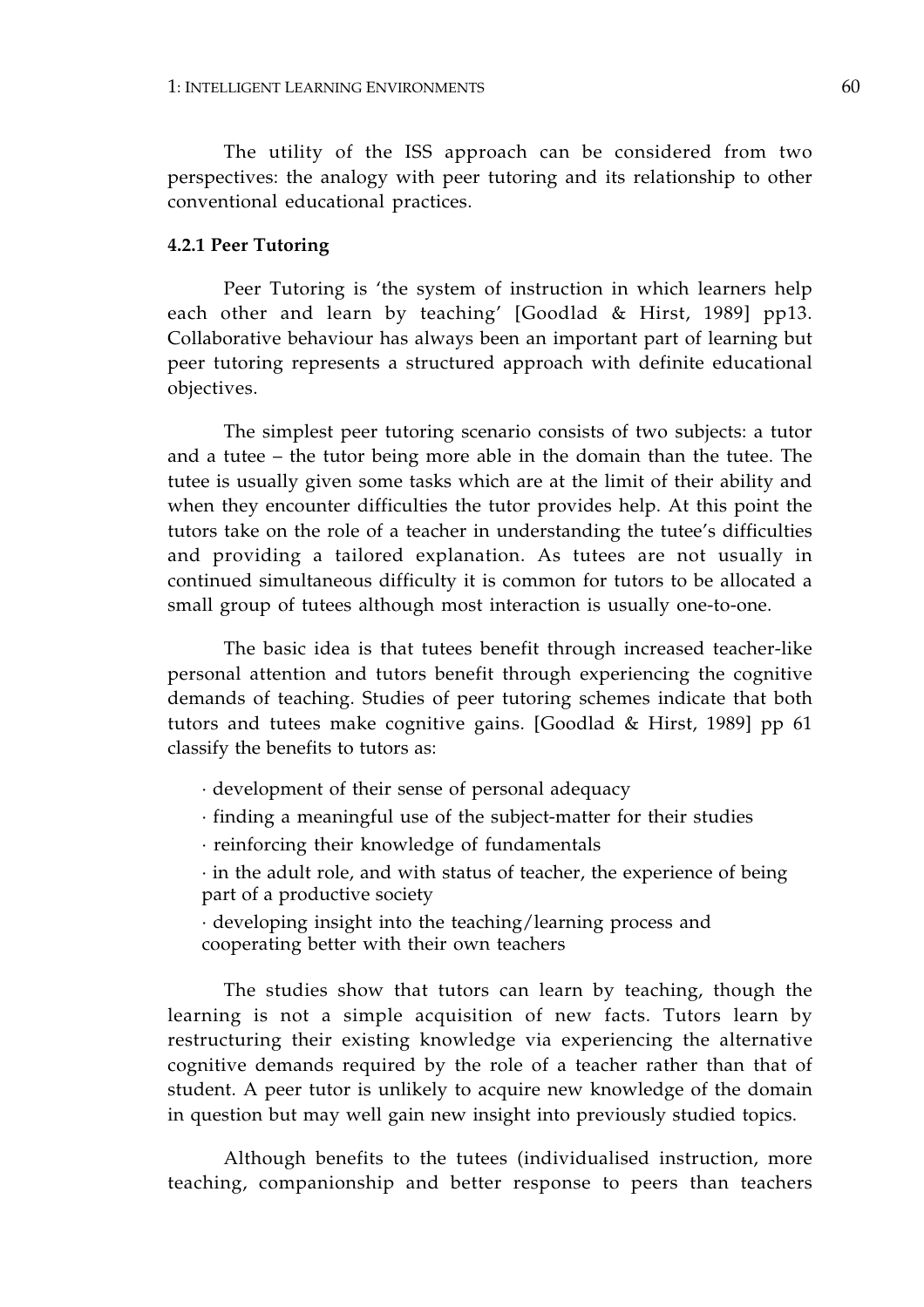The utility of the ISS approach can be considered from two perspectives: the analogy with peer tutoring and its relationship to other conventional educational practices.

#### 4.2.1 Peer Tutoring

Peer Tutoring is 'the system of instruction in which learners help each other and learn by teaching' [Goodlad & Hirst, 1989] pp13. Collaborative behaviour has always been an important part of learning but peer tutoring represents a structured approach with definite educational objectives.

The simplest peer tutoring scenario consists of two subjects: a tutor and a tutee – the tutor being more able in the domain than the tutee. The tutee is usually given some tasks which are at the limit of their ability and when they encounter difficulties the tutor provides help. At this point the tutors take on the role of a teacher in understanding the tutee's difficulties and providing a tailored explanation. As tutees are not usually in continued simultaneous difficulty it is common for tutors to be allocated a small group of tutees although most interaction is usually one-to-one.

The basic idea is that tutees benefit through increased teacher-like personal attention and tutors benefit through experiencing the cognitive demands of teaching. Studies of peer tutoring schemes indicate that both tutors and tutees make cognitive gains. [Goodlad & Hirst, 1989] pp 61 classify the benefits to tutors as:

- development of their sense of personal adequacy
- finding a meaningful use of the subject-matter for their studies
- reinforcing their knowledge of fundamentals
- in the adult role, and with status of teacher, the experience of being part of a productive society
- developing insight into the teaching/learning process and cooperating better with their own teachers

The studies show that tutors can learn by teaching, though the learning is not a simple acquisition of new facts. Tutors learn by restructuring their existing knowledge via experiencing the alternative cognitive demands required by the role of a teacher rather than that of student. A peer tutor is unlikely to acquire new knowledge of the domain in question but may well gain new insight into previously studied topics.

Although benefits to the tutees (individualised instruction, more teaching, companionship and better response to peers than teachers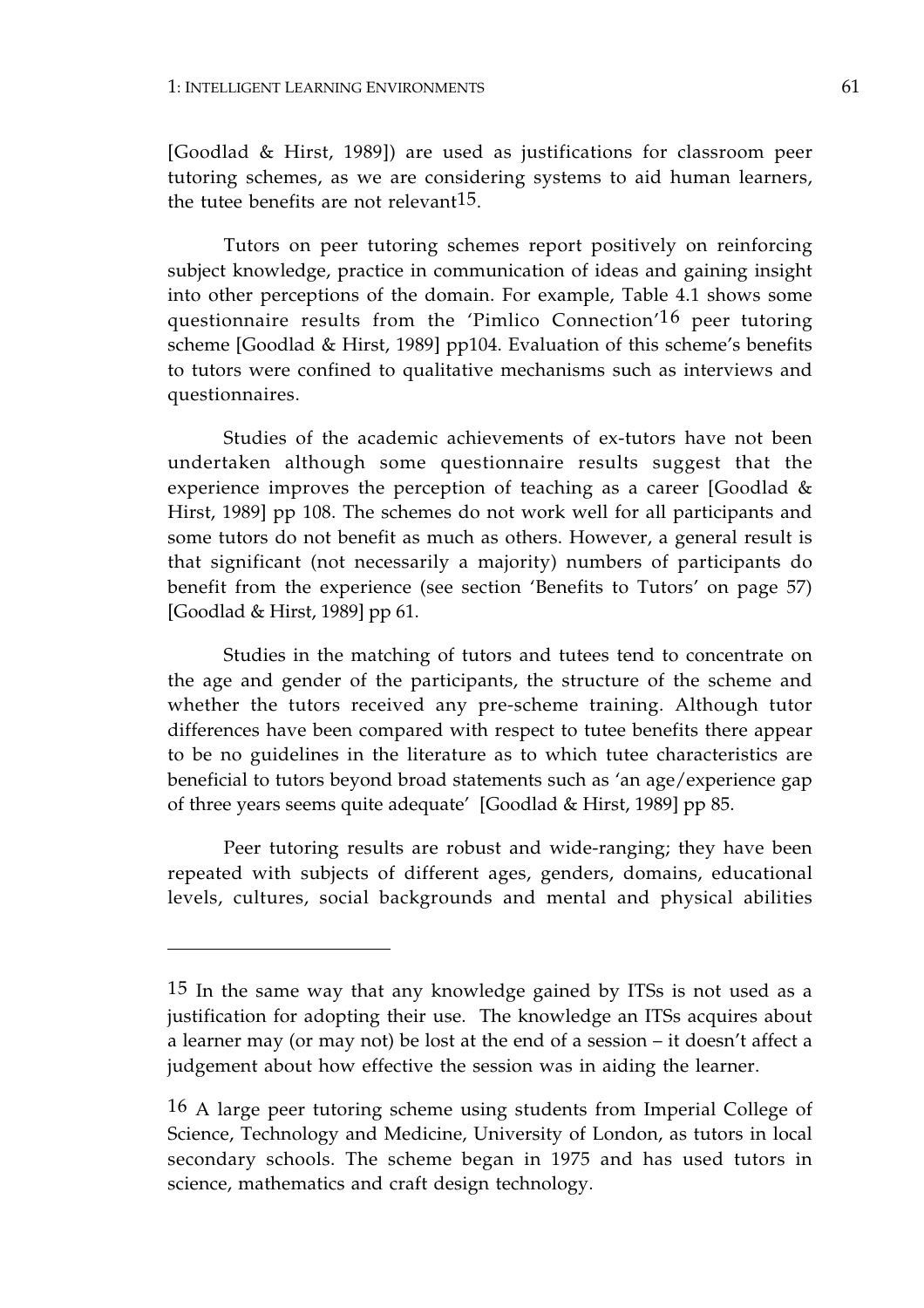[Goodlad & Hirst, 1989]) are used as justifications for classroom peer tutoring schemes, as we are considering systems to aid human learners, the tutee benefits are not relevant[15].

Tutors on peer tutoring schemes report positively on reinforcing subject knowledge, practice in communication of ideas and gaining insight into other perceptions of the domain. For example, Table 4.1 shows some questionnaire results from the 'Pimlico Connection'[16] peer tutoring scheme [Goodlad & Hirst, 1989] pp104. Evaluation of this scheme's benefits to tutors were confined to qualitative mechanisms such as interviews and questionnaires.

Studies of the academic achievements of ex-tutors have not been undertaken although some questionnaire results suggest that the experience improves the perception of teaching as a career [Goodlad & Hirst, 1989] pp 108. The schemes do not work well for all participants and some tutors do not benefit as much as others. However, a general result is that significant (not necessarily a majority) numbers of participants do benefit from the experience (see section 'Benefits to Tutors' on page 57) [Goodlad & Hirst, 1989] pp 61.

Studies in the matching of tutors and tutees tend to concentrate on the age and gender of the participants, the structure of the scheme and whether the tutors received any pre-scheme training. Although tutor differences have been compared with respect to tutee benefits there appear to be no guidelines in the literature as to which tutee characteristics are beneficial to tutors beyond broad statements such as 'an age/experience gap of three years seems quite adequate' [Goodlad & Hirst, 1989] pp 85.

Peer tutoring results are robust and wide-ranging; they have been repeated with subjects of different ages, genders, domains, educational levels, cultures, social backgrounds and mental and physical abilities

---

[15] In the same way that any knowledge gained by ITSs is not used as a justification for adopting their use. The knowledge an ITSs acquires about a learner may (or may not) be lost at the end of a session – it doesn't affect a judgement about how effective the session was in aiding the learner.

[16] A large peer tutoring scheme using students from Imperial College of Science, Technology and Medicine, University of London, as tutors in local secondary schools. The scheme began in 1975 and has used tutors in science, mathematics and craft design technology.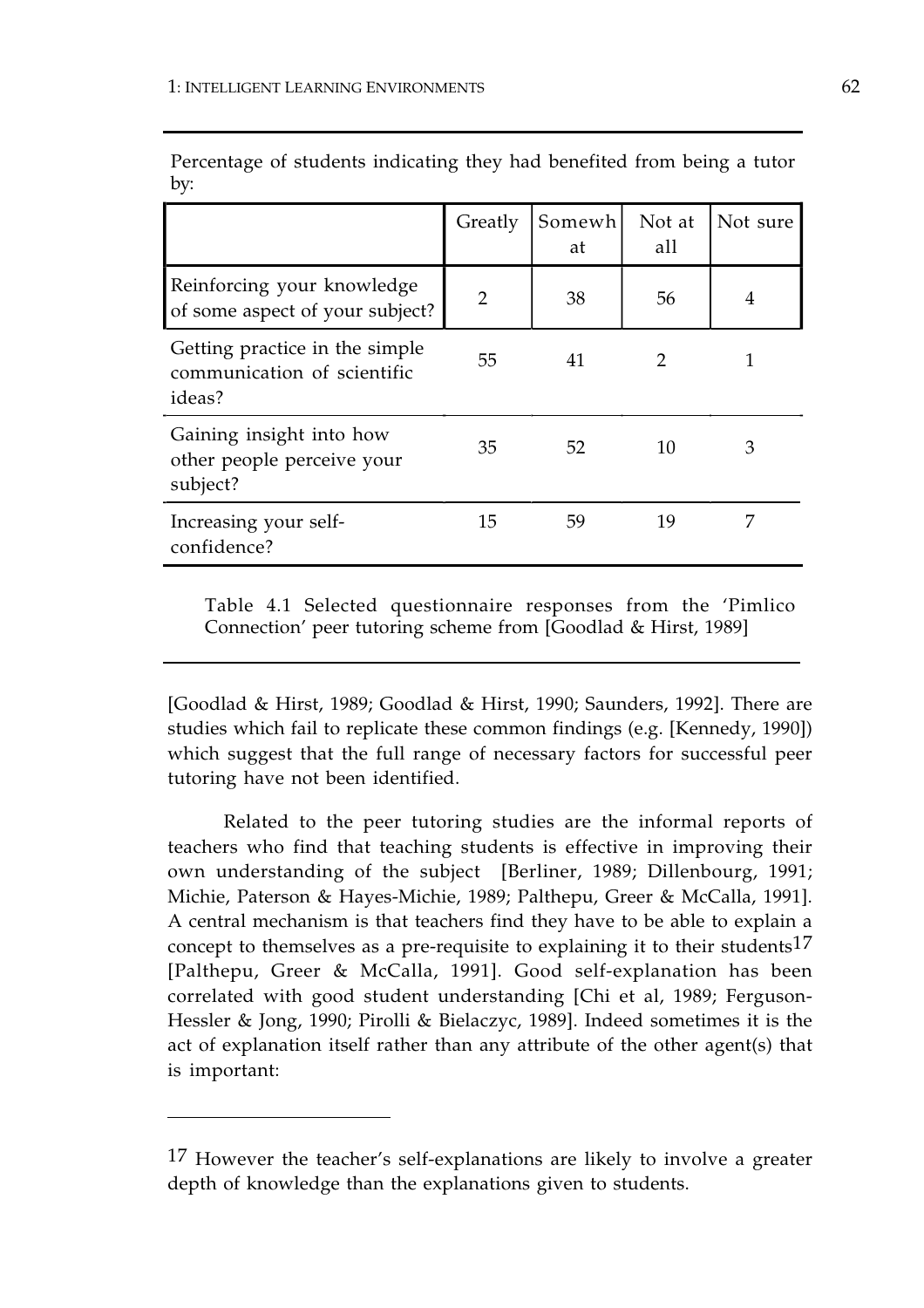Percentage of students indicating they had benefited from being a tutor by:

| | Greatly | Somewhat | Not at all | Not sure |
|---|---|---|---|---|
| Reinforcing your knowledge of some aspect of your subject? | 2 | 38 | 56 | 4 |
| Getting practice in the simple communication of scientific ideas? | 55 | 41 | 2 | 1 |
| Gaining insight into how other people perceive your subject? | 35 | 52 | 10 | 3 |
| Increasing your self-confidence? | 15 | 59 | 19 | 7 |

Table 4.1 Selected questionnaire responses from the 'Pimlico Connection' peer tutoring scheme from [Goodlad & Hirst, 1989]

[Goodlad & Hirst, 1989; Goodlad & Hirst, 1990; Saunders, 1992]. There are studies which fail to replicate these common findings (e.g. [Kennedy, 1990]) which suggest that the full range of necessary factors for successful peer tutoring have not been identified.

Related to the peer tutoring studies are the informal reports of teachers who find that teaching students is effective in improving their own understanding of the subject [Berliner, 1989; Dillenbourg, 1991; Michie, Paterson & Hayes-Michie, 1989; Palthepu, Greer & McCalla, 1991]. A central mechanism is that teachers find they have to be able to explain a concept to themselves as a pre-requisite to explaining it to their students[17] [Palthepu, Greer & McCalla, 1991]. Good self-explanation has been correlated with good student understanding [Chi et al, 1989; Ferguson-Hessler & Jong, 1990; Pirolli & Bielaczyc, 1989]. Indeed sometimes it is the act of explanation itself rather than any attribute of the other agent(s) that is important:

[17] However the teacher's self-explanations are likely to involve a greater depth of knowledge than the explanations given to students.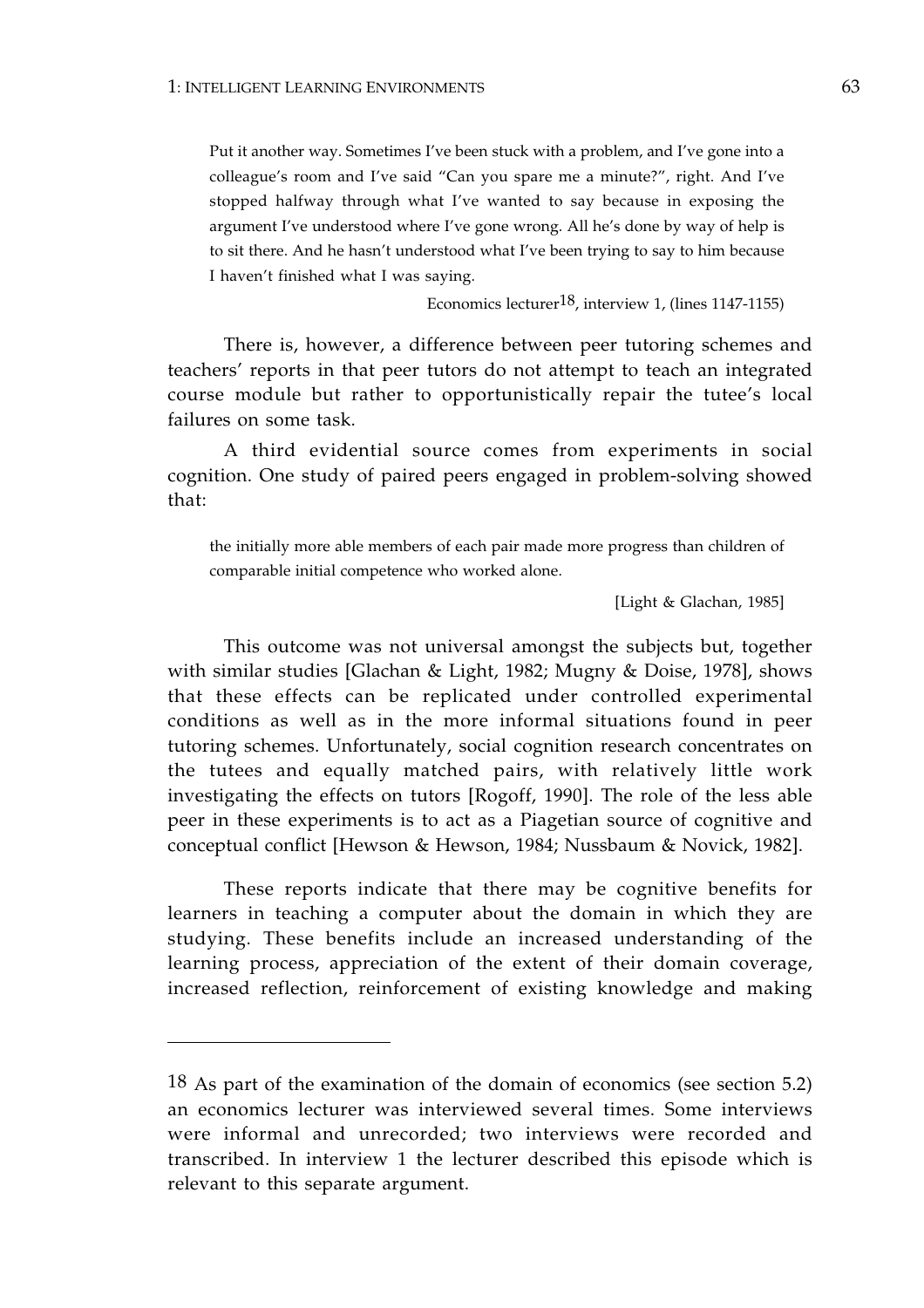> Put it another way. Sometimes I've been stuck with a problem, and I've gone into a colleague's room and I've said "Can you spare me a minute?", right. And I've stopped halfway through what I've wanted to say because in exposing the argument I've understood where I've gone wrong. All he's done by way of help is to sit there. And he hasn't understood what I've been trying to say to him because I haven't finished what I was saying.
>
> Economics lecturer[18], interview 1, (lines 1147-1155)

There is, however, a difference between peer tutoring schemes and teachers' reports in that peer tutors do not attempt to teach an integrated course module but rather to opportunistically repair the tutee's local failures on some task.

A third evidential source comes from experiments in social cognition. One study of paired peers engaged in problem-solving showed that:

> the initially more able members of each pair made more progress than children of comparable initial competence who worked alone.
>
> [Light & Glachan, 1985]

This outcome was not universal amongst the subjects but, together with similar studies [Glachan & Light, 1982; Mugny & Doise, 1978], shows that these effects can be replicated under controlled experimental conditions as well as in the more informal situations found in peer tutoring schemes. Unfortunately, social cognition research concentrates on the tutees and equally matched pairs, with relatively little work investigating the effects on tutors [Rogoff, 1990]. The role of the less able peer in these experiments is to act as a Piagetian source of cognitive and conceptual conflict [Hewson & Hewson, 1984; Nussbaum & Novick, 1982].

These reports indicate that there may be cognitive benefits for learners in teaching a computer about the domain in which they are studying. These benefits include an increased understanding of the learning process, appreciation of the extent of their domain coverage, increased reflection, reinforcement of existing knowledge and making

---

18 As part of the examination of the domain of economics (see section 5.2) an economics lecturer was interviewed several times. Some interviews were informal and unrecorded; two interviews were recorded and transcribed. In interview 1 the lecturer described this episode which is relevant to this separate argument.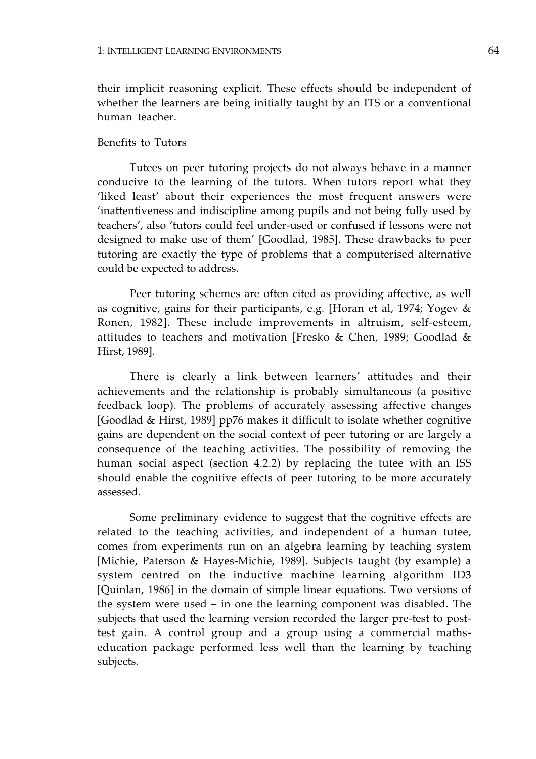their implicit reasoning explicit. These effects should be independent of whether the learners are being initially taught by an ITS or a conventional human teacher.

Benefits to Tutors

Tutees on peer tutoring projects do not always behave in a manner conducive to the learning of the tutors. When tutors report what they 'liked least' about their experiences the most frequent answers were 'inattentiveness and indiscipline among pupils and not being fully used by teachers', also 'tutors could feel under-used or confused if lessons were not designed to make use of them' [Goodlad, 1985]. These drawbacks to peer tutoring are exactly the type of problems that a computerised alternative could be expected to address.

Peer tutoring schemes are often cited as providing affective, as well as cognitive, gains for their participants, e.g. [Horan et al, 1974; Yogev & Ronen, 1982]. These include improvements in altruism, self-esteem, attitudes to teachers and motivation [Fresko & Chen, 1989; Goodlad & Hirst, 1989].

There is clearly a link between learners' attitudes and their achievements and the relationship is probably simultaneous (a positive feedback loop). The problems of accurately assessing affective changes [Goodlad & Hirst, 1989] pp76 makes it difficult to isolate whether cognitive gains are dependent on the social context of peer tutoring or are largely a consequence of the teaching activities. The possibility of removing the human social aspect (section 4.2.2) by replacing the tutee with an ISS should enable the cognitive effects of peer tutoring to be more accurately assessed.

Some preliminary evidence to suggest that the cognitive effects are related to the teaching activities, and independent of a human tutee, comes from experiments run on an algebra learning by teaching system [Michie, Paterson & Hayes-Michie, 1989]. Subjects taught (by example) a system centred on the inductive machine learning algorithm ID3 [Quinlan, 1986] in the domain of simple linear equations. Two versions of the system were used – in one the learning component was disabled. The subjects that used the learning version recorded the larger pre-test to post-test gain. A control group and a group using a commercial maths-education package performed less well than the learning by teaching subjects.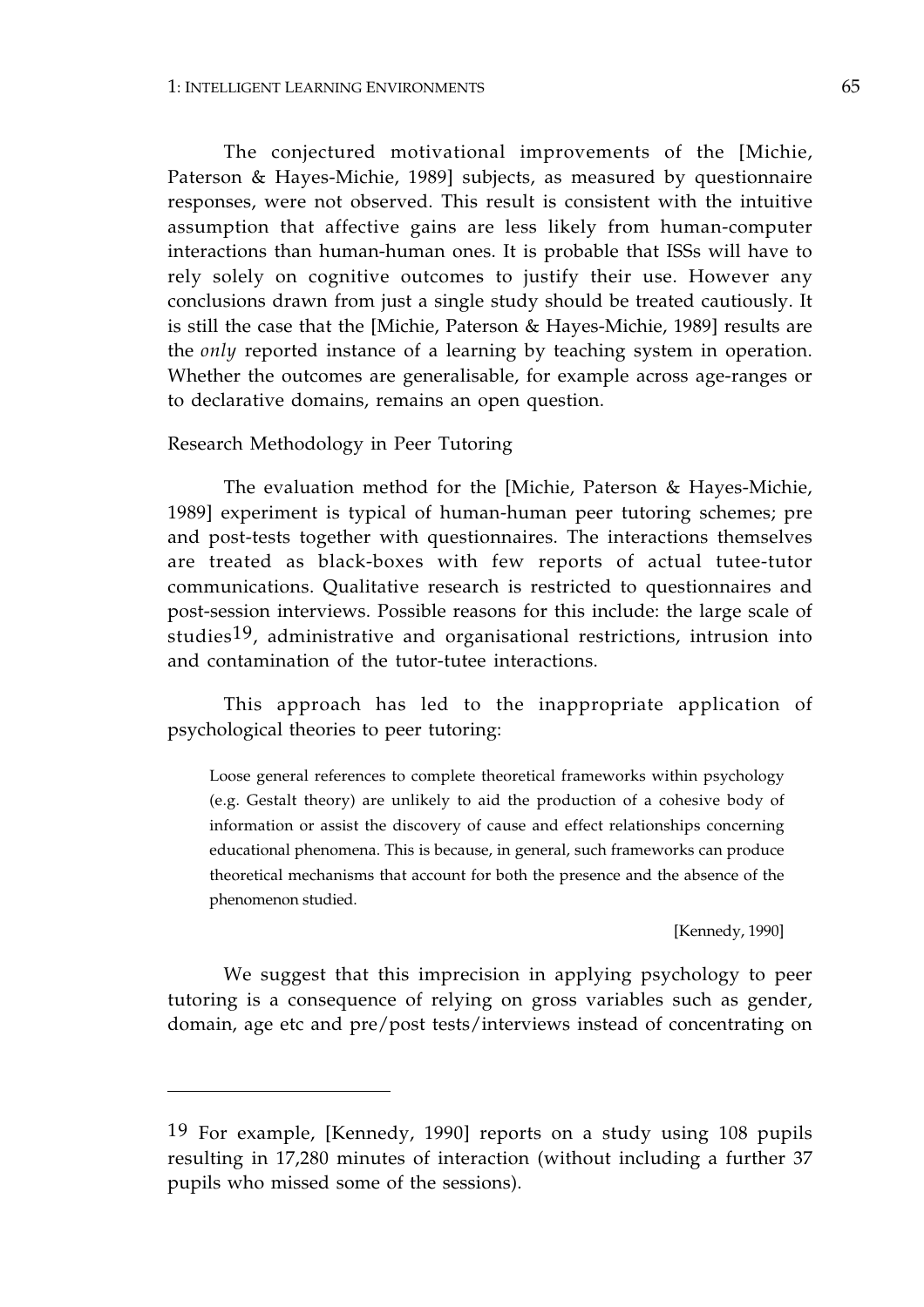The conjectured motivational improvements of the [Michie, Paterson & Hayes-Michie, 1989] subjects, as measured by questionnaire responses, were not observed. This result is consistent with the intuitive assumption that affective gains are less likely from human-computer interactions than human-human ones. It is probable that ISSs will have to rely solely on cognitive outcomes to justify their use. However any conclusions drawn from just a single study should be treated cautiously. It is still the case that the [Michie, Paterson & Hayes-Michie, 1989] results are the *only* reported instance of a learning by teaching system in operation. Whether the outcomes are generalisable, for example across age-ranges or to declarative domains, remains an open question.

### Research Methodology in Peer Tutoring

The evaluation method for the [Michie, Paterson & Hayes-Michie, 1989] experiment is typical of human-human peer tutoring schemes; pre and post-tests together with questionnaires. The interactions themselves are treated as black-boxes with few reports of actual tutee-tutor communications. Qualitative research is restricted to questionnaires and post-session interviews. Possible reasons for this include: the large scale of studies[19], administrative and organisational restrictions, intrusion into and contamination of the tutor-tutee interactions.

This approach has led to the inappropriate application of psychological theories to peer tutoring:

> Loose general references to complete theoretical frameworks within psychology (e.g. Gestalt theory) are unlikely to aid the production of a cohesive body of information or assist the discovery of cause and effect relationships concerning educational phenomena. This is because, in general, such frameworks can produce theoretical mechanisms that account for both the presence and the absence of the phenomenon studied.
>
> [Kennedy, 1990]

We suggest that this imprecision in applying psychology to peer tutoring is a consequence of relying on gross variables such as gender, domain, age etc and pre/post tests/interviews instead of concentrating on

---

[19] For example, [Kennedy, 1990] reports on a study using 108 pupils resulting in 17,280 minutes of interaction (without including a further 37 pupils who missed some of the sessions).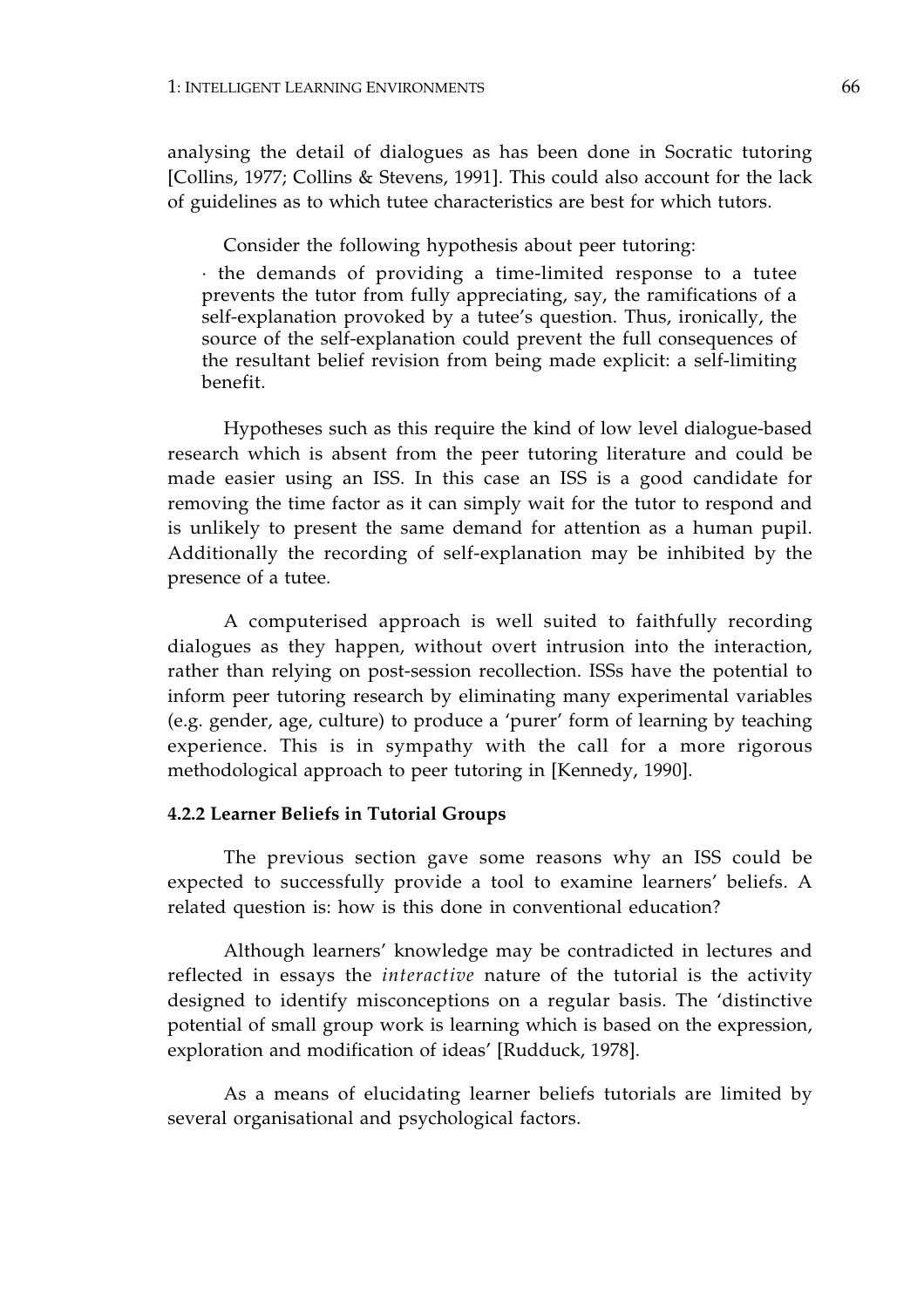analysing the detail of dialogues as has been done in Socratic tutoring [Collins, 1977; Collins & Stevens, 1991]. This could also account for the lack of guidelines as to which tutee characteristics are best for which tutors.

Consider the following hypothesis about peer tutoring:

· the demands of providing a time-limited response to a tutee prevents the tutor from fully appreciating, say, the ramifications of a self-explanation provoked by a tutee's question. Thus, ironically, the source of the self-explanation could prevent the full consequences of the resultant belief revision from being made explicit: a self-limiting benefit.

Hypotheses such as this require the kind of low level dialogue-based research which is absent from the peer tutoring literature and could be made easier using an ISS. In this case an ISS is a good candidate for removing the time factor as it can simply wait for the tutor to respond and is unlikely to present the same demand for attention as a human pupil. Additionally the recording of self-explanation may be inhibited by the presence of a tutee.

A computerised approach is well suited to faithfully recording dialogues as they happen, without overt intrusion into the interaction, rather than relying on post-session recollection. ISSs have the potential to inform peer tutoring research by eliminating many experimental variables (e.g. gender, age, culture) to produce a 'purer' form of learning by teaching experience. This is in sympathy with the call for a more rigorous methodological approach to peer tutoring in [Kennedy, 1990].

#### 4.2.2 Learner Beliefs in Tutorial Groups

The previous section gave some reasons why an ISS could be expected to successfully provide a tool to examine learners' beliefs. A related question is: how is this done in conventional education?

Although learners' knowledge may be contradicted in lectures and reflected in essays the *interactive* nature of the tutorial is the activity designed to identify misconceptions on a regular basis. The 'distinctive potential of small group work is learning which is based on the expression, exploration and modification of ideas' [Rudduck, 1978].

As a means of elucidating learner beliefs tutorials are limited by several organisational and psychological factors.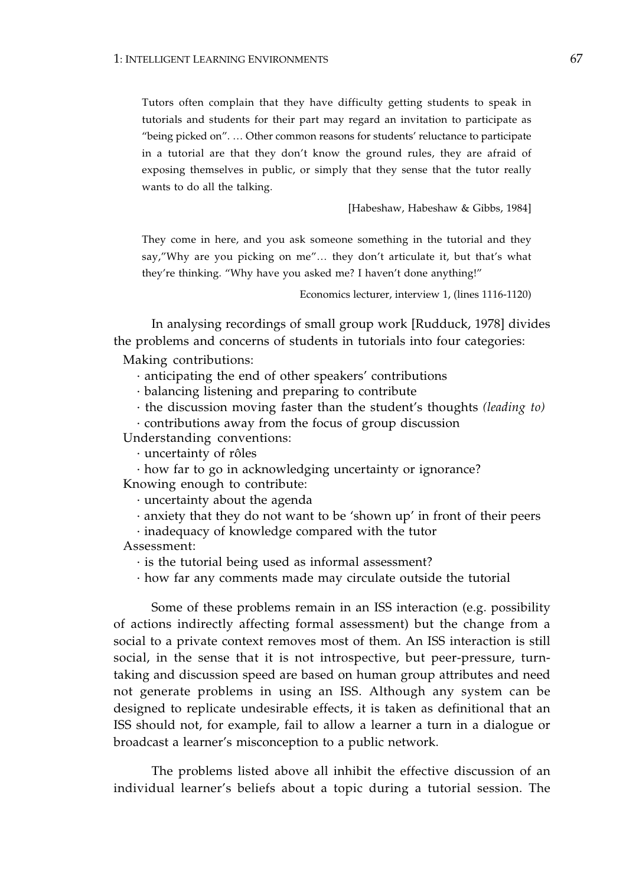> Tutors often complain that they have difficulty getting students to speak in tutorials and students for their part may regard an invitation to participate as "being picked on". … Other common reasons for students' reluctance to participate in a tutorial are that they don't know the ground rules, they are afraid of exposing themselves in public, or simply that they sense that the tutor really wants to do all the talking.
>
> [Habeshaw, Habeshaw & Gibbs, 1984]

> They come in here, and you ask someone something in the tutorial and they say,"Why are you picking on me"… they don't articulate it, but that's what they're thinking. "Why have you asked me? I haven't done anything!"
>
> Economics lecturer, interview 1, (lines 1116-1120)

In analysing recordings of small group work [Rudduck, 1978] divides the problems and concerns of students in tutorials into four categories:

Making contributions:
- anticipating the end of other speakers' contributions
- balancing listening and preparing to contribute
- the discussion moving faster than the student's thoughts *(leading to)*
- contributions away from the focus of group discussion

Understanding conventions:
- uncertainty of rôles
- how far to go in acknowledging uncertainty or ignorance?

Knowing enough to contribute:
- uncertainty about the agenda
- anxiety that they do not want to be 'shown up' in front of their peers
- inadequacy of knowledge compared with the tutor

Assessment:
- is the tutorial being used as informal assessment?
- how far any comments made may circulate outside the tutorial

Some of these problems remain in an ISS interaction (e.g. possibility of actions indirectly affecting formal assessment) but the change from a social to a private context removes most of them. An ISS interaction is still social, in the sense that it is not introspective, but peer-pressure, turn-taking and discussion speed are based on human group attributes and need not generate problems in using an ISS. Although any system can be designed to replicate undesirable effects, it is taken as definitional that an ISS should not, for example, fail to allow a learner a turn in a dialogue or broadcast a learner's misconception to a public network.

The problems listed above all inhibit the effective discussion of an individual learner's beliefs about a topic during a tutorial session. The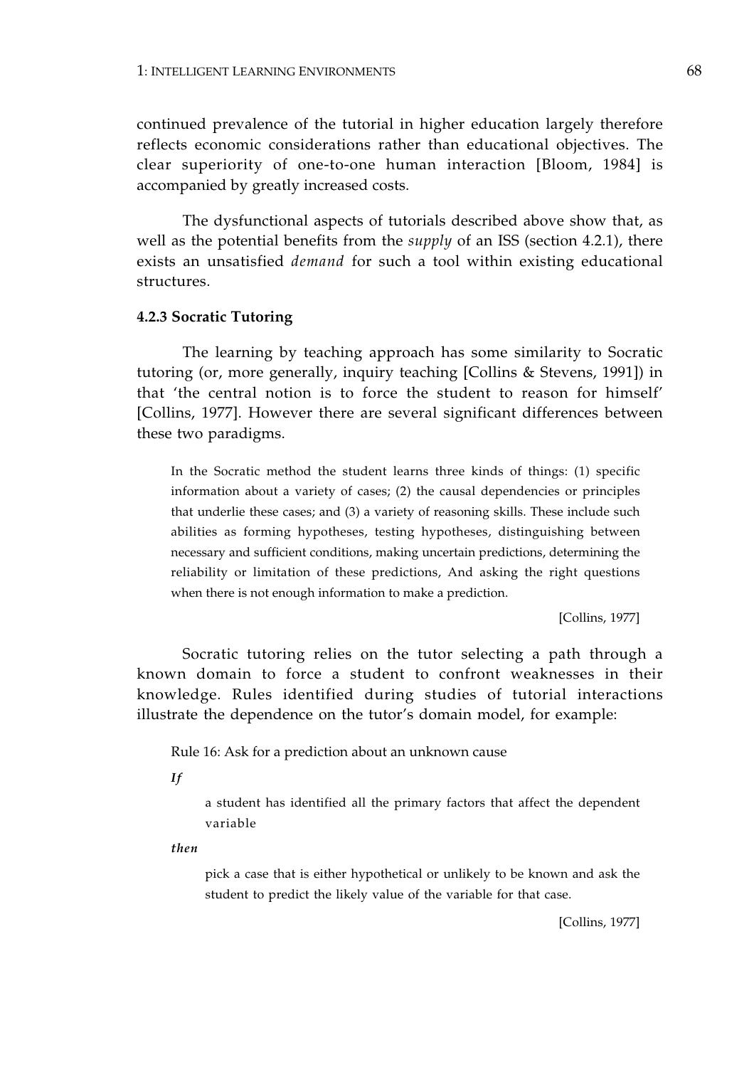continued prevalence of the tutorial in higher education largely therefore reflects economic considerations rather than educational objectives. The clear superiority of one-to-one human interaction [Bloom, 1984] is accompanied by greatly increased costs.

The dysfunctional aspects of tutorials described above show that, as well as the potential benefits from the *supply* of an ISS (section 4.2.1), there exists an unsatisfied *demand* for such a tool within existing educational structures.

#### 4.2.3 Socratic Tutoring

The learning by teaching approach has some similarity to Socratic tutoring (or, more generally, inquiry teaching [Collins & Stevens, 1991]) in that 'the central notion is to force the student to reason for himself' [Collins, 1977]. However there are several significant differences between these two paradigms.

> In the Socratic method the student learns three kinds of things: (1) specific information about a variety of cases; (2) the causal dependencies or principles that underlie these cases; and (3) a variety of reasoning skills. These include such abilities as forming hypotheses, testing hypotheses, distinguishing between necessary and sufficient conditions, making uncertain predictions, determining the reliability or limitation of these predictions, And asking the right questions when there is not enough information to make a prediction.
>
> [Collins, 1977]

Socratic tutoring relies on the tutor selecting a path through a known domain to force a student to confront weaknesses in their knowledge. Rules identified during studies of tutorial interactions illustrate the dependence on the tutor's domain model, for example:

> Rule 16: Ask for a prediction about an unknown cause
>
> ***If***
>
> a student has identified all the primary factors that affect the dependent variable
>
> ***then***
>
> pick a case that is either hypothetical or unlikely to be known and ask the student to predict the likely value of the variable for that case.
>
> [Collins, 1977]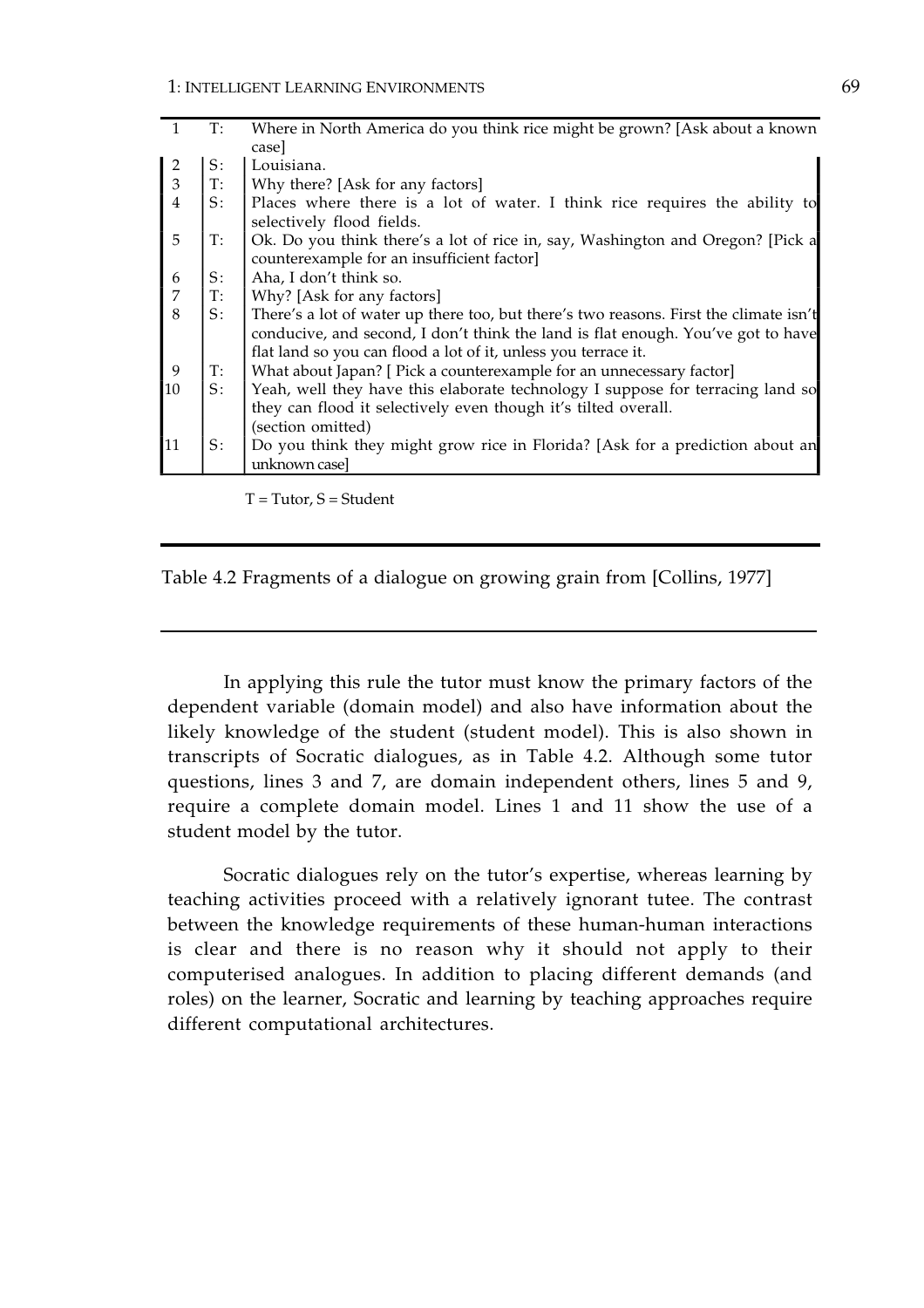| | | |
|---|---|---|
| 1 | T: | Where in North America do you think rice might be grown? [Ask about a known case] |
| 2 | S: | Louisiana. |
| 3 | T: | Why there? [Ask for any factors] |
| 4 | S: | Places where there is a lot of water. I think rice requires the ability to selectively flood fields. |
| 5 | T: | Ok. Do you think there's a lot of rice in, say, Washington and Oregon? [Pick a counterexample for an insufficient factor] |
| 6 | S: | Aha, I don't think so. |
| 7 | T: | Why? [Ask for any factors] |
| 8 | S: | There's a lot of water up there too, but there's two reasons. First the climate isn't conducive, and second, I don't think the land is flat enough. You've got to have flat land so you can flood a lot of it, unless you terrace it. |
| 9 | T: | What about Japan? [ Pick a counterexample for an unnecessary factor] |
| 10 | S: | Yeah, well they have this elaborate technology I suppose for terracing land so they can flood it selectively even though it's tilted overall. (section omitted) |
| 11 | S: | Do you think they might grow rice in Florida? [Ask for a prediction about an unknown case] |

T = Tutor, S = Student

Table 4.2 Fragments of a dialogue on growing grain from [Collins, 1977]

In applying this rule the tutor must know the primary factors of the dependent variable (domain model) and also have information about the likely knowledge of the student (student model). This is also shown in transcripts of Socratic dialogues, as in Table 4.2. Although some tutor questions, lines 3 and 7, are domain independent others, lines 5 and 9, require a complete domain model. Lines 1 and 11 show the use of a student model by the tutor.

Socratic dialogues rely on the tutor's expertise, whereas learning by teaching activities proceed with a relatively ignorant tutee. The contrast between the knowledge requirements of these human-human interactions is clear and there is no reason why it should not apply to their computerised analogues. In addition to placing different demands (and roles) on the learner, Socratic and learning by teaching approaches require different computational architectures.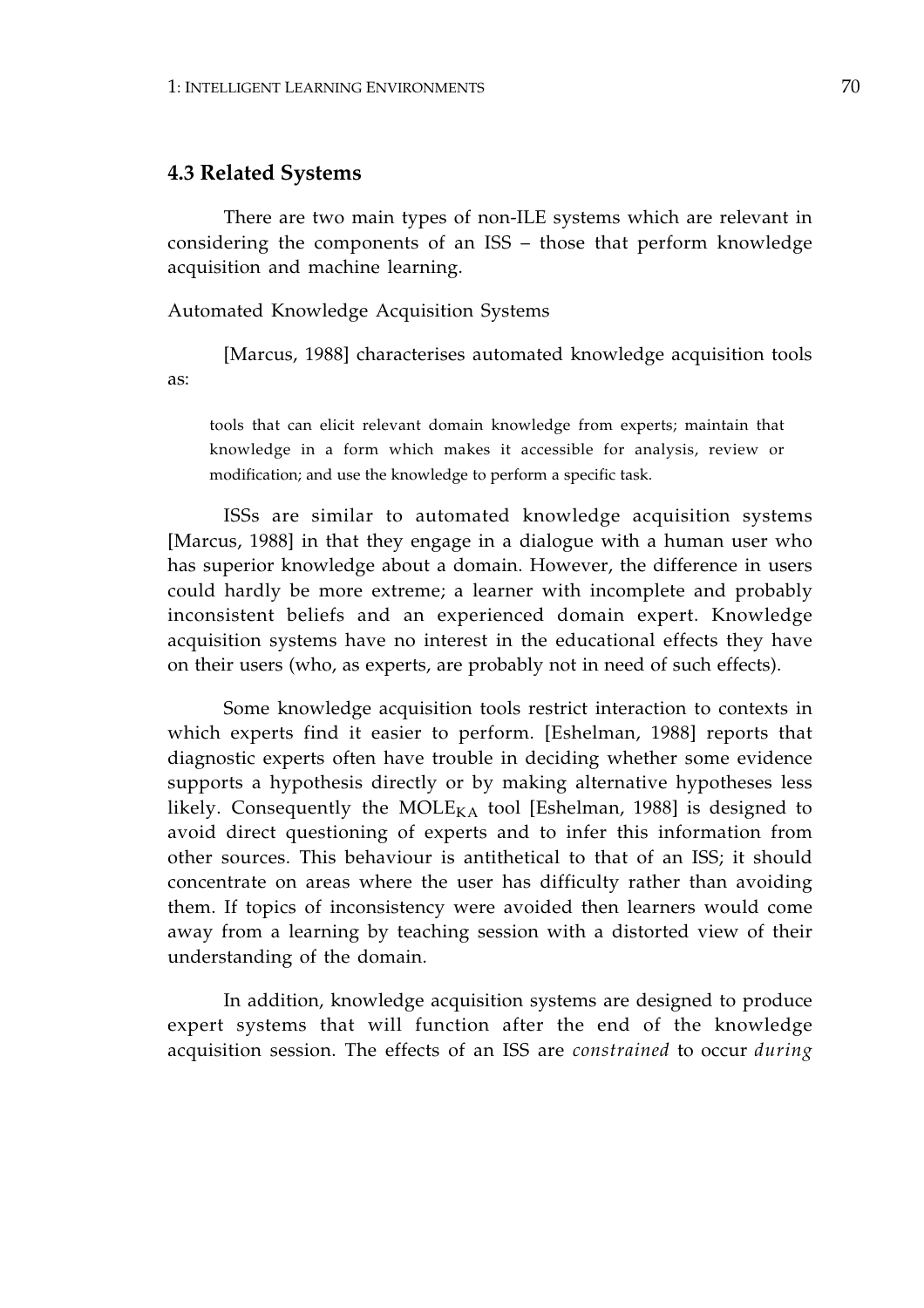### 4.3 Related Systems

There are two main types of non-ILE systems which are relevant in considering the components of an ISS – those that perform knowledge acquisition and machine learning.

Automated Knowledge Acquisition Systems

[Marcus, 1988] characterises automated knowledge acquisition tools as:

> tools that can elicit relevant domain knowledge from experts; maintain that knowledge in a form which makes it accessible for analysis, review or modification; and use the knowledge to perform a specific task.

ISSs are similar to automated knowledge acquisition systems [Marcus, 1988] in that they engage in a dialogue with a human user who has superior knowledge about a domain. However, the difference in users could hardly be more extreme; a learner with incomplete and probably inconsistent beliefs and an experienced domain expert. Knowledge acquisition systems have no interest in the educational effects they have on their users (who, as experts, are probably not in need of such effects).

Some knowledge acquisition tools restrict interaction to contexts in which experts find it easier to perform. [Eshelman, 1988] reports that diagnostic experts often have trouble in deciding whether some evidence supports a hypothesis directly or by making alternative hypotheses less likely. Consequently the $\text{MOLE}_{\text{KA}}$ tool [Eshelman, 1988] is designed to avoid direct questioning of experts and to infer this information from other sources. This behaviour is antithetical to that of an ISS; it should concentrate on areas where the user has difficulty rather than avoiding them. If topics of inconsistency were avoided then learners would come away from a learning by teaching session with a distorted view of their understanding of the domain.

In addition, knowledge acquisition systems are designed to produce expert systems that will function after the end of the knowledge acquisition session. The effects of an ISS are *constrained* to occur *during*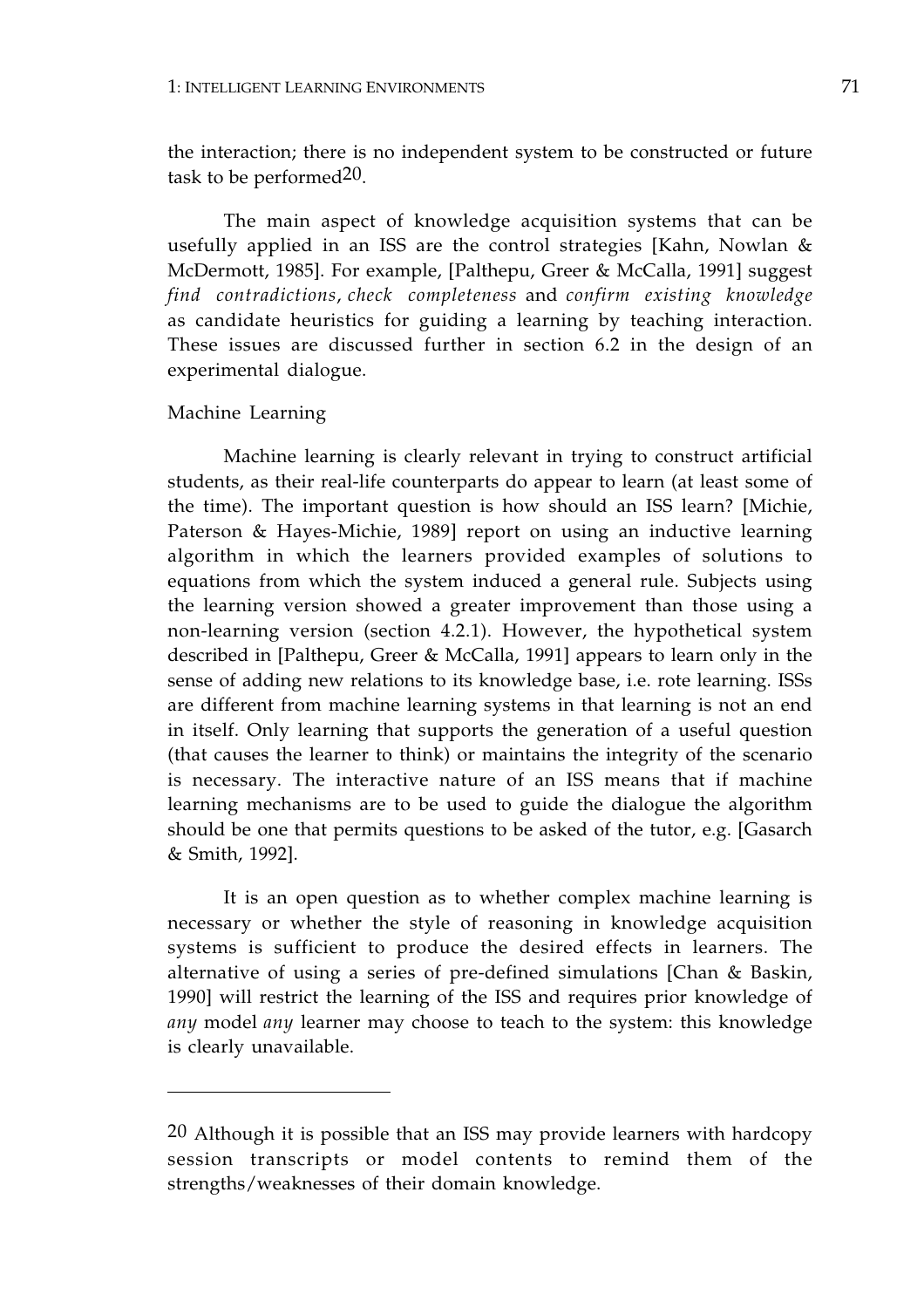the interaction; there is no independent system to be constructed or future task to be performed[20].

The main aspect of knowledge acquisition systems that can be usefully applied in an ISS are the control strategies [Kahn, Nowlan & McDermott, 1985]. For example, [Palthepu, Greer & McCalla, 1991] suggest *find contradictions*, *check completeness* and *confirm existing knowledge* as candidate heuristics for guiding a learning by teaching interaction. These issues are discussed further in section 6.2 in the design of an experimental dialogue.

Machine Learning

Machine learning is clearly relevant in trying to construct artificial students, as their real-life counterparts do appear to learn (at least some of the time). The important question is how should an ISS learn? [Michie, Paterson & Hayes-Michie, 1989] report on using an inductive learning algorithm in which the learners provided examples of solutions to equations from which the system induced a general rule. Subjects using the learning version showed a greater improvement than those using a non-learning version (section 4.2.1). However, the hypothetical system described in [Palthepu, Greer & McCalla, 1991] appears to learn only in the sense of adding new relations to its knowledge base, i.e. rote learning. ISSs are different from machine learning systems in that learning is not an end in itself. Only learning that supports the generation of a useful question (that causes the learner to think) or maintains the integrity of the scenario is necessary. The interactive nature of an ISS means that if machine learning mechanisms are to be used to guide the dialogue the algorithm should be one that permits questions to be asked of the tutor, e.g. [Gasarch & Smith, 1992].

It is an open question as to whether complex machine learning is necessary or whether the style of reasoning in knowledge acquisition systems is sufficient to produce the desired effects in learners. The alternative of using a series of pre-defined simulations [Chan & Baskin, 1990] will restrict the learning of the ISS and requires prior knowledge of *any* model *any* learner may choose to teach to the system: this knowledge is clearly unavailable.

---

[20] Although it is possible that an ISS may provide learners with hardcopy session transcripts or model contents to remind them of the strengths/weaknesses of their domain knowledge.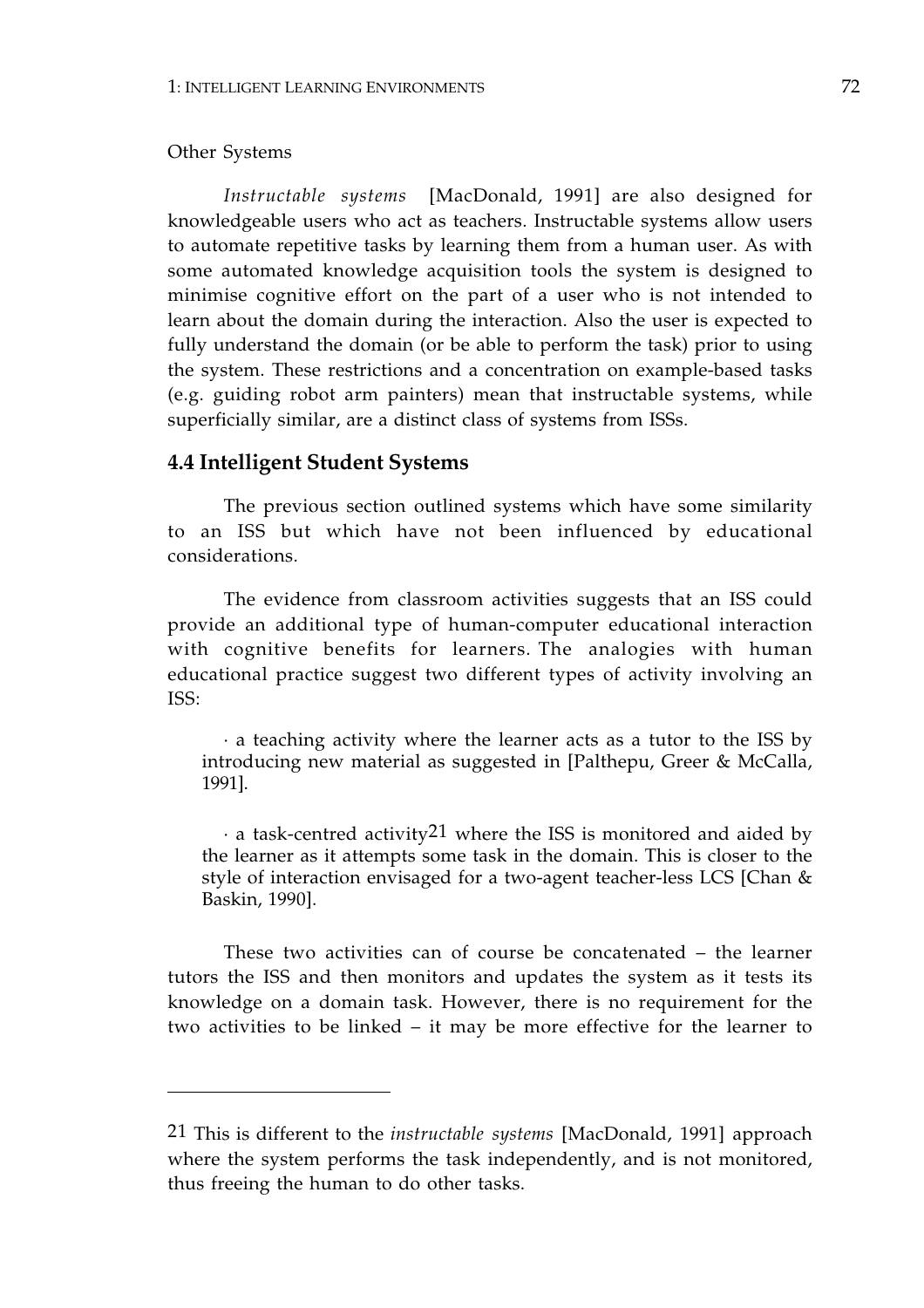Other Systems

*Instructable systems* [MacDonald, 1991] are also designed for knowledgeable users who act as teachers. Instructable systems allow users to automate repetitive tasks by learning them from a human user. As with some automated knowledge acquisition tools the system is designed to minimise cognitive effort on the part of a user who is not intended to learn about the domain during the interaction. Also the user is expected to fully understand the domain (or be able to perform the task) prior to using the system. These restrictions and a concentration on example-based tasks (e.g. guiding robot arm painters) mean that instructable systems, while superficially similar, are a distinct class of systems from ISSs.

## 4.4 Intelligent Student Systems

The previous section outlined systems which have some similarity to an ISS but which have not been influenced by educational considerations.

The evidence from classroom activities suggests that an ISS could provide an additional type of human-computer educational interaction with cognitive benefits for learners. The analogies with human educational practice suggest two different types of activity involving an ISS:

· a teaching activity where the learner acts as a tutor to the ISS by introducing new material as suggested in [Palthepu, Greer & McCalla, 1991].

· a task-centred activity[21] where the ISS is monitored and aided by the learner as it attempts some task in the domain. This is closer to the style of interaction envisaged for a two-agent teacher-less LCS [Chan & Baskin, 1990].

These two activities can of course be concatenated – the learner tutors the ISS and then monitors and updates the system as it tests its knowledge on a domain task. However, there is no requirement for the two activities to be linked – it may be more effective for the learner to

---

[21] This is different to the *instructable systems* [MacDonald, 1991] approach where the system performs the task independently, and is not monitored, thus freeing the human to do other tasks.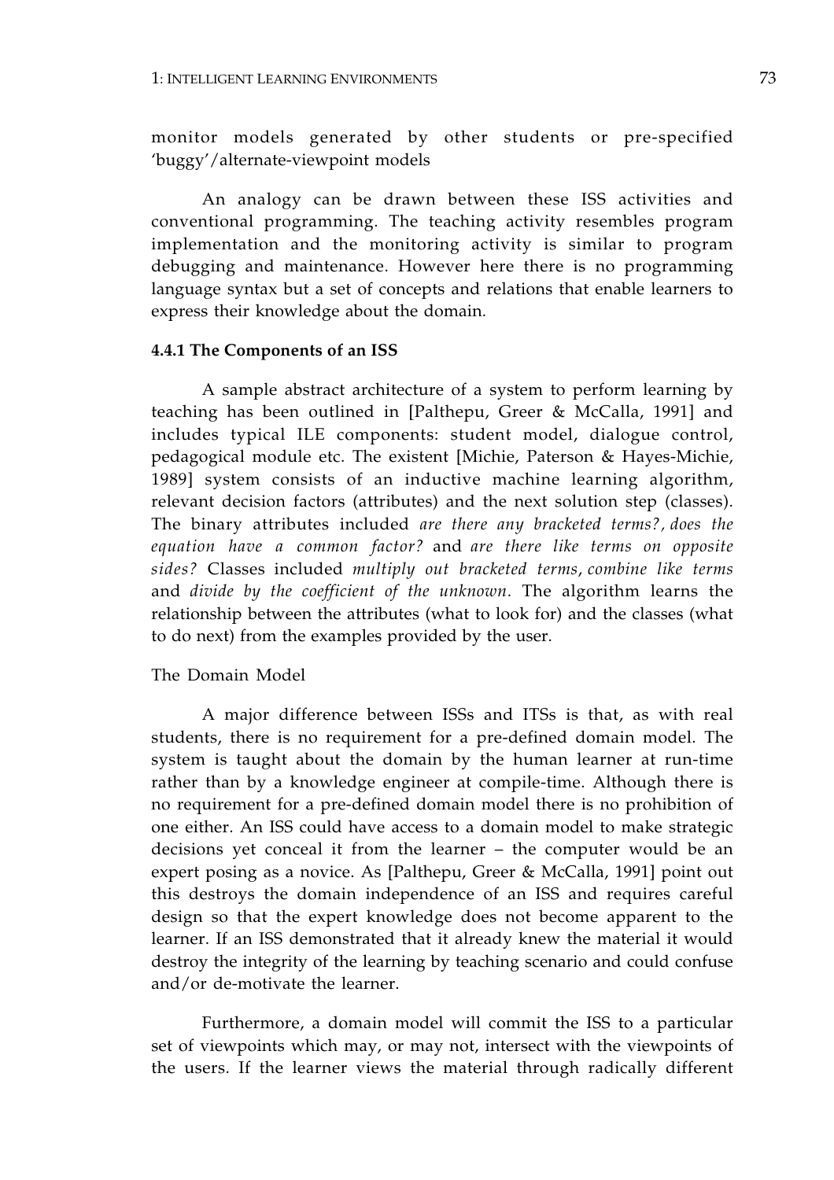monitor models generated by other students or pre-specified 'buggy'/alternate-viewpoint models

An analogy can be drawn between these ISS activities and conventional programming. The teaching activity resembles program implementation and the monitoring activity is similar to program debugging and maintenance. However here there is no programming language syntax but a set of concepts and relations that enable learners to express their knowledge about the domain.

#### 4.4.1 The Components of an ISS

A sample abstract architecture of a system to perform learning by teaching has been outlined in [Palthepu, Greer & McCalla, 1991] and includes typical ILE components: student model, dialogue control, pedagogical module etc. The existent [Michie, Paterson & Hayes-Michie, 1989] system consists of an inductive machine learning algorithm, relevant decision factors (attributes) and the next solution step (classes). The binary attributes included *are there any bracketed terms?*, *does the equation have a common factor?* and *are there like terms on opposite sides?* Classes included *multiply out bracketed terms*, *combine like terms* and *divide by the coefficient of the unknown*. The algorithm learns the relationship between the attributes (what to look for) and the classes (what to do next) from the examples provided by the user.

The Domain Model

A major difference between ISSs and ITSs is that, as with real students, there is no requirement for a pre-defined domain model. The system is taught about the domain by the human learner at run-time rather than by a knowledge engineer at compile-time. Although there is no requirement for a pre-defined domain model there is no prohibition of one either. An ISS could have access to a domain model to make strategic decisions yet conceal it from the learner – the computer would be an expert posing as a novice. As [Palthepu, Greer & McCalla, 1991] point out this destroys the domain independence of an ISS and requires careful design so that the expert knowledge does not become apparent to the learner. If an ISS demonstrated that it already knew the material it would destroy the integrity of the learning by teaching scenario and could confuse and/or de-motivate the learner.

Furthermore, a domain model will commit the ISS to a particular set of viewpoints which may, or may not, intersect with the viewpoints of the users. If the learner views the material through radically different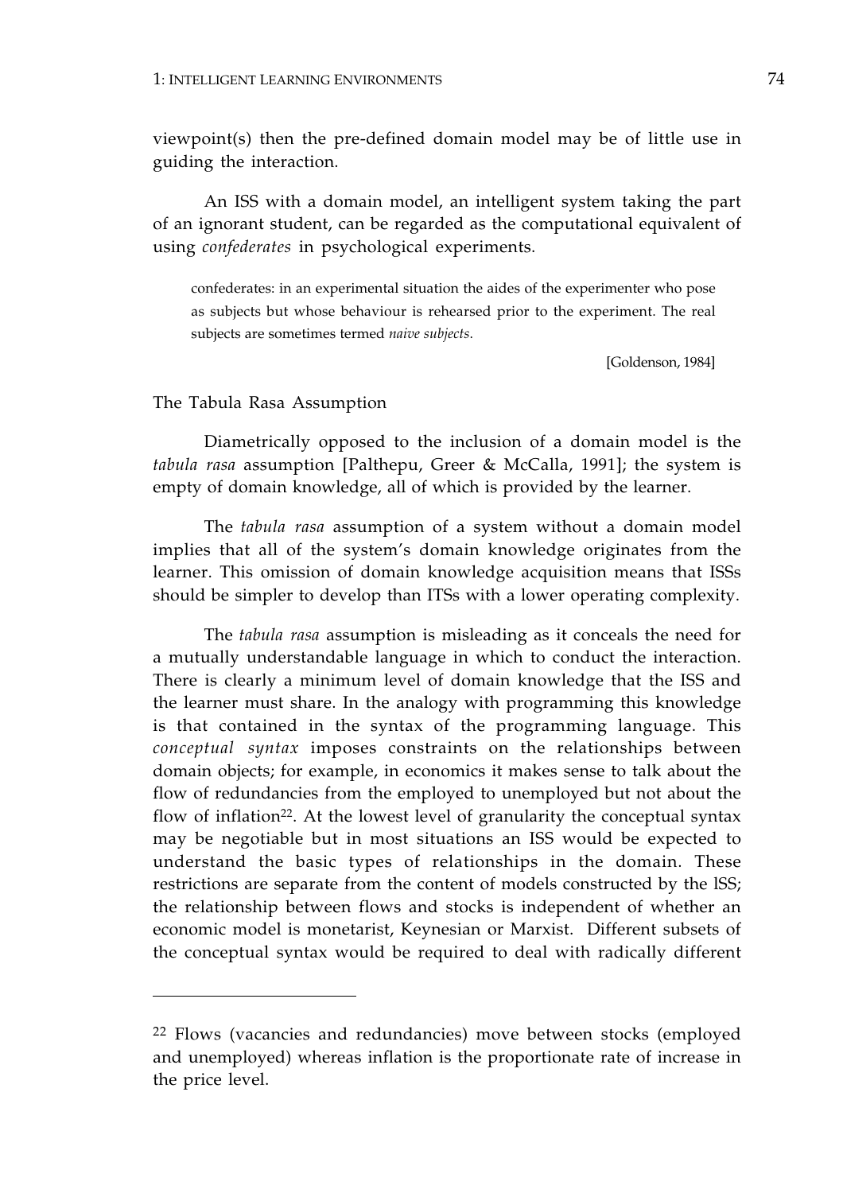viewpoint(s) then the pre-defined domain model may be of little use in guiding the interaction.

An ISS with a domain model, an intelligent system taking the part of an ignorant student, can be regarded as the computational equivalent of using *confederates* in psychological experiments.

> confederates: in an experimental situation the aides of the experimenter who pose as subjects but whose behaviour is rehearsed prior to the experiment. The real subjects are sometimes termed *naive subjects*.
>
> [Goldenson, 1984]

### The Tabula Rasa Assumption

Diametrically opposed to the inclusion of a domain model is the *tabula rasa* assumption [Palthepu, Greer & McCalla, 1991]; the system is empty of domain knowledge, all of which is provided by the learner.

The *tabula rasa* assumption of a system without a domain model implies that all of the system's domain knowledge originates from the learner. This omission of domain knowledge acquisition means that ISSs should be simpler to develop than ITSs with a lower operating complexity.

The *tabula rasa* assumption is misleading as it conceals the need for a mutually understandable language in which to conduct the interaction. There is clearly a minimum level of domain knowledge that the ISS and the learner must share. In the analogy with programming this knowledge is that contained in the syntax of the programming language. This *conceptual syntax* imposes constraints on the relationships between domain objects; for example, in economics it makes sense to talk about the flow of redundancies from the employed to unemployed but not about the flow of inflation[22]. At the lowest level of granularity the conceptual syntax may be negotiable but in most situations an ISS would be expected to understand the basic types of relationships in the domain. These restrictions are separate from the content of models constructed by the lSS; the relationship between flows and stocks is independent of whether an economic model is monetarist, Keynesian or Marxist. Different subsets of the conceptual syntax would be required to deal with radically different

---

[22] Flows (vacancies and redundancies) move between stocks (employed and unemployed) whereas inflation is the proportionate rate of increase in the price level.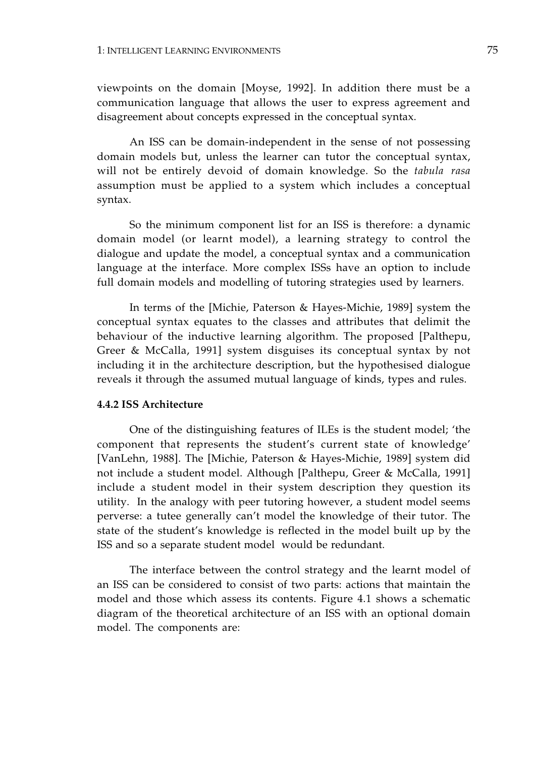viewpoints on the domain [Moyse, 1992]. In addition there must be a communication language that allows the user to express agreement and disagreement about concepts expressed in the conceptual syntax.

An ISS can be domain-independent in the sense of not possessing domain models but, unless the learner can tutor the conceptual syntax, will not be entirely devoid of domain knowledge. So the *tabula rasa* assumption must be applied to a system which includes a conceptual syntax.

So the minimum component list for an ISS is therefore: a dynamic domain model (or learnt model), a learning strategy to control the dialogue and update the model, a conceptual syntax and a communication language at the interface. More complex ISSs have an option to include full domain models and modelling of tutoring strategies used by learners.

In terms of the [Michie, Paterson & Hayes-Michie, 1989] system the conceptual syntax equates to the classes and attributes that delimit the behaviour of the inductive learning algorithm. The proposed [Palthepu, Greer & McCalla, 1991] system disguises its conceptual syntax by not including it in the architecture description, but the hypothesised dialogue reveals it through the assumed mutual language of kinds, types and rules.

#### 4.4.2 ISS Architecture

One of the distinguishing features of ILEs is the student model; 'the component that represents the student's current state of knowledge' [VanLehn, 1988]. The [Michie, Paterson & Hayes-Michie, 1989] system did not include a student model. Although [Palthepu, Greer & McCalla, 1991] include a student model in their system description they question its utility. In the analogy with peer tutoring however, a student model seems perverse: a tutee generally can't model the knowledge of their tutor. The state of the student's knowledge is reflected in the model built up by the ISS and so a separate student model would be redundant.

The interface between the control strategy and the learnt model of an ISS can be considered to consist of two parts: actions that maintain the model and those which assess its contents. Figure 4.1 shows a schematic diagram of the theoretical architecture of an ISS with an optional domain model. The components are: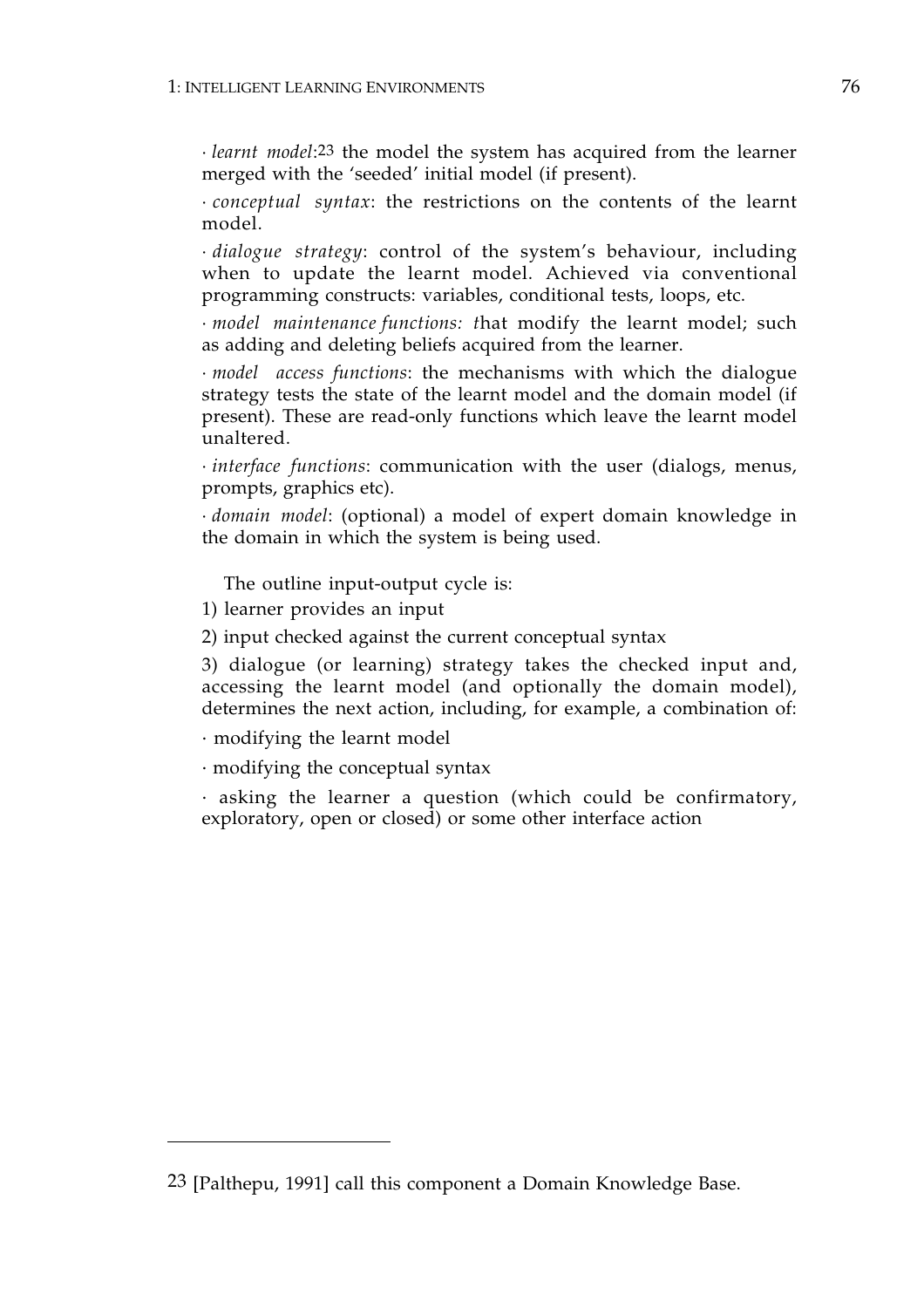· *learnt model*:[23] the model the system has acquired from the learner merged with the 'seeded' initial model (if present).

· *conceptual syntax*: the restrictions on the contents of the learnt model.

· *dialogue strategy*: control of the system's behaviour, including when to update the learnt model. Achieved via conventional programming constructs: variables, conditional tests, loops, etc.

· *model maintenance functions: t*hat modify the learnt model; such as adding and deleting beliefs acquired from the learner.

· *model access functions*: the mechanisms with which the dialogue strategy tests the state of the learnt model and the domain model (if present). These are read-only functions which leave the learnt model unaltered.

· *interface functions*: communication with the user (dialogs, menus, prompts, graphics etc).

· *domain model*: (optional) a model of expert domain knowledge in the domain in which the system is being used.

The outline input-output cycle is:

1) learner provides an input

2) input checked against the current conceptual syntax

3) dialogue (or learning) strategy takes the checked input and, accessing the learnt model (and optionally the domain model), determines the next action, including, for example, a combination of:

· modifying the learnt model

· modifying the conceptual syntax

· asking the learner a question (which could be confirmatory, exploratory, open or closed) or some other interface action

---

[23] [Palthepu, 1991] call this component a Domain Knowledge Base.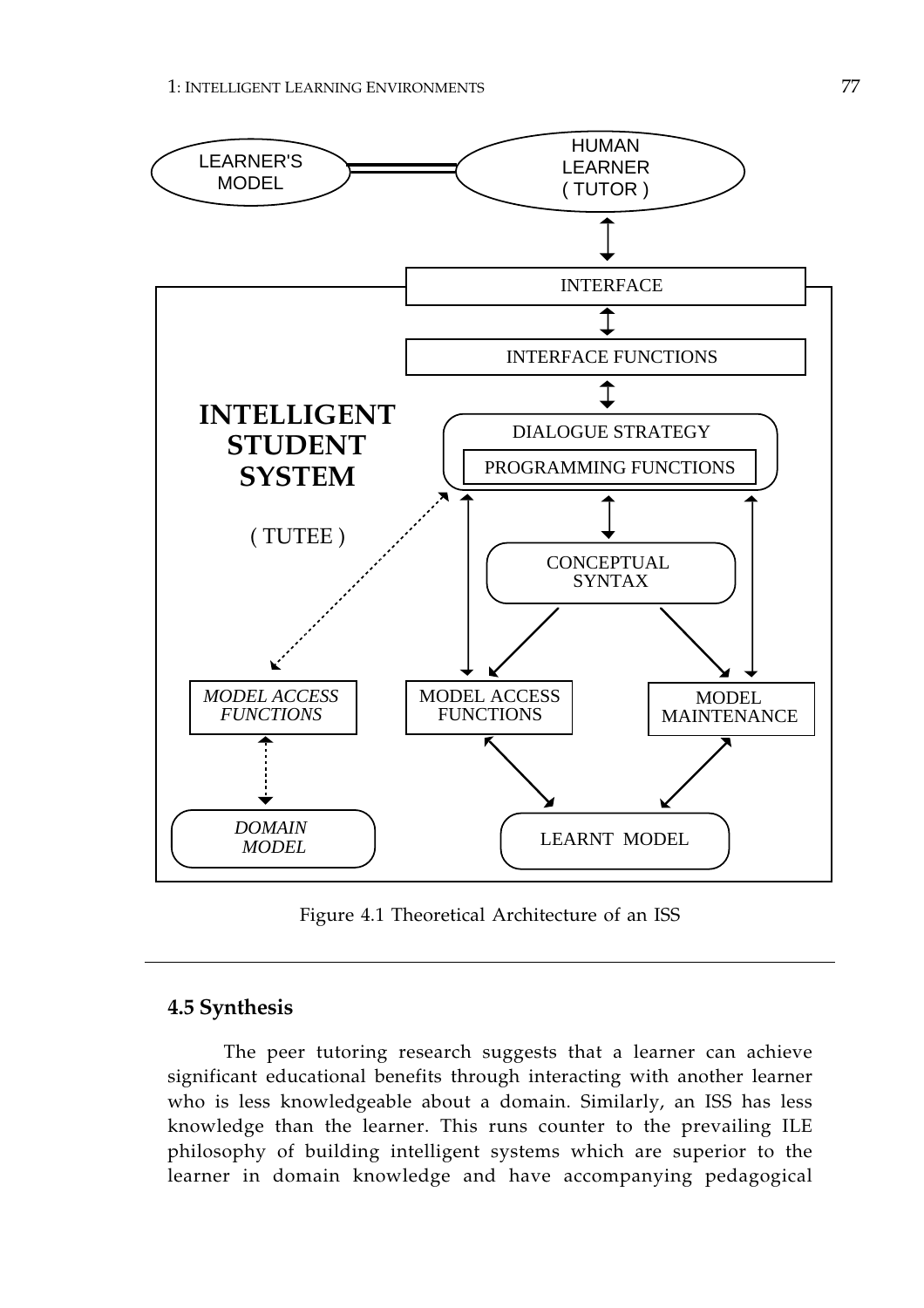LEARNER'S MODEL

HUMAN LEARNER ( TUTOR )

INTERFACE

INTERFACE FUNCTIONS

**INTELLIGENT STUDENT SYSTEM**

( TUTEE )

DIALOGUE STRATEGY

PROGRAMMING FUNCTIONS

CONCEPTUAL SYNTAX

*MODEL ACCESS FUNCTIONS*

MODEL ACCESS FUNCTIONS

MODEL MAINTENANCE

*DOMAIN MODEL*

LEARNT MODEL

Figure 4.1 Theoretical Architecture of an ISS

---

### 4.5 Synthesis

The peer tutoring research suggests that a learner can achieve significant educational benefits through interacting with another learner who is less knowledgeable about a domain. Similarly, an ISS has less knowledge than the learner. This runs counter to the prevailing ILE philosophy of building intelligent systems which are superior to the learner in domain knowledge and have accompanying pedagogical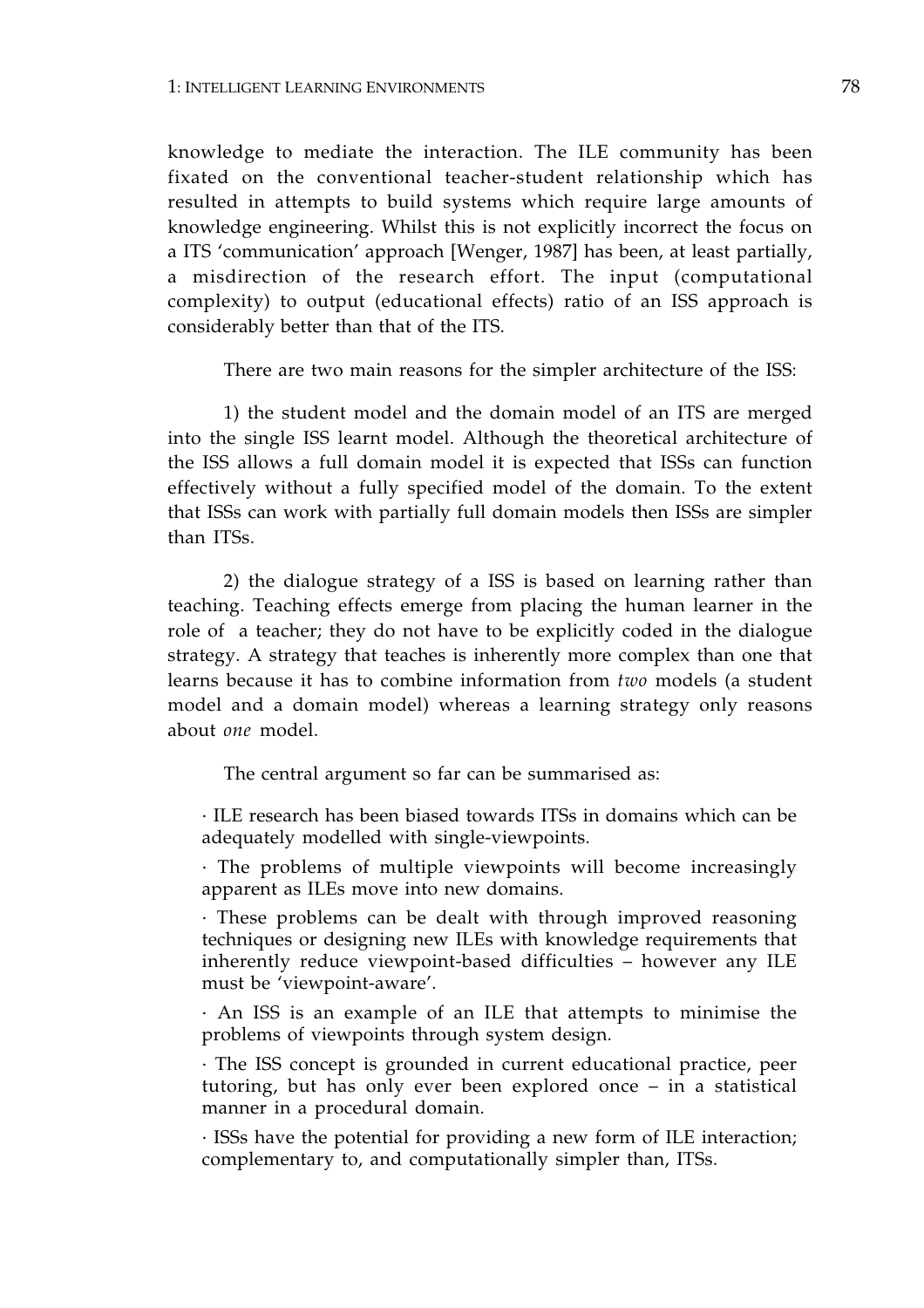knowledge to mediate the interaction. The ILE community has been fixated on the conventional teacher-student relationship which has resulted in attempts to build systems which require large amounts of knowledge engineering. Whilst this is not explicitly incorrect the focus on a ITS 'communication' approach [Wenger, 1987] has been, at least partially, a misdirection of the research effort. The input (computational complexity) to output (educational effects) ratio of an ISS approach is considerably better than that of the ITS.

There are two main reasons for the simpler architecture of the ISS:

1) the student model and the domain model of an ITS are merged into the single ISS learnt model. Although the theoretical architecture of the ISS allows a full domain model it is expected that ISSs can function effectively without a fully specified model of the domain. To the extent that ISSs can work with partially full domain models then ISSs are simpler than ITSs.

2) the dialogue strategy of a ISS is based on learning rather than teaching. Teaching effects emerge from placing the human learner in the role of a teacher; they do not have to be explicitly coded in the dialogue strategy. A strategy that teaches is inherently more complex than one that learns because it has to combine information from *two* models (a student model and a domain model) whereas a learning strategy only reasons about *one* model.

The central argument so far can be summarised as:

- ILE research has been biased towards ITSs in domains which can be adequately modelled with single-viewpoints.
- The problems of multiple viewpoints will become increasingly apparent as ILEs move into new domains.
- These problems can be dealt with through improved reasoning techniques or designing new ILEs with knowledge requirements that inherently reduce viewpoint-based difficulties – however any ILE must be 'viewpoint-aware'.
- An ISS is an example of an ILE that attempts to minimise the problems of viewpoints through system design.
- The ISS concept is grounded in current educational practice, peer tutoring, but has only ever been explored once – in a statistical manner in a procedural domain.
- ISSs have the potential for providing a new form of ILE interaction; complementary to, and computationally simpler than, ITSs.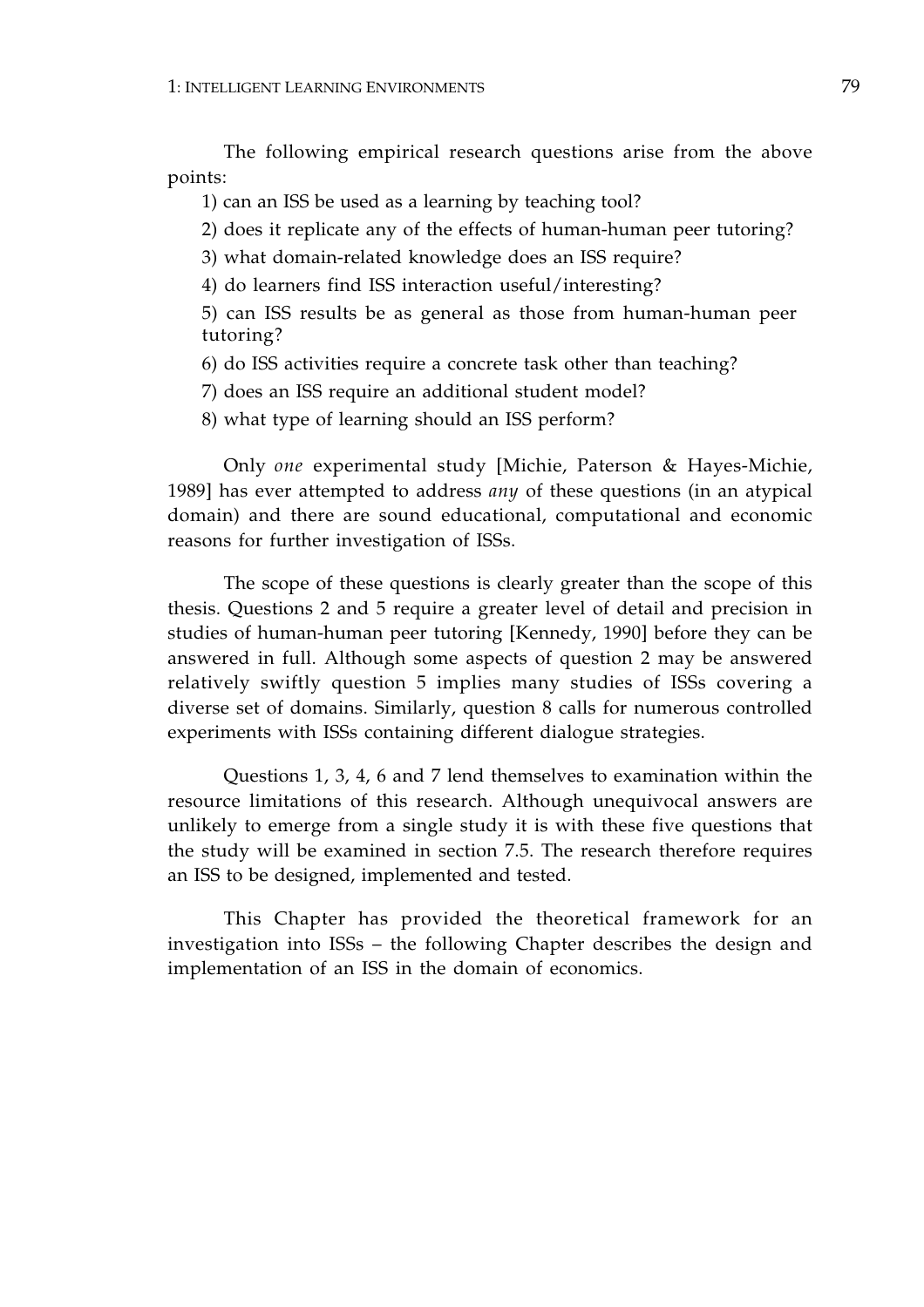The following empirical research questions arise from the above points:

1) can an ISS be used as a learning by teaching tool?

2) does it replicate any of the effects of human-human peer tutoring?

3) what domain-related knowledge does an ISS require?

4) do learners find ISS interaction useful/interesting?

5) can ISS results be as general as those from human-human peer tutoring?

6) do ISS activities require a concrete task other than teaching?

7) does an ISS require an additional student model?

8) what type of learning should an ISS perform?

Only *one* experimental study [Michie, Paterson & Hayes-Michie, 1989] has ever attempted to address *any* of these questions (in an atypical domain) and there are sound educational, computational and economic reasons for further investigation of ISSs.

The scope of these questions is clearly greater than the scope of this thesis. Questions 2 and 5 require a greater level of detail and precision in studies of human-human peer tutoring [Kennedy, 1990] before they can be answered in full. Although some aspects of question 2 may be answered relatively swiftly question 5 implies many studies of ISSs covering a diverse set of domains. Similarly, question 8 calls for numerous controlled experiments with ISSs containing different dialogue strategies.

Questions 1, 3, 4, 6 and 7 lend themselves to examination within the resource limitations of this research. Although unequivocal answers are unlikely to emerge from a single study it is with these five questions that the study will be examined in section 7.5. The research therefore requires an ISS to be designed, implemented and tested.

This Chapter has provided the theoretical framework for an investigation into ISSs – the following Chapter describes the design and implementation of an ISS in the domain of economics.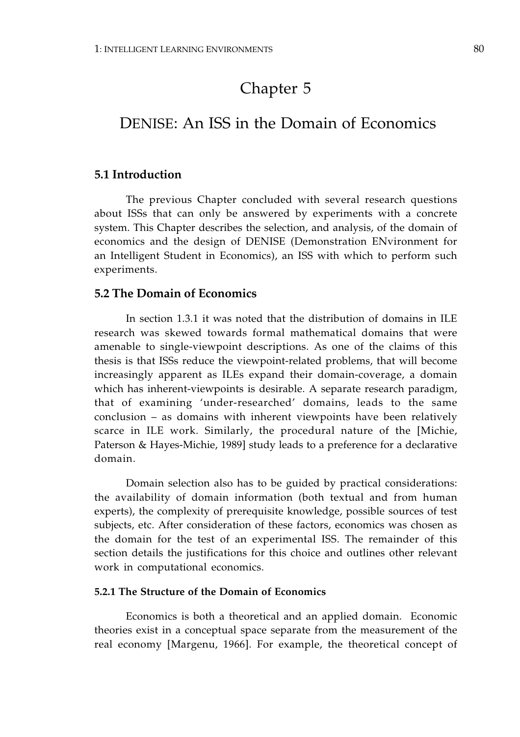# Chapter 5

# DENISE: An ISS in the Domain of Economics

## 5.1 Introduction

The previous Chapter concluded with several research questions about ISSs that can only be answered by experiments with a concrete system. This Chapter describes the selection, and analysis, of the domain of economics and the design of DENISE (Demonstration ENvironment for an Intelligent Student in Economics), an ISS with which to perform such experiments.

## 5.2 The Domain of Economics

In section 1.3.1 it was noted that the distribution of domains in ILE research was skewed towards formal mathematical domains that were amenable to single-viewpoint descriptions. As one of the claims of this thesis is that ISSs reduce the viewpoint-related problems, that will become increasingly apparent as ILEs expand their domain-coverage, a domain which has inherent-viewpoints is desirable. A separate research paradigm, that of examining 'under-researched' domains, leads to the same conclusion – as domains with inherent viewpoints have been relatively scarce in ILE work. Similarly, the procedural nature of the [Michie, Paterson & Hayes-Michie, 1989] study leads to a preference for a declarative domain.

Domain selection also has to be guided by practical considerations: the availability of domain information (both textual and from human experts), the complexity of prerequisite knowledge, possible sources of test subjects, etc. After consideration of these factors, economics was chosen as the domain for the test of an experimental ISS. The remainder of this section details the justifications for this choice and outlines other relevant work in computational economics.

### 5.2.1 The Structure of the Domain of Economics

Economics is both a theoretical and an applied domain. Economic theories exist in a conceptual space separate from the measurement of the real economy [Margenu, 1966]. For example, the theoretical concept of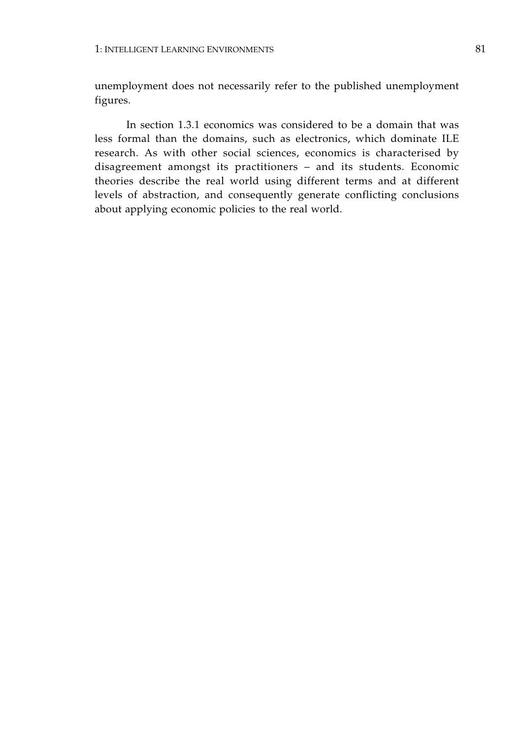unemployment does not necessarily refer to the published unemployment figures.

In section 1.3.1 economics was considered to be a domain that was less formal than the domains, such as electronics, which dominate ILE research. As with other social sciences, economics is characterised by disagreement amongst its practitioners – and its students. Economic theories describe the real world using different terms and at different levels of abstraction, and consequently generate conflicting conclusions about applying economic policies to the real world.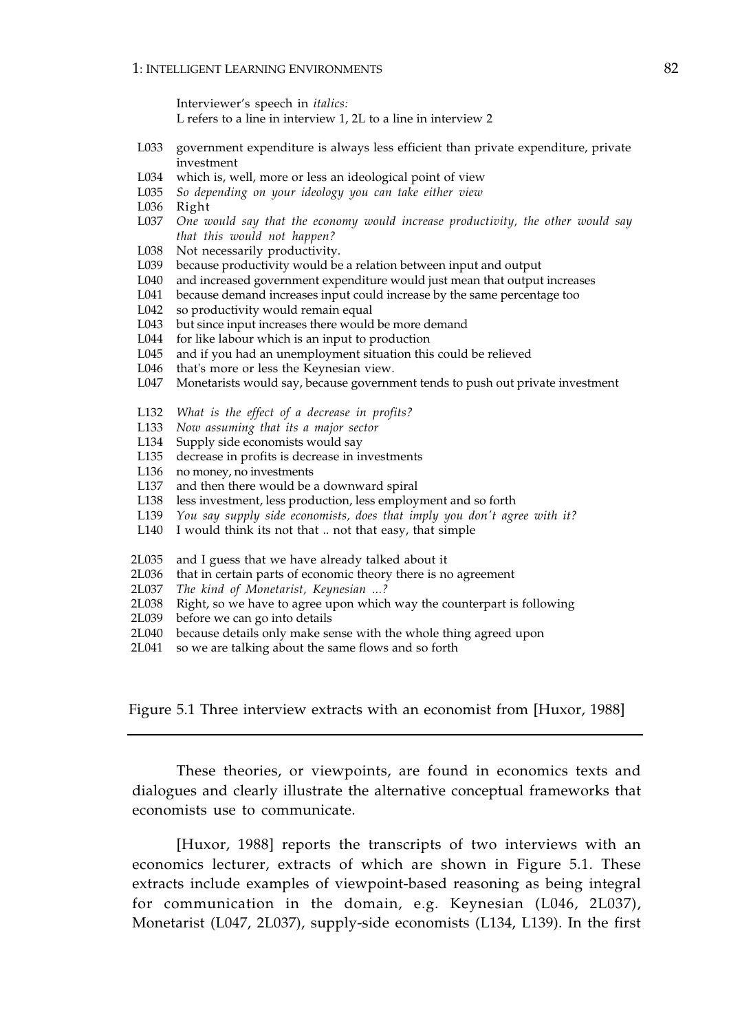Interviewer's speech in *italics:*
L refers to a line in interview 1, 2L to a line in interview 2

L033 government expenditure is always less efficient than private expenditure, private investment
L034 which is, well, more or less an ideological point of view
L035 *So depending on your ideology you can take either view*
L036 Right
L037 *One would say that the economy would increase productivity, the other would say that this would not happen?*
L038 Not necessarily productivity.
L039 because productivity would be a relation between input and output
L040 and increased government expenditure would just mean that output increases
L041 because demand increases input could increase by the same percentage too
L042 so productivity would remain equal
L043 but since input increases there would be more demand
L044 for like labour which is an input to production
L045 and if you had an unemployment situation this could be relieved
L046 that's more or less the Keynesian view.
L047 Monetarists would say, because government tends to push out private investment

L132 *What is the effect of a decrease in profits?*
L133 *Now assuming that its a major sector*
L134 Supply side economists would say
L135 decrease in profits is decrease in investments
L136 no money, no investments
L137 and then there would be a downward spiral
L138 less investment, less production, less employment and so forth
L139 *You say supply side economists, does that imply you don't agree with it?*
L140 I would think its not that .. not that easy, that simple

2L035 and I guess that we have already talked about it
2L036 that in certain parts of economic theory there is no agreement
2L037 *The kind of Monetarist, Keynesian ...?*
2L038 Right, so we have to agree upon which way the counterpart is following
2L039 before we can go into details
2L040 because details only make sense with the whole thing agreed upon
2L041 so we are talking about the same flows and so forth

Figure 5.1 Three interview extracts with an economist from [Huxor, 1988]

---

These theories, or viewpoints, are found in economics texts and dialogues and clearly illustrate the alternative conceptual frameworks that economists use to communicate.

[Huxor, 1988] reports the transcripts of two interviews with an economics lecturer, extracts of which are shown in Figure 5.1. These extracts include examples of viewpoint-based reasoning as being integral for communication in the domain, e.g. Keynesian (L046, 2L037), Monetarist (L047, 2L037), supply-side economists (L134, L139). In the first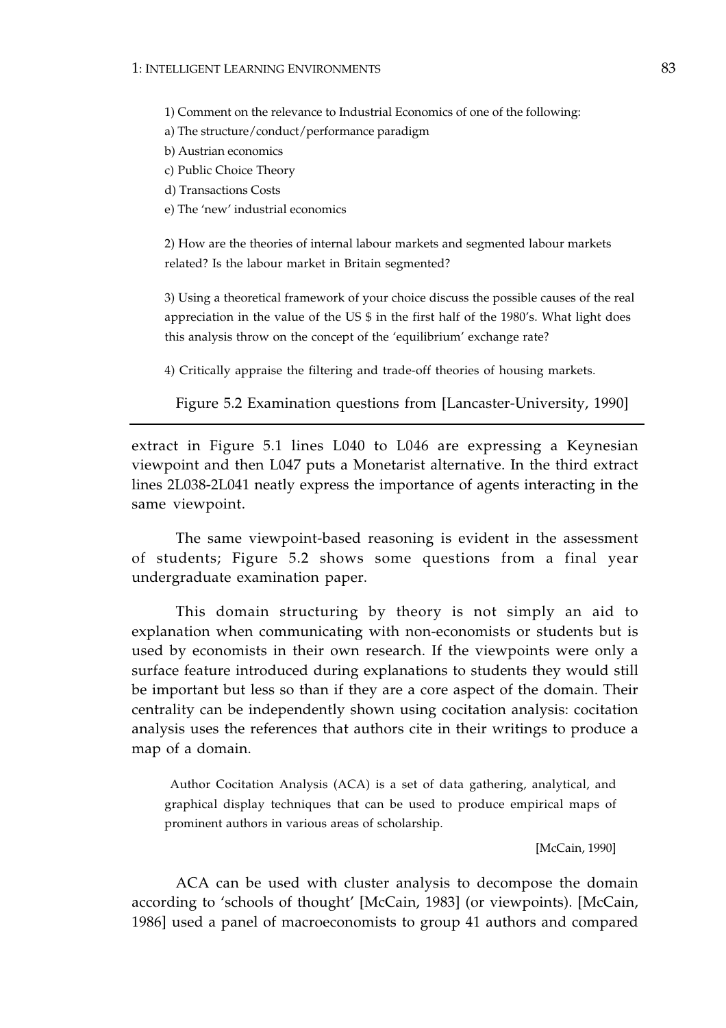1) Comment on the relevance to Industrial Economics of one of the following:

a) The structure/conduct/performance paradigm

b) Austrian economics

c) Public Choice Theory

d) Transactions Costs

e) The 'new' industrial economics

2) How are the theories of internal labour markets and segmented labour markets related? Is the labour market in Britain segmented?

3) Using a theoretical framework of your choice discuss the possible causes of the real appreciation in the value of the US $ in the first half of the 1980's. What light does this analysis throw on the concept of the 'equilibrium' exchange rate?

4) Critically appraise the filtering and trade-off theories of housing markets.

Figure 5.2 Examination questions from [Lancaster-University, 1990]

---

extract in Figure 5.1 lines L040 to L046 are expressing a Keynesian viewpoint and then L047 puts a Monetarist alternative. In the third extract lines 2L038-2L041 neatly express the importance of agents interacting in the same viewpoint.

The same viewpoint-based reasoning is evident in the assessment of students; Figure 5.2 shows some questions from a final year undergraduate examination paper.

This domain structuring by theory is not simply an aid to explanation when communicating with non-economists or students but is used by economists in their own research. If the viewpoints were only a surface feature introduced during explanations to students they would still be important but less so than if they are a core aspect of the domain. Their centrality can be independently shown using cocitation analysis: cocitation analysis uses the references that authors cite in their writings to produce a map of a domain.

> Author Cocitation Analysis (ACA) is a set of data gathering, analytical, and graphical display techniques that can be used to produce empirical maps of prominent authors in various areas of scholarship.
>
> [McCain, 1990]

ACA can be used with cluster analysis to decompose the domain according to 'schools of thought' [McCain, 1983] (or viewpoints). [McCain, 1986] used a panel of macroeconomists to group 41 authors and compared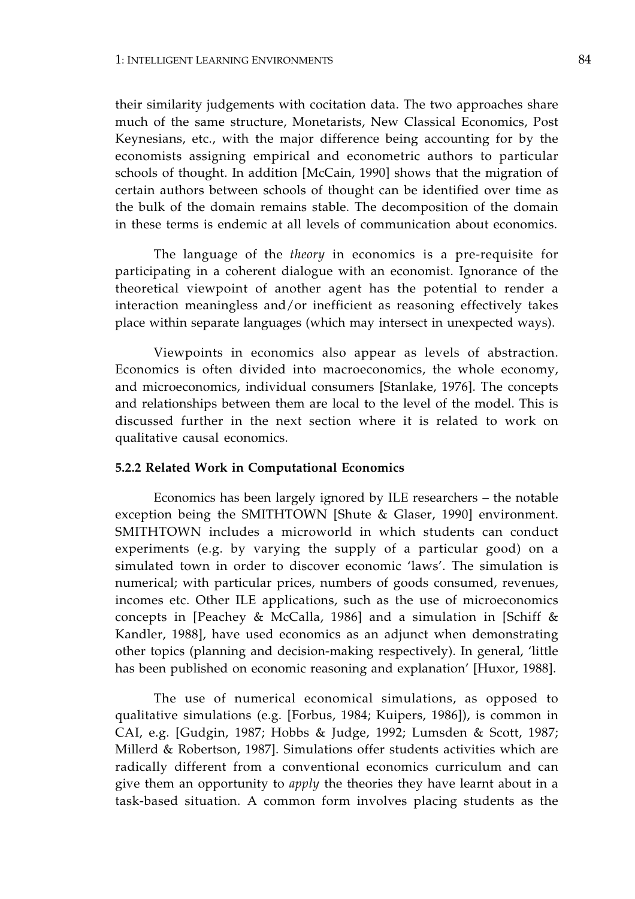their similarity judgements with cocitation data. The two approaches share much of the same structure, Monetarists, New Classical Economics, Post Keynesians, etc., with the major difference being accounting for by the economists assigning empirical and econometric authors to particular schools of thought. In addition [McCain, 1990] shows that the migration of certain authors between schools of thought can be identified over time as the bulk of the domain remains stable. The decomposition of the domain in these terms is endemic at all levels of communication about economics.

The language of the *theory* in economics is a pre-requisite for participating in a coherent dialogue with an economist. Ignorance of the theoretical viewpoint of another agent has the potential to render a interaction meaningless and/or inefficient as reasoning effectively takes place within separate languages (which may intersect in unexpected ways).

Viewpoints in economics also appear as levels of abstraction. Economics is often divided into macroeconomics, the whole economy, and microeconomics, individual consumers [Stanlake, 1976]. The concepts and relationships between them are local to the level of the model. This is discussed further in the next section where it is related to work on qualitative causal economics.

#### 5.2.2 Related Work in Computational Economics

Economics has been largely ignored by ILE researchers – the notable exception being the SMITHTOWN [Shute & Glaser, 1990] environment. SMITHTOWN includes a microworld in which students can conduct experiments (e.g. by varying the supply of a particular good) on a simulated town in order to discover economic 'laws'. The simulation is numerical; with particular prices, numbers of goods consumed, revenues, incomes etc. Other ILE applications, such as the use of microeconomics concepts in [Peachey & McCalla, 1986] and a simulation in [Schiff & Kandler, 1988], have used economics as an adjunct when demonstrating other topics (planning and decision-making respectively). In general, 'little has been published on economic reasoning and explanation' [Huxor, 1988].

The use of numerical economical simulations, as opposed to qualitative simulations (e.g. [Forbus, 1984; Kuipers, 1986]), is common in CAI, e.g. [Gudgin, 1987; Hobbs & Judge, 1992; Lumsden & Scott, 1987; Millerd & Robertson, 1987]. Simulations offer students activities which are radically different from a conventional economics curriculum and can give them an opportunity to *apply* the theories they have learnt about in a task-based situation. A common form involves placing students as the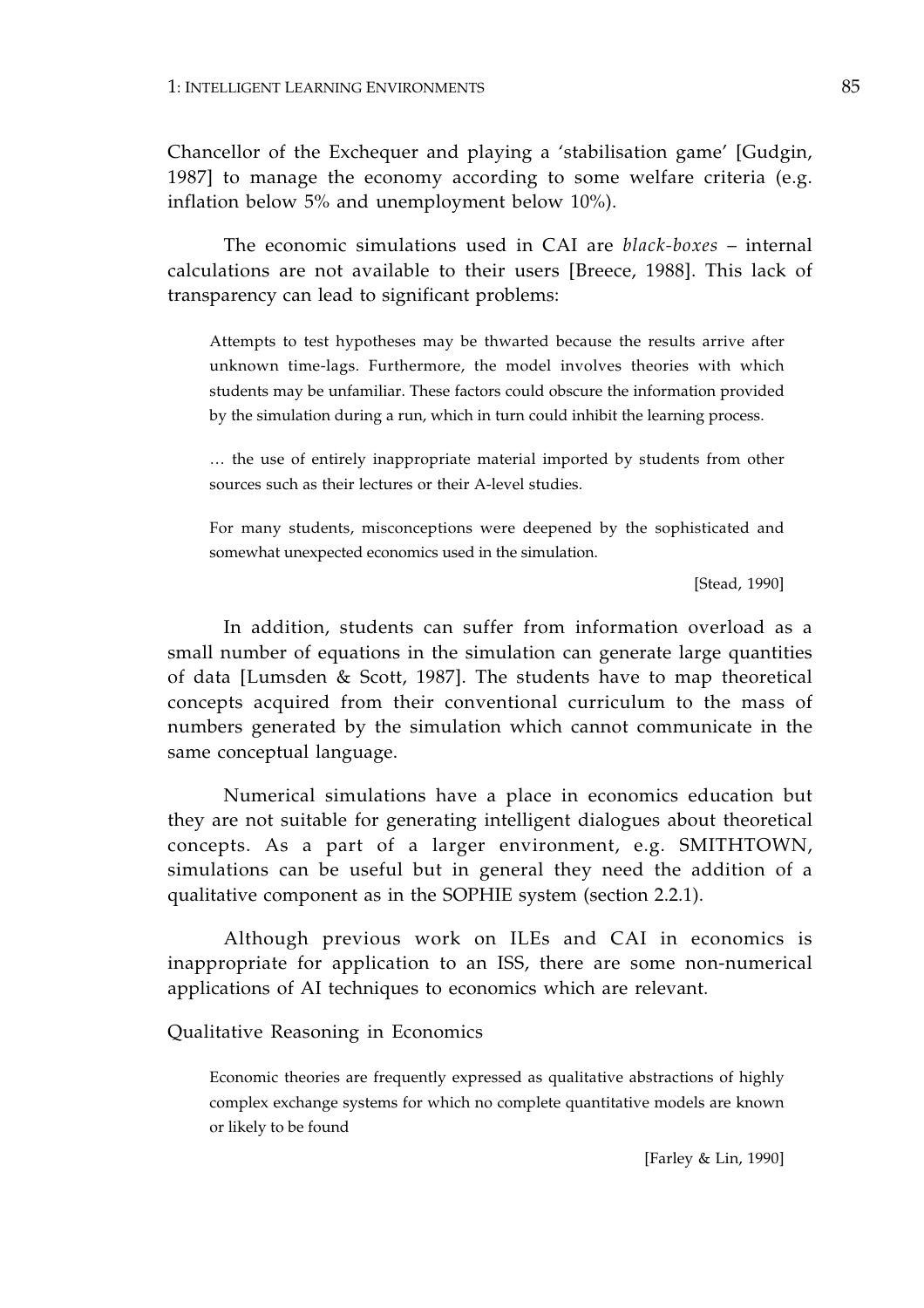Chancellor of the Exchequer and playing a 'stabilisation game' [Gudgin, 1987] to manage the economy according to some welfare criteria (e.g. inflation below 5% and unemployment below 10%).

The economic simulations used in CAI are *black-boxes* – internal calculations are not available to their users [Breece, 1988]. This lack of transparency can lead to significant problems:

> Attempts to test hypotheses may be thwarted because the results arrive after unknown time-lags. Furthermore, the model involves theories with which students may be unfamiliar. These factors could obscure the information provided by the simulation during a run, which in turn could inhibit the learning process.
>
> … the use of entirely inappropriate material imported by students from other sources such as their lectures or their A-level studies.
>
> For many students, misconceptions were deepened by the sophisticated and somewhat unexpected economics used in the simulation.
>
> [Stead, 1990]

In addition, students can suffer from information overload as a small number of equations in the simulation can generate large quantities of data [Lumsden & Scott, 1987]. The students have to map theoretical concepts acquired from their conventional curriculum to the mass of numbers generated by the simulation which cannot communicate in the same conceptual language.

Numerical simulations have a place in economics education but they are not suitable for generating intelligent dialogues about theoretical concepts. As a part of a larger environment, e.g. SMITHTOWN, simulations can be useful but in general they need the addition of a qualitative component as in the SOPHIE system (section 2.2.1).

Although previous work on ILEs and CAI in economics is inappropriate for application to an ISS, there are some non-numerical applications of AI techniques to economics which are relevant.

### Qualitative Reasoning in Economics

> Economic theories are frequently expressed as qualitative abstractions of highly complex exchange systems for which no complete quantitative models are known or likely to be found
>
> [Farley & Lin, 1990]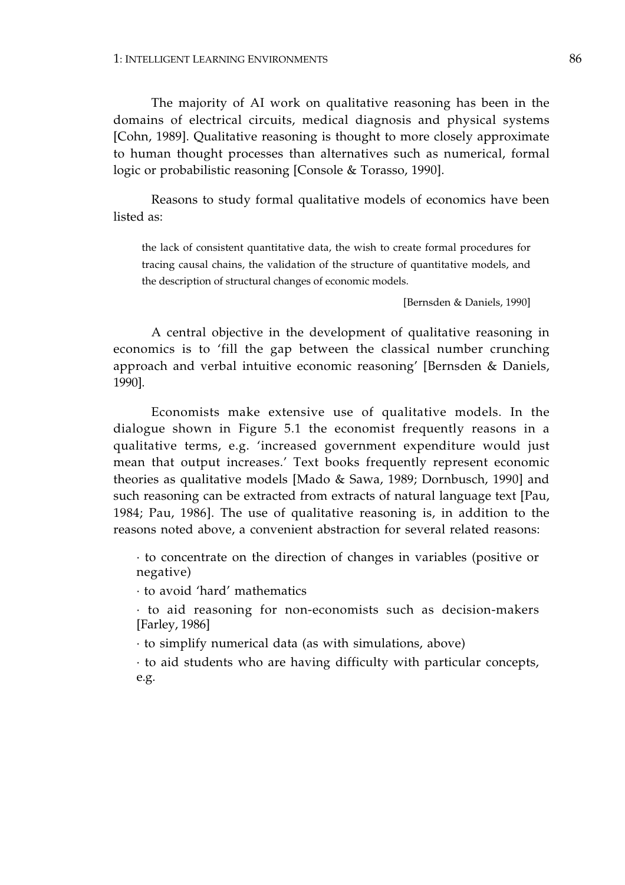The majority of AI work on qualitative reasoning has been in the domains of electrical circuits, medical diagnosis and physical systems [Cohn, 1989]. Qualitative reasoning is thought to more closely approximate to human thought processes than alternatives such as numerical, formal logic or probabilistic reasoning [Console & Torasso, 1990].

Reasons to study formal qualitative models of economics have been listed as:

> the lack of consistent quantitative data, the wish to create formal procedures for tracing causal chains, the validation of the structure of quantitative models, and the description of structural changes of economic models.
>
> [Bernsden & Daniels, 1990]

A central objective in the development of qualitative reasoning in economics is to 'fill the gap between the classical number crunching approach and verbal intuitive economic reasoning' [Bernsden & Daniels, 1990].

Economists make extensive use of qualitative models. In the dialogue shown in Figure 5.1 the economist frequently reasons in a qualitative terms, e.g. 'increased government expenditure would just mean that output increases.' Text books frequently represent economic theories as qualitative models [Mado & Sawa, 1989; Dornbusch, 1990] and such reasoning can be extracted from extracts of natural language text [Pau, 1984; Pau, 1986]. The use of qualitative reasoning is, in addition to the reasons noted above, a convenient abstraction for several related reasons:

- to concentrate on the direction of changes in variables (positive or negative)
- to avoid 'hard' mathematics
- to aid reasoning for non-economists such as decision-makers [Farley, 1986]
- to simplify numerical data (as with simulations, above)
- to aid students who are having difficulty with particular concepts, e.g.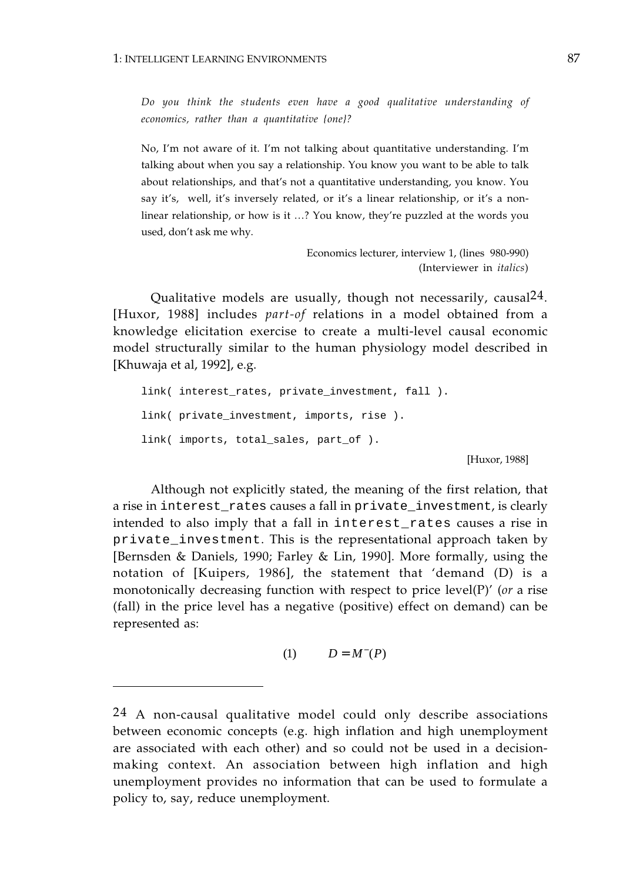*Do you think the students even have a good qualitative understanding of economics, rather than a quantitative {one}?*

No, I'm not aware of it. I'm not talking about quantitative understanding. I'm talking about when you say a relationship. You know you want to be able to talk about relationships, and that's not a quantitative understanding, you know. You say it's, well, it's inversely related, or it's a linear relationship, or it's a non-linear relationship, or how is it …? You know, they're puzzled at the words you used, don't ask me why.

Economics lecturer, interview 1, (lines 980-990)
(Interviewer in *italics*)

Qualitative models are usually, though not necessarily, causal[24]. [Huxor, 1988] includes *part-of* relations in a model obtained from a knowledge elicitation exercise to create a multi-level causal economic model structurally similar to the human physiology model described in [Khuwaja et al, 1992], e.g.

```
link( interest_rates, private_investment, fall ).
link( private_investment, imports, rise ).
link( imports, total_sales, part_of ).
```

[Huxor, 1988]

Although not explicitly stated, the meaning of the first relation, that a rise in `interest_rates` causes a fall in `private_investment`, is clearly intended to also imply that a fall in `interest_rates` causes a rise in `private_investment`. This is the representational approach taken by [Bernsden & Daniels, 1990; Farley & Lin, 1990]. More formally, using the notation of [Kuipers, 1986], the statement that 'demand (D) is a monotonically decreasing function with respect to price level(P)' (*or* a rise (fall) in the price level has a negative (positive) effect on demand) can be represented as:

$$(1) \qquad D = M^{-}(P)$$

---

24 A non-causal qualitative model could only describe associations between economic concepts (e.g. high inflation and high unemployment are associated with each other) and so could not be used in a decision-making context. An association between high inflation and high unemployment provides no information that can be used to formulate a policy to, say, reduce unemployment.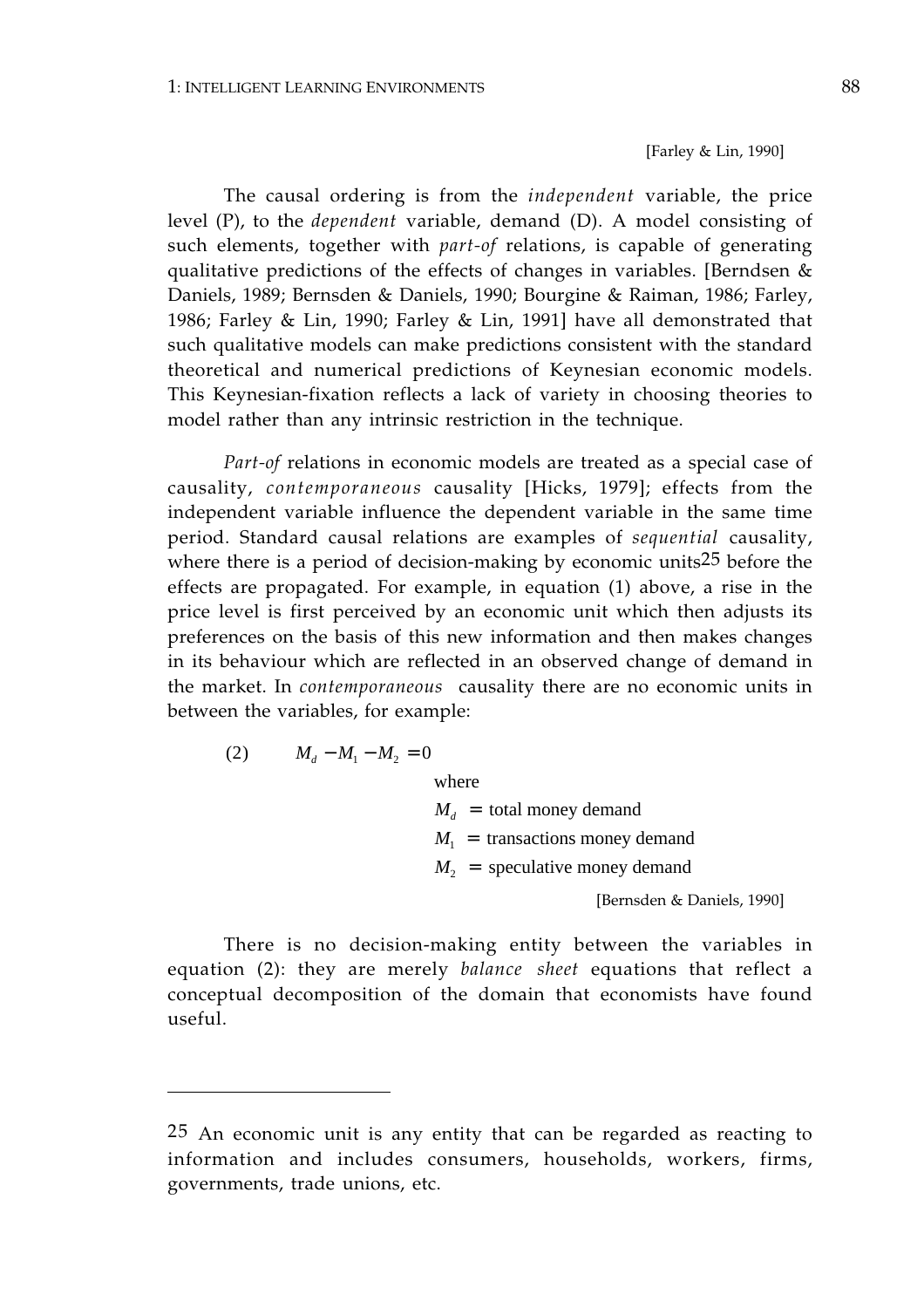[Farley & Lin, 1990]

The causal ordering is from the *independent* variable, the price level (P), to the *dependent* variable, demand (D). A model consisting of such elements, together with *part-of* relations, is capable of generating qualitative predictions of the effects of changes in variables. [Berndsen & Daniels, 1989; Bernsden & Daniels, 1990; Bourgine & Raiman, 1986; Farley, 1986; Farley & Lin, 1990; Farley & Lin, 1991] have all demonstrated that such qualitative models can make predictions consistent with the standard theoretical and numerical predictions of Keynesian economic models. This Keynesian-fixation reflects a lack of variety in choosing theories to model rather than any intrinsic restriction in the technique.

*Part-of* relations in economic models are treated as a special case of causality, *contemporaneous* causality [Hicks, 1979]; effects from the independent variable influence the dependent variable in the same time period. Standard causal relations are examples of *sequential* causality, where there is a period of decision-making by economic units[25] before the effects are propagated. For example, in equation (1) above, a rise in the price level is first perceived by an economic unit which then adjusts its preferences on the basis of this new information and then makes changes in its behaviour which are reflected in an observed change of demand in the market. In *contemporaneous* causality there are no economic units in between the variables, for example:

(2) $$M_d - M_1 - M_2 = 0$$

where
$M_d$ = total money demand
$M_1$ = transactions money demand
$M_2$ = speculative money demand

[Bernsden & Daniels, 1990]

There is no decision-making entity between the variables in equation (2): they are merely *balance sheet* equations that reflect a conceptual decomposition of the domain that economists have found useful.

---

[25] An economic unit is any entity that can be regarded as reacting to information and includes consumers, households, workers, firms, governments, trade unions, etc.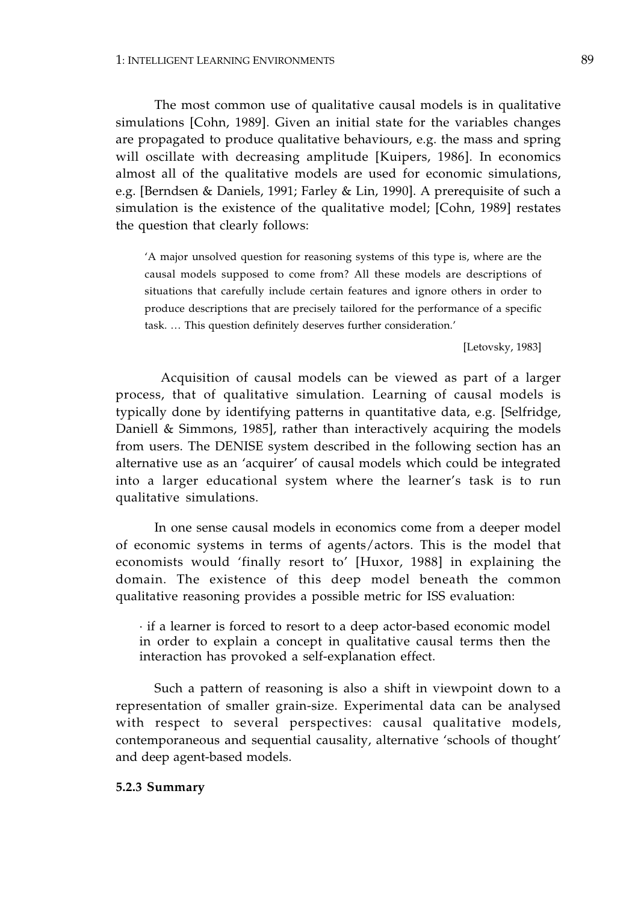The most common use of qualitative causal models is in qualitative simulations [Cohn, 1989]. Given an initial state for the variables changes are propagated to produce qualitative behaviours, e.g. the mass and spring will oscillate with decreasing amplitude [Kuipers, 1986]. In economics almost all of the qualitative models are used for economic simulations, e.g. [Berndsen & Daniels, 1991; Farley & Lin, 1990]. A prerequisite of such a simulation is the existence of the qualitative model; [Cohn, 1989] restates the question that clearly follows:

> 'A major unsolved question for reasoning systems of this type is, where are the causal models supposed to come from? All these models are descriptions of situations that carefully include certain features and ignore others in order to produce descriptions that are precisely tailored for the performance of a specific task. … This question definitely deserves further consideration.'
>
> [Letovsky, 1983]

Acquisition of causal models can be viewed as part of a larger process, that of qualitative simulation. Learning of causal models is typically done by identifying patterns in quantitative data, e.g. [Selfridge, Daniell & Simmons, 1985], rather than interactively acquiring the models from users. The DENISE system described in the following section has an alternative use as an 'acquirer' of causal models which could be integrated into a larger educational system where the learner's task is to run qualitative simulations.

In one sense causal models in economics come from a deeper model of economic systems in terms of agents/actors. This is the model that economists would 'finally resort to' [Huxor, 1988] in explaining the domain. The existence of this deep model beneath the common qualitative reasoning provides a possible metric for ISS evaluation:

- if a learner is forced to resort to a deep actor-based economic model in order to explain a concept in qualitative causal terms then the interaction has provoked a self-explanation effect.

Such a pattern of reasoning is also a shift in viewpoint down to a representation of smaller grain-size. Experimental data can be analysed with respect to several perspectives: causal qualitative models, contemporaneous and sequential causality, alternative 'schools of thought' and deep agent-based models.

#### 5.2.3 Summary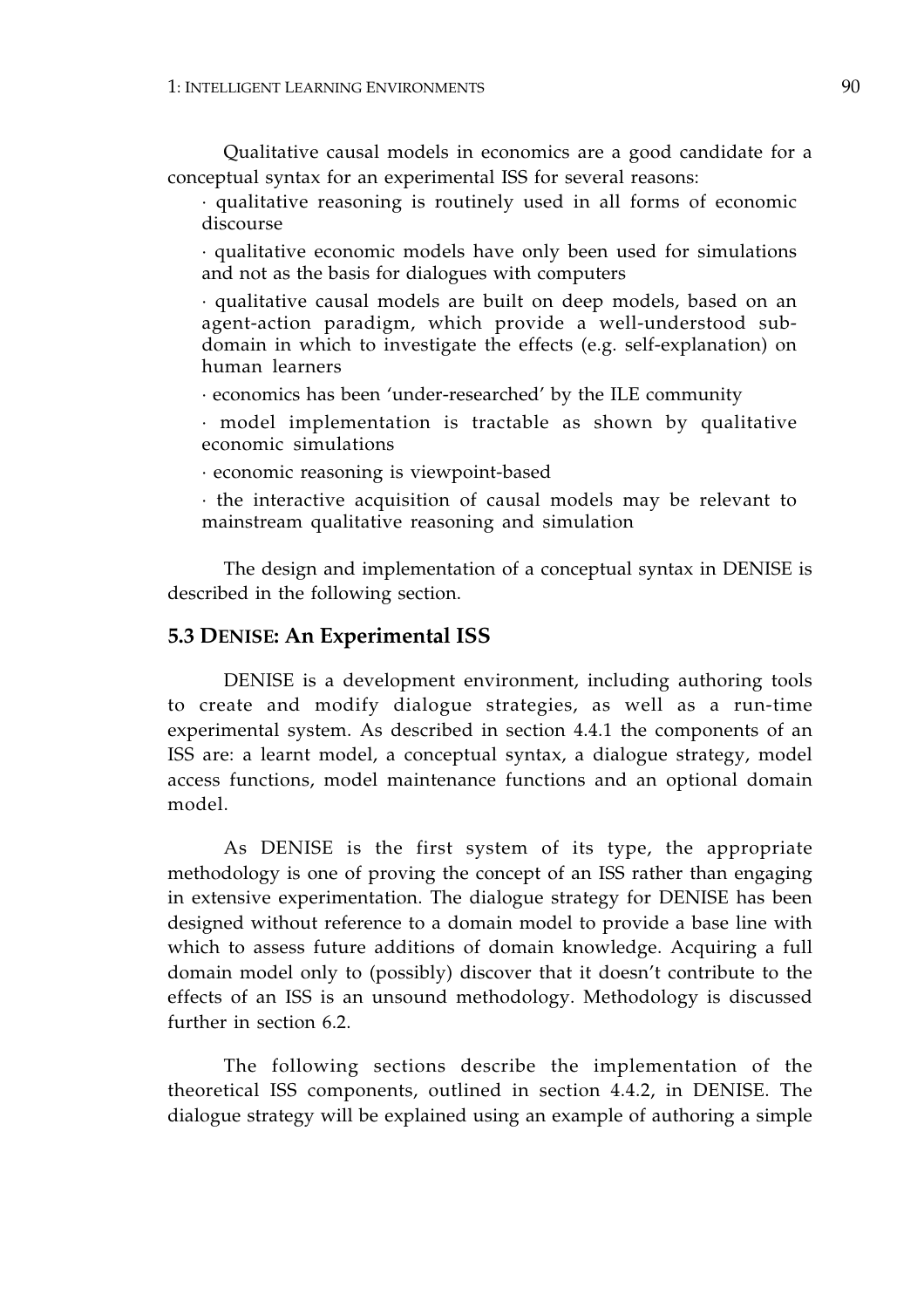Qualitative causal models in economics are a good candidate for a conceptual syntax for an experimental ISS for several reasons:

- qualitative reasoning is routinely used in all forms of economic discourse
- qualitative economic models have only been used for simulations and not as the basis for dialogues with computers
- qualitative causal models are built on deep models, based on an agent-action paradigm, which provide a well-understood sub-domain in which to investigate the effects (e.g. self-explanation) on human learners
- economics has been 'under-researched' by the ILE community
- model implementation is tractable as shown by qualitative economic simulations
- economic reasoning is viewpoint-based
- the interactive acquisition of causal models may be relevant to mainstream qualitative reasoning and simulation

The design and implementation of a conceptual syntax in DENISE is described in the following section.

## 5.3 DENISE: An Experimental ISS

DENISE is a development environment, including authoring tools to create and modify dialogue strategies, as well as a run-time experimental system. As described in section 4.4.1 the components of an ISS are: a learnt model, a conceptual syntax, a dialogue strategy, model access functions, model maintenance functions and an optional domain model.

As DENISE is the first system of its type, the appropriate methodology is one of proving the concept of an ISS rather than engaging in extensive experimentation. The dialogue strategy for DENISE has been designed without reference to a domain model to provide a base line with which to assess future additions of domain knowledge. Acquiring a full domain model only to (possibly) discover that it doesn't contribute to the effects of an ISS is an unsound methodology. Methodology is discussed further in section 6.2.

The following sections describe the implementation of the theoretical ISS components, outlined in section 4.4.2, in DENISE. The dialogue strategy will be explained using an example of authoring a simple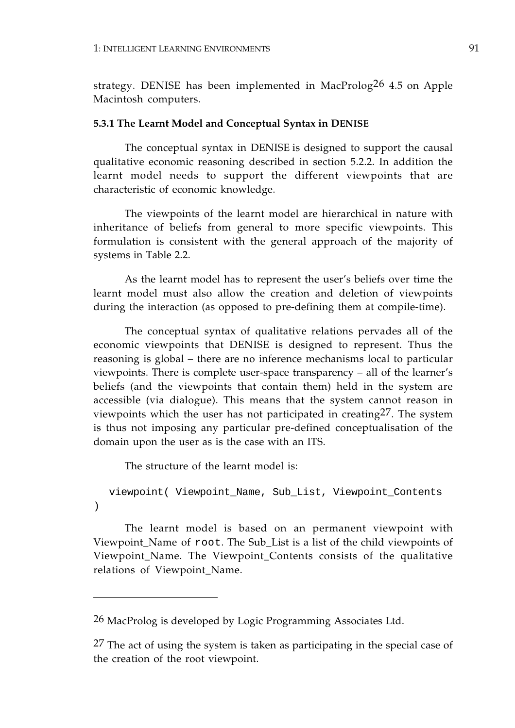strategy. DENISE has been implemented in MacProlog[26] 4.5 on Apple Macintosh computers.

#### 5.3.1 The Learnt Model and Conceptual Syntax in DENISE

The conceptual syntax in DENISE is designed to support the causal qualitative economic reasoning described in section 5.2.2. In addition the learnt model needs to support the different viewpoints that are characteristic of economic knowledge.

The viewpoints of the learnt model are hierarchical in nature with inheritance of beliefs from general to more specific viewpoints. This formulation is consistent with the general approach of the majority of systems in Table 2.2.

As the learnt model has to represent the user's beliefs over time the learnt model must also allow the creation and deletion of viewpoints during the interaction (as opposed to pre-defining them at compile-time).

The conceptual syntax of qualitative relations pervades all of the economic viewpoints that DENISE is designed to represent. Thus the reasoning is global – there are no inference mechanisms local to particular viewpoints. There is complete user-space transparency – all of the learner's beliefs (and the viewpoints that contain them) held in the system are accessible (via dialogue). This means that the system cannot reason in viewpoints which the user has not participated in creating[27]. The system is thus not imposing any particular pre-defined conceptualisation of the domain upon the user as is the case with an ITS.

The structure of the learnt model is:

```
viewpoint( Viewpoint_Name, Sub_List, Viewpoint_Contents )
```

The learnt model is based on an permanent viewpoint with Viewpoint_Name of `root`. The Sub_List is a list of the child viewpoints of Viewpoint_Name. The Viewpoint_Contents consists of the qualitative relations of Viewpoint_Name.

---

[26] MacProlog is developed by Logic Programming Associates Ltd.

[27] The act of using the system is taken as participating in the special case of the creation of the root viewpoint.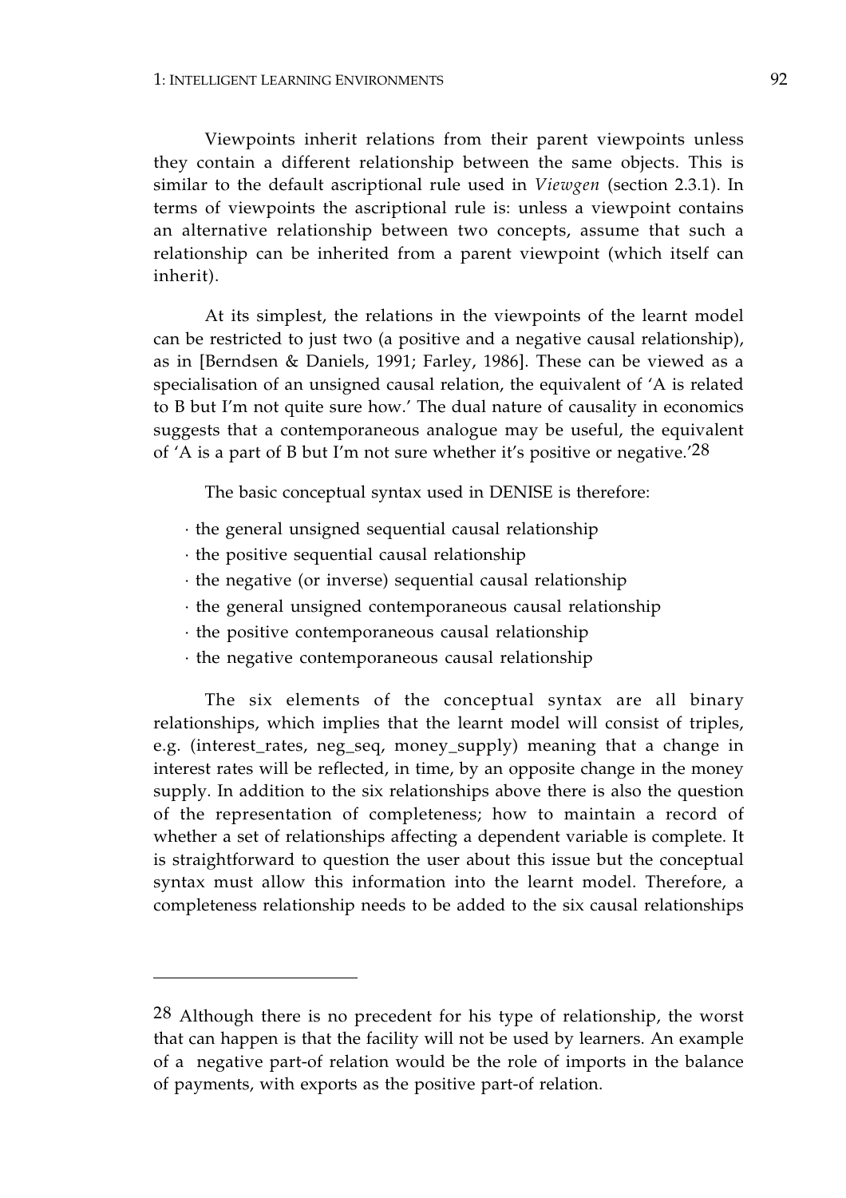Viewpoints inherit relations from their parent viewpoints unless they contain a different relationship between the same objects. This is similar to the default ascriptional rule used in *Viewgen* (section 2.3.1). In terms of viewpoints the ascriptional rule is: unless a viewpoint contains an alternative relationship between two concepts, assume that such a relationship can be inherited from a parent viewpoint (which itself can inherit).

At its simplest, the relations in the viewpoints of the learnt model can be restricted to just two (a positive and a negative causal relationship), as in [Berndsen & Daniels, 1991; Farley, 1986]. These can be viewed as a specialisation of an unsigned causal relation, the equivalent of 'A is related to B but I'm not quite sure how.' The dual nature of causality in economics suggests that a contemporaneous analogue may be useful, the equivalent of 'A is a part of B but I'm not sure whether it's positive or negative.'[28]

The basic conceptual syntax used in DENISE is therefore:

· the general unsigned sequential causal relationship
· the positive sequential causal relationship
· the negative (or inverse) sequential causal relationship
· the general unsigned contemporaneous causal relationship
· the positive contemporaneous causal relationship
· the negative contemporaneous causal relationship

The six elements of the conceptual syntax are all binary relationships, which implies that the learnt model will consist of triples, e.g. (interest_rates, neg_seq, money_supply) meaning that a change in interest rates will be reflected, in time, by an opposite change in the money supply. In addition to the six relationships above there is also the question of the representation of completeness; how to maintain a record of whether a set of relationships affecting a dependent variable is complete. It is straightforward to question the user about this issue but the conceptual syntax must allow this information into the learnt model. Therefore, a completeness relationship needs to be added to the six causal relationships

---

[28] Although there is no precedent for his type of relationship, the worst that can happen is that the facility will not be used by learners. An example of a negative part-of relation would be the role of imports in the balance of payments, with exports as the positive part-of relation.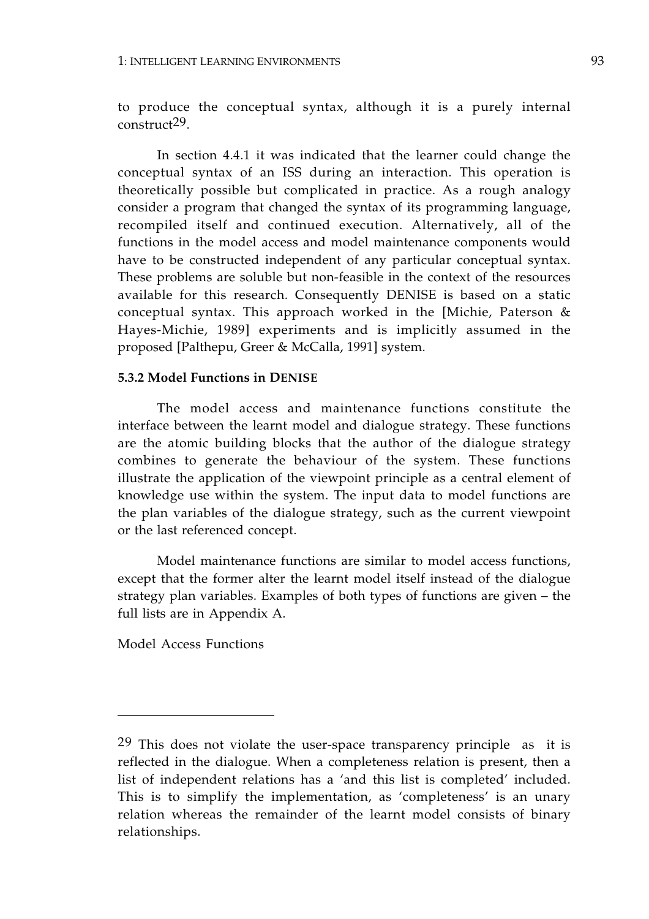to produce the conceptual syntax, although it is a purely internal construct[29].

In section 4.4.1 it was indicated that the learner could change the conceptual syntax of an ISS during an interaction. This operation is theoretically possible but complicated in practice. As a rough analogy consider a program that changed the syntax of its programming language, recompiled itself and continued execution. Alternatively, all of the functions in the model access and model maintenance components would have to be constructed independent of any particular conceptual syntax. These problems are soluble but non-feasible in the context of the resources available for this research. Consequently DENISE is based on a static conceptual syntax. This approach worked in the [Michie, Paterson & Hayes-Michie, 1989] experiments and is implicitly assumed in the proposed [Palthepu, Greer & McCalla, 1991] system.

#### 5.3.2 Model Functions in DENISE

The model access and maintenance functions constitute the interface between the learnt model and dialogue strategy. These functions are the atomic building blocks that the author of the dialogue strategy combines to generate the behaviour of the system. These functions illustrate the application of the viewpoint principle as a central element of knowledge use within the system. The input data to model functions are the plan variables of the dialogue strategy, such as the current viewpoint or the last referenced concept.

Model maintenance functions are similar to model access functions, except that the former alter the learnt model itself instead of the dialogue strategy plan variables. Examples of both types of functions are given – the full lists are in Appendix A.

Model Access Functions

---

[29] This does not violate the user-space transparency principle as it is reflected in the dialogue. When a completeness relation is present, then a list of independent relations has a 'and this list is completed' included. This is to simplify the implementation, as 'completeness' is an unary relation whereas the remainder of the learnt model consists of binary relationships.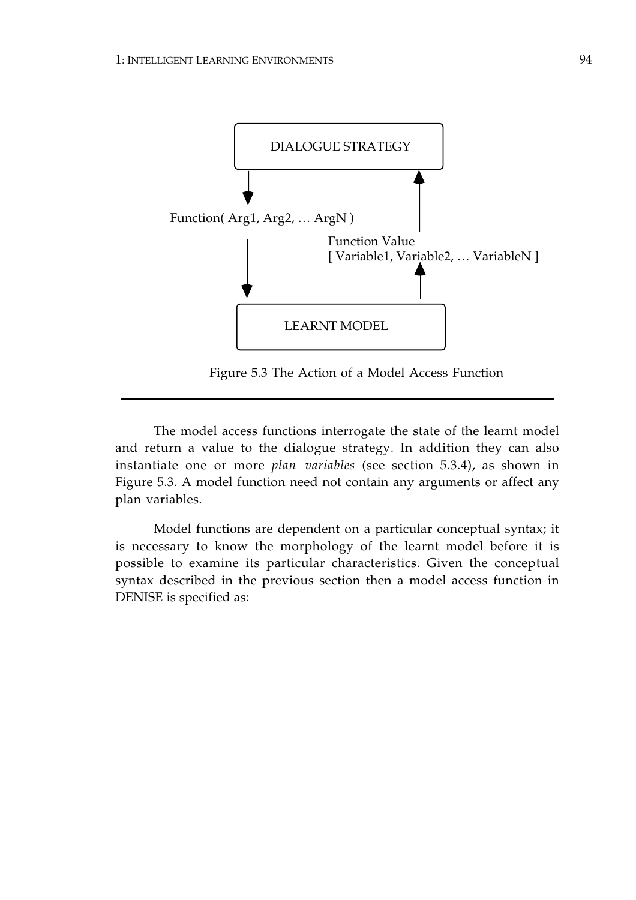DIALOGUE STRATEGY

Function( Arg1, Arg2, … ArgN )

Function Value
[ Variable1, Variable2, … VariableN ]

LEARNT MODEL

Figure 5.3 The Action of a Model Access Function

---

The model access functions interrogate the state of the learnt model and return a value to the dialogue strategy. In addition they can also instantiate one or more *plan variables* (see section 5.3.4), as shown in Figure 5.3. A model function need not contain any arguments or affect any plan variables.

Model functions are dependent on a particular conceptual syntax; it is necessary to know the morphology of the learnt model before it is possible to examine its particular characteristics. Given the conceptual syntax described in the previous section then a model access function in DENISE is specified as: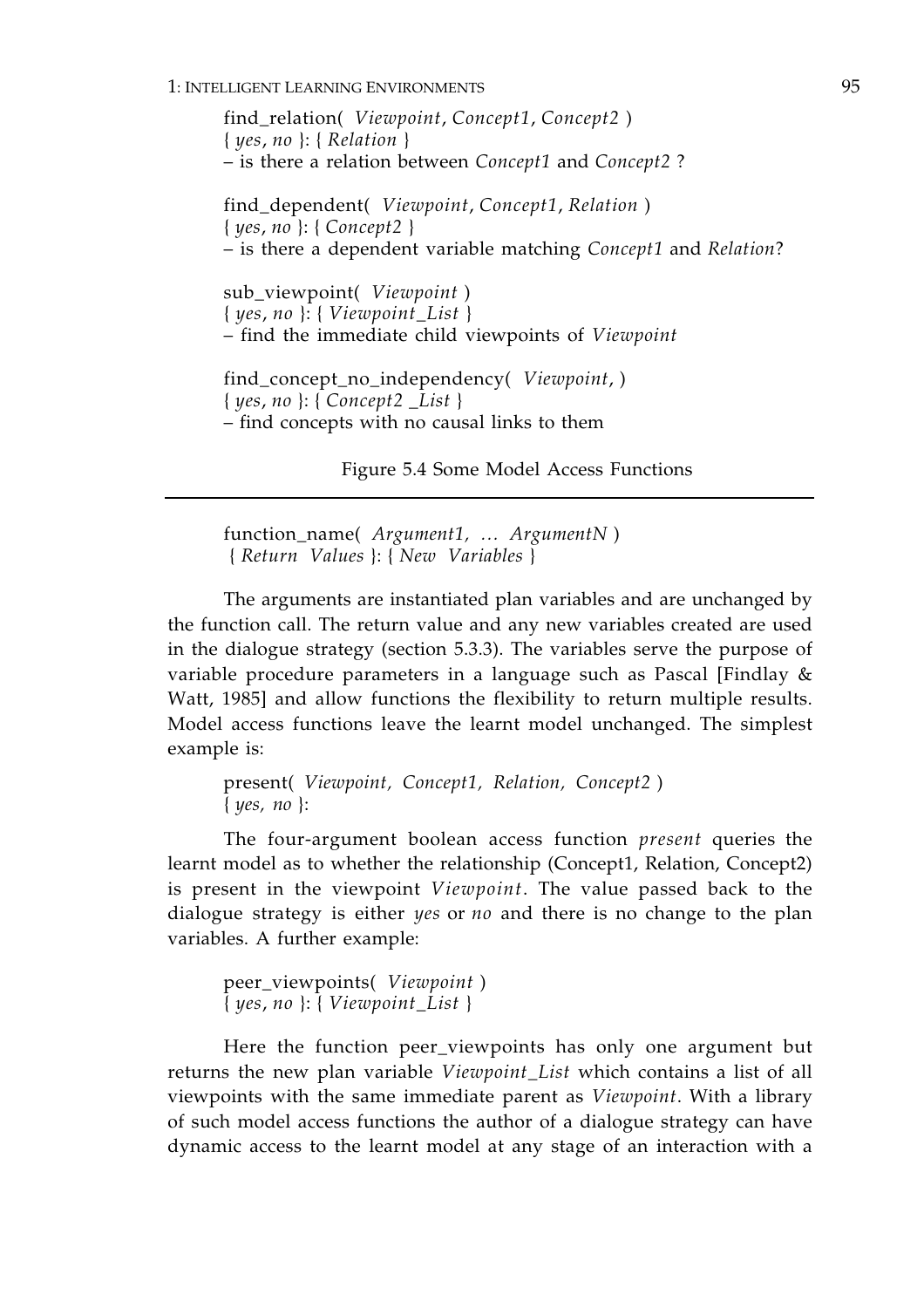find_relation( *Viewpoint*, *Concept1*, *Concept2* )
{ *yes*, *no* }: { *Relation* }
– is there a relation between *Concept1* and *Concept2* ?

find_dependent( *Viewpoint*, *Concept1*, *Relation* )
{ *yes*, *no* }: { *Concept2* }
– is there a dependent variable matching *Concept1* and *Relation*?

sub_viewpoint( *Viewpoint* )
{ *yes*, *no* }: { *Viewpoint_List* }
– find the immediate child viewpoints of *Viewpoint*

find_concept_no_independency( *Viewpoint*, )
{ *yes*, *no* }: { *Concept2 _List* }
– find concepts with no causal links to them

Figure 5.4 Some Model Access Functions

---

function_name( *Argument1, … ArgumentN* )
{ *Return Values* }: { *New Variables* }

The arguments are instantiated plan variables and are unchanged by the function call. The return value and any new variables created are used in the dialogue strategy (section 5.3.3). The variables serve the purpose of variable procedure parameters in a language such as Pascal [Findlay & Watt, 1985] and allow functions the flexibility to return multiple results. Model access functions leave the learnt model unchanged. The simplest example is:

present( *Viewpoint, Concept1, Relation, Concept2* )
{ *yes, no* }:

The four-argument boolean access function *present* queries the learnt model as to whether the relationship (Concept1, Relation, Concept2) is present in the viewpoint *Viewpoint*. The value passed back to the dialogue strategy is either *yes* or *no* and there is no change to the plan variables. A further example:

peer_viewpoints( *Viewpoint* )
{ *yes*, *no* }: { *Viewpoint_List* }

Here the function peer_viewpoints has only one argument but returns the new plan variable *Viewpoint_List* which contains a list of all viewpoints with the same immediate parent as *Viewpoint*. With a library of such model access functions the author of a dialogue strategy can have dynamic access to the learnt model at any stage of an interaction with a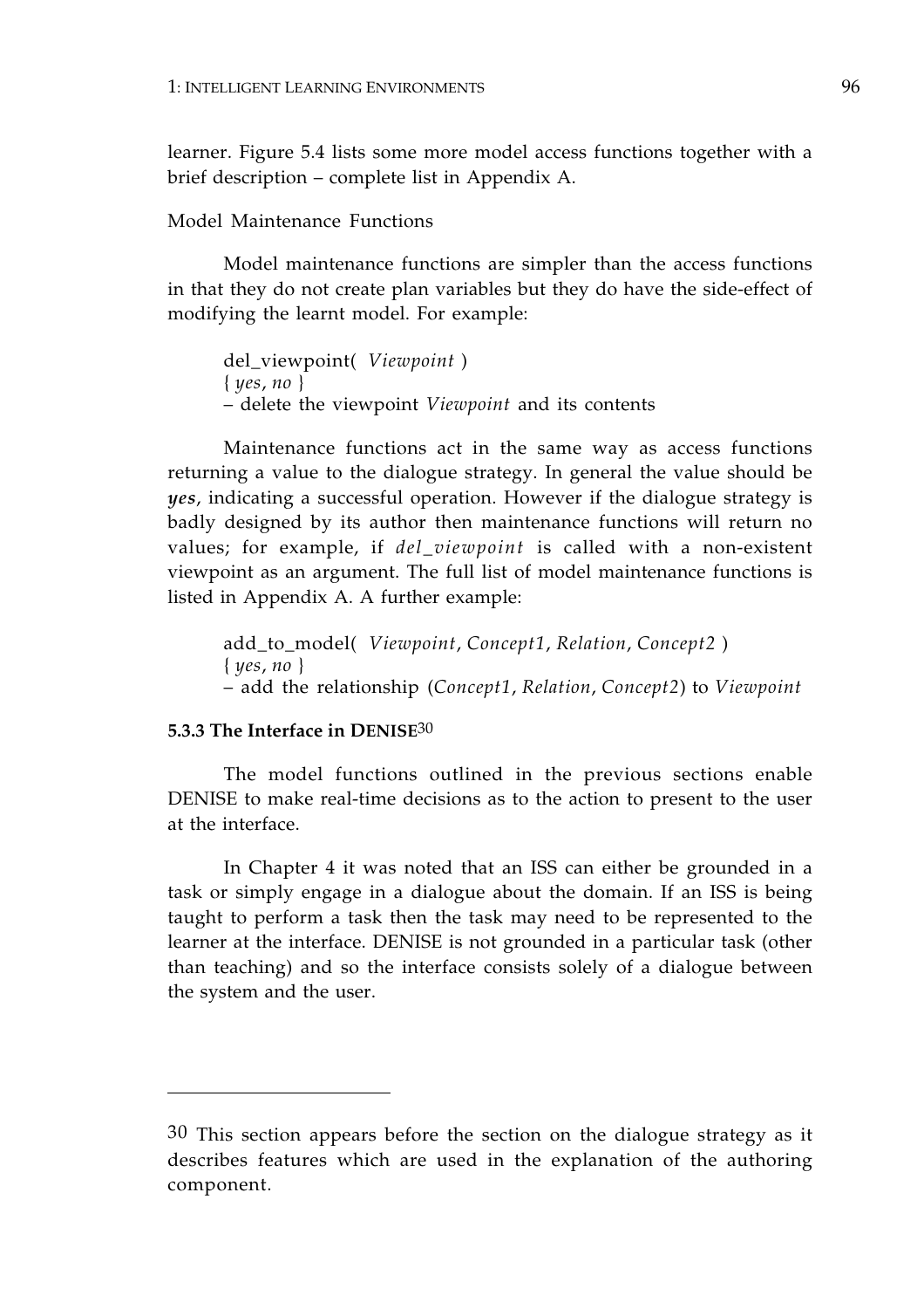learner. Figure 5.4 lists some more model access functions together with a brief description – complete list in Appendix A.

Model Maintenance Functions

Model maintenance functions are simpler than the access functions in that they do not create plan variables but they do have the side-effect of modifying the learnt model. For example:

> del_viewpoint( *Viewpoint* )
> { *yes*, *no* }
> – delete the viewpoint *Viewpoint* and its contents

Maintenance functions act in the same way as access functions returning a value to the dialogue strategy. In general the value should be ***yes***, indicating a successful operation. However if the dialogue strategy is badly designed by its author then maintenance functions will return no values; for example, if *del_viewpoint* is called with a non-existent viewpoint as an argument. The full list of model maintenance functions is listed in Appendix A. A further example:

> add_to_model( *Viewpoint*, *Concept1*, *Relation*, *Concept2* )
> { *yes*, *no* }
> – add the relationship (*Concept1*, *Relation*, *Concept2*) to *Viewpoint*

#### 5.3.3 The Interface in DENISE[30]

The model functions outlined in the previous sections enable DENISE to make real-time decisions as to the action to present to the user at the interface.

In Chapter 4 it was noted that an ISS can either be grounded in a task or simply engage in a dialogue about the domain. If an ISS is being taught to perform a task then the task may need to be represented to the learner at the interface. DENISE is not grounded in a particular task (other than teaching) and so the interface consists solely of a dialogue between the system and the user.

---

[30] This section appears before the section on the dialogue strategy as it describes features which are used in the explanation of the authoring component.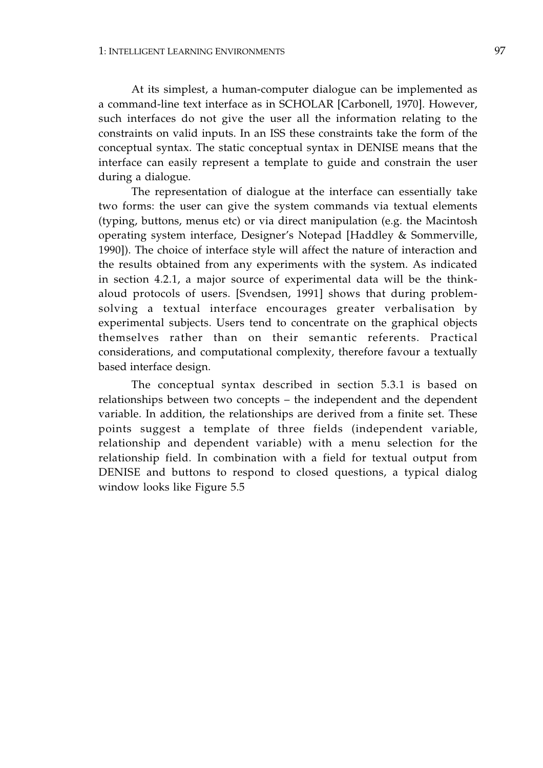At its simplest, a human-computer dialogue can be implemented as a command-line text interface as in SCHOLAR [Carbonell, 1970]. However, such interfaces do not give the user all the information relating to the constraints on valid inputs. In an ISS these constraints take the form of the conceptual syntax. The static conceptual syntax in DENISE means that the interface can easily represent a template to guide and constrain the user during a dialogue.

The representation of dialogue at the interface can essentially take two forms: the user can give the system commands via textual elements (typing, buttons, menus etc) or via direct manipulation (e.g. the Macintosh operating system interface, Designer's Notepad [Haddley & Sommerville, 1990]). The choice of interface style will affect the nature of interaction and the results obtained from any experiments with the system. As indicated in section 4.2.1, a major source of experimental data will be the think-aloud protocols of users. [Svendsen, 1991] shows that during problem-solving a textual interface encourages greater verbalisation by experimental subjects. Users tend to concentrate on the graphical objects themselves rather than on their semantic referents. Practical considerations, and computational complexity, therefore favour a textually based interface design.

The conceptual syntax described in section 5.3.1 is based on relationships between two concepts – the independent and the dependent variable. In addition, the relationships are derived from a finite set. These points suggest a template of three fields (independent variable, relationship and dependent variable) with a menu selection for the relationship field. In combination with a field for textual output from DENISE and buttons to respond to closed questions, a typical dialog window looks like Figure 5.5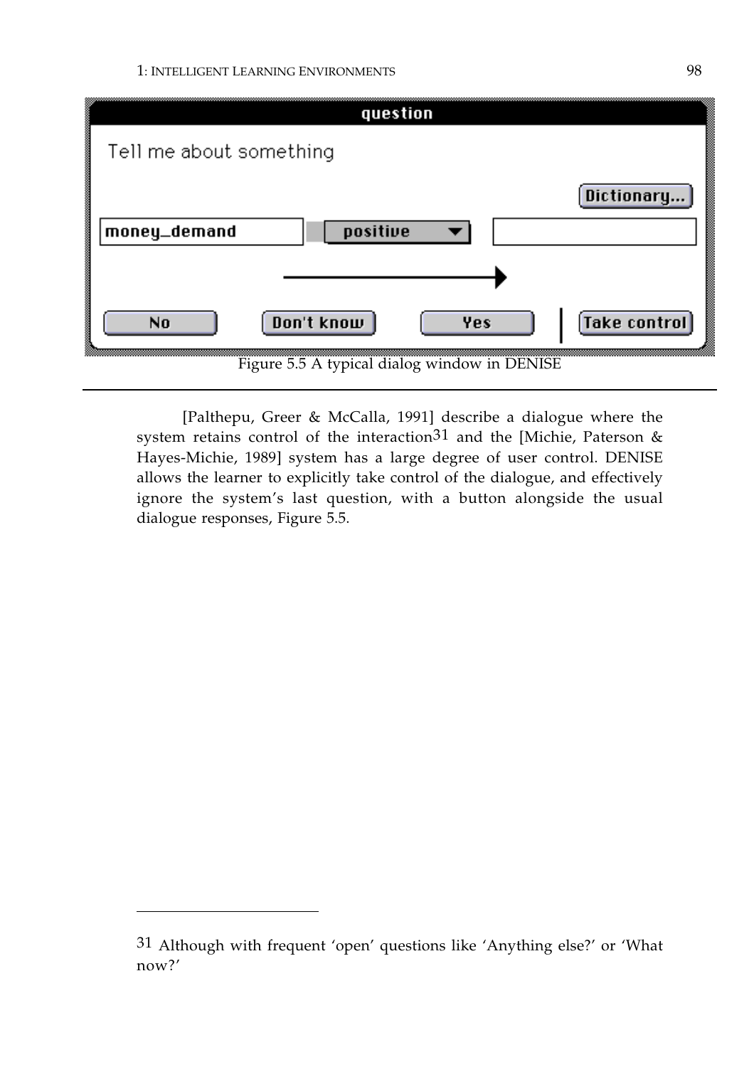Figure 5.5 A typical dialog window in DENISE

[Palthepu, Greer & McCalla, 1991] describe a dialogue where the system retains control of the interaction[31] and the [Michie, Paterson & Hayes-Michie, 1989] system has a large degree of user control. DENISE allows the learner to explicitly take control of the dialogue, and effectively ignore the system's last question, with a button alongside the usual dialogue responses, Figure 5.5.

---

[31] Although with frequent 'open' questions like 'Anything else?' or 'What now?'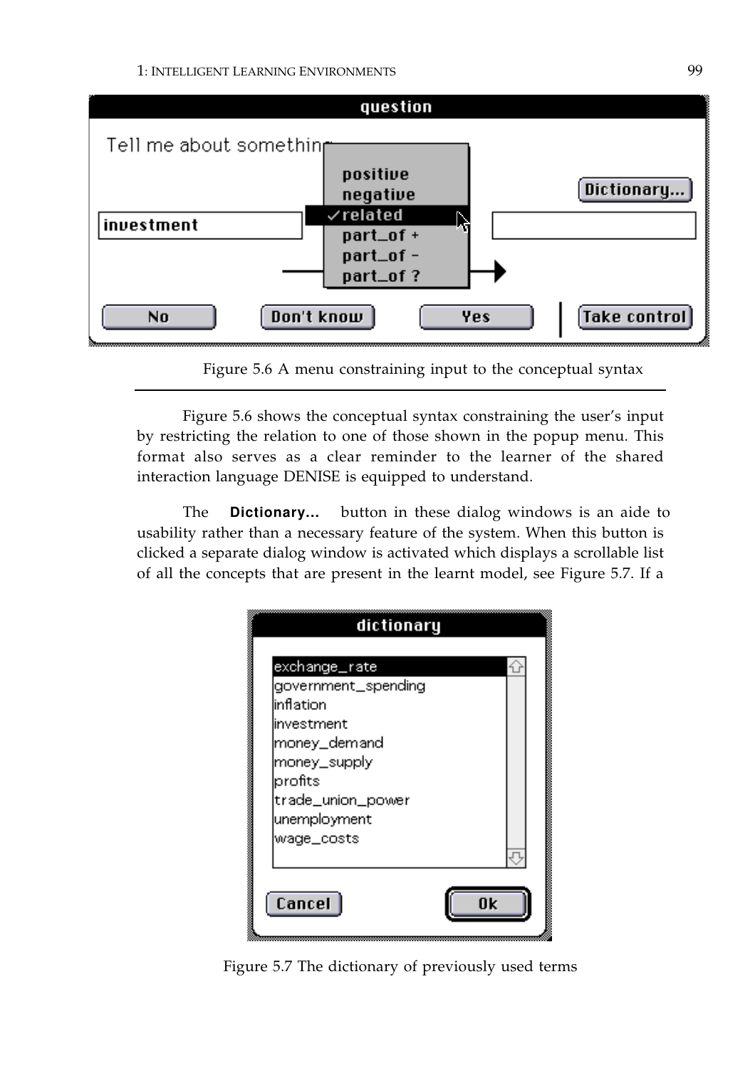Figure 5.6 A menu constraining input to the conceptual syntax

Figure 5.6 shows the conceptual syntax constraining the user's input by restricting the relation to one of those shown in the popup menu. This format also serves as a clear reminder to the learner of the shared interaction language DENISE is equipped to understand.

The **Dictionary...** button in these dialog windows is an aide to usability rather than a necessary feature of the system. When this button is clicked a separate dialog window is activated which displays a scrollable list of all the concepts that are present in the learnt model, see Figure 5.7. If a

Figure 5.7 The dictionary of previously used terms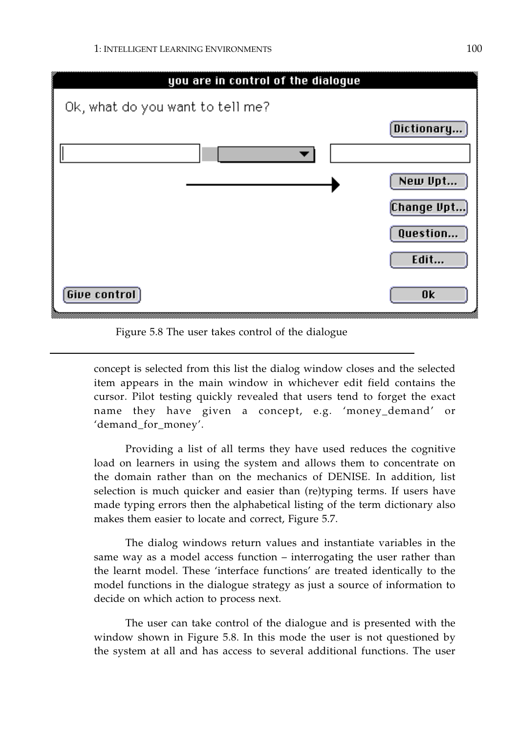Figure 5.8 The user takes control of the dialogue

concept is selected from this list the dialog window closes and the selected item appears in the main window in whichever edit field contains the cursor. Pilot testing quickly revealed that users tend to forget the exact name they have given a concept, e.g. 'money_demand' or 'demand_for_money'.

Providing a list of all terms they have used reduces the cognitive load on learners in using the system and allows them to concentrate on the domain rather than on the mechanics of DENISE. In addition, list selection is much quicker and easier than (re)typing terms. If users have made typing errors then the alphabetical listing of the term dictionary also makes them easier to locate and correct, Figure 5.7.

The dialog windows return values and instantiate variables in the same way as a model access function – interrogating the user rather than the learnt model. These 'interface functions' are treated identically to the model functions in the dialogue strategy as just a source of information to decide on which action to process next.

The user can take control of the dialogue and is presented with the window shown in Figure 5.8. In this mode the user is not questioned by the system at all and has access to several additional functions. The user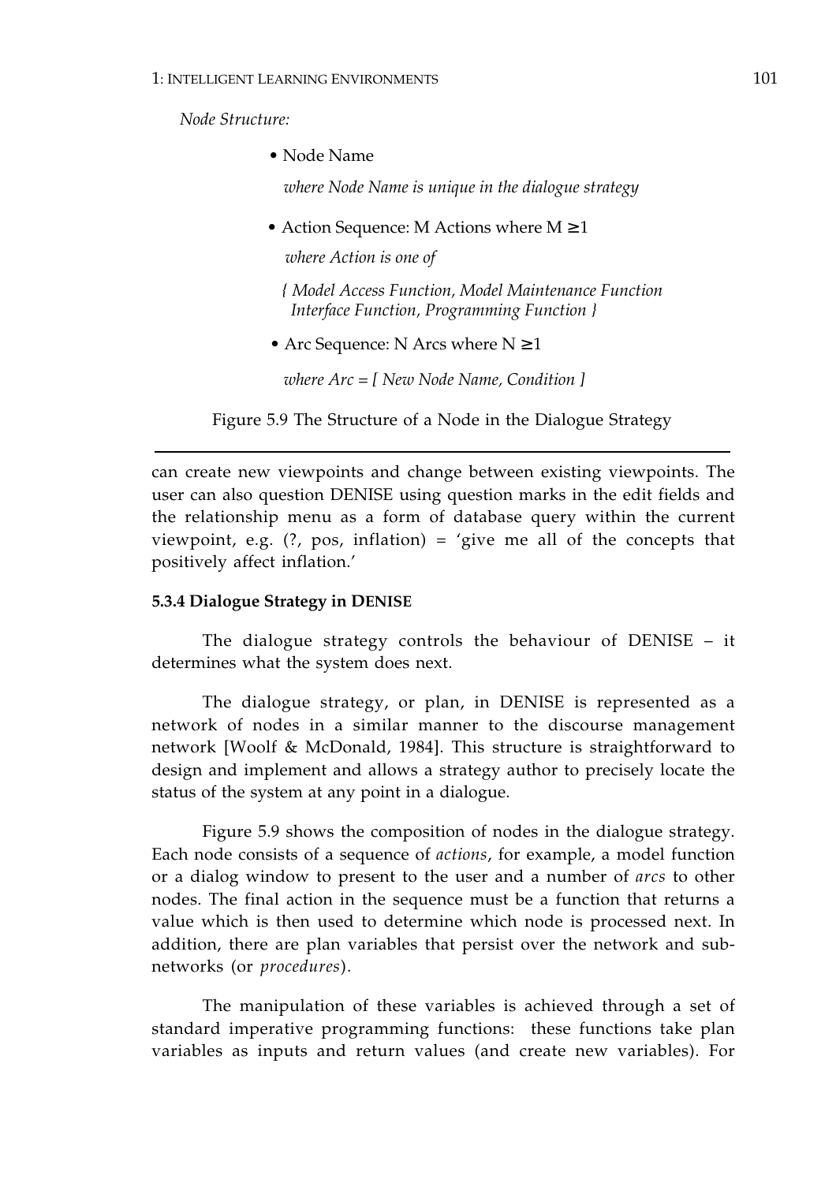*Node Structure:*

- Node Name

  *where Node Name is unique in the dialogue strategy*

- Action Sequence: M Actions where M ≥1

  *where Action is one of*

  *{ Model Access Function, Model Maintenance Function Interface Function, Programming Function }*

- Arc Sequence: N Arcs where N ≥1

  *where Arc = [ New Node Name, Condition ]*

Figure 5.9 The Structure of a Node in the Dialogue Strategy

---

can create new viewpoints and change between existing viewpoints. The user can also question DENISE using question marks in the edit fields and the relationship menu as a form of database query within the current viewpoint, e.g. (?, pos, inflation) = 'give me all of the concepts that positively affect inflation.'

#### 5.3.4 Dialogue Strategy in DENISE

The dialogue strategy controls the behaviour of DENISE – it determines what the system does next.

The dialogue strategy, or plan, in DENISE is represented as a network of nodes in a similar manner to the discourse management network [Woolf & McDonald, 1984]. This structure is straightforward to design and implement and allows a strategy author to precisely locate the status of the system at any point in a dialogue.

Figure 5.9 shows the composition of nodes in the dialogue strategy. Each node consists of a sequence of *actions*, for example, a model function or a dialog window to present to the user and a number of *arcs* to other nodes. The final action in the sequence must be a function that returns a value which is then used to determine which node is processed next. In addition, there are plan variables that persist over the network and sub-networks (or *procedures*).

The manipulation of these variables is achieved through a set of standard imperative programming functions: these functions take plan variables as inputs and return values (and create new variables). For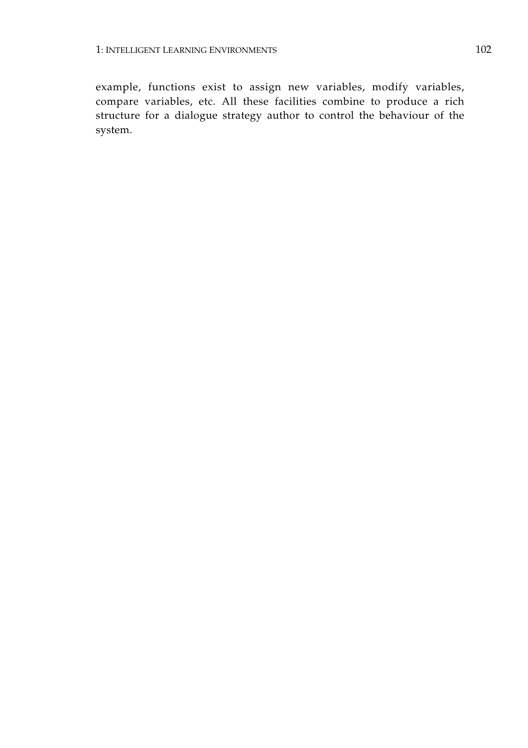example, functions exist to assign new variables, modify variables, compare variables, etc. All these facilities combine to produce a rich structure for a dialogue strategy author to control the behaviour of the system.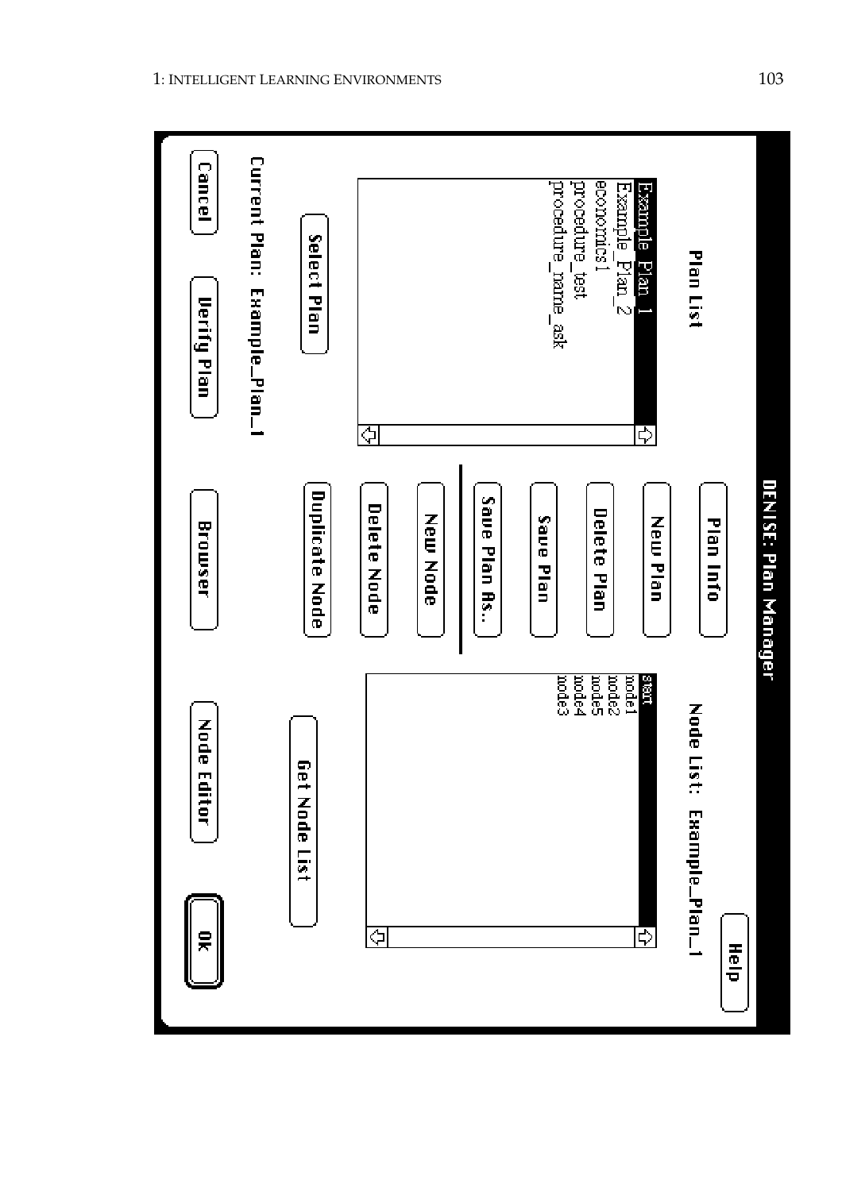**DENISE: Plan Manager**

**Plan List**

- Example_Plan_1
- Example_Plan_2
- economics1
- procedure_test
- procedure_name_ask

Select Plan

**Current Plan: Example_Plan_1**

Plan Info

New Plan

Delete Plan

Save Plan

Save Plan As..

New Node

Delete Node

Duplicate Node

**Node List: Example_Plan_1**

- start
- node1
- node2
- node5
- node4
- node3

Get Node List

Help

Cancel | Verify Plan | Browser | Node Editor | OK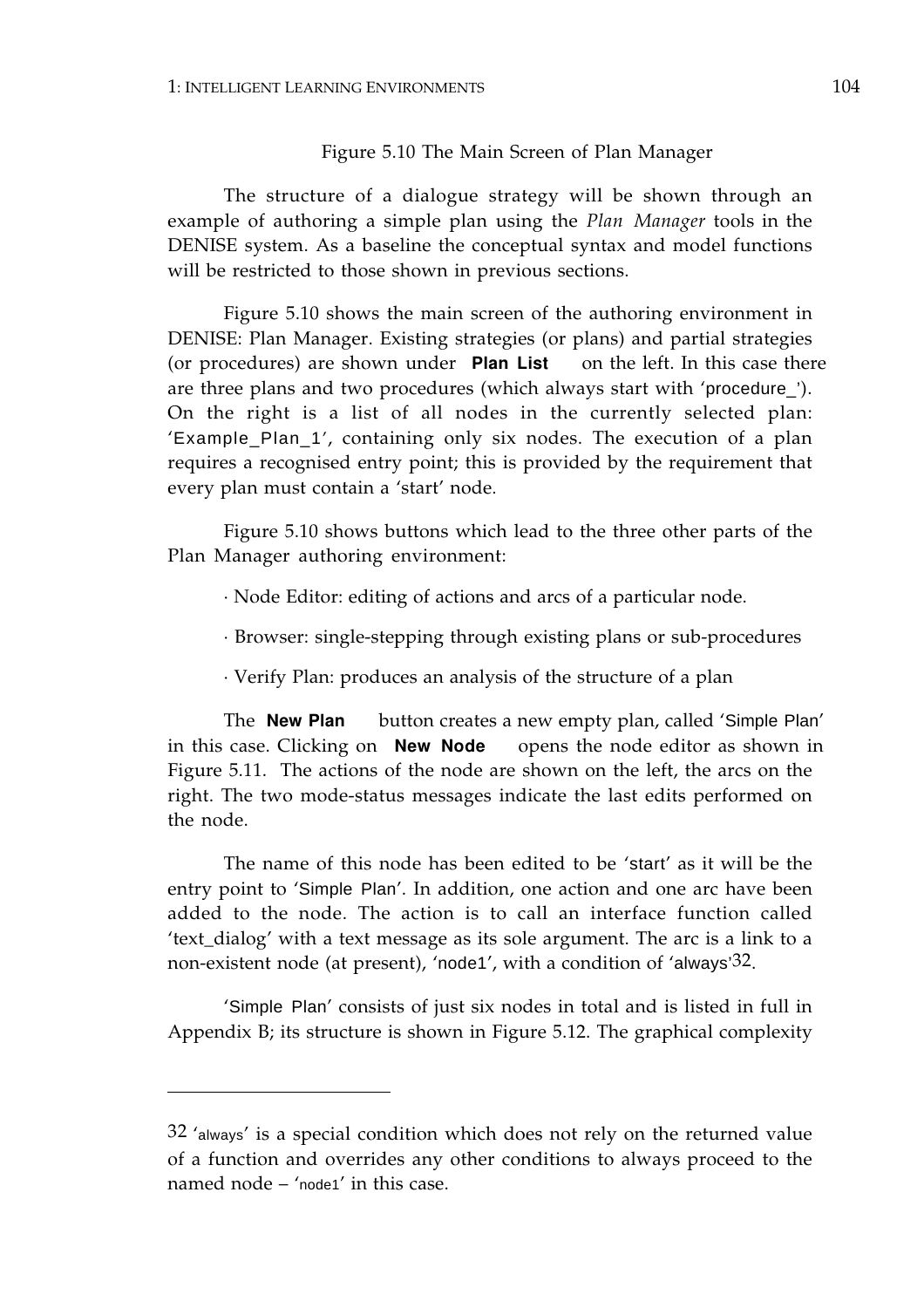Figure 5.10 The Main Screen of Plan Manager

The structure of a dialogue strategy will be shown through an example of authoring a simple plan using the *Plan Manager* tools in the DENISE system. As a baseline the conceptual syntax and model functions will be restricted to those shown in previous sections.

Figure 5.10 shows the main screen of the authoring environment in DENISE: Plan Manager. Existing strategies (or plans) and partial strategies (or procedures) are shown under **Plan List** on the left. In this case there are three plans and two procedures (which always start with 'procedure_'). On the right is a list of all nodes in the currently selected plan: 'Example_Plan_1', containing only six nodes. The execution of a plan requires a recognised entry point; this is provided by the requirement that every plan must contain a 'start' node.

Figure 5.10 shows buttons which lead to the three other parts of the Plan Manager authoring environment:

· Node Editor: editing of actions and arcs of a particular node.

· Browser: single-stepping through existing plans or sub-procedures

· Verify Plan: produces an analysis of the structure of a plan

The **New Plan** button creates a new empty plan, called 'Simple Plan' in this case. Clicking on **New Node** opens the node editor as shown in Figure 5.11. The actions of the node are shown on the left, the arcs on the right. The two mode-status messages indicate the last edits performed on the node.

The name of this node has been edited to be 'start' as it will be the entry point to 'Simple Plan'. In addition, one action and one arc have been added to the node. The action is to call an interface function called 'text_dialog' with a text message as its sole argument. The arc is a link to a non-existent node (at present), 'node1', with a condition of 'always'[32].

'Simple Plan' consists of just six nodes in total and is listed in full in Appendix B; its structure is shown in Figure 5.12. The graphical complexity

---

[32] 'always' is a special condition which does not rely on the returned value of a function and overrides any other conditions to always proceed to the named node – 'node1' in this case.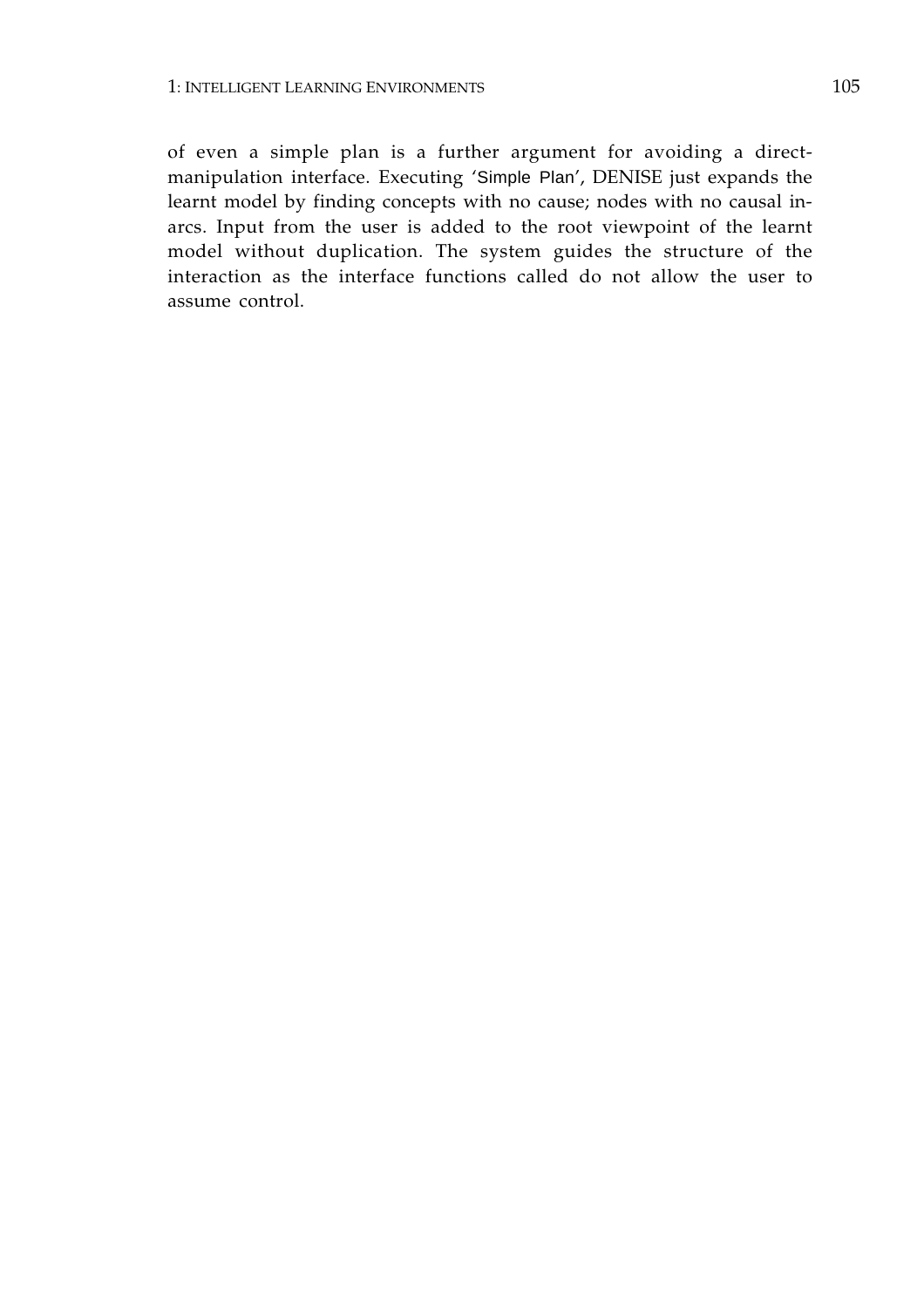of even a simple plan is a further argument for avoiding a direct-manipulation interface. Executing 'Simple Plan', DENISE just expands the learnt model by finding concepts with no cause; nodes with no causal in-arcs. Input from the user is added to the root viewpoint of the learnt model without duplication. The system guides the structure of the interaction as the interface functions called do not allow the user to assume control.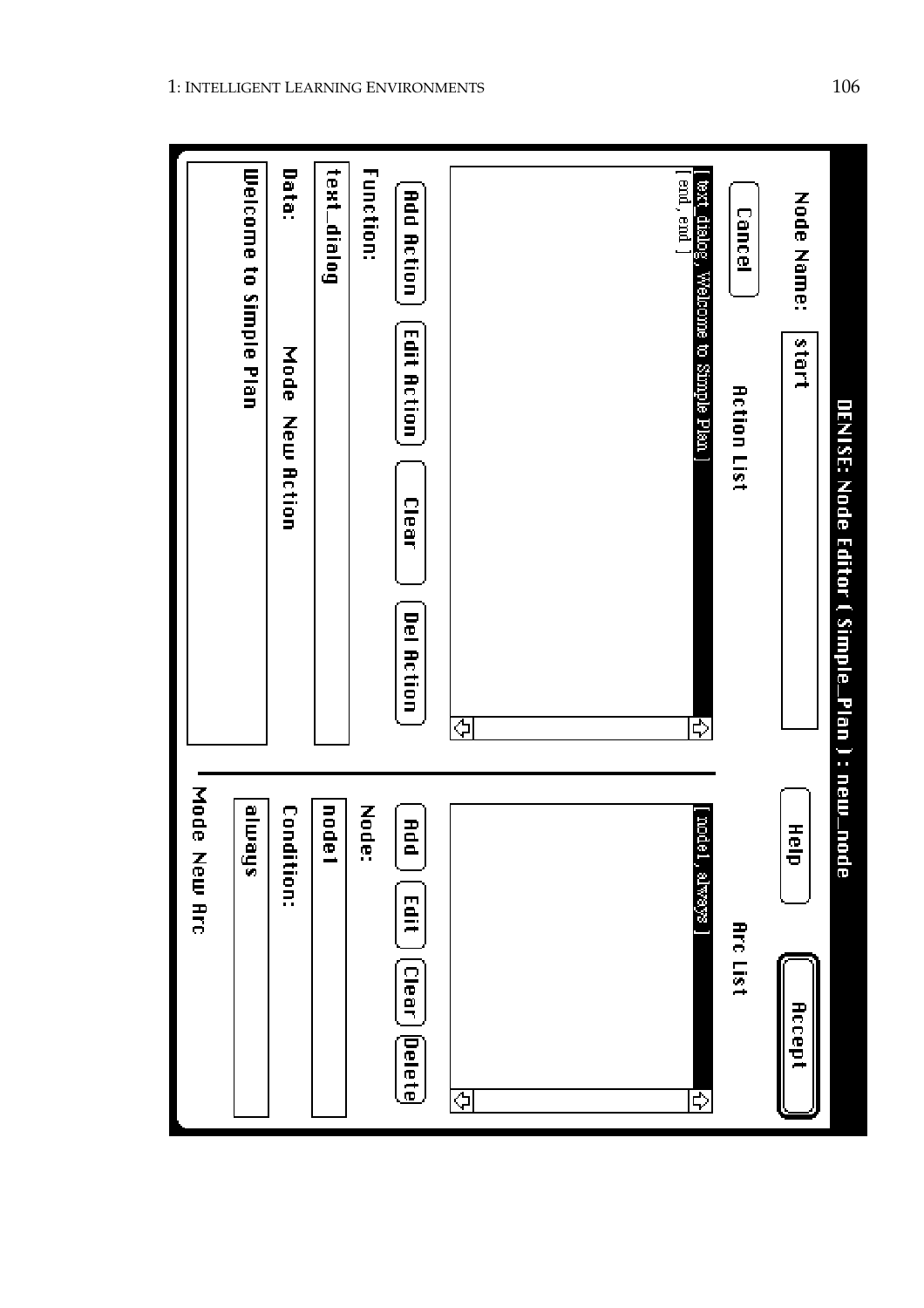DENISE: Node Editor ( Simple_Plan ) : new_node

Node Name: start

Cancel

Action List

[ text dialog , Welcome to Simple Plan ]
[ end , end ]

Add Action | Edit Action | Clear | Del Action

Function:

text_dialog

Data: Mode New Action

Welcome to Simple Plan

Help

Accept

Arc List

[ node1 , always ]

Add | Edit | Clear | Delete

Node:

node1

Condition:

always

Mode New Arc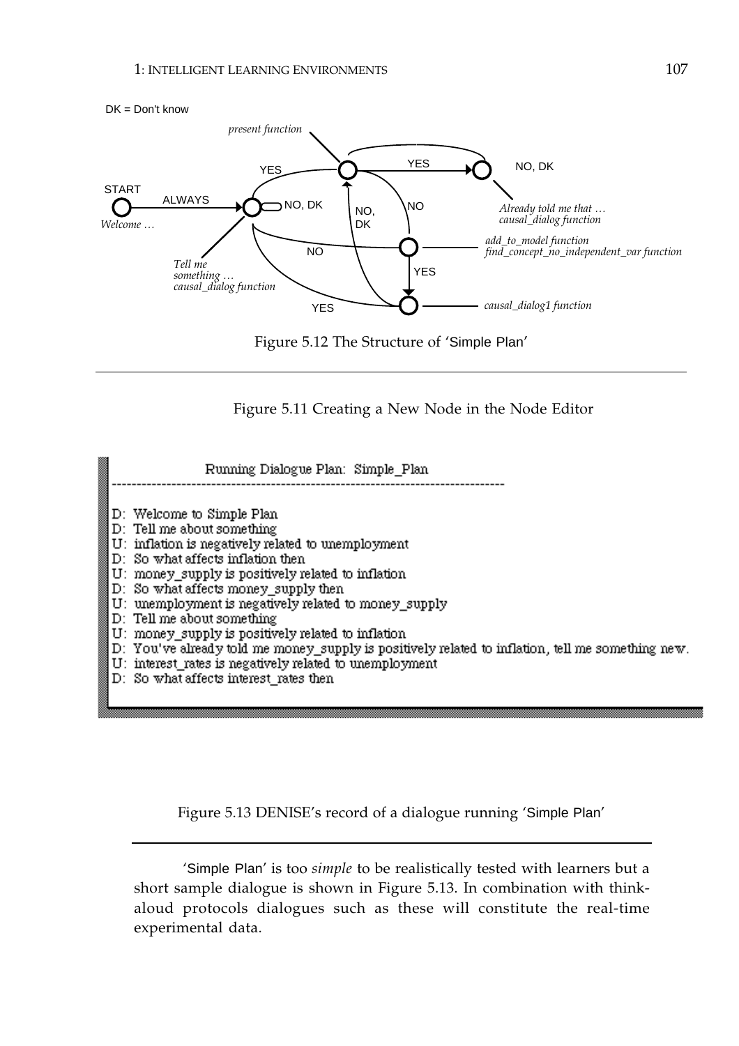DK = Don't know

START

ALWAYS

*Welcome …*

YES

NO, DK

*Tell me something … causal_dialog function*

*present function*

YES

NO, DK

NO,
DK

NO

NO

YES

YES

*Already told me that … causal_dialog function*

*add_to_model function*
*find_concept_no_independent_var function*

*causal_dialog1 function*

Figure 5.12 The Structure of 'Simple Plan'

---

Figure 5.11 Creating a New Node in the Node Editor

```
Running Dialogue Plan: Simple_Plan
--------------------------------------------------------------------------------

D: Welcome to Simple Plan
D: Tell me about something
U: inflation is negatively related to unemployment
D: So what affects inflation then
U: money_supply is positively related to inflation
D: So what affects money_supply then
U: unemployment is negatively related to money_supply
D: Tell me about something
U: money_supply is positively related to inflation
D: You've already told me money_supply is positively related to inflation, tell me something new.
U: interest_rates is negatively related to unemployment
D: So what affects interest_rates then
```

Figure 5.13 DENISE's record of a dialogue running 'Simple Plan'

---

'Simple Plan' is too *simple* to be realistically tested with learners but a short sample dialogue is shown in Figure 5.13. In combination with think-aloud protocols dialogues such as these will constitute the real-time experimental data.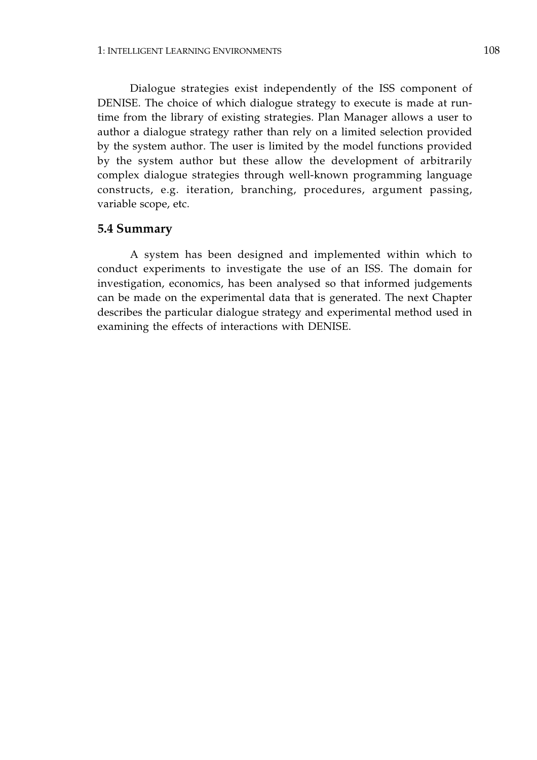Dialogue strategies exist independently of the ISS component of DENISE. The choice of which dialogue strategy to execute is made at run-time from the library of existing strategies. Plan Manager allows a user to author a dialogue strategy rather than rely on a limited selection provided by the system author. The user is limited by the model functions provided by the system author but these allow the development of arbitrarily complex dialogue strategies through well-known programming language constructs, e.g. iteration, branching, procedures, argument passing, variable scope, etc.

## 5.4 Summary

A system has been designed and implemented within which to conduct experiments to investigate the use of an ISS. The domain for investigation, economics, has been analysed so that informed judgements can be made on the experimental data that is generated. The next Chapter describes the particular dialogue strategy and experimental method used in examining the effects of interactions with DENISE.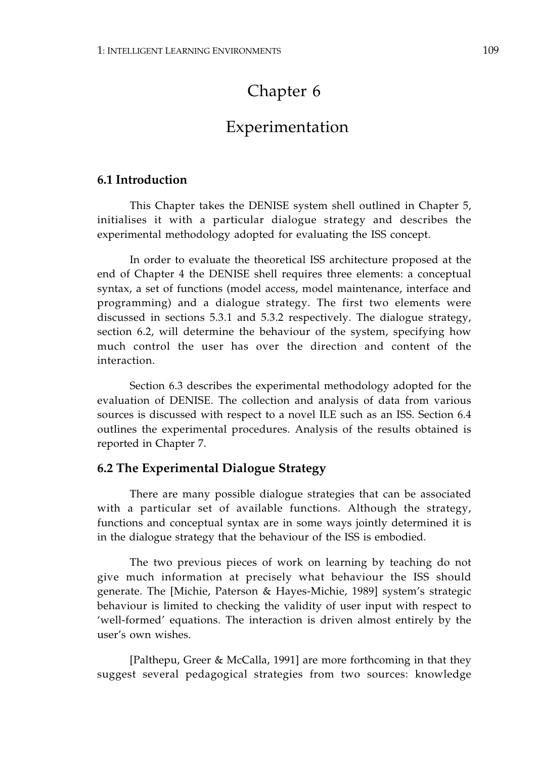# Chapter 6

# Experimentation

## 6.1 Introduction

This Chapter takes the DENISE system shell outlined in Chapter 5, initialises it with a particular dialogue strategy and describes the experimental methodology adopted for evaluating the ISS concept.

In order to evaluate the theoretical ISS architecture proposed at the end of Chapter 4 the DENISE shell requires three elements: a conceptual syntax, a set of functions (model access, model maintenance, interface and programming) and a dialogue strategy. The first two elements were discussed in sections 5.3.1 and 5.3.2 respectively. The dialogue strategy, section 6.2, will determine the behaviour of the system, specifying how much control the user has over the direction and content of the interaction.

Section 6.3 describes the experimental methodology adopted for the evaluation of DENISE. The collection and analysis of data from various sources is discussed with respect to a novel ILE such as an ISS. Section 6.4 outlines the experimental procedures. Analysis of the results obtained is reported in Chapter 7.

## 6.2 The Experimental Dialogue Strategy

There are many possible dialogue strategies that can be associated with a particular set of available functions. Although the strategy, functions and conceptual syntax are in some ways jointly determined it is in the dialogue strategy that the behaviour of the ISS is embodied.

The two previous pieces of work on learning by teaching do not give much information at precisely what behaviour the ISS should generate. The [Michie, Paterson & Hayes-Michie, 1989] system's strategic behaviour is limited to checking the validity of user input with respect to 'well-formed' equations. The interaction is driven almost entirely by the user's own wishes.

[Palthepu, Greer & McCalla, 1991] are more forthcoming in that they suggest several pedagogical strategies from two sources: knowledge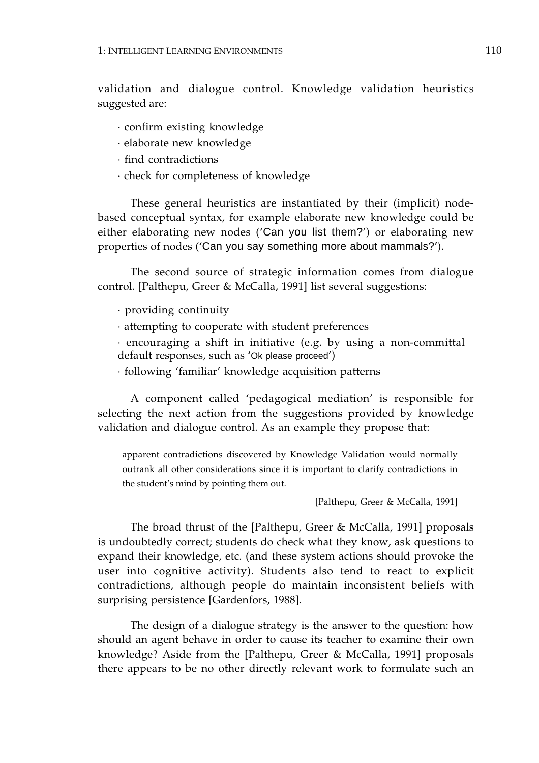validation and dialogue control. Knowledge validation heuristics suggested are:

- · confirm existing knowledge
- · elaborate new knowledge
- · find contradictions
- · check for completeness of knowledge

These general heuristics are instantiated by their (implicit) node-based conceptual syntax, for example elaborate new knowledge could be either elaborating new nodes ('Can you list them?') or elaborating new properties of nodes ('Can you say something more about mammals?').

The second source of strategic information comes from dialogue control. [Palthepu, Greer & McCalla, 1991] list several suggestions:

- · providing continuity
- · attempting to cooperate with student preferences
- · encouraging a shift in initiative (e.g. by using a non-committal default responses, such as 'Ok please proceed')
- · following 'familiar' knowledge acquisition patterns

A component called 'pedagogical mediation' is responsible for selecting the next action from the suggestions provided by knowledge validation and dialogue control. As an example they propose that:

> apparent contradictions discovered by Knowledge Validation would normally outrank all other considerations since it is important to clarify contradictions in the student's mind by pointing them out.
>
> [Palthepu, Greer & McCalla, 1991]

The broad thrust of the [Palthepu, Greer & McCalla, 1991] proposals is undoubtedly correct; students do check what they know, ask questions to expand their knowledge, etc. (and these system actions should provoke the user into cognitive activity). Students also tend to react to explicit contradictions, although people do maintain inconsistent beliefs with surprising persistence [Gardenfors, 1988].

The design of a dialogue strategy is the answer to the question: how should an agent behave in order to cause its teacher to examine their own knowledge? Aside from the [Palthepu, Greer & McCalla, 1991] proposals there appears to be no other directly relevant work to formulate such an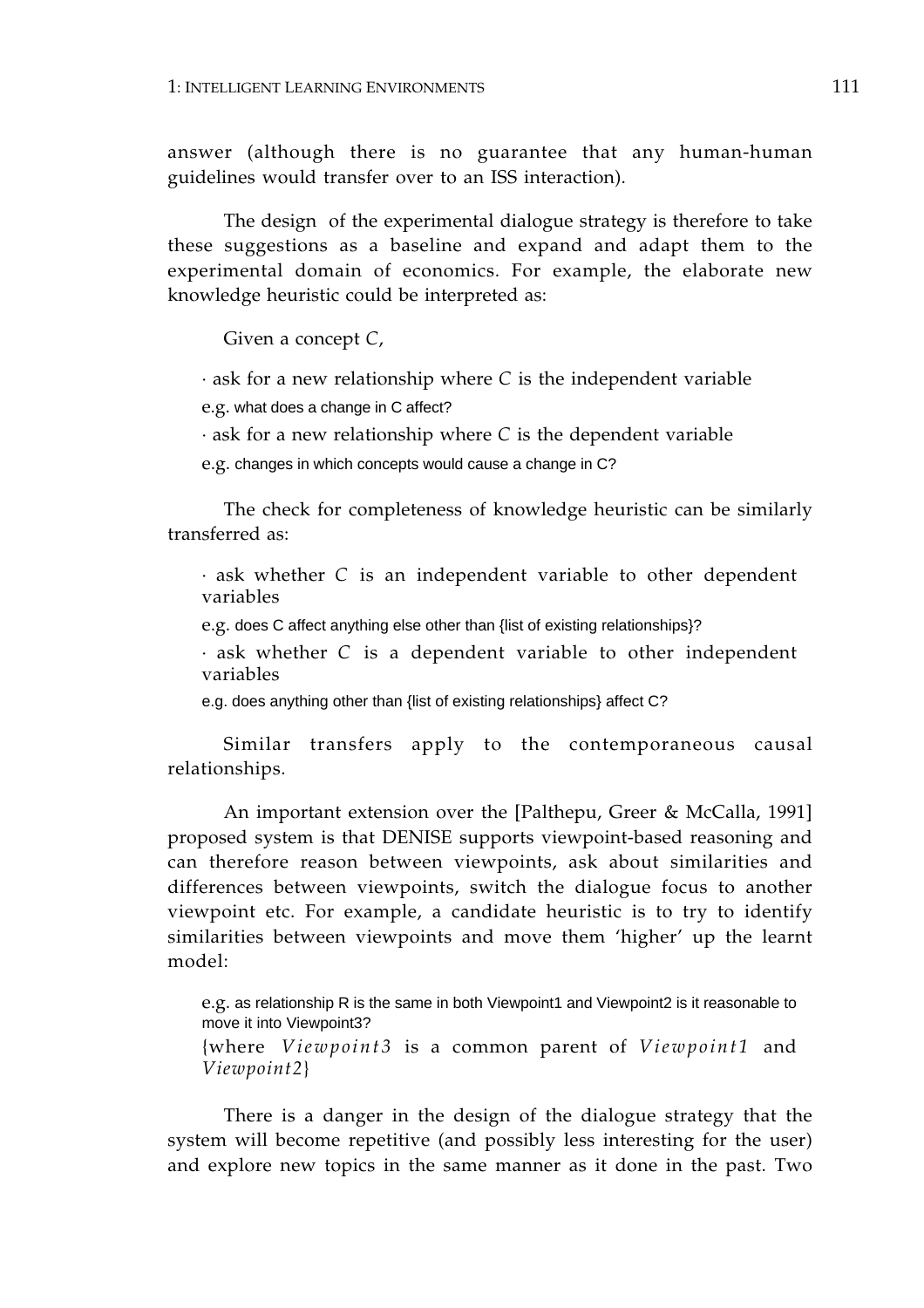answer (although there is no guarantee that any human-human guidelines would transfer over to an ISS interaction).

The design of the experimental dialogue strategy is therefore to take these suggestions as a baseline and expand and adapt them to the experimental domain of economics. For example, the elaborate new knowledge heuristic could be interpreted as:

Given a concept *C*,

· ask for a new relationship where *C* is the independent variable

e.g. what does a change in C affect?

· ask for a new relationship where *C* is the dependent variable

e.g. changes in which concepts would cause a change in C?

The check for completeness of knowledge heuristic can be similarly transferred as:

· ask whether *C* is an independent variable to other dependent variables

e.g. does C affect anything else other than {list of existing relationships}?

· ask whether *C* is a dependent variable to other independent variables

e.g. does anything other than {list of existing relationships} affect C?

Similar transfers apply to the contemporaneous causal relationships.

An important extension over the [Palthepu, Greer & McCalla, 1991] proposed system is that DENISE supports viewpoint-based reasoning and can therefore reason between viewpoints, ask about similarities and differences between viewpoints, switch the dialogue focus to another viewpoint etc. For example, a candidate heuristic is to try to identify similarities between viewpoints and move them 'higher' up the learnt model:

e.g. as relationship R is the same in both Viewpoint1 and Viewpoint2 is it reasonable to move it into Viewpoint3?

{where *Viewpoint3* is a common parent of *Viewpoint1* and *Viewpoint2*}

There is a danger in the design of the dialogue strategy that the system will become repetitive (and possibly less interesting for the user) and explore new topics in the same manner as it done in the past. Two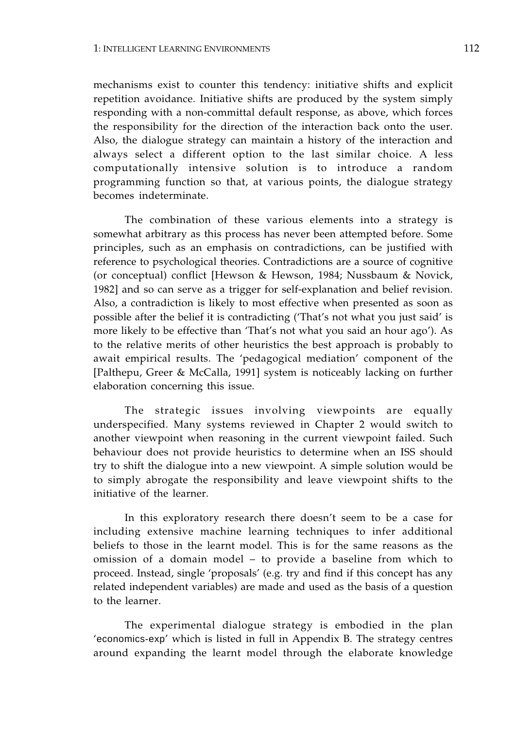mechanisms exist to counter this tendency: initiative shifts and explicit repetition avoidance. Initiative shifts are produced by the system simply responding with a non-committal default response, as above, which forces the responsibility for the direction of the interaction back onto the user. Also, the dialogue strategy can maintain a history of the interaction and always select a different option to the last similar choice. A less computationally intensive solution is to introduce a random programming function so that, at various points, the dialogue strategy becomes indeterminate.

The combination of these various elements into a strategy is somewhat arbitrary as this process has never been attempted before. Some principles, such as an emphasis on contradictions, can be justified with reference to psychological theories. Contradictions are a source of cognitive (or conceptual) conflict [Hewson & Hewson, 1984; Nussbaum & Novick, 1982] and so can serve as a trigger for self-explanation and belief revision. Also, a contradiction is likely to most effective when presented as soon as possible after the belief it is contradicting ('That's not what you just said' is more likely to be effective than 'That's not what you said an hour ago'). As to the relative merits of other heuristics the best approach is probably to await empirical results. The 'pedagogical mediation' component of the [Palthepu, Greer & McCalla, 1991] system is noticeably lacking on further elaboration concerning this issue.

The strategic issues involving viewpoints are equally underspecified. Many systems reviewed in Chapter 2 would switch to another viewpoint when reasoning in the current viewpoint failed. Such behaviour does not provide heuristics to determine when an ISS should try to shift the dialogue into a new viewpoint. A simple solution would be to simply abrogate the responsibility and leave viewpoint shifts to the initiative of the learner.

In this exploratory research there doesn't seem to be a case for including extensive machine learning techniques to infer additional beliefs to those in the learnt model. This is for the same reasons as the omission of a domain model – to provide a baseline from which to proceed. Instead, single 'proposals' (e.g. try and find if this concept has any related independent variables) are made and used as the basis of a question to the learner.

The experimental dialogue strategy is embodied in the plan 'economics-exp' which is listed in full in Appendix B. The strategy centres around expanding the learnt model through the elaborate knowledge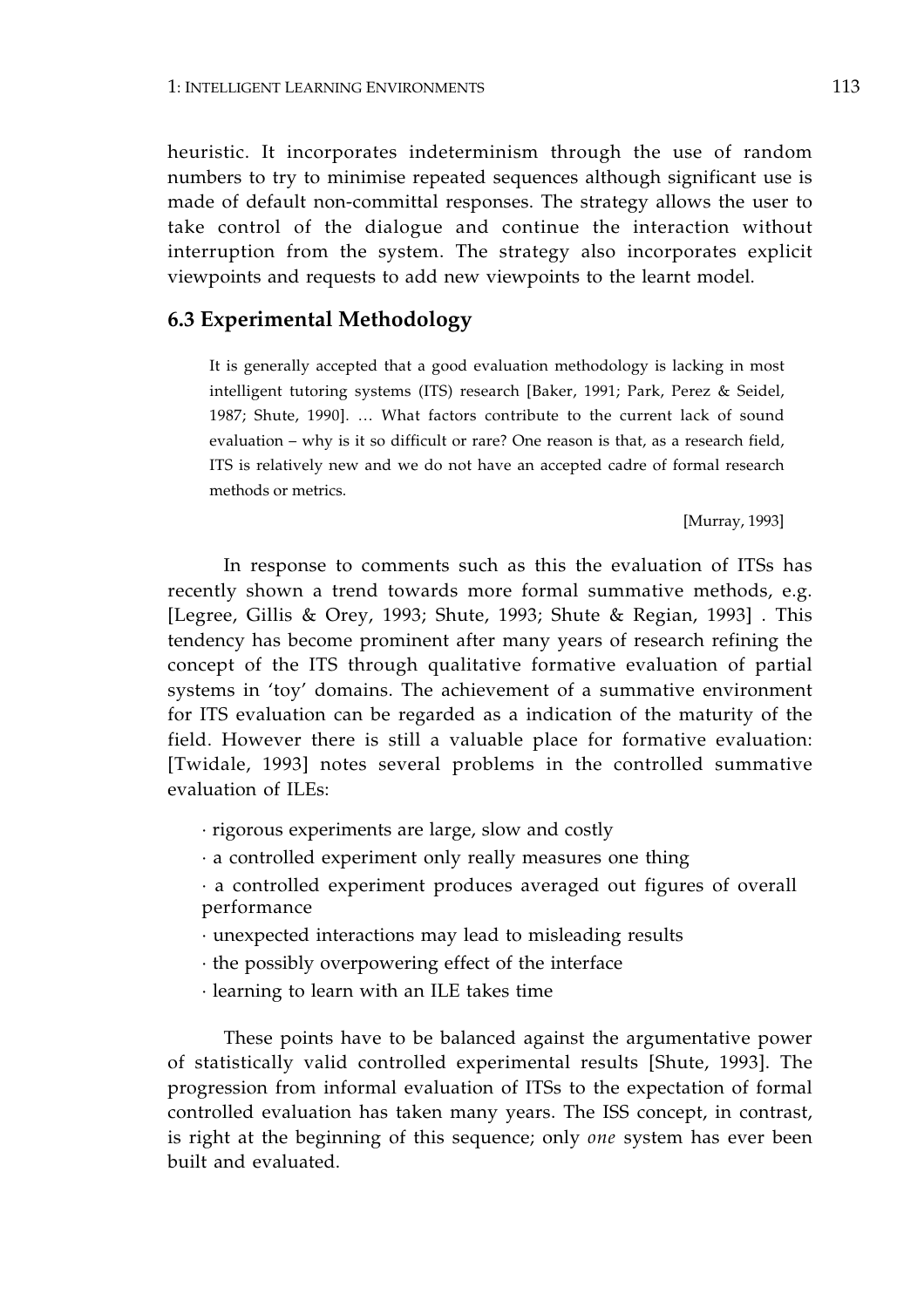heuristic. It incorporates indeterminism through the use of random numbers to try to minimise repeated sequences although significant use is made of default non-committal responses. The strategy allows the user to take control of the dialogue and continue the interaction without interruption from the system. The strategy also incorporates explicit viewpoints and requests to add new viewpoints to the learnt model.

## 6.3 Experimental Methodology

> It is generally accepted that a good evaluation methodology is lacking in most intelligent tutoring systems (ITS) research [Baker, 1991; Park, Perez & Seidel, 1987; Shute, 1990]. … What factors contribute to the current lack of sound evaluation – why is it so difficult or rare? One reason is that, as a research field, ITS is relatively new and we do not have an accepted cadre of formal research methods or metrics.
>
> [Murray, 1993]

In response to comments such as this the evaluation of ITSs has recently shown a trend towards more formal summative methods, e.g. [Legree, Gillis & Orey, 1993; Shute, 1993; Shute & Regian, 1993] . This tendency has become prominent after many years of research refining the concept of the ITS through qualitative formative evaluation of partial systems in 'toy' domains. The achievement of a summative environment for ITS evaluation can be regarded as a indication of the maturity of the field. However there is still a valuable place for formative evaluation: [Twidale, 1993] notes several problems in the controlled summative evaluation of ILEs:

- rigorous experiments are large, slow and costly
- a controlled experiment only really measures one thing
- a controlled experiment produces averaged out figures of overall performance
- unexpected interactions may lead to misleading results
- the possibly overpowering effect of the interface
- learning to learn with an ILE takes time

These points have to be balanced against the argumentative power of statistically valid controlled experimental results [Shute, 1993]. The progression from informal evaluation of ITSs to the expectation of formal controlled evaluation has taken many years. The ISS concept, in contrast, is right at the beginning of this sequence; only *one* system has ever been built and evaluated.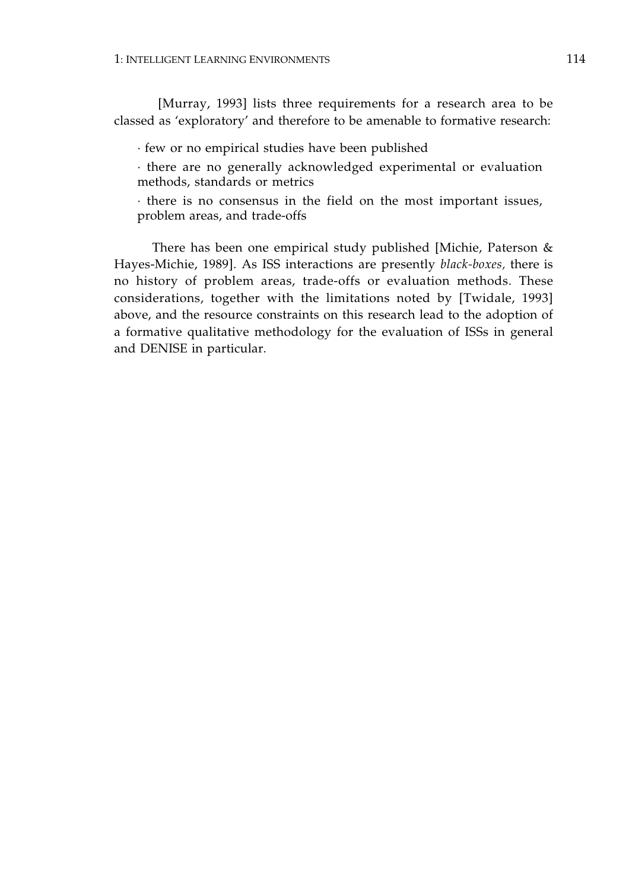[Murray, 1993] lists three requirements for a research area to be classed as 'exploratory' and therefore to be amenable to formative research:

· few or no empirical studies have been published

· there are no generally acknowledged experimental or evaluation methods, standards or metrics

· there is no consensus in the field on the most important issues, problem areas, and trade-offs

There has been one empirical study published [Michie, Paterson & Hayes-Michie, 1989]. As ISS interactions are presently *black-boxes,* there is no history of problem areas, trade-offs or evaluation methods. These considerations, together with the limitations noted by [Twidale, 1993] above, and the resource constraints on this research lead to the adoption of a formative qualitative methodology for the evaluation of ISSs in general and DENISE in particular.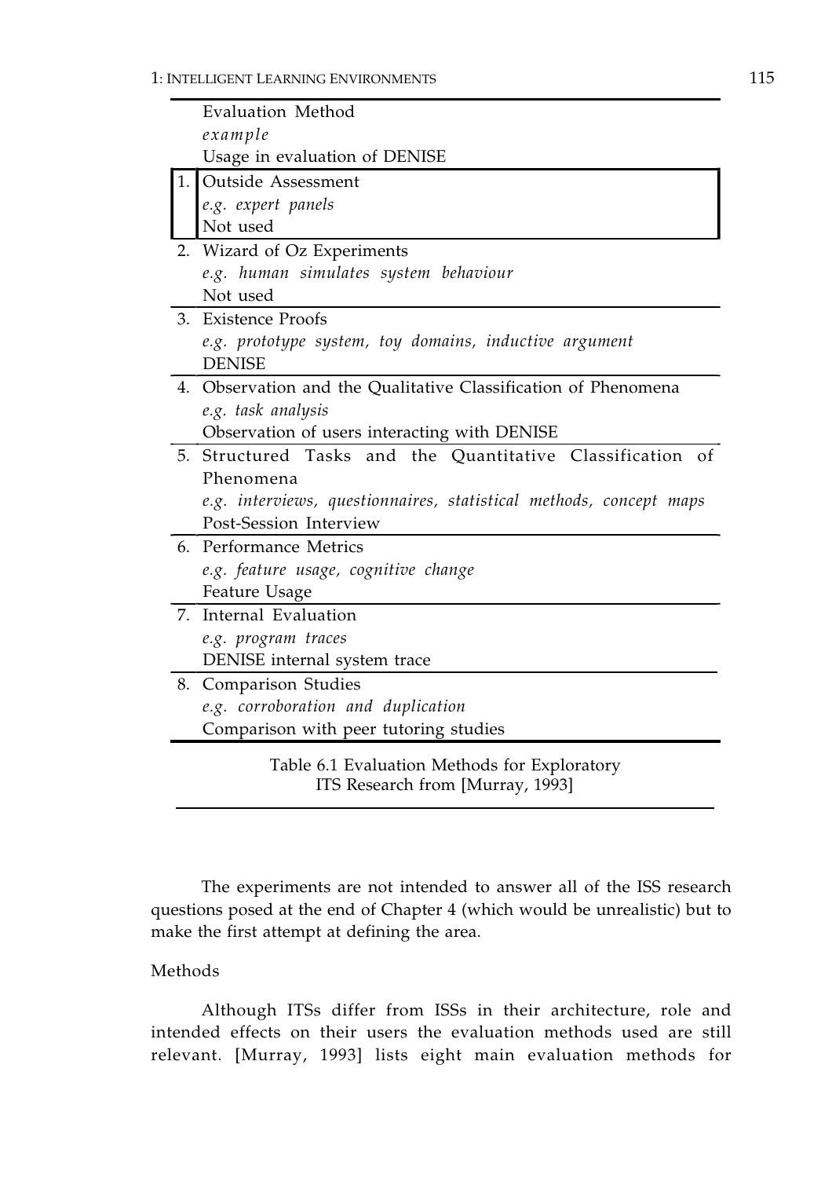| # | Evaluation Method<br>*example*<br>Usage in evaluation of DENISE |
|---|---|
| 1. | Outside Assessment<br>*e.g. expert panels*<br>Not used |
| 2. | Wizard of Oz Experiments<br>*e.g. human simulates system behaviour*<br>Not used |
| 3. | Existence Proofs<br>*e.g. prototype system, toy domains, inductive argument*<br>DENISE |
| 4. | Observation and the Qualitative Classification of Phenomena<br>*e.g. task analysis*<br>Observation of users interacting with DENISE |
| 5. | Structured Tasks and the Quantitative Classification of Phenomena<br>*e.g. interviews, questionnaires, statistical methods, concept maps*<br>Post-Session Interview |
| 6. | Performance Metrics<br>*e.g. feature usage, cognitive change*<br>Feature Usage |
| 7. | Internal Evaluation<br>*e.g. program traces*<br>DENISE internal system trace |
| 8. | Comparison Studies<br>*e.g. corroboration and duplication*<br>Comparison with peer tutoring studies |

Table 6.1 Evaluation Methods for Exploratory ITS Research from [Murray, 1993]

The experiments are not intended to answer all of the ISS research questions posed at the end of Chapter 4 (which would be unrealistic) but to make the first attempt at defining the area.

Methods

Although ITSs differ from ISSs in their architecture, role and intended effects on their users the evaluation methods used are still relevant. [Murray, 1993] lists eight main evaluation methods for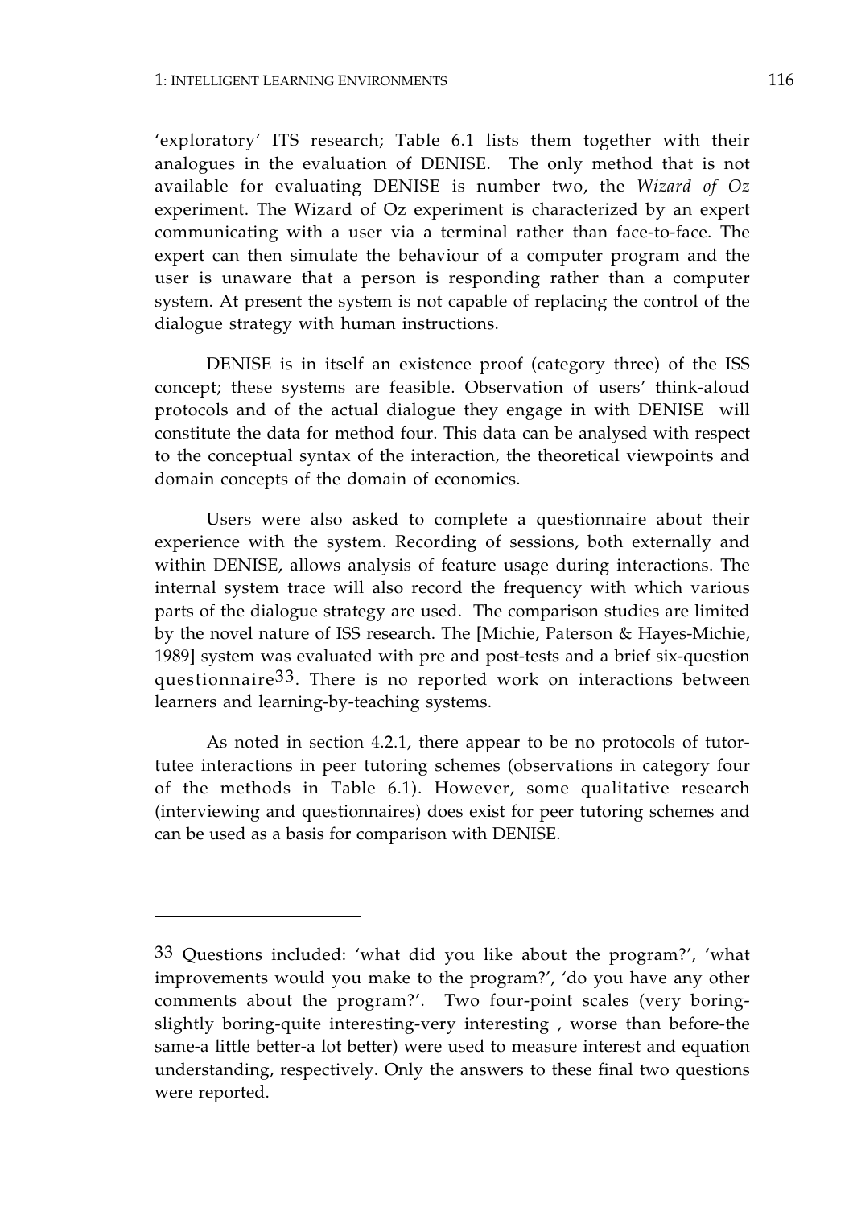'exploratory' ITS research; Table 6.1 lists them together with their analogues in the evaluation of DENISE. The only method that is not available for evaluating DENISE is number two, the *Wizard of Oz* experiment. The Wizard of Oz experiment is characterized by an expert communicating with a user via a terminal rather than face-to-face. The expert can then simulate the behaviour of a computer program and the user is unaware that a person is responding rather than a computer system. At present the system is not capable of replacing the control of the dialogue strategy with human instructions.

DENISE is in itself an existence proof (category three) of the ISS concept; these systems are feasible. Observation of users' think-aloud protocols and of the actual dialogue they engage in with DENISE will constitute the data for method four. This data can be analysed with respect to the conceptual syntax of the interaction, the theoretical viewpoints and domain concepts of the domain of economics.

Users were also asked to complete a questionnaire about their experience with the system. Recording of sessions, both externally and within DENISE, allows analysis of feature usage during interactions. The internal system trace will also record the frequency with which various parts of the dialogue strategy are used. The comparison studies are limited by the novel nature of ISS research. The [Michie, Paterson & Hayes-Michie, 1989] system was evaluated with pre and post-tests and a brief six-question questionnaire[33]. There is no reported work on interactions between learners and learning-by-teaching systems.

As noted in section 4.2.1, there appear to be no protocols of tutor-tutee interactions in peer tutoring schemes (observations in category four of the methods in Table 6.1). However, some qualitative research (interviewing and questionnaires) does exist for peer tutoring schemes and can be used as a basis for comparison with DENISE.

---

[33] Questions included: 'what did you like about the program?', 'what improvements would you make to the program?', 'do you have any other comments about the program?'. Two four-point scales (very boring-slightly boring-quite interesting-very interesting , worse than before-the same-a little better-a lot better) were used to measure interest and equation understanding, respectively. Only the answers to these final two questions were reported.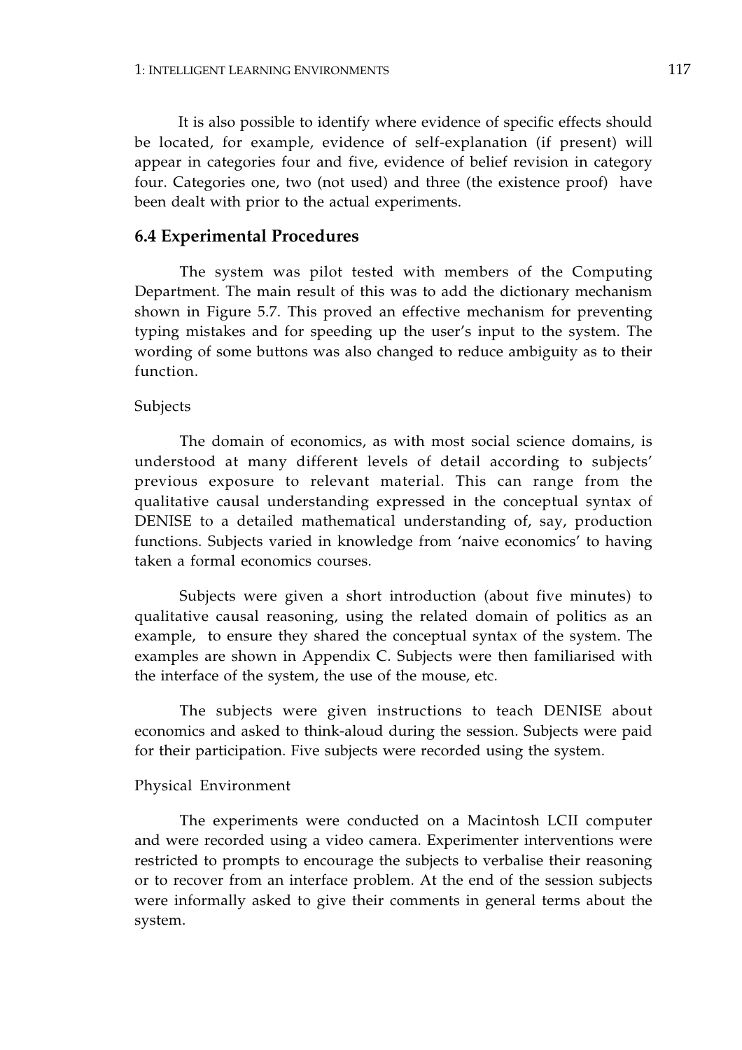It is also possible to identify where evidence of specific effects should be located, for example, evidence of self-explanation (if present) will appear in categories four and five, evidence of belief revision in category four. Categories one, two (not used) and three (the existence proof) have been dealt with prior to the actual experiments.

## 6.4 Experimental Procedures

The system was pilot tested with members of the Computing Department. The main result of this was to add the dictionary mechanism shown in Figure 5.7. This proved an effective mechanism for preventing typing mistakes and for speeding up the user's input to the system. The wording of some buttons was also changed to reduce ambiguity as to their function.

Subjects

The domain of economics, as with most social science domains, is understood at many different levels of detail according to subjects' previous exposure to relevant material. This can range from the qualitative causal understanding expressed in the conceptual syntax of DENISE to a detailed mathematical understanding of, say, production functions. Subjects varied in knowledge from 'naive economics' to having taken a formal economics courses.

Subjects were given a short introduction (about five minutes) to qualitative causal reasoning, using the related domain of politics as an example, to ensure they shared the conceptual syntax of the system. The examples are shown in Appendix C. Subjects were then familiarised with the interface of the system, the use of the mouse, etc.

The subjects were given instructions to teach DENISE about economics and asked to think-aloud during the session. Subjects were paid for their participation. Five subjects were recorded using the system.

Physical Environment

The experiments were conducted on a Macintosh LCII computer and were recorded using a video camera. Experimenter interventions were restricted to prompts to encourage the subjects to verbalise their reasoning or to recover from an interface problem. At the end of the session subjects were informally asked to give their comments in general terms about the system.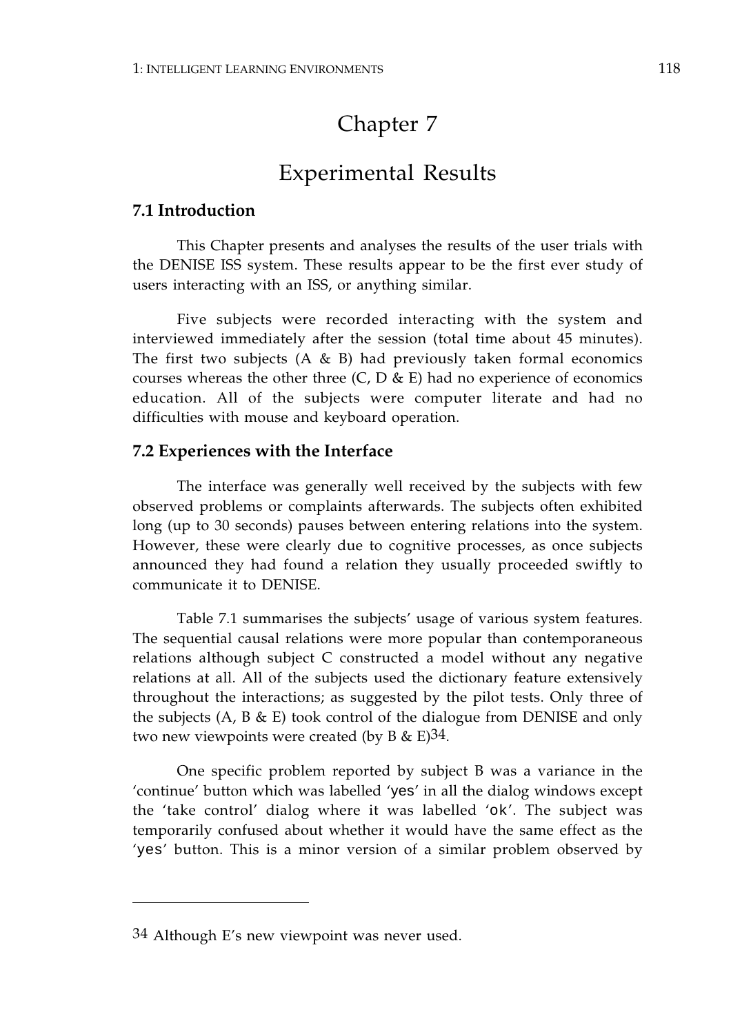# Chapter 7

# Experimental Results

## 7.1 Introduction

This Chapter presents and analyses the results of the user trials with the DENISE ISS system. These results appear to be the first ever study of users interacting with an ISS, or anything similar.

Five subjects were recorded interacting with the system and interviewed immediately after the session (total time about 45 minutes). The first two subjects (A & B) had previously taken formal economics courses whereas the other three (C, D & E) had no experience of economics education. All of the subjects were computer literate and had no difficulties with mouse and keyboard operation.

## 7.2 Experiences with the Interface

The interface was generally well received by the subjects with few observed problems or complaints afterwards. The subjects often exhibited long (up to 30 seconds) pauses between entering relations into the system. However, these were clearly due to cognitive processes, as once subjects announced they had found a relation they usually proceeded swiftly to communicate it to DENISE.

Table 7.1 summarises the subjects' usage of various system features. The sequential causal relations were more popular than contemporaneous relations although subject C constructed a model without any negative relations at all. All of the subjects used the dictionary feature extensively throughout the interactions; as suggested by the pilot tests. Only three of the subjects (A, B & E) took control of the dialogue from DENISE and only two new viewpoints were created (by B & E)[34].

One specific problem reported by subject B was a variance in the 'continue' button which was labelled '`yes`' in all the dialog windows except the 'take control' dialog where it was labelled '`ok`'. The subject was temporarily confused about whether it would have the same effect as the '`yes`' button. This is a minor version of a similar problem observed by

---

[34] Although E's new viewpoint was never used.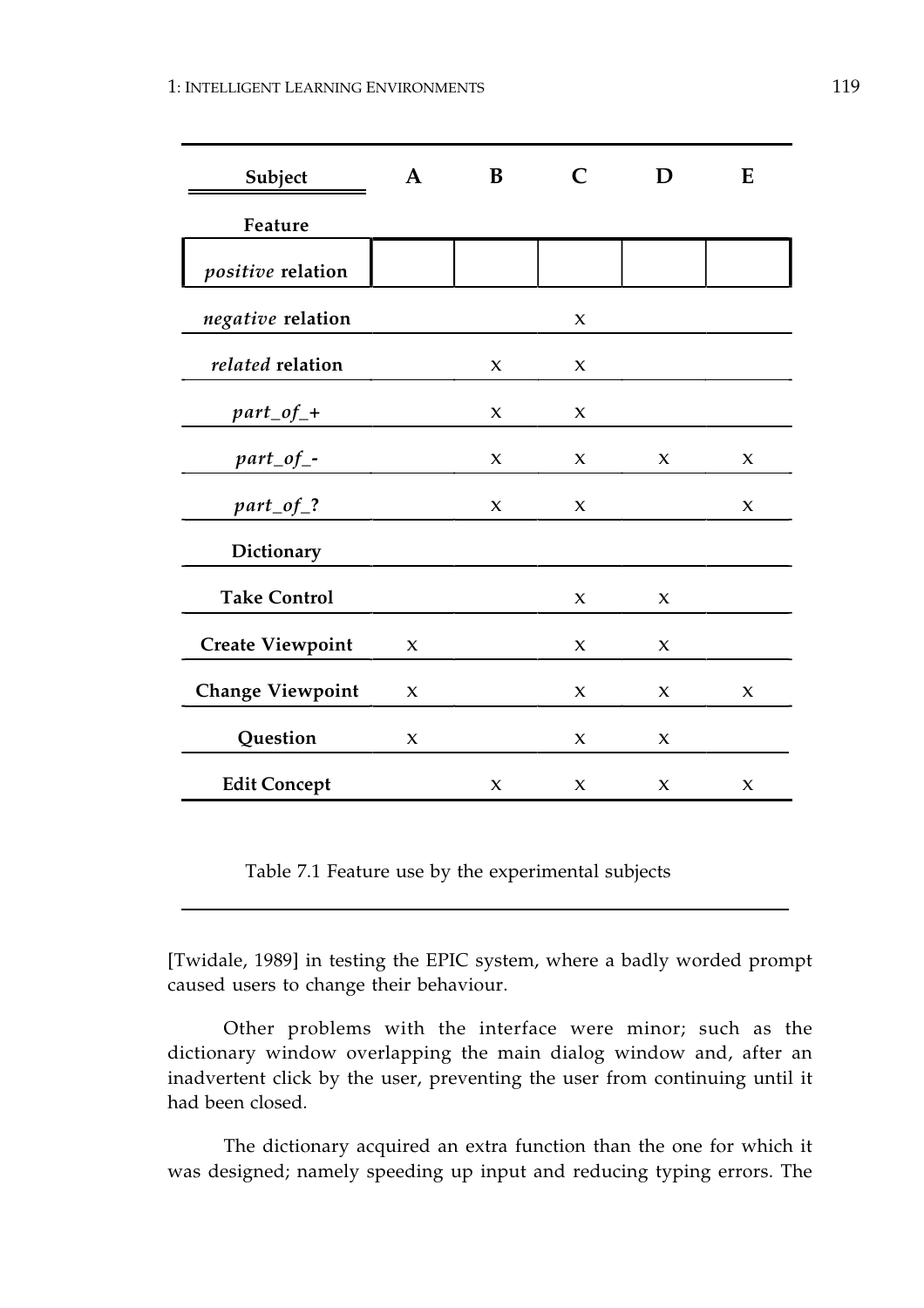| Subject | A | B | C | D | E |
|---|---|---|---|---|---|
| **Feature** | | | | | |
| *positive* **relation** | | | | | |
| *negative* **relation** | | | x | | |
| *related* **relation** | | x | x | | |
| *part_of_+* | | x | x | | |
| *part_of_-* | | x | x | x | x |
| *part_of_?* | | x | x | | x |
| **Dictionary** | | | | | |
| **Take Control** | | | x | x | |
| **Create Viewpoint** | x | | x | x | |
| **Change Viewpoint** | x | | x | x | x |
| **Question** | x | | x | x | |
| **Edit Concept** | | x | x | x | x |

Table 7.1 Feature use by the experimental subjects

[Twidale, 1989] in testing the EPIC system, where a badly worded prompt caused users to change their behaviour.

Other problems with the interface were minor; such as the dictionary window overlapping the main dialog window and, after an inadvertent click by the user, preventing the user from continuing until it had been closed.

The dictionary acquired an extra function than the one for which it was designed; namely speeding up input and reducing typing errors. The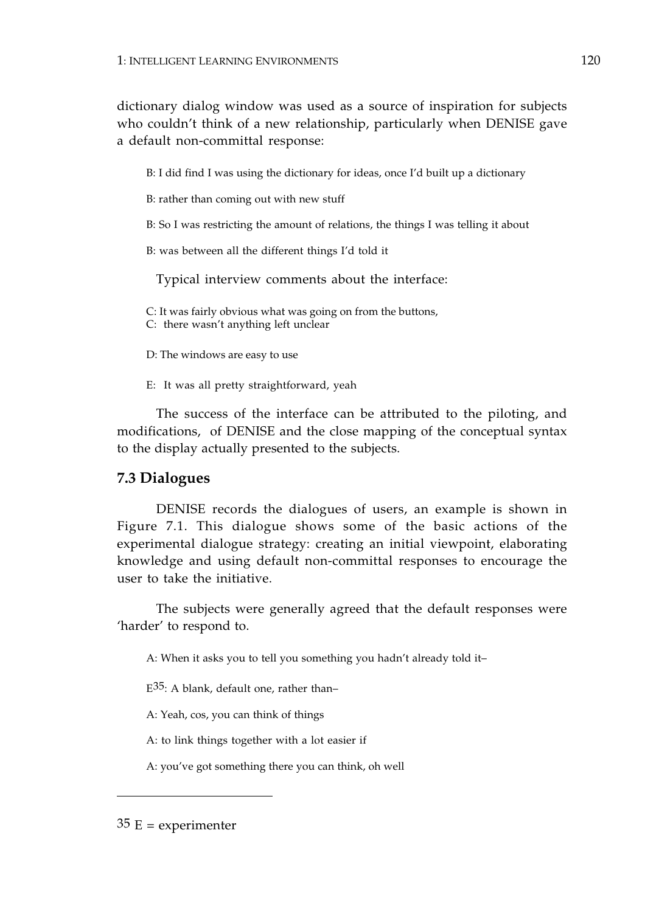dictionary dialog window was used as a source of inspiration for subjects who couldn't think of a new relationship, particularly when DENISE gave a default non-committal response:

B: I did find I was using the dictionary for ideas, once I'd built up a dictionary

B: rather than coming out with new stuff

B: So I was restricting the amount of relations, the things I was telling it about

B: was between all the different things I'd told it

Typical interview comments about the interface:

C: It was fairly obvious what was going on from the buttons,
C: there wasn't anything left unclear

D: The windows are easy to use

E: It was all pretty straightforward, yeah

The success of the interface can be attributed to the piloting, and modifications, of DENISE and the close mapping of the conceptual syntax to the display actually presented to the subjects.

## 7.3 Dialogues

DENISE records the dialogues of users, an example is shown in Figure 7.1. This dialogue shows some of the basic actions of the experimental dialogue strategy: creating an initial viewpoint, elaborating knowledge and using default non-committal responses to encourage the user to take the initiative.

The subjects were generally agreed that the default responses were 'harder' to respond to.

A: When it asks you to tell you something you hadn't already told it–

E[35]: A blank, default one, rather than–

A: Yeah, cos, you can think of things

A: to link things together with a lot easier if

A: you've got something there you can think, oh well

---

[35] E = experimenter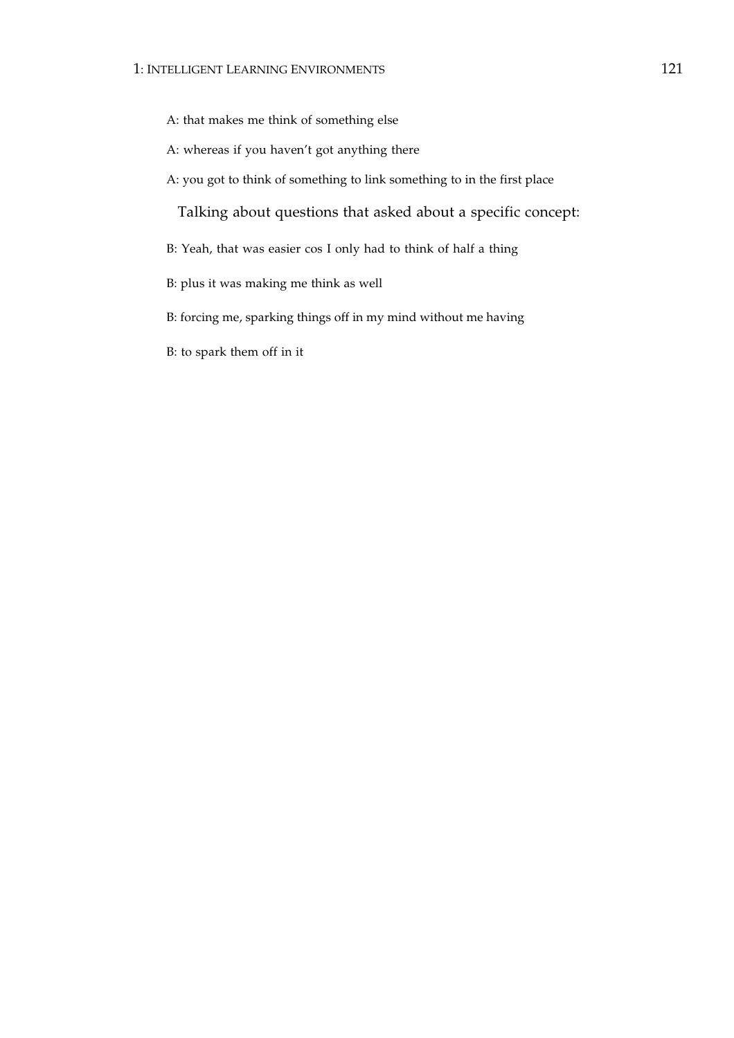A: that makes me think of something else

A: whereas if you haven't got anything there

A: you got to think of something to link something to in the first place

Talking about questions that asked about a specific concept:

B: Yeah, that was easier cos I only had to think of half a thing

B: plus it was making me think as well

B: forcing me, sparking things off in my mind without me having

B: to spark them off in it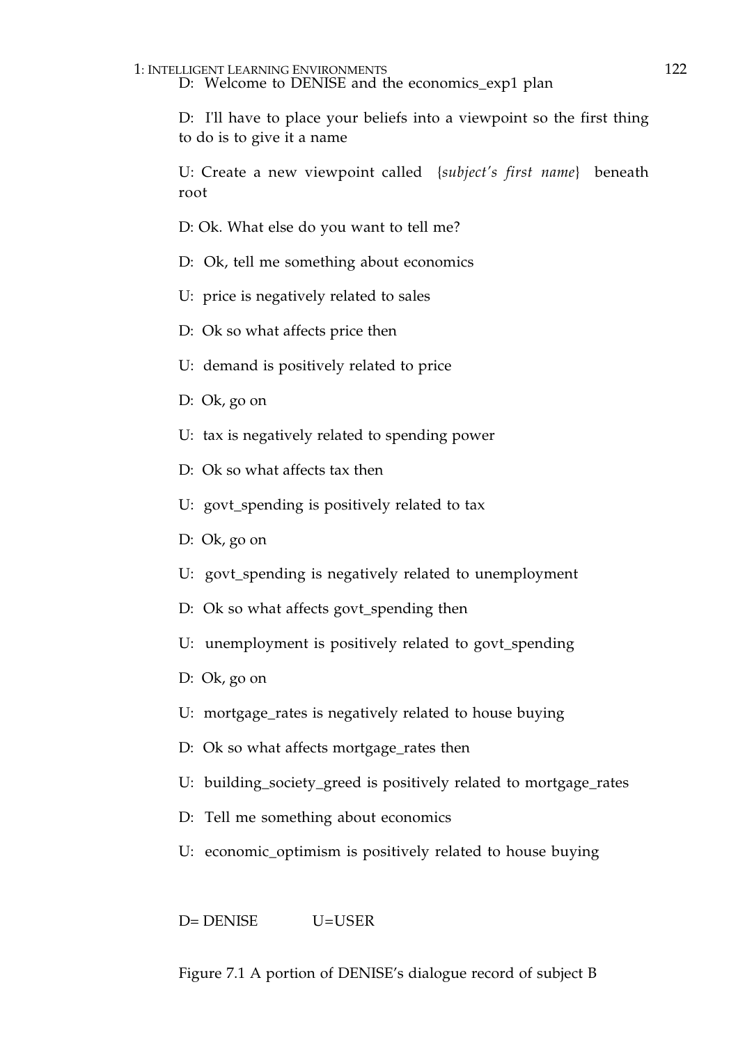D: Welcome to DENISE and the economics_exp1 plan

D: I'll have to place your beliefs into a viewpoint so the first thing to do is to give it a name

U: Create a new viewpoint called {*subject's first name*} beneath root

D: Ok. What else do you want to tell me?

D: Ok, tell me something about economics

U: price is negatively related to sales

D: Ok so what affects price then

U: demand is positively related to price

D: Ok, go on

U: tax is negatively related to spending power

D: Ok so what affects tax then

U: govt_spending is positively related to tax

D: Ok, go on

U: govt_spending is negatively related to unemployment

D: Ok so what affects govt_spending then

U: unemployment is positively related to govt_spending

D: Ok, go on

U: mortgage_rates is negatively related to house buying

D: Ok so what affects mortgage_rates then

U: building_society_greed is positively related to mortgage_rates

D: Tell me something about economics

U: economic_optimism is positively related to house buying

D= DENISE U=USER

Figure 7.1 A portion of DENISE's dialogue record of subject B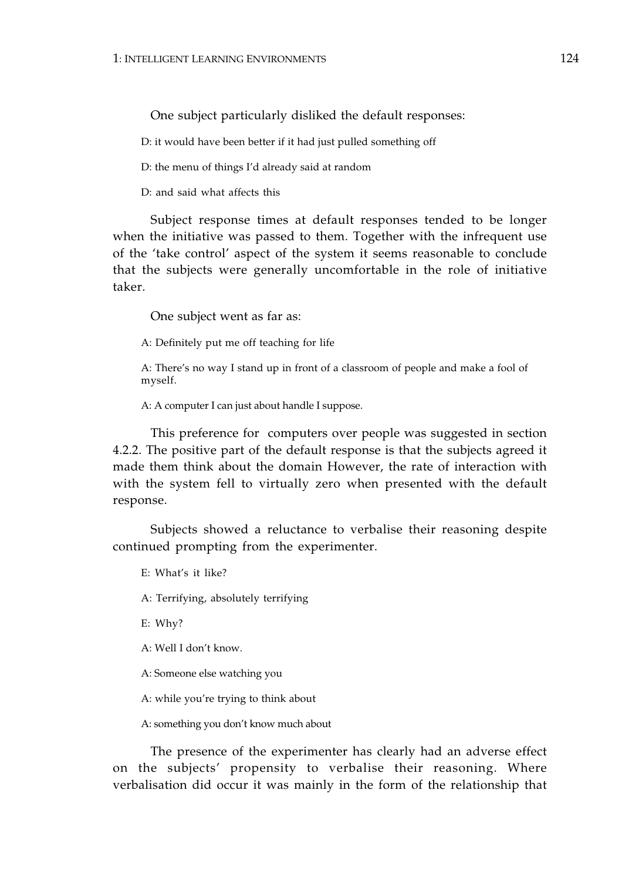One subject particularly disliked the default responses:

D: it would have been better if it had just pulled something off

D: the menu of things I'd already said at random

D: and said what affects this

Subject response times at default responses tended to be longer when the initiative was passed to them. Together with the infrequent use of the 'take control' aspect of the system it seems reasonable to conclude that the subjects were generally uncomfortable in the role of initiative taker.

One subject went as far as:

A: Definitely put me off teaching for life

A: There's no way I stand up in front of a classroom of people and make a fool of myself.

A: A computer I can just about handle I suppose.

This preference for computers over people was suggested in section 4.2.2. The positive part of the default response is that the subjects agreed it made them think about the domain However, the rate of interaction with with the system fell to virtually zero when presented with the default response.

Subjects showed a reluctance to verbalise their reasoning despite continued prompting from the experimenter.

E: What's it like?

A: Terrifying, absolutely terrifying

E: Why?

A: Well I don't know.

A: Someone else watching you

A: while you're trying to think about

A: something you don't know much about

The presence of the experimenter has clearly had an adverse effect on the subjects' propensity to verbalise their reasoning. Where verbalisation did occur it was mainly in the form of the relationship that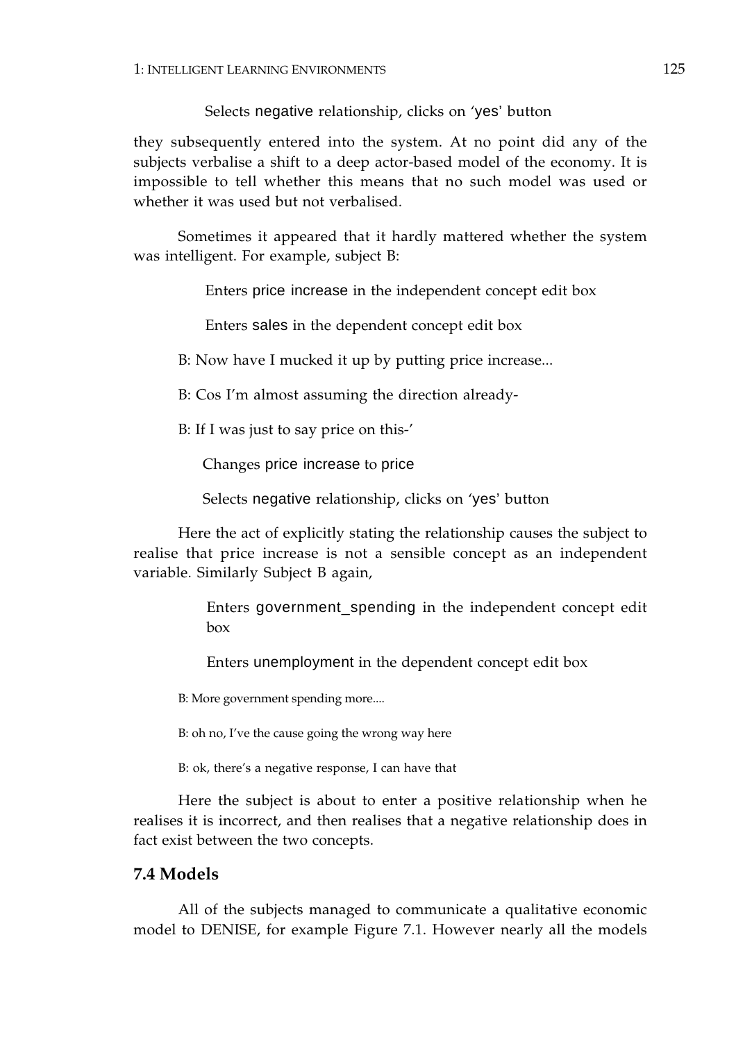Selects negative relationship, clicks on 'yes' button

they subsequently entered into the system. At no point did any of the subjects verbalise a shift to a deep actor-based model of the economy. It is impossible to tell whether this means that no such model was used or whether it was used but not verbalised.

Sometimes it appeared that it hardly mattered whether the system was intelligent. For example, subject B:

> Enters price increase in the independent concept edit box
>
> Enters sales in the dependent concept edit box

B: Now have I mucked it up by putting price increase...

B: Cos I'm almost assuming the direction already-

B: If I was just to say price on this-'

> Changes price increase to price
>
> Selects negative relationship, clicks on 'yes' button

Here the act of explicitly stating the relationship causes the subject to realise that price increase is not a sensible concept as an independent variable. Similarly Subject B again,

> Enters government_spending in the independent concept edit box
>
> Enters unemployment in the dependent concept edit box

B: More government spending more....

B: oh no, I've the cause going the wrong way here

B: ok, there's a negative response, I can have that

Here the subject is about to enter a positive relationship when he realises it is incorrect, and then realises that a negative relationship does in fact exist between the two concepts.

## 7.4 Models

All of the subjects managed to communicate a qualitative economic model to DENISE, for example Figure 7.1. However nearly all the models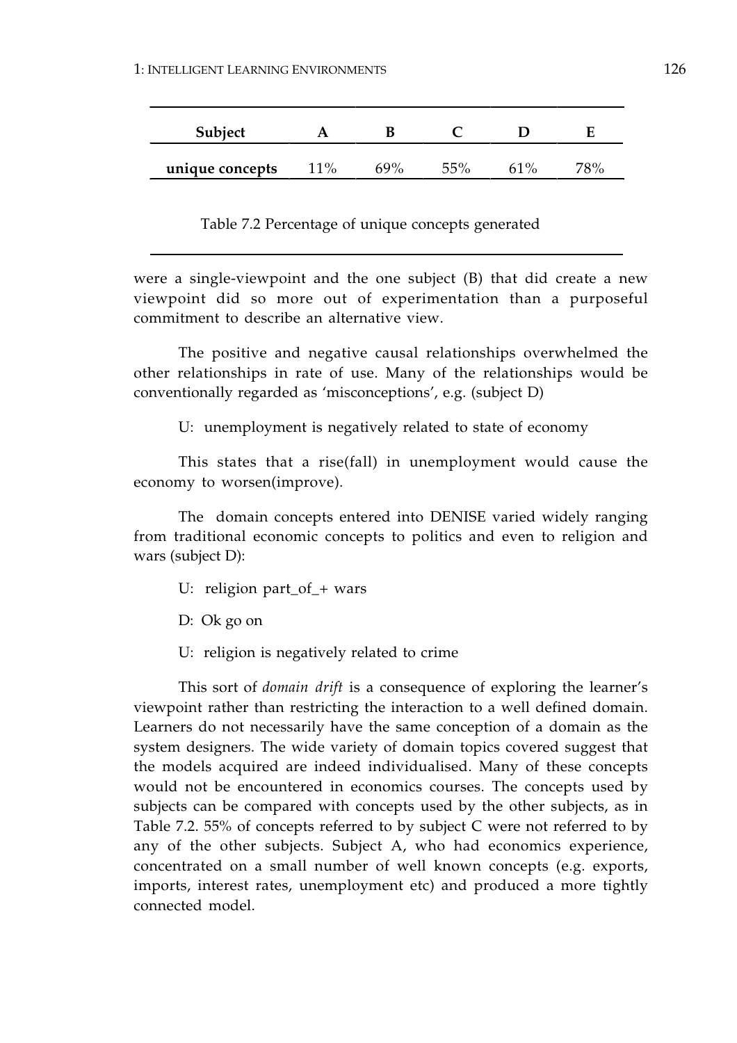| Subject | A | B | C | D | E |
|---|---|---|---|---|---|
| **unique concepts** | 11% | 69% | 55% | 61% | 78% |

Table 7.2 Percentage of unique concepts generated

were a single-viewpoint and the one subject (B) that did create a new viewpoint did so more out of experimentation than a purposeful commitment to describe an alternative view.

The positive and negative causal relationships overwhelmed the other relationships in rate of use. Many of the relationships would be conventionally regarded as 'misconceptions', e.g. (subject D)

U: unemployment is negatively related to state of economy

This states that a rise(fall) in unemployment would cause the economy to worsen(improve).

The domain concepts entered into DENISE varied widely ranging from traditional economic concepts to politics and even to religion and wars (subject D):

U: religion part_of_+ wars

D: Ok go on

U: religion is negatively related to crime

This sort of *domain drift* is a consequence of exploring the learner's viewpoint rather than restricting the interaction to a well defined domain. Learners do not necessarily have the same conception of a domain as the system designers. The wide variety of domain topics covered suggest that the models acquired are indeed individualised. Many of these concepts would not be encountered in economics courses. The concepts used by subjects can be compared with concepts used by the other subjects, as in Table 7.2. 55% of concepts referred to by subject C were not referred to by any of the other subjects. Subject A, who had economics experience, concentrated on a small number of well known concepts (e.g. exports, imports, interest rates, unemployment etc) and produced a more tightly connected model.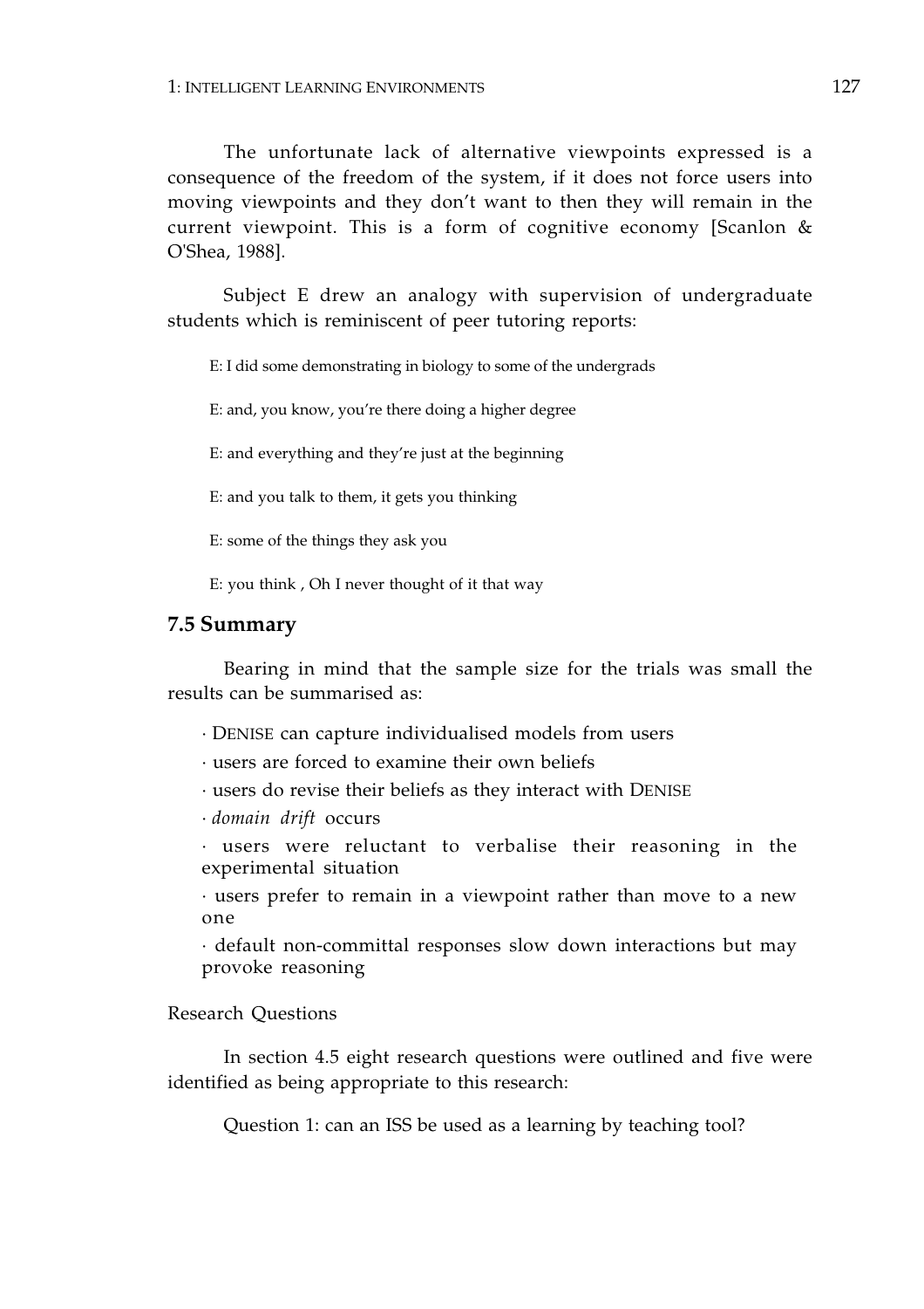The unfortunate lack of alternative viewpoints expressed is a consequence of the freedom of the system, if it does not force users into moving viewpoints and they don't want to then they will remain in the current viewpoint. This is a form of cognitive economy [Scanlon & O'Shea, 1988].

Subject E drew an analogy with supervision of undergraduate students which is reminiscent of peer tutoring reports:

E: I did some demonstrating in biology to some of the undergrads

E: and, you know, you're there doing a higher degree

E: and everything and they're just at the beginning

E: and you talk to them, it gets you thinking

E: some of the things they ask you

E: you think , Oh I never thought of it that way

## 7.5 Summary

Bearing in mind that the sample size for the trials was small the results can be summarised as:

- DENISE can capture individualised models from users
- users are forced to examine their own beliefs
- users do revise their beliefs as they interact with DENISE
- *domain drift* occurs
- users were reluctant to verbalise their reasoning in the experimental situation
- users prefer to remain in a viewpoint rather than move to a new one
- default non-committal responses slow down interactions but may provoke reasoning

Research Questions

In section 4.5 eight research questions were outlined and five were identified as being appropriate to this research:

Question 1: can an ISS be used as a learning by teaching tool?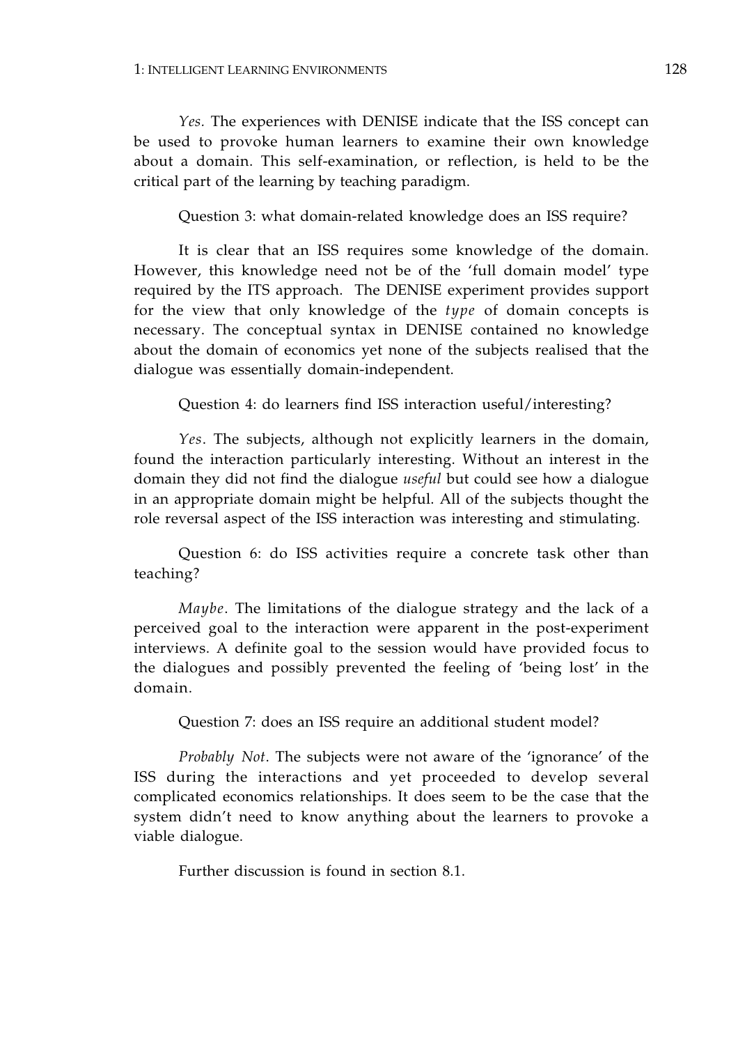*Yes.* The experiences with DENISE indicate that the ISS concept can be used to provoke human learners to examine their own knowledge about a domain. This self-examination, or reflection, is held to be the critical part of the learning by teaching paradigm.

Question 3: what domain-related knowledge does an ISS require?

It is clear that an ISS requires some knowledge of the domain. However, this knowledge need not be of the 'full domain model' type required by the ITS approach. The DENISE experiment provides support for the view that only knowledge of the *type* of domain concepts is necessary. The conceptual syntax in DENISE contained no knowledge about the domain of economics yet none of the subjects realised that the dialogue was essentially domain-independent.

Question 4: do learners find ISS interaction useful/interesting?

*Yes*. The subjects, although not explicitly learners in the domain, found the interaction particularly interesting. Without an interest in the domain they did not find the dialogue *useful* but could see how a dialogue in an appropriate domain might be helpful. All of the subjects thought the role reversal aspect of the ISS interaction was interesting and stimulating.

Question 6: do ISS activities require a concrete task other than teaching?

*Maybe*. The limitations of the dialogue strategy and the lack of a perceived goal to the interaction were apparent in the post-experiment interviews. A definite goal to the session would have provided focus to the dialogues and possibly prevented the feeling of 'being lost' in the domain.

Question 7: does an ISS require an additional student model?

*Probably Not*. The subjects were not aware of the 'ignorance' of the ISS during the interactions and yet proceeded to develop several complicated economics relationships. It does seem to be the case that the system didn't need to know anything about the learners to provoke a viable dialogue.

Further discussion is found in section 8.1.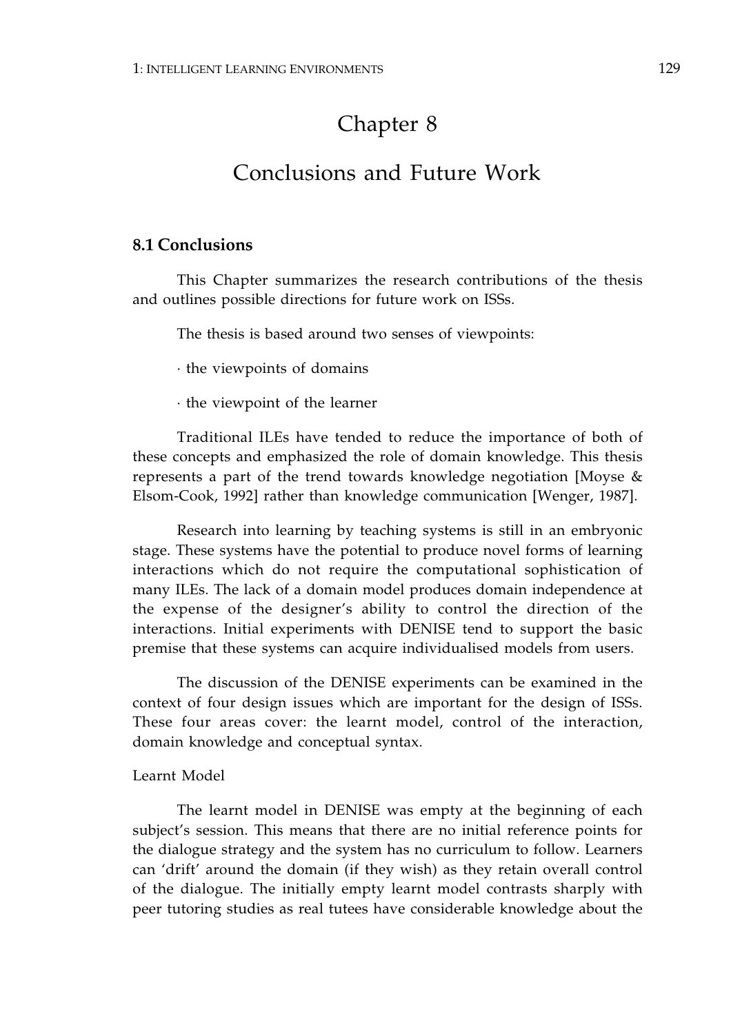# Chapter 8

# Conclusions and Future Work

## 8.1 Conclusions

This Chapter summarizes the research contributions of the thesis and outlines possible directions for future work on ISSs.

The thesis is based around two senses of viewpoints:

· the viewpoints of domains

· the viewpoint of the learner

Traditional ILEs have tended to reduce the importance of both of these concepts and emphasized the role of domain knowledge. This thesis represents a part of the trend towards knowledge negotiation [Moyse & Elsom-Cook, 1992] rather than knowledge communication [Wenger, 1987].

Research into learning by teaching systems is still in an embryonic stage. These systems have the potential to produce novel forms of learning interactions which do not require the computational sophistication of many ILEs. The lack of a domain model produces domain independence at the expense of the designer's ability to control the direction of the interactions. Initial experiments with DENISE tend to support the basic premise that these systems can acquire individualised models from users.

The discussion of the DENISE experiments can be examined in the context of four design issues which are important for the design of ISSs. These four areas cover: the learnt model, control of the interaction, domain knowledge and conceptual syntax.

Learnt Model

The learnt model in DENISE was empty at the beginning of each subject's session. This means that there are no initial reference points for the dialogue strategy and the system has no curriculum to follow. Learners can 'drift' around the domain (if they wish) as they retain overall control of the dialogue. The initially empty learnt model contrasts sharply with peer tutoring studies as real tutees have considerable knowledge about the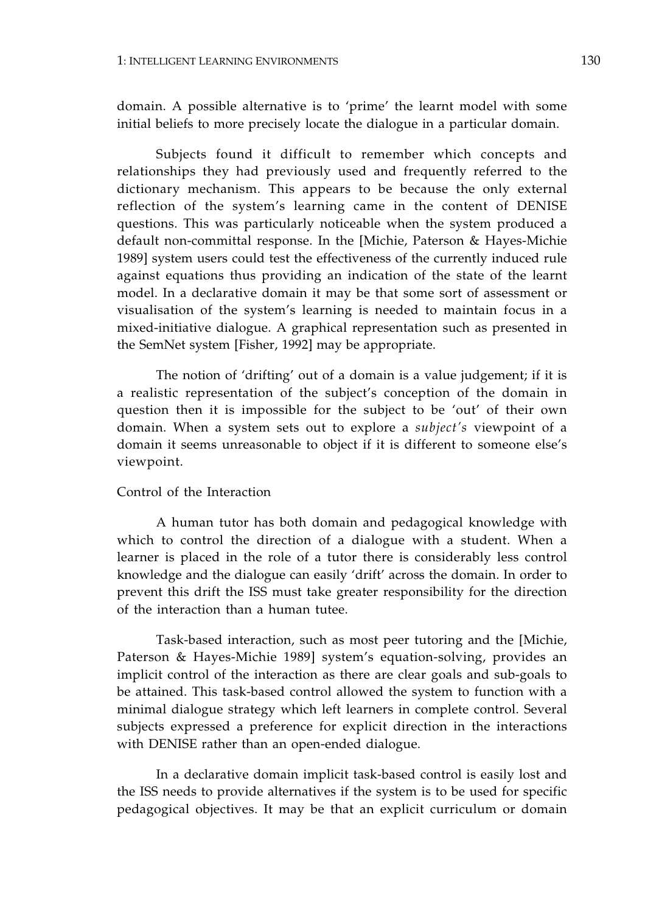domain. A possible alternative is to 'prime' the learnt model with some initial beliefs to more precisely locate the dialogue in a particular domain.

Subjects found it difficult to remember which concepts and relationships they had previously used and frequently referred to the dictionary mechanism. This appears to be because the only external reflection of the system's learning came in the content of DENISE questions. This was particularly noticeable when the system produced a default non-committal response. In the [Michie, Paterson & Hayes-Michie 1989] system users could test the effectiveness of the currently induced rule against equations thus providing an indication of the state of the learnt model. In a declarative domain it may be that some sort of assessment or visualisation of the system's learning is needed to maintain focus in a mixed-initiative dialogue. A graphical representation such as presented in the SemNet system [Fisher, 1992] may be appropriate.

The notion of 'drifting' out of a domain is a value judgement; if it is a realistic representation of the subject's conception of the domain in question then it is impossible for the subject to be 'out' of their own domain. When a system sets out to explore a *subject's* viewpoint of a domain it seems unreasonable to object if it is different to someone else's viewpoint.

### Control of the Interaction

A human tutor has both domain and pedagogical knowledge with which to control the direction of a dialogue with a student. When a learner is placed in the role of a tutor there is considerably less control knowledge and the dialogue can easily 'drift' across the domain. In order to prevent this drift the ISS must take greater responsibility for the direction of the interaction than a human tutee.

Task-based interaction, such as most peer tutoring and the [Michie, Paterson & Hayes-Michie 1989] system's equation-solving, provides an implicit control of the interaction as there are clear goals and sub-goals to be attained. This task-based control allowed the system to function with a minimal dialogue strategy which left learners in complete control. Several subjects expressed a preference for explicit direction in the interactions with DENISE rather than an open-ended dialogue.

In a declarative domain implicit task-based control is easily lost and the ISS needs to provide alternatives if the system is to be used for specific pedagogical objectives. It may be that an explicit curriculum or domain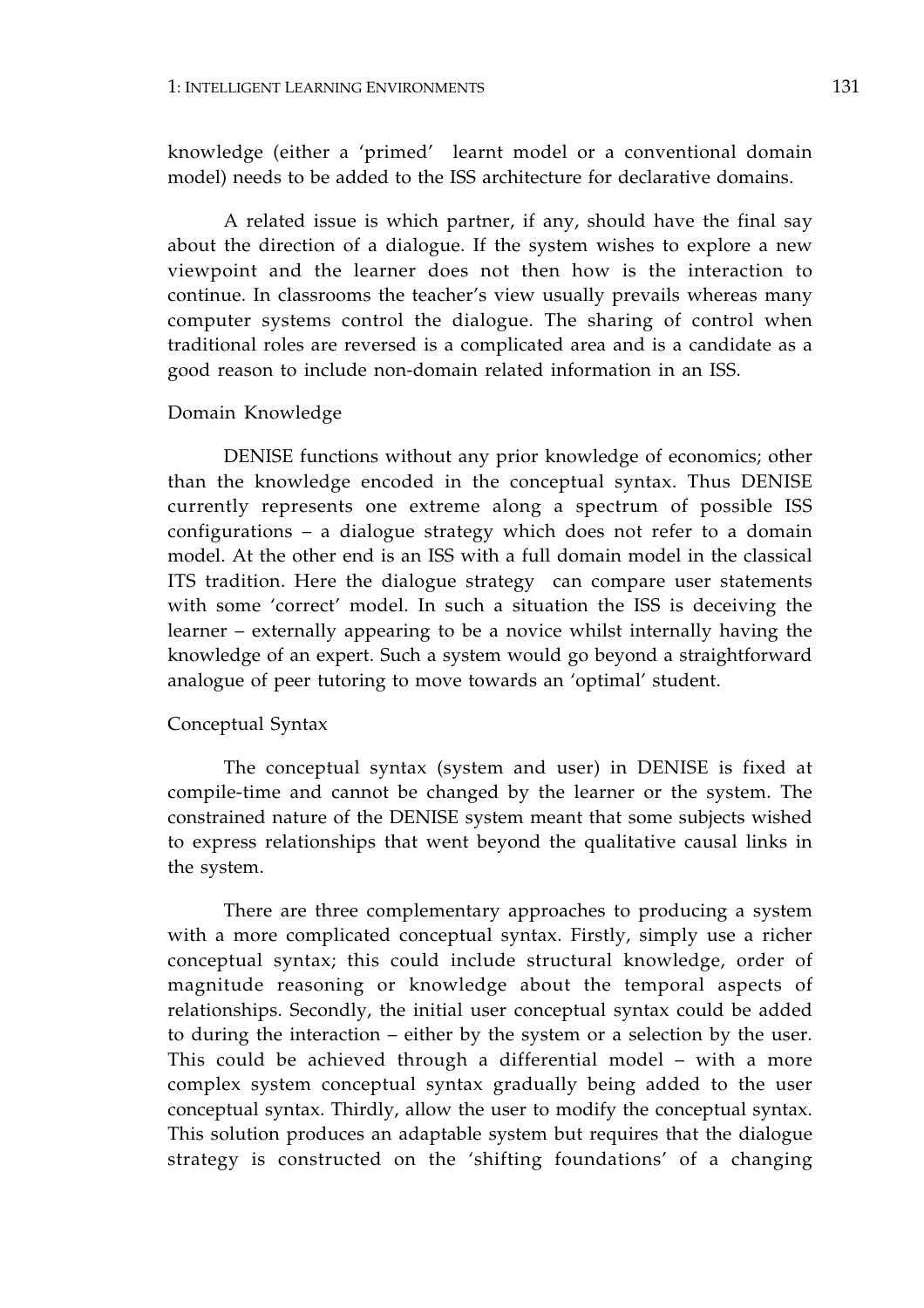knowledge (either a 'primed' learnt model or a conventional domain model) needs to be added to the ISS architecture for declarative domains.

A related issue is which partner, if any, should have the final say about the direction of a dialogue. If the system wishes to explore a new viewpoint and the learner does not then how is the interaction to continue. In classrooms the teacher's view usually prevails whereas many computer systems control the dialogue. The sharing of control when traditional roles are reversed is a complicated area and is a candidate as a good reason to include non-domain related information in an ISS.

### Domain Knowledge

DENISE functions without any prior knowledge of economics; other than the knowledge encoded in the conceptual syntax. Thus DENISE currently represents one extreme along a spectrum of possible ISS configurations – a dialogue strategy which does not refer to a domain model. At the other end is an ISS with a full domain model in the classical ITS tradition. Here the dialogue strategy can compare user statements with some 'correct' model. In such a situation the ISS is deceiving the learner – externally appearing to be a novice whilst internally having the knowledge of an expert. Such a system would go beyond a straightforward analogue of peer tutoring to move towards an 'optimal' student.

### Conceptual Syntax

The conceptual syntax (system and user) in DENISE is fixed at compile-time and cannot be changed by the learner or the system. The constrained nature of the DENISE system meant that some subjects wished to express relationships that went beyond the qualitative causal links in the system.

There are three complementary approaches to producing a system with a more complicated conceptual syntax. Firstly, simply use a richer conceptual syntax; this could include structural knowledge, order of magnitude reasoning or knowledge about the temporal aspects of relationships. Secondly, the initial user conceptual syntax could be added to during the interaction – either by the system or a selection by the user. This could be achieved through a differential model – with a more complex system conceptual syntax gradually being added to the user conceptual syntax. Thirdly, allow the user to modify the conceptual syntax. This solution produces an adaptable system but requires that the dialogue strategy is constructed on the 'shifting foundations' of a changing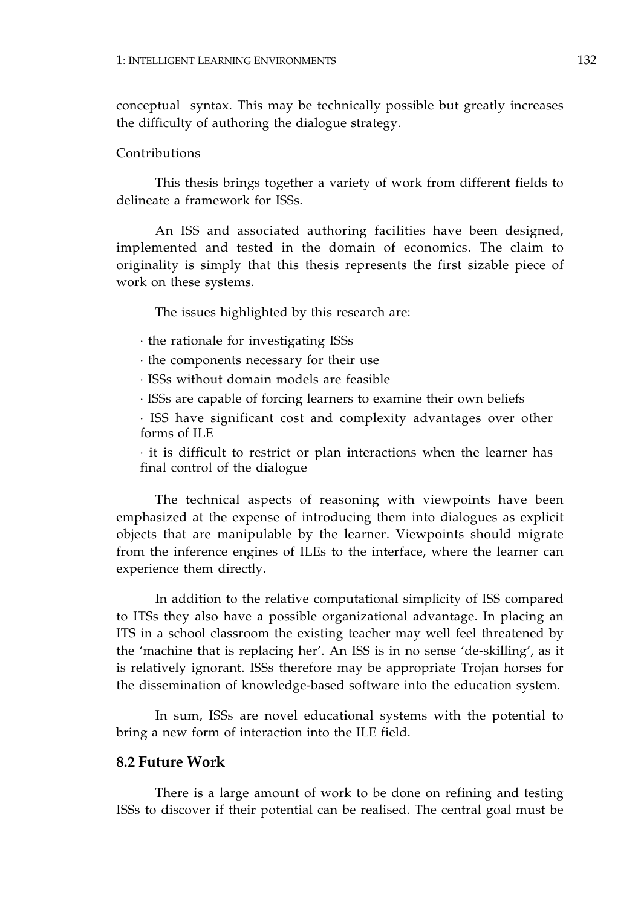conceptual syntax. This may be technically possible but greatly increases the difficulty of authoring the dialogue strategy.

Contributions

This thesis brings together a variety of work from different fields to delineate a framework for ISSs.

An ISS and associated authoring facilities have been designed, implemented and tested in the domain of economics. The claim to originality is simply that this thesis represents the first sizable piece of work on these systems.

The issues highlighted by this research are:

- the rationale for investigating ISSs
- the components necessary for their use
- ISSs without domain models are feasible
- ISSs are capable of forcing learners to examine their own beliefs
- ISS have significant cost and complexity advantages over other forms of ILE
- it is difficult to restrict or plan interactions when the learner has final control of the dialogue

The technical aspects of reasoning with viewpoints have been emphasized at the expense of introducing them into dialogues as explicit objects that are manipulable by the learner. Viewpoints should migrate from the inference engines of ILEs to the interface, where the learner can experience them directly.

In addition to the relative computational simplicity of ISS compared to ITSs they also have a possible organizational advantage. In placing an ITS in a school classroom the existing teacher may well feel threatened by the 'machine that is replacing her'. An ISS is in no sense 'de-skilling', as it is relatively ignorant. ISSs therefore may be appropriate Trojan horses for the dissemination of knowledge-based software into the education system.

In sum, ISSs are novel educational systems with the potential to bring a new form of interaction into the ILE field.

## 8.2 Future Work

There is a large amount of work to be done on refining and testing ISSs to discover if their potential can be realised. The central goal must be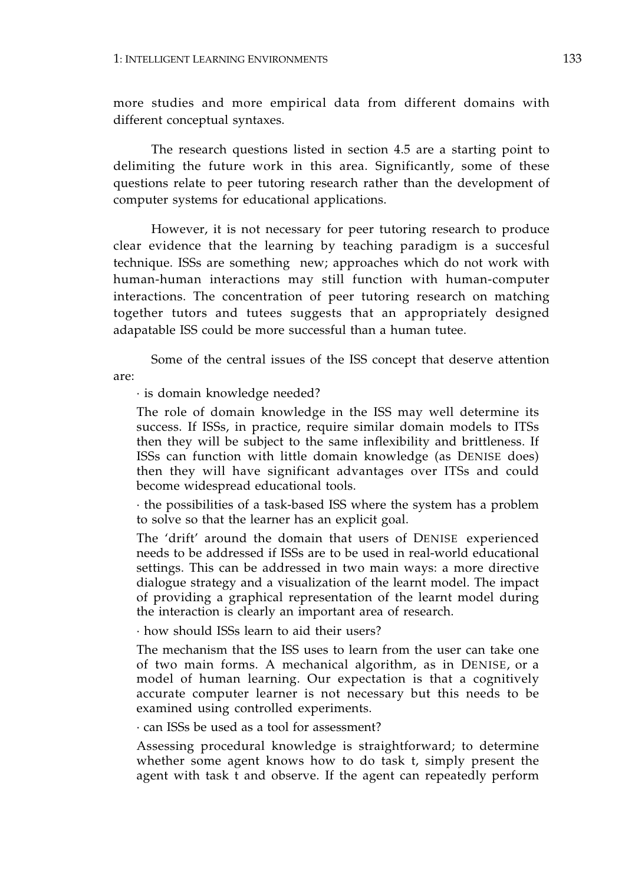more studies and more empirical data from different domains with different conceptual syntaxes.

The research questions listed in section 4.5 are a starting point to delimiting the future work in this area. Significantly, some of these questions relate to peer tutoring research rather than the development of computer systems for educational applications.

However, it is not necessary for peer tutoring research to produce clear evidence that the learning by teaching paradigm is a succesful technique. ISSs are something new; approaches which do not work with human-human interactions may still function with human-computer interactions. The concentration of peer tutoring research on matching together tutors and tutees suggests that an appropriately designed adapatable ISS could be more successful than a human tutee.

Some of the central issues of the ISS concept that deserve attention are:

· is domain knowledge needed?

> The role of domain knowledge in the ISS may well determine its success. If ISSs, in practice, require similar domain models to ITSs then they will be subject to the same inflexibility and brittleness. If ISSs can function with little domain knowledge (as DENISE does) then they will have significant advantages over ITSs and could become widespread educational tools.

· the possibilities of a task-based ISS where the system has a problem to solve so that the learner has an explicit goal.

> The 'drift' around the domain that users of DENISE experienced needs to be addressed if ISSs are to be used in real-world educational settings. This can be addressed in two main ways: a more directive dialogue strategy and a visualization of the learnt model. The impact of providing a graphical representation of the learnt model during the interaction is clearly an important area of research.

· how should ISSs learn to aid their users?

> The mechanism that the ISS uses to learn from the user can take one of two main forms. A mechanical algorithm, as in DENISE, or a model of human learning. Our expectation is that a cognitively accurate computer learner is not necessary but this needs to be examined using controlled experiments.

· can ISSs be used as a tool for assessment?

> Assessing procedural knowledge is straightforward; to determine whether some agent knows how to do task t, simply present the agent with task t and observe. If the agent can repeatedly perform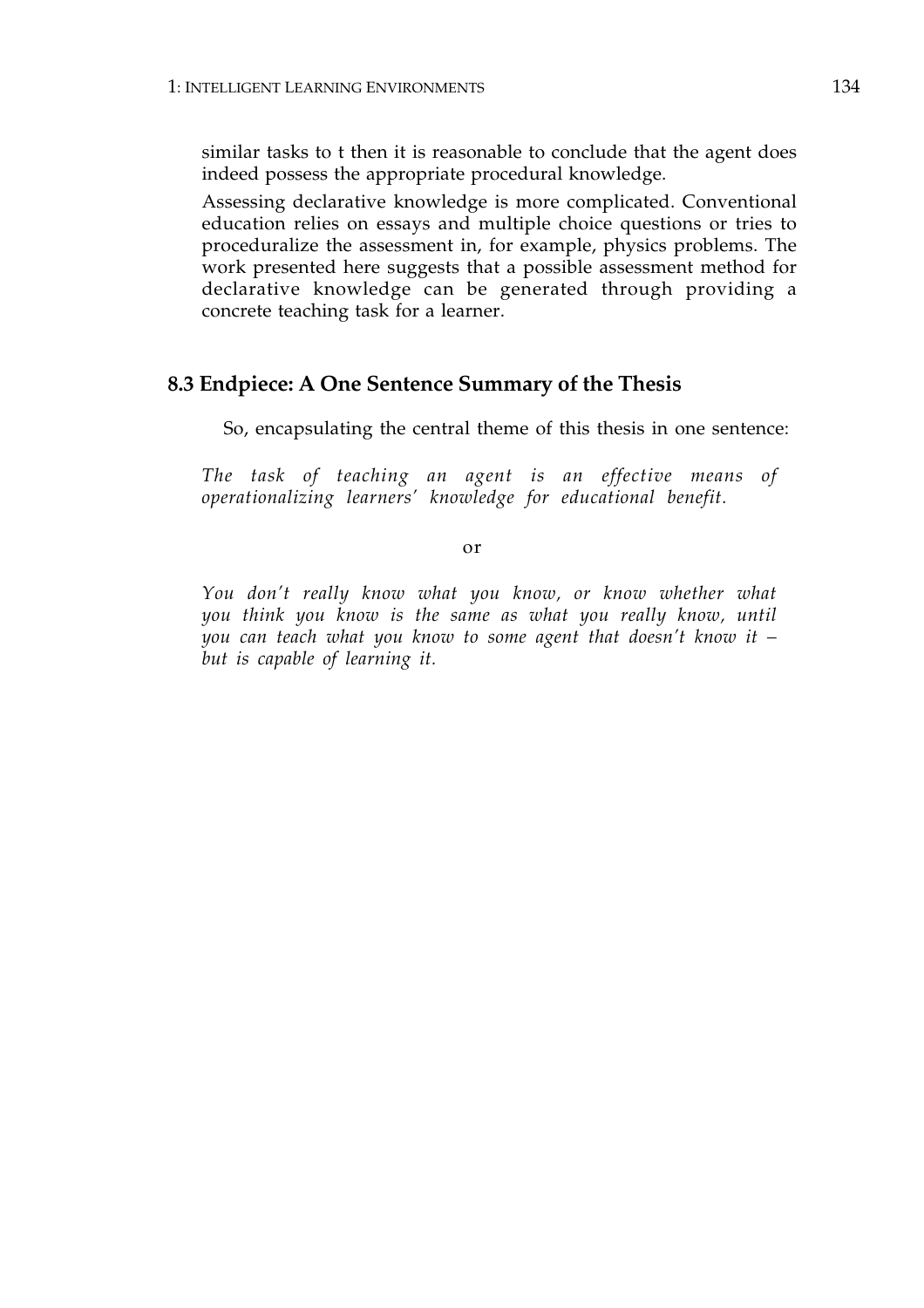similar tasks to t then it is reasonable to conclude that the agent does indeed possess the appropriate procedural knowledge.

Assessing declarative knowledge is more complicated. Conventional education relies on essays and multiple choice questions or tries to proceduralize the assessment in, for example, physics problems. The work presented here suggests that a possible assessment method for declarative knowledge can be generated through providing a concrete teaching task for a learner.

## 8.3 Endpiece: A One Sentence Summary of the Thesis

So, encapsulating the central theme of this thesis in one sentence:

*The task of teaching an agent is an effective means of operationalizing learners' knowledge for educational benefit.*

or

*You don't really know what you know, or know whether what you think you know is the same as what you really know, until you can teach what you know to some agent that doesn't know it – but is capable of learning it.*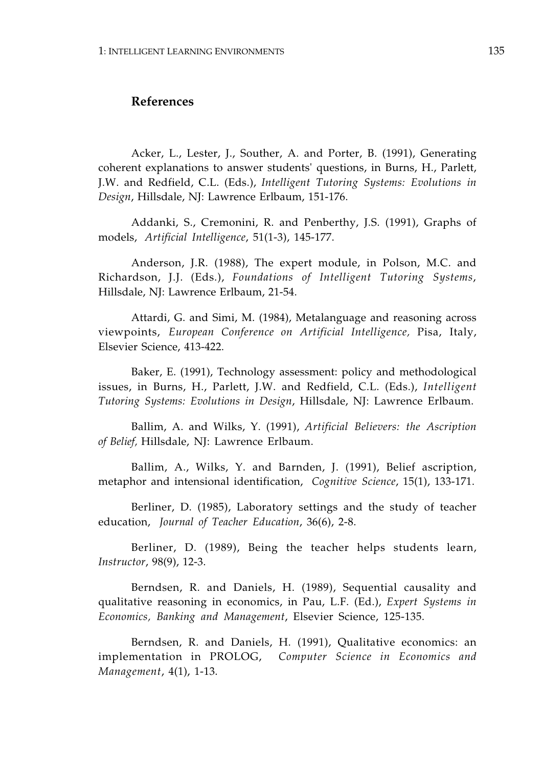## References

Acker, L., Lester, J., Souther, A. and Porter, B. (1991), Generating coherent explanations to answer students' questions, in Burns, H., Parlett, J.W. and Redfield, C.L. (Eds.), *Intelligent Tutoring Systems: Evolutions in Design*, Hillsdale, NJ: Lawrence Erlbaum, 151-176.

Addanki, S., Cremonini, R. and Penberthy, J.S. (1991), Graphs of models, *Artificial Intelligence*, 51(1-3), 145-177.

Anderson, J.R. (1988), The expert module, in Polson, M.C. and Richardson, J.J. (Eds.), *Foundations of Intelligent Tutoring Systems*, Hillsdale, NJ: Lawrence Erlbaum, 21-54.

Attardi, G. and Simi, M. (1984), Metalanguage and reasoning across viewpoints, *European Conference on Artificial Intelligence,* Pisa, Italy, Elsevier Science, 413-422.

Baker, E. (1991), Technology assessment: policy and methodological issues, in Burns, H., Parlett, J.W. and Redfield, C.L. (Eds.), *Intelligent Tutoring Systems: Evolutions in Design*, Hillsdale, NJ: Lawrence Erlbaum.

Ballim, A. and Wilks, Y. (1991), *Artificial Believers: the Ascription of Belief,* Hillsdale, NJ: Lawrence Erlbaum.

Ballim, A., Wilks, Y. and Barnden, J. (1991), Belief ascription, metaphor and intensional identification, *Cognitive Science*, 15(1), 133-171.

Berliner, D. (1985), Laboratory settings and the study of teacher education, *Journal of Teacher Education*, 36(6), 2-8.

Berliner, D. (1989), Being the teacher helps students learn, *Instructor*, 98(9), 12-3.

Berndsen, R. and Daniels, H. (1989), Sequential causality and qualitative reasoning in economics, in Pau, L.F. (Ed.), *Expert Systems in Economics, Banking and Management*, Elsevier Science, 125-135.

Berndsen, R. and Daniels, H. (1991), Qualitative economics: an implementation in PROLOG, *Computer Science in Economics and Management*, 4(1), 1-13.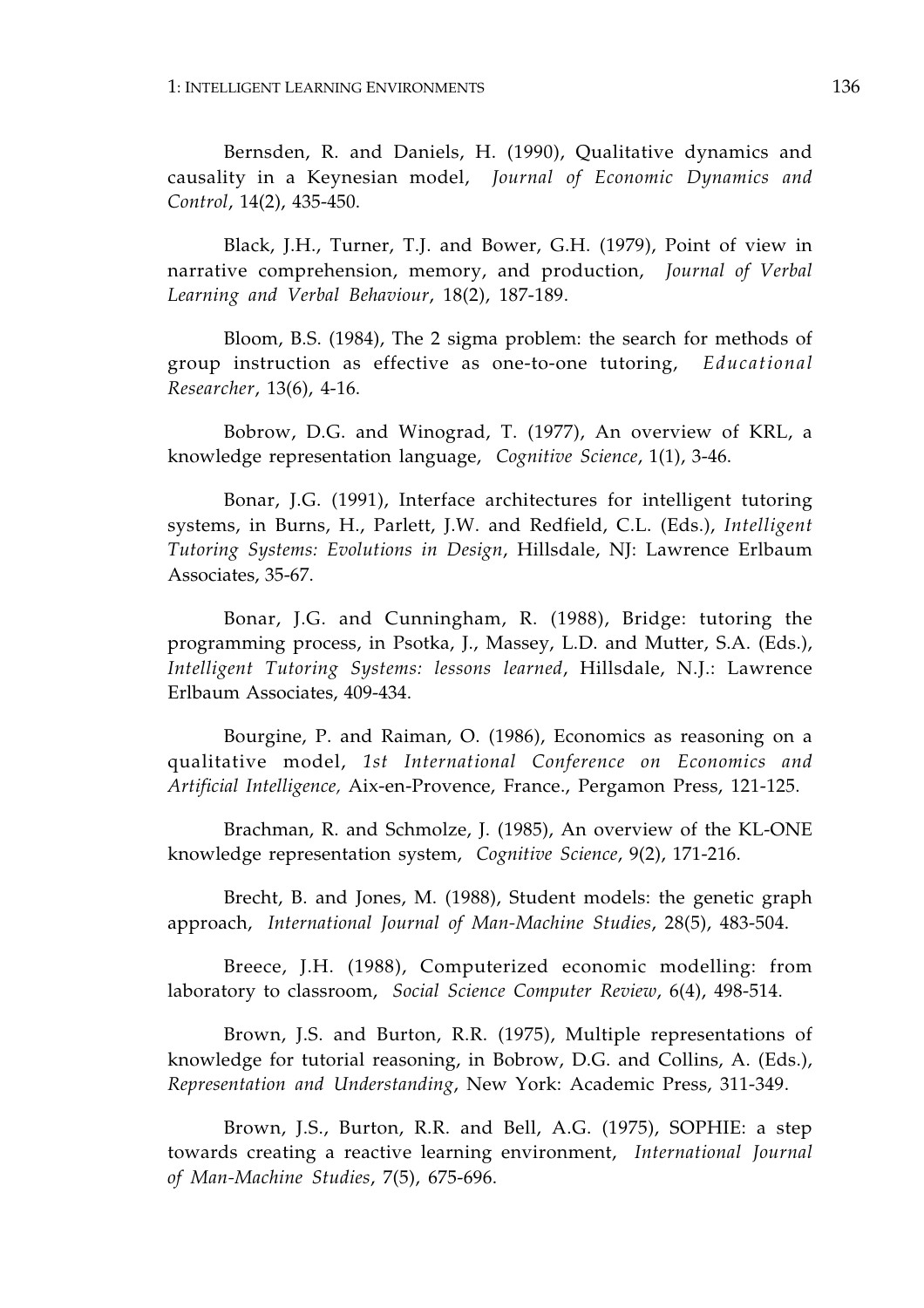Bernsden, R. and Daniels, H. (1990), Qualitative dynamics and causality in a Keynesian model, *Journal of Economic Dynamics and Control*, 14(2), 435-450.

Black, J.H., Turner, T.J. and Bower, G.H. (1979), Point of view in narrative comprehension, memory, and production, *Journal of Verbal Learning and Verbal Behaviour*, 18(2), 187-189.

Bloom, B.S. (1984), The 2 sigma problem: the search for methods of group instruction as effective as one-to-one tutoring, *Educational Researcher*, 13(6), 4-16.

Bobrow, D.G. and Winograd, T. (1977), An overview of KRL, a knowledge representation language, *Cognitive Science*, 1(1), 3-46.

Bonar, J.G. (1991), Interface architectures for intelligent tutoring systems, in Burns, H., Parlett, J.W. and Redfield, C.L. (Eds.), *Intelligent Tutoring Systems: Evolutions in Design*, Hillsdale, NJ: Lawrence Erlbaum Associates, 35-67.

Bonar, J.G. and Cunningham, R. (1988), Bridge: tutoring the programming process, in Psotka, J., Massey, L.D. and Mutter, S.A. (Eds.), *Intelligent Tutoring Systems: lessons learned*, Hillsdale, N.J.: Lawrence Erlbaum Associates, 409-434.

Bourgine, P. and Raiman, O. (1986), Economics as reasoning on a qualitative model, *1st International Conference on Economics and Artificial Intelligence,* Aix-en-Provence, France., Pergamon Press, 121-125.

Brachman, R. and Schmolze, J. (1985), An overview of the KL-ONE knowledge representation system, *Cognitive Science*, 9(2), 171-216.

Brecht, B. and Jones, M. (1988), Student models: the genetic graph approach, *International Journal of Man-Machine Studies*, 28(5), 483-504.

Breece, J.H. (1988), Computerized economic modelling: from laboratory to classroom, *Social Science Computer Review*, 6(4), 498-514.

Brown, J.S. and Burton, R.R. (1975), Multiple representations of knowledge for tutorial reasoning, in Bobrow, D.G. and Collins, A. (Eds.), *Representation and Understanding*, New York: Academic Press, 311-349.

Brown, J.S., Burton, R.R. and Bell, A.G. (1975), SOPHIE: a step towards creating a reactive learning environment, *International Journal of Man-Machine Studies*, 7(5), 675-696.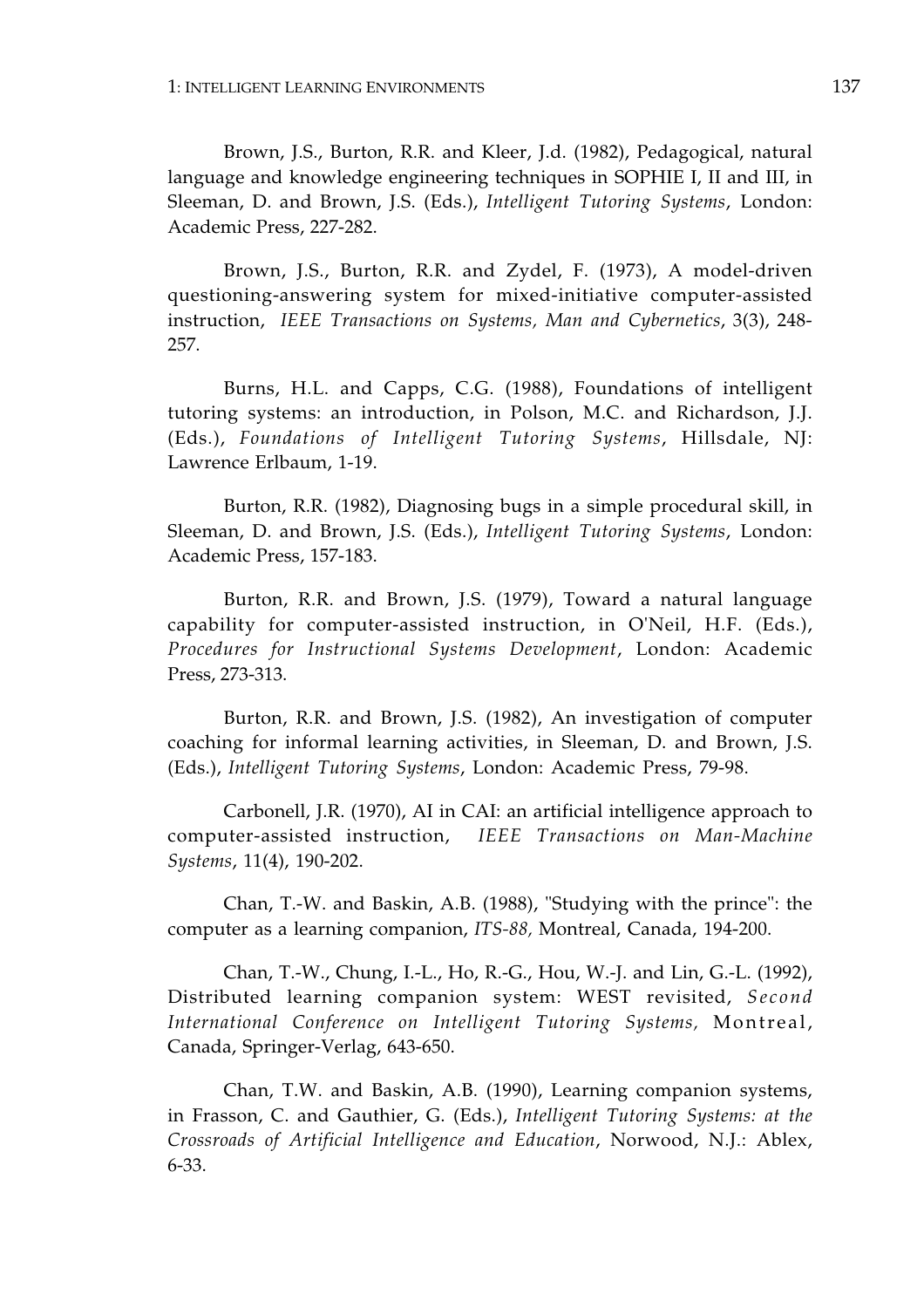Brown, J.S., Burton, R.R. and Kleer, J.d. (1982), Pedagogical, natural language and knowledge engineering techniques in SOPHIE I, II and III, in Sleeman, D. and Brown, J.S. (Eds.), *Intelligent Tutoring Systems*, London: Academic Press, 227-282.

Brown, J.S., Burton, R.R. and Zydel, F. (1973), A model-driven questioning-answering system for mixed-initiative computer-assisted instruction, *IEEE Transactions on Systems, Man and Cybernetics*, 3(3), 248-257.

Burns, H.L. and Capps, C.G. (1988), Foundations of intelligent tutoring systems: an introduction, in Polson, M.C. and Richardson, J.J. (Eds.), *Foundations of Intelligent Tutoring Systems*, Hillsdale, NJ: Lawrence Erlbaum, 1-19.

Burton, R.R. (1982), Diagnosing bugs in a simple procedural skill, in Sleeman, D. and Brown, J.S. (Eds.), *Intelligent Tutoring Systems*, London: Academic Press, 157-183.

Burton, R.R. and Brown, J.S. (1979), Toward a natural language capability for computer-assisted instruction, in O'Neil, H.F. (Eds.), *Procedures for Instructional Systems Development*, London: Academic Press, 273-313.

Burton, R.R. and Brown, J.S. (1982), An investigation of computer coaching for informal learning activities, in Sleeman, D. and Brown, J.S. (Eds.), *Intelligent Tutoring Systems*, London: Academic Press, 79-98.

Carbonell, J.R. (1970), AI in CAI: an artificial intelligence approach to computer-assisted instruction, *IEEE Transactions on Man-Machine Systems*, 11(4), 190-202.

Chan, T.-W. and Baskin, A.B. (1988), "Studying with the prince": the computer as a learning companion, *ITS-88,* Montreal, Canada, 194-200.

Chan, T.-W., Chung, I.-L., Ho, R.-G., Hou, W.-J. and Lin, G.-L. (1992), Distributed learning companion system: WEST revisited, *Second International Conference on Intelligent Tutoring Systems,* Montreal, Canada, Springer-Verlag, 643-650.

Chan, T.W. and Baskin, A.B. (1990), Learning companion systems, in Frasson, C. and Gauthier, G. (Eds.), *Intelligent Tutoring Systems: at the Crossroads of Artificial Intelligence and Education*, Norwood, N.J.: Ablex, 6-33.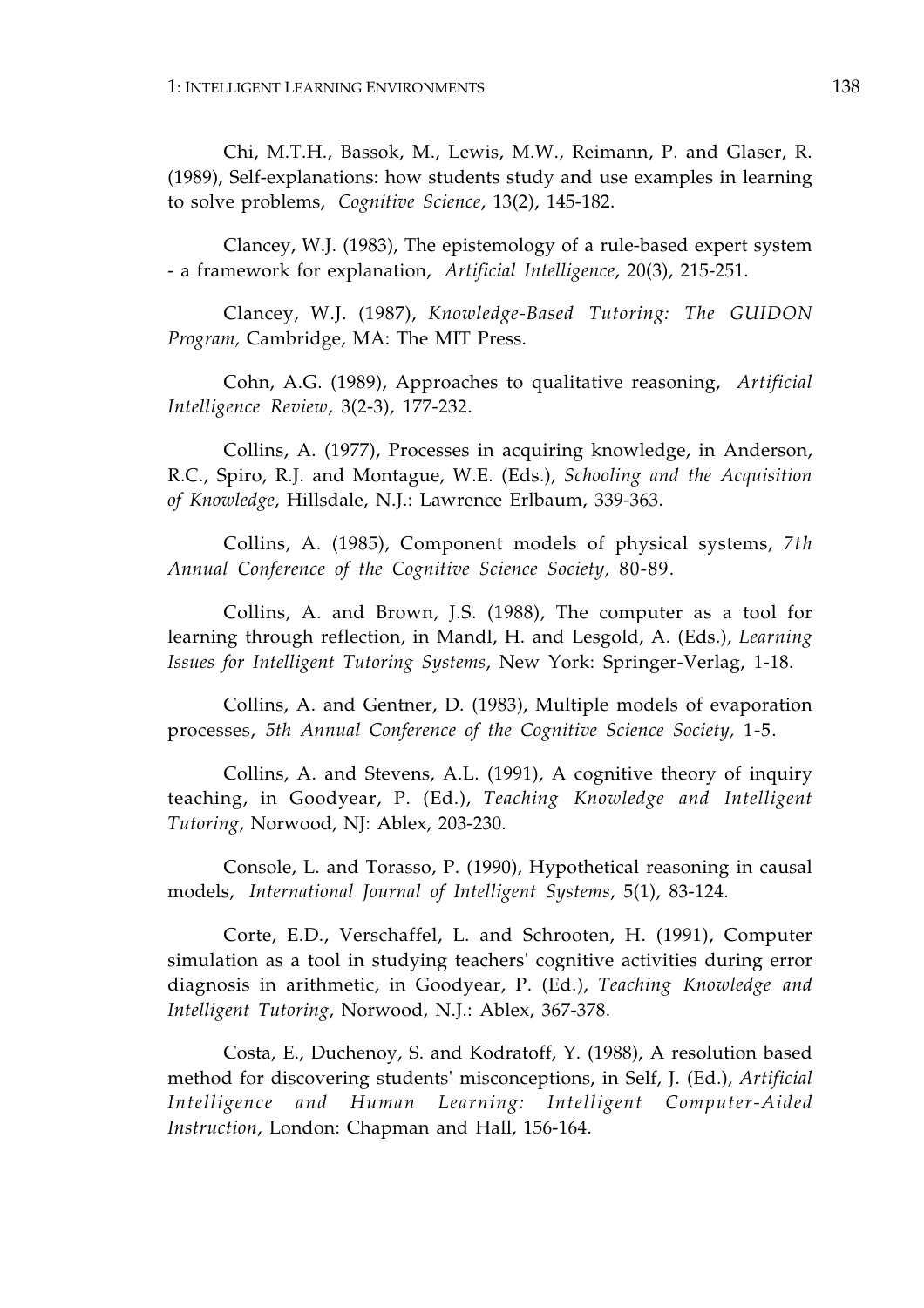Chi, M.T.H., Bassok, M., Lewis, M.W., Reimann, P. and Glaser, R. (1989), Self-explanations: how students study and use examples in learning to solve problems, *Cognitive Science*, 13(2), 145-182.

Clancey, W.J. (1983), The epistemology of a rule-based expert system - a framework for explanation, *Artificial Intelligence*, 20(3), 215-251.

Clancey, W.J. (1987), *Knowledge-Based Tutoring: The GUIDON Program,* Cambridge, MA: The MIT Press.

Cohn, A.G. (1989), Approaches to qualitative reasoning, *Artificial Intelligence Review*, 3(2-3), 177-232.

Collins, A. (1977), Processes in acquiring knowledge, in Anderson, R.C., Spiro, R.J. and Montague, W.E. (Eds.), *Schooling and the Acquisition of Knowledge*, Hillsdale, N.J.: Lawrence Erlbaum, 339-363.

Collins, A. (1985), Component models of physical systems, *7th Annual Conference of the Cognitive Science Society,* 80-89.

Collins, A. and Brown, J.S. (1988), The computer as a tool for learning through reflection, in Mandl, H. and Lesgold, A. (Eds.), *Learning Issues for Intelligent Tutoring Systems*, New York: Springer-Verlag, 1-18.

Collins, A. and Gentner, D. (1983), Multiple models of evaporation processes, *5th Annual Conference of the Cognitive Science Society,* 1-5.

Collins, A. and Stevens, A.L. (1991), A cognitive theory of inquiry teaching, in Goodyear, P. (Ed.), *Teaching Knowledge and Intelligent Tutoring*, Norwood, NJ: Ablex, 203-230.

Console, L. and Torasso, P. (1990), Hypothetical reasoning in causal models, *International Journal of Intelligent Systems*, 5(1), 83-124.

Corte, E.D., Verschaffel, L. and Schrooten, H. (1991), Computer simulation as a tool in studying teachers' cognitive activities during error diagnosis in arithmetic, in Goodyear, P. (Ed.), *Teaching Knowledge and Intelligent Tutoring*, Norwood, N.J.: Ablex, 367-378.

Costa, E., Duchenoy, S. and Kodratoff, Y. (1988), A resolution based method for discovering students' misconceptions, in Self, J. (Ed.), *Artificial Intelligence and Human Learning: Intelligent Computer-Aided Instruction*, London: Chapman and Hall, 156-164.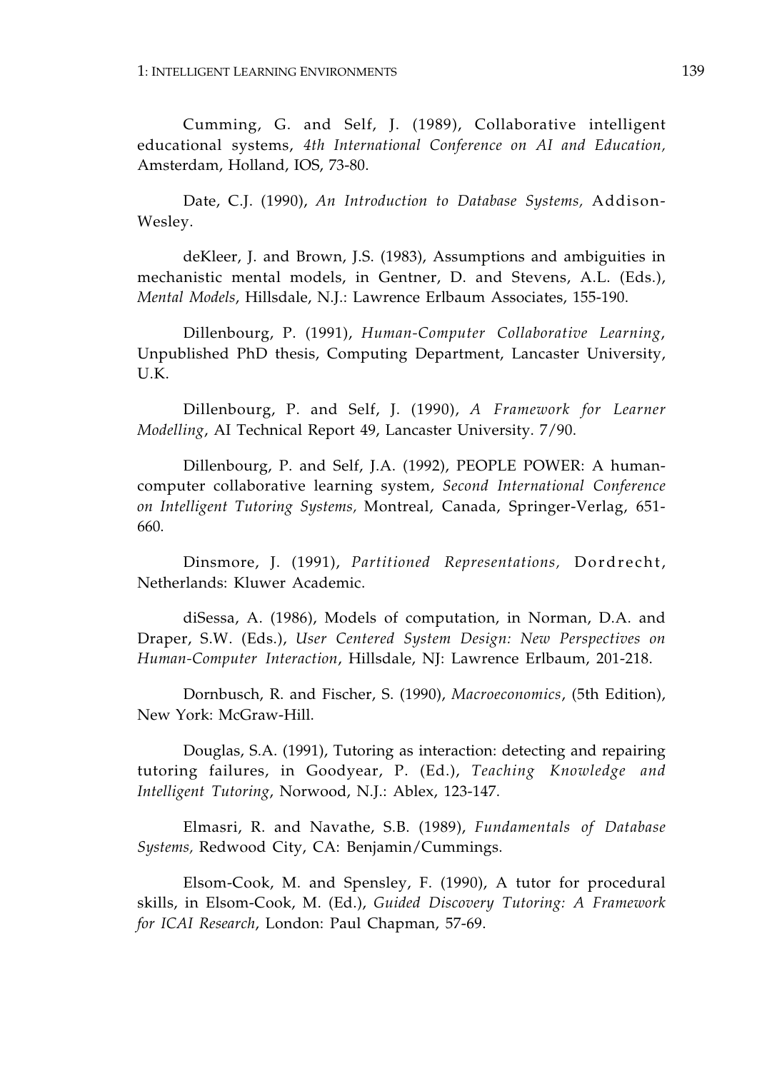Cumming, G. and Self, J. (1989), Collaborative intelligent educational systems, *4th International Conference on AI and Education,* Amsterdam, Holland, IOS, 73-80.

Date, C.J. (1990), *An Introduction to Database Systems,* Addison-Wesley.

deKleer, J. and Brown, J.S. (1983), Assumptions and ambiguities in mechanistic mental models, in Gentner, D. and Stevens, A.L. (Eds.), *Mental Models*, Hillsdale, N.J.: Lawrence Erlbaum Associates, 155-190.

Dillenbourg, P. (1991), *Human-Computer Collaborative Learning*, Unpublished PhD thesis, Computing Department, Lancaster University, U.K.

Dillenbourg, P. and Self, J. (1990), *A Framework for Learner Modelling*, AI Technical Report 49, Lancaster University. 7/90.

Dillenbourg, P. and Self, J.A. (1992), PEOPLE POWER: A human-computer collaborative learning system, *Second International Conference on Intelligent Tutoring Systems,* Montreal, Canada, Springer-Verlag, 651-660.

Dinsmore, J. (1991), *Partitioned Representations,* Dordrecht, Netherlands: Kluwer Academic.

diSessa, A. (1986), Models of computation, in Norman, D.A. and Draper, S.W. (Eds.), *User Centered System Design: New Perspectives on Human-Computer Interaction*, Hillsdale, NJ: Lawrence Erlbaum, 201-218.

Dornbusch, R. and Fischer, S. (1990), *Macroeconomics*, (5th Edition), New York: McGraw-Hill.

Douglas, S.A. (1991), Tutoring as interaction: detecting and repairing tutoring failures, in Goodyear, P. (Ed.), *Teaching Knowledge and Intelligent Tutoring*, Norwood, N.J.: Ablex, 123-147.

Elmasri, R. and Navathe, S.B. (1989), *Fundamentals of Database Systems,* Redwood City, CA: Benjamin/Cummings.

Elsom-Cook, M. and Spensley, F. (1990), A tutor for procedural skills, in Elsom-Cook, M. (Ed.), *Guided Discovery Tutoring: A Framework for ICAI Research*, London: Paul Chapman, 57-69.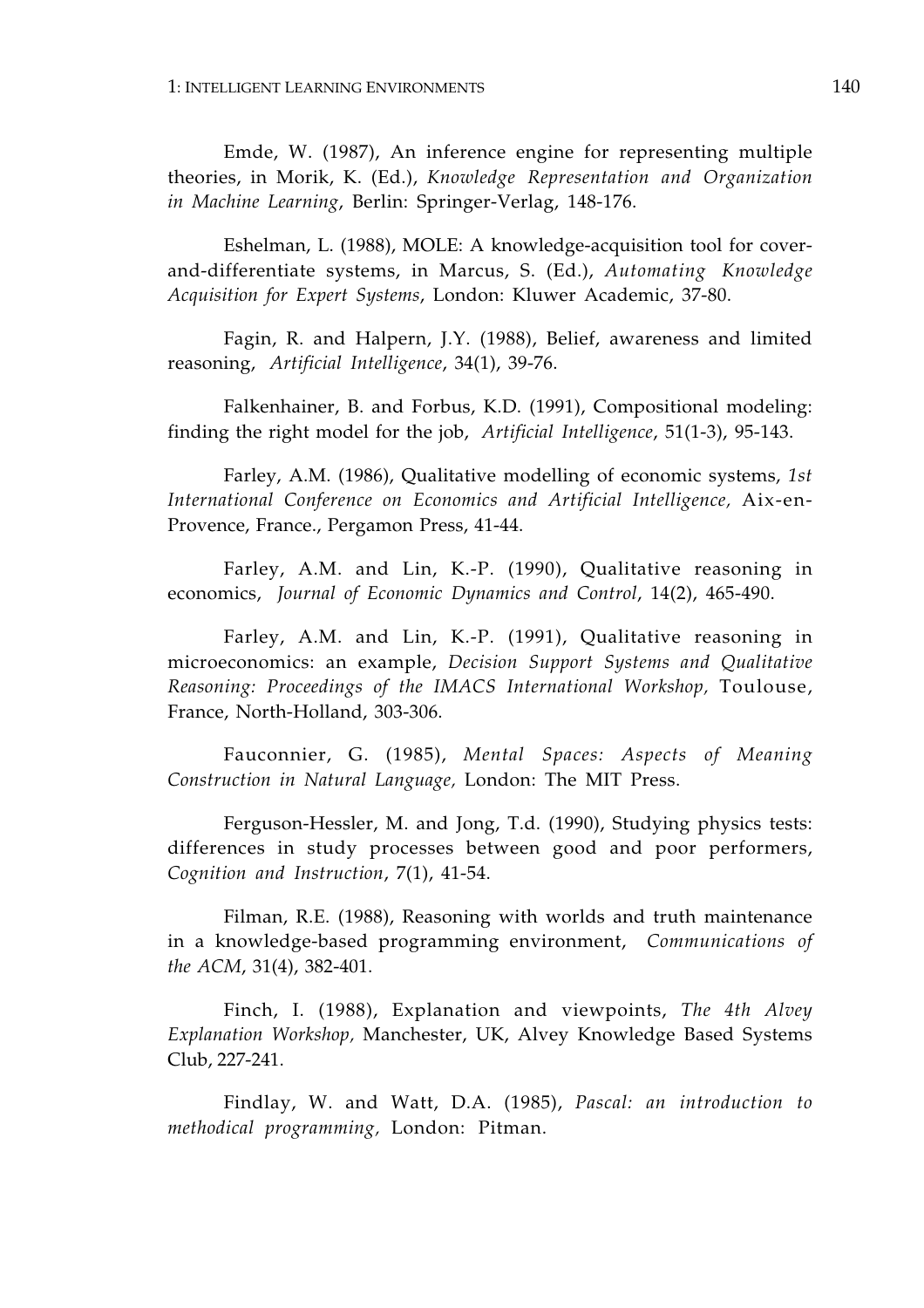Emde, W. (1987), An inference engine for representing multiple theories, in Morik, K. (Ed.), *Knowledge Representation and Organization in Machine Learning*, Berlin: Springer-Verlag, 148-176.

Eshelman, L. (1988), MOLE: A knowledge-acquisition tool for cover-and-differentiate systems, in Marcus, S. (Ed.), *Automating Knowledge Acquisition for Expert Systems*, London: Kluwer Academic, 37-80.

Fagin, R. and Halpern, J.Y. (1988), Belief, awareness and limited reasoning, *Artificial Intelligence*, 34(1), 39-76.

Falkenhainer, B. and Forbus, K.D. (1991), Compositional modeling: finding the right model for the job, *Artificial Intelligence*, 51(1-3), 95-143.

Farley, A.M. (1986), Qualitative modelling of economic systems, *1st International Conference on Economics and Artificial Intelligence,* Aix-en-Provence, France., Pergamon Press, 41-44.

Farley, A.M. and Lin, K.-P. (1990), Qualitative reasoning in economics, *Journal of Economic Dynamics and Control*, 14(2), 465-490.

Farley, A.M. and Lin, K.-P. (1991), Qualitative reasoning in microeconomics: an example, *Decision Support Systems and Qualitative Reasoning: Proceedings of the IMACS International Workshop,* Toulouse, France, North-Holland, 303-306.

Fauconnier, G. (1985), *Mental Spaces: Aspects of Meaning Construction in Natural Language,* London: The MIT Press.

Ferguson-Hessler, M. and Jong, T.d. (1990), Studying physics tests: differences in study processes between good and poor performers, *Cognition and Instruction*, 7(1), 41-54.

Filman, R.E. (1988), Reasoning with worlds and truth maintenance in a knowledge-based programming environment, *Communications of the ACM*, 31(4), 382-401.

Finch, I. (1988), Explanation and viewpoints, *The 4th Alvey Explanation Workshop,* Manchester, UK, Alvey Knowledge Based Systems Club, 227-241.

Findlay, W. and Watt, D.A. (1985), *Pascal: an introduction to methodical programming,* London: Pitman.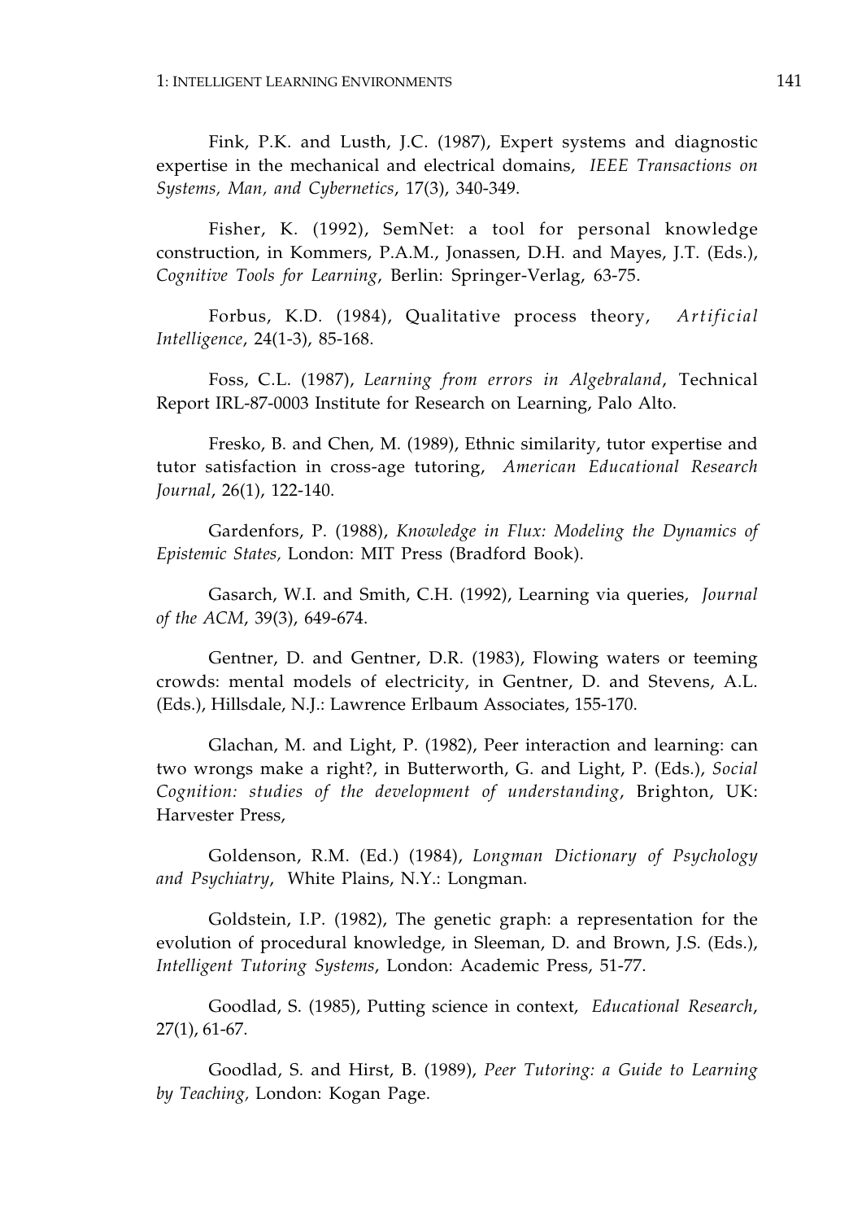Fink, P.K. and Lusth, J.C. (1987), Expert systems and diagnostic expertise in the mechanical and electrical domains, *IEEE Transactions on Systems, Man, and Cybernetics*, 17(3), 340-349.

Fisher, K. (1992), SemNet: a tool for personal knowledge construction, in Kommers, P.A.M., Jonassen, D.H. and Mayes, J.T. (Eds.), *Cognitive Tools for Learning*, Berlin: Springer-Verlag, 63-75.

Forbus, K.D. (1984), Qualitative process theory, *Artificial Intelligence*, 24(1-3), 85-168.

Foss, C.L. (1987), *Learning from errors in Algebraland*, Technical Report IRL-87-0003 Institute for Research on Learning, Palo Alto.

Fresko, B. and Chen, M. (1989), Ethnic similarity, tutor expertise and tutor satisfaction in cross-age tutoring, *American Educational Research Journal*, 26(1), 122-140.

Gardenfors, P. (1988), *Knowledge in Flux: Modeling the Dynamics of Epistemic States,* London: MIT Press (Bradford Book).

Gasarch, W.I. and Smith, C.H. (1992), Learning via queries, *Journal of the ACM*, 39(3), 649-674.

Gentner, D. and Gentner, D.R. (1983), Flowing waters or teeming crowds: mental models of electricity, in Gentner, D. and Stevens, A.L. (Eds.), Hillsdale, N.J.: Lawrence Erlbaum Associates, 155-170.

Glachan, M. and Light, P. (1982), Peer interaction and learning: can two wrongs make a right?, in Butterworth, G. and Light, P. (Eds.), *Social Cognition: studies of the development of understanding*, Brighton, UK: Harvester Press,

Goldenson, R.M. (Ed.) (1984), *Longman Dictionary of Psychology and Psychiatry*, White Plains, N.Y.: Longman.

Goldstein, I.P. (1982), The genetic graph: a representation for the evolution of procedural knowledge, in Sleeman, D. and Brown, J.S. (Eds.), *Intelligent Tutoring Systems*, London: Academic Press, 51-77.

Goodlad, S. (1985), Putting science in context, *Educational Research*, 27(1), 61-67.

Goodlad, S. and Hirst, B. (1989), *Peer Tutoring: a Guide to Learning by Teaching,* London: Kogan Page.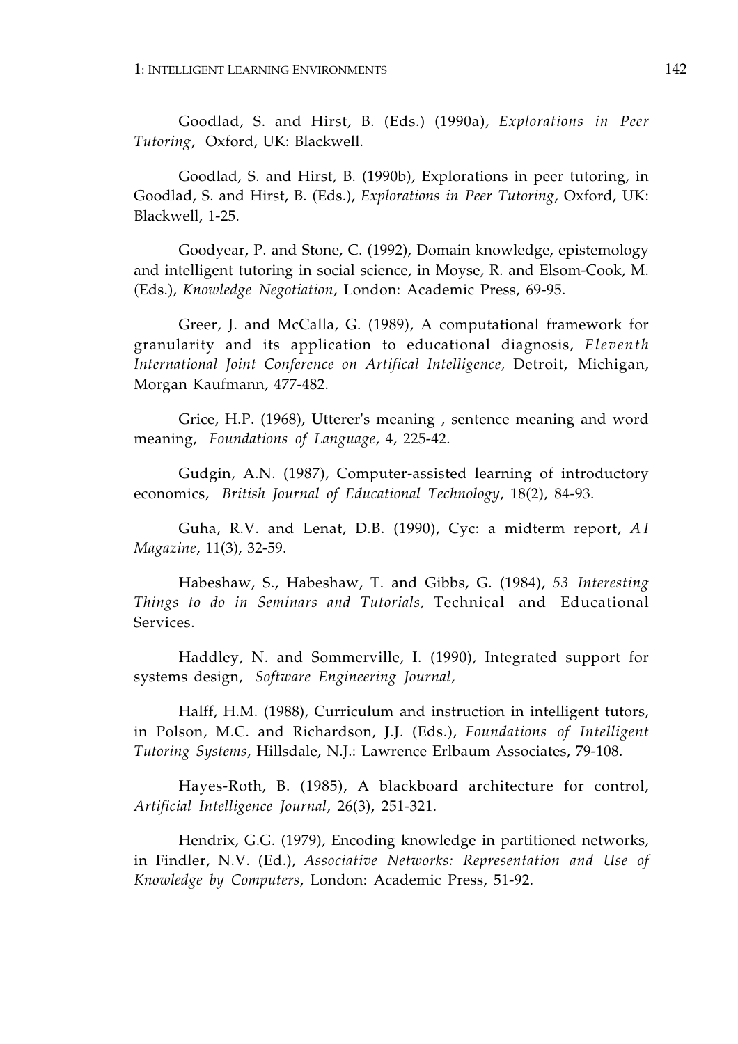Goodlad, S. and Hirst, B. (Eds.) (1990a), *Explorations in Peer Tutoring*, Oxford, UK: Blackwell.

Goodlad, S. and Hirst, B. (1990b), Explorations in peer tutoring, in Goodlad, S. and Hirst, B. (Eds.), *Explorations in Peer Tutoring*, Oxford, UK: Blackwell, 1-25.

Goodyear, P. and Stone, C. (1992), Domain knowledge, epistemology and intelligent tutoring in social science, in Moyse, R. and Elsom-Cook, M. (Eds.), *Knowledge Negotiation*, London: Academic Press, 69-95.

Greer, J. and McCalla, G. (1989), A computational framework for granularity and its application to educational diagnosis, *Eleventh International Joint Conference on Artifical Intelligence,* Detroit, Michigan, Morgan Kaufmann, 477-482.

Grice, H.P. (1968), Utterer's meaning , sentence meaning and word meaning, *Foundations of Language*, 4, 225-42.

Gudgin, A.N. (1987), Computer-assisted learning of introductory economics, *British Journal of Educational Technology*, 18(2), 84-93.

Guha, R.V. and Lenat, D.B. (1990), Cyc: a midterm report, *AI Magazine*, 11(3), 32-59.

Habeshaw, S., Habeshaw, T. and Gibbs, G. (1984), *53 Interesting Things to do in Seminars and Tutorials,* Technical and Educational Services.

Haddley, N. and Sommerville, I. (1990), Integrated support for systems design, *Software Engineering Journal*,

Halff, H.M. (1988), Curriculum and instruction in intelligent tutors, in Polson, M.C. and Richardson, J.J. (Eds.), *Foundations of Intelligent Tutoring Systems*, Hillsdale, N.J.: Lawrence Erlbaum Associates, 79-108.

Hayes-Roth, B. (1985), A blackboard architecture for control, *Artificial Intelligence Journal*, 26(3), 251-321.

Hendrix, G.G. (1979), Encoding knowledge in partitioned networks, in Findler, N.V. (Ed.), *Associative Networks: Representation and Use of Knowledge by Computers*, London: Academic Press, 51-92.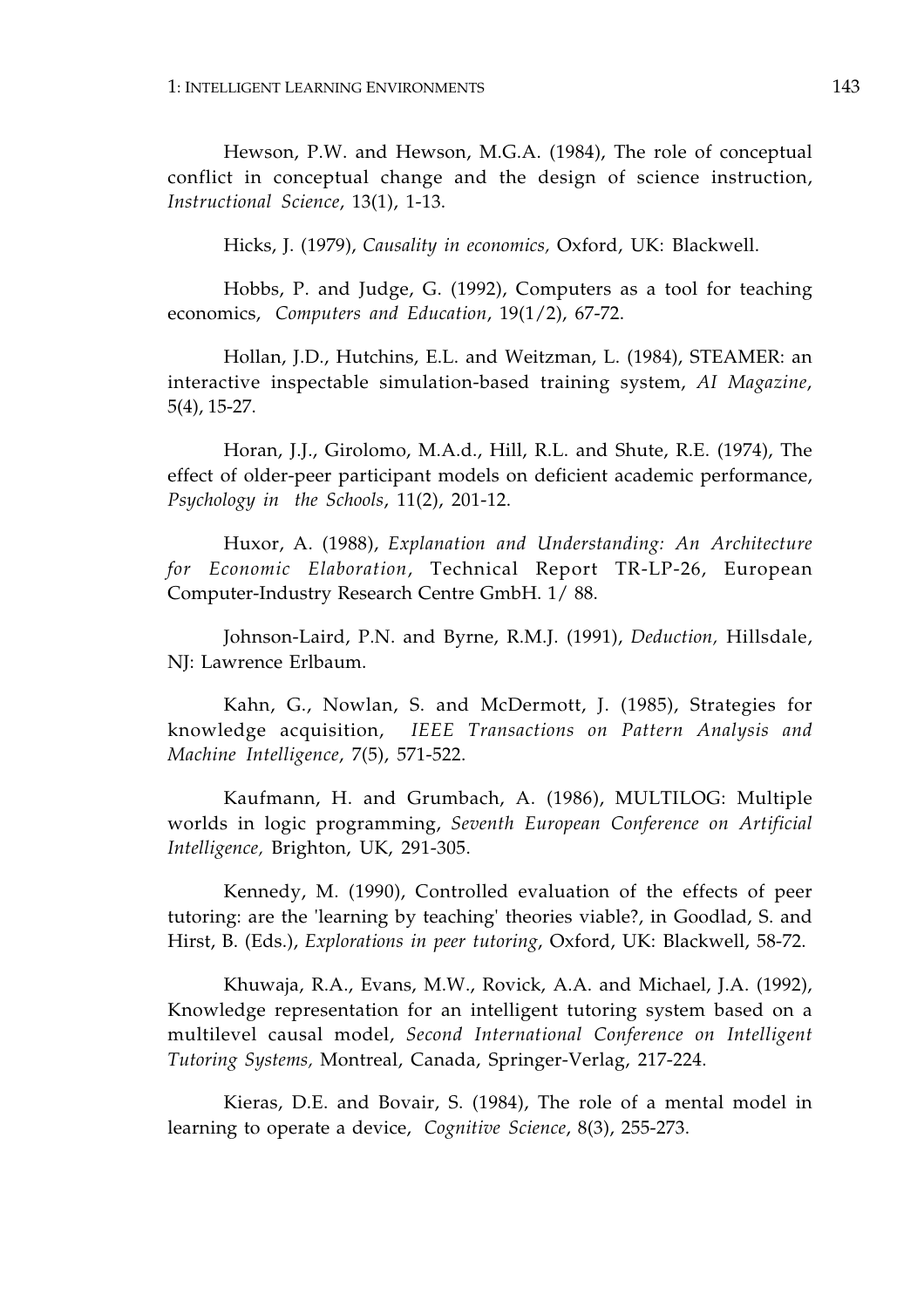Hewson, P.W. and Hewson, M.G.A. (1984), The role of conceptual conflict in conceptual change and the design of science instruction, *Instructional Science*, 13(1), 1-13.

Hicks, J. (1979), *Causality in economics,* Oxford, UK: Blackwell.

Hobbs, P. and Judge, G. (1992), Computers as a tool for teaching economics, *Computers and Education*, 19(1/2), 67-72.

Hollan, J.D., Hutchins, E.L. and Weitzman, L. (1984), STEAMER: an interactive inspectable simulation-based training system, *AI Magazine*, 5(4), 15-27.

Horan, J.J., Girolomo, M.A.d., Hill, R.L. and Shute, R.E. (1974), The effect of older-peer participant models on deficient academic performance, *Psychology in the Schools*, 11(2), 201-12.

Huxor, A. (1988), *Explanation and Understanding: An Architecture for Economic Elaboration*, Technical Report TR-LP-26, European Computer-Industry Research Centre GmbH. 1/ 88.

Johnson-Laird, P.N. and Byrne, R.M.J. (1991), *Deduction,* Hillsdale, NJ: Lawrence Erlbaum.

Kahn, G., Nowlan, S. and McDermott, J. (1985), Strategies for knowledge acquisition, *IEEE Transactions on Pattern Analysis and Machine Intelligence*, 7(5), 571-522.

Kaufmann, H. and Grumbach, A. (1986), MULTILOG: Multiple worlds in logic programming, *Seventh European Conference on Artificial Intelligence,* Brighton, UK, 291-305.

Kennedy, M. (1990), Controlled evaluation of the effects of peer tutoring: are the 'learning by teaching' theories viable?, in Goodlad, S. and Hirst, B. (Eds.), *Explorations in peer tutoring*, Oxford, UK: Blackwell, 58-72.

Khuwaja, R.A., Evans, M.W., Rovick, A.A. and Michael, J.A. (1992), Knowledge representation for an intelligent tutoring system based on a multilevel causal model, *Second International Conference on Intelligent Tutoring Systems,* Montreal, Canada, Springer-Verlag, 217-224.

Kieras, D.E. and Bovair, S. (1984), The role of a mental model in learning to operate a device, *Cognitive Science*, 8(3), 255-273.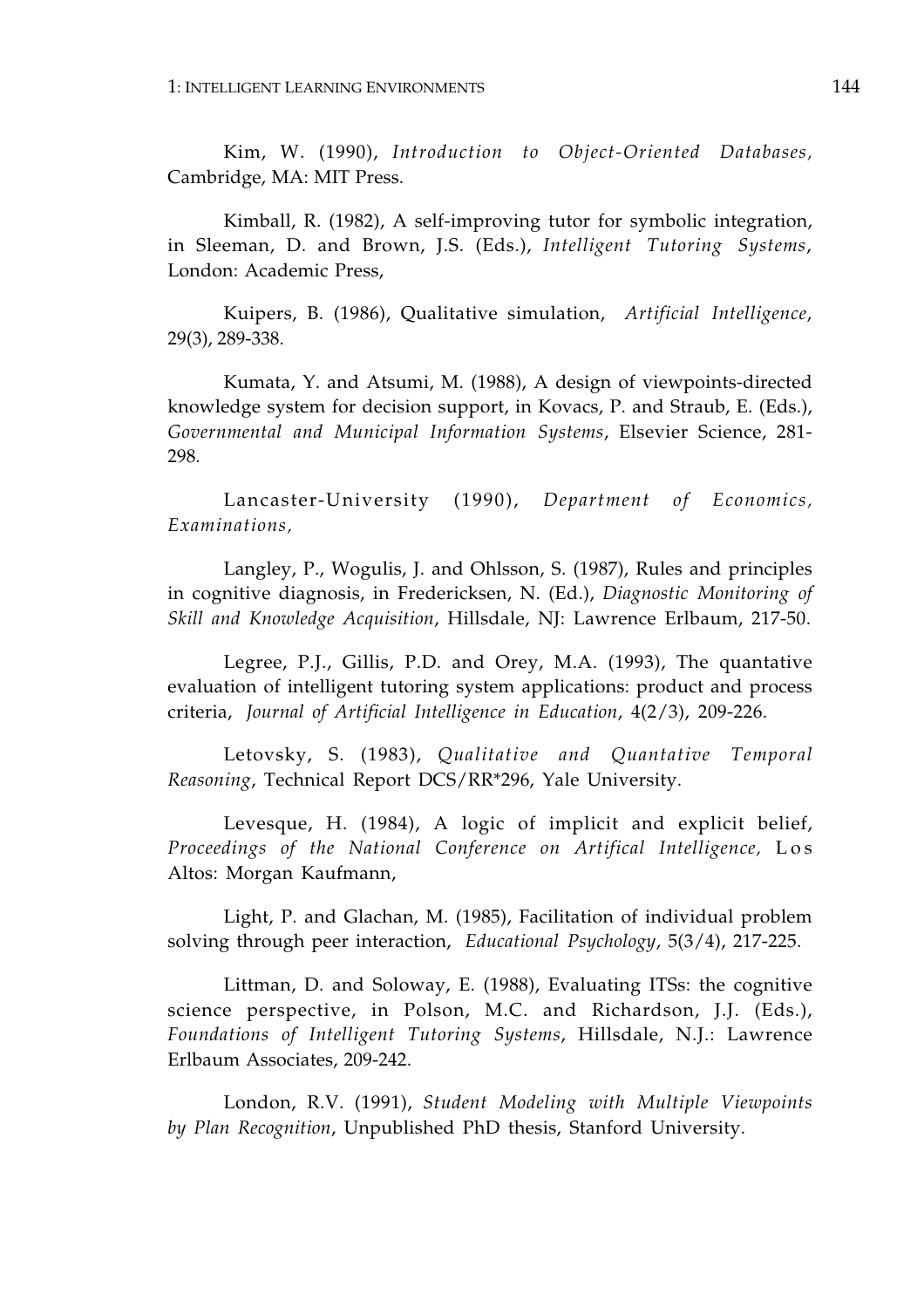Kim, W. (1990), *Introduction to Object-Oriented Databases,* Cambridge, MA: MIT Press.

Kimball, R. (1982), A self-improving tutor for symbolic integration, in Sleeman, D. and Brown, J.S. (Eds.), *Intelligent Tutoring Systems*, London: Academic Press,

Kuipers, B. (1986), Qualitative simulation, *Artificial Intelligence*, 29(3), 289-338.

Kumata, Y. and Atsumi, M. (1988), A design of viewpoints-directed knowledge system for decision support, in Kovacs, P. and Straub, E. (Eds.), *Governmental and Municipal Information Systems*, Elsevier Science, 281-298.

Lancaster-University (1990), *Department of Economics, Examinations,*

Langley, P., Wogulis, J. and Ohlsson, S. (1987), Rules and principles in cognitive diagnosis, in Fredericksen, N. (Ed.), *Diagnostic Monitoring of Skill and Knowledge Acquisition*, Hillsdale, NJ: Lawrence Erlbaum, 217-50.

Legree, P.J., Gillis, P.D. and Orey, M.A. (1993), The quantative evaluation of intelligent tutoring system applications: product and process criteria, *Journal of Artificial Intelligence in Education*, 4(2/3), 209-226.

Letovsky, S. (1983), *Qualitative and Quantative Temporal Reasoning*, Technical Report DCS/RR*296, Yale University.

Levesque, H. (1984), A logic of implicit and explicit belief, *Proceedings of the National Conference on Artifical Intelligence,* Los Altos: Morgan Kaufmann,

Light, P. and Glachan, M. (1985), Facilitation of individual problem solving through peer interaction, *Educational Psychology*, 5(3/4), 217-225.

Littman, D. and Soloway, E. (1988), Evaluating ITSs: the cognitive science perspective, in Polson, M.C. and Richardson, J.J. (Eds.), *Foundations of Intelligent Tutoring Systems*, Hillsdale, N.J.: Lawrence Erlbaum Associates, 209-242.

London, R.V. (1991), *Student Modeling with Multiple Viewpoints by Plan Recognition*, Unpublished PhD thesis, Stanford University.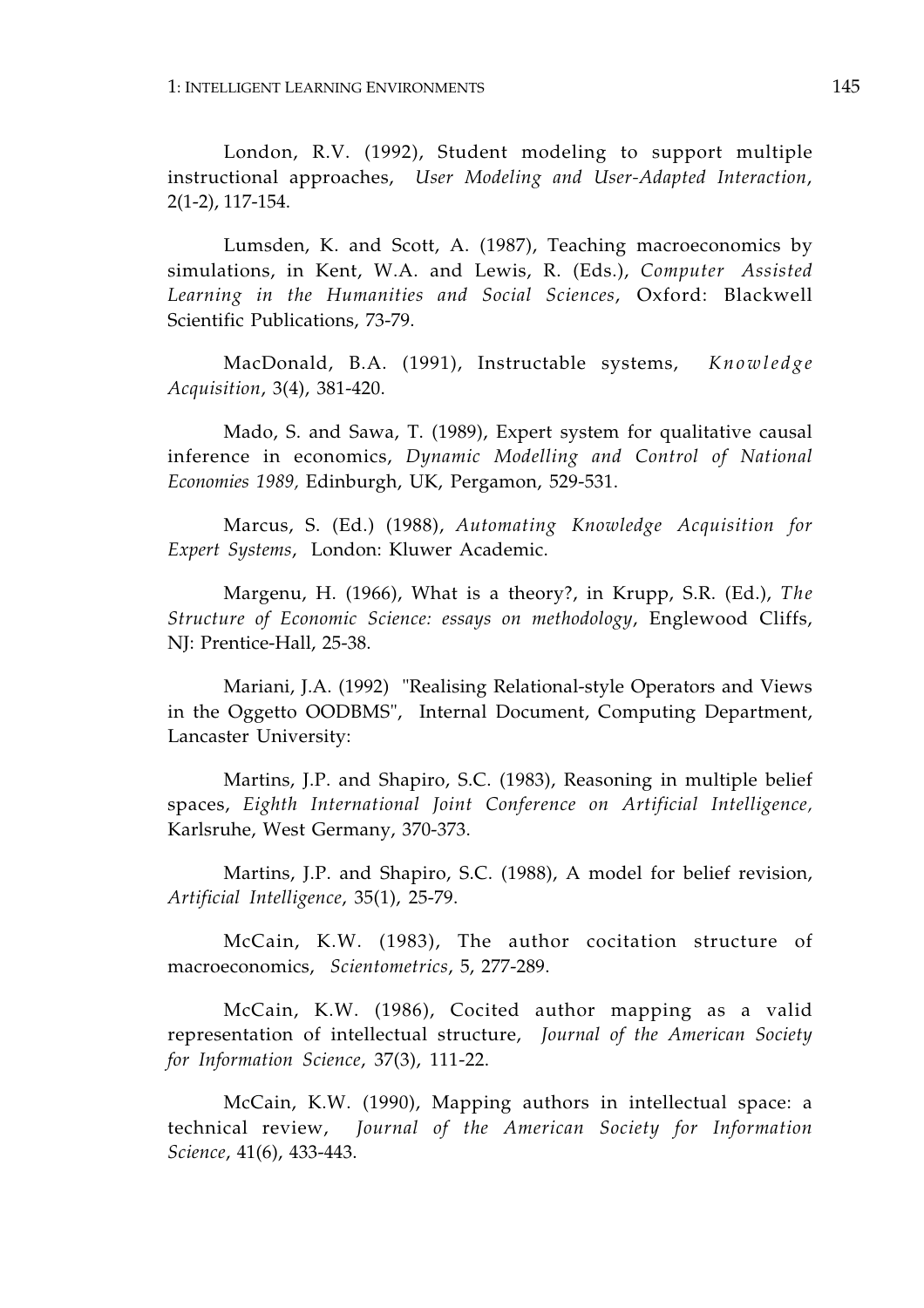London, R.V. (1992), Student modeling to support multiple instructional approaches, *User Modeling and User-Adapted Interaction*, 2(1-2), 117-154.

Lumsden, K. and Scott, A. (1987), Teaching macroeconomics by simulations, in Kent, W.A. and Lewis, R. (Eds.), *Computer Assisted Learning in the Humanities and Social Sciences*, Oxford: Blackwell Scientific Publications, 73-79.

MacDonald, B.A. (1991), Instructable systems, *Knowledge Acquisition*, 3(4), 381-420.

Mado, S. and Sawa, T. (1989), Expert system for qualitative causal inference in economics, *Dynamic Modelling and Control of National Economies 1989,* Edinburgh, UK, Pergamon, 529-531.

Marcus, S. (Ed.) (1988), *Automating Knowledge Acquisition for Expert Systems*, London: Kluwer Academic.

Margenu, H. (1966), What is a theory?, in Krupp, S.R. (Ed.), *The Structure of Economic Science: essays on methodology*, Englewood Cliffs, NJ: Prentice-Hall, 25-38.

Mariani, J.A. (1992) "Realising Relational-style Operators and Views in the Oggetto OODBMS", Internal Document, Computing Department, Lancaster University:

Martins, J.P. and Shapiro, S.C. (1983), Reasoning in multiple belief spaces, *Eighth International Joint Conference on Artificial Intelligence,* Karlsruhe, West Germany, 370-373.

Martins, J.P. and Shapiro, S.C. (1988), A model for belief revision, *Artificial Intelligence*, 35(1), 25-79.

McCain, K.W. (1983), The author cocitation structure of macroeconomics, *Scientometrics*, 5, 277-289.

McCain, K.W. (1986), Cocited author mapping as a valid representation of intellectual structure, *Journal of the American Society for Information Science*, 37(3), 111-22.

McCain, K.W. (1990), Mapping authors in intellectual space: a technical review, *Journal of the American Society for Information Science*, 41(6), 433-443.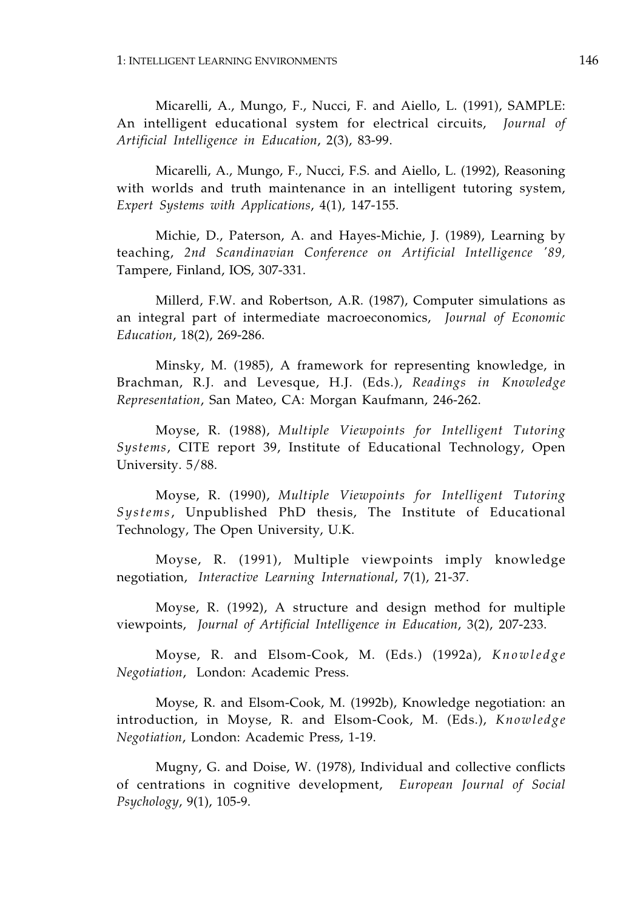Micarelli, A., Mungo, F., Nucci, F. and Aiello, L. (1991), SAMPLE: An intelligent educational system for electrical circuits, *Journal of Artificial Intelligence in Education*, 2(3), 83-99.

Micarelli, A., Mungo, F., Nucci, F.S. and Aiello, L. (1992), Reasoning with worlds and truth maintenance in an intelligent tutoring system, *Expert Systems with Applications*, 4(1), 147-155.

Michie, D., Paterson, A. and Hayes-Michie, J. (1989), Learning by teaching, *2nd Scandinavian Conference on Artificial Intelligence '89,* Tampere, Finland, IOS, 307-331.

Millerd, F.W. and Robertson, A.R. (1987), Computer simulations as an integral part of intermediate macroeconomics, *Journal of Economic Education*, 18(2), 269-286.

Minsky, M. (1985), A framework for representing knowledge, in Brachman, R.J. and Levesque, H.J. (Eds.), *Readings in Knowledge Representation*, San Mateo, CA: Morgan Kaufmann, 246-262.

Moyse, R. (1988), *Multiple Viewpoints for Intelligent Tutoring Systems*, CITE report 39, Institute of Educational Technology, Open University. 5/88.

Moyse, R. (1990), *Multiple Viewpoints for Intelligent Tutoring Systems*, Unpublished PhD thesis, The Institute of Educational Technology, The Open University, U.K.

Moyse, R. (1991), Multiple viewpoints imply knowledge negotiation, *Interactive Learning International*, 7(1), 21-37.

Moyse, R. (1992), A structure and design method for multiple viewpoints, *Journal of Artificial Intelligence in Education*, 3(2), 207-233.

Moyse, R. and Elsom-Cook, M. (Eds.) (1992a), *Knowledge Negotiation*, London: Academic Press.

Moyse, R. and Elsom-Cook, M. (1992b), Knowledge negotiation: an introduction, in Moyse, R. and Elsom-Cook, M. (Eds.), *Knowledge Negotiation*, London: Academic Press, 1-19.

Mugny, G. and Doise, W. (1978), Individual and collective conflicts of centrations in cognitive development, *European Journal of Social Psychology*, 9(1), 105-9.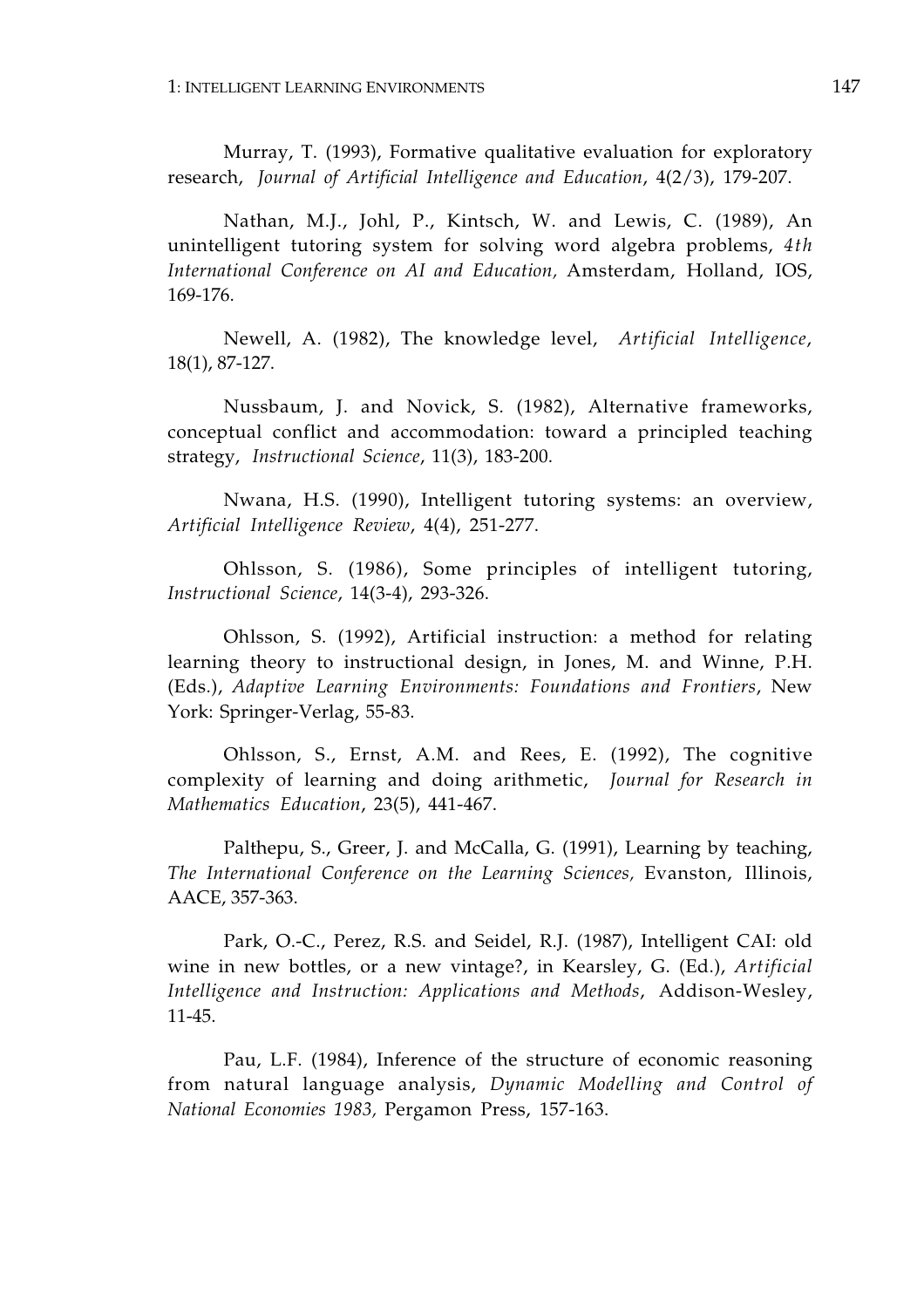Murray, T. (1993), Formative qualitative evaluation for exploratory research, *Journal of Artificial Intelligence and Education*, 4(2/3), 179-207.

Nathan, M.J., Johl, P., Kintsch, W. and Lewis, C. (1989), An unintelligent tutoring system for solving word algebra problems, *4th International Conference on AI and Education,* Amsterdam, Holland, IOS, 169-176.

Newell, A. (1982), The knowledge level, *Artificial Intelligence*, 18(1), 87-127.

Nussbaum, J. and Novick, S. (1982), Alternative frameworks, conceptual conflict and accommodation: toward a principled teaching strategy, *Instructional Science*, 11(3), 183-200.

Nwana, H.S. (1990), Intelligent tutoring systems: an overview, *Artificial Intelligence Review*, 4(4), 251-277.

Ohlsson, S. (1986), Some principles of intelligent tutoring, *Instructional Science*, 14(3-4), 293-326.

Ohlsson, S. (1992), Artificial instruction: a method for relating learning theory to instructional design, in Jones, M. and Winne, P.H. (Eds.), *Adaptive Learning Environments: Foundations and Frontiers*, New York: Springer-Verlag, 55-83.

Ohlsson, S., Ernst, A.M. and Rees, E. (1992), The cognitive complexity of learning and doing arithmetic, *Journal for Research in Mathematics Education*, 23(5), 441-467.

Palthepu, S., Greer, J. and McCalla, G. (1991), Learning by teaching, *The International Conference on the Learning Sciences,* Evanston, Illinois, AACE, 357-363.

Park, O.-C., Perez, R.S. and Seidel, R.J. (1987), Intelligent CAI: old wine in new bottles, or a new vintage?, in Kearsley, G. (Ed.), *Artificial Intelligence and Instruction: Applications and Methods*, Addison-Wesley, 11-45.

Pau, L.F. (1984), Inference of the structure of economic reasoning from natural language analysis, *Dynamic Modelling and Control of National Economies 1983,* Pergamon Press, 157-163.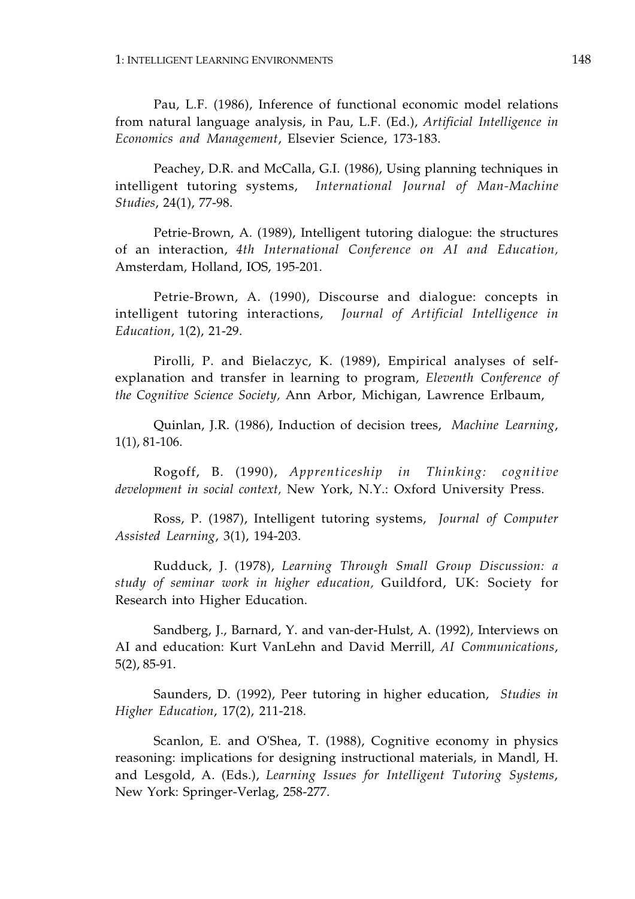Pau, L.F. (1986), Inference of functional economic model relations from natural language analysis, in Pau, L.F. (Ed.), *Artificial Intelligence in Economics and Management*, Elsevier Science, 173-183.

Peachey, D.R. and McCalla, G.I. (1986), Using planning techniques in intelligent tutoring systems, *International Journal of Man-Machine Studies*, 24(1), 77-98.

Petrie-Brown, A. (1989), Intelligent tutoring dialogue: the structures of an interaction, *4th International Conference on AI and Education,* Amsterdam, Holland, IOS, 195-201.

Petrie-Brown, A. (1990), Discourse and dialogue: concepts in intelligent tutoring interactions, *Journal of Artificial Intelligence in Education*, 1(2), 21-29.

Pirolli, P. and Bielaczyc, K. (1989), Empirical analyses of self-explanation and transfer in learning to program, *Eleventh Conference of the Cognitive Science Society,* Ann Arbor, Michigan, Lawrence Erlbaum,

Quinlan, J.R. (1986), Induction of decision trees, *Machine Learning*, 1(1), 81-106.

Rogoff, B. (1990), *Apprenticeship in Thinking: cognitive development in social context,* New York, N.Y.: Oxford University Press.

Ross, P. (1987), Intelligent tutoring systems, *Journal of Computer Assisted Learning*, 3(1), 194-203.

Rudduck, J. (1978), *Learning Through Small Group Discussion: a study of seminar work in higher education,* Guildford, UK: Society for Research into Higher Education.

Sandberg, J., Barnard, Y. and van-der-Hulst, A. (1992), Interviews on AI and education: Kurt VanLehn and David Merrill, *AI Communications*, 5(2), 85-91.

Saunders, D. (1992), Peer tutoring in higher education, *Studies in Higher Education*, 17(2), 211-218.

Scanlon, E. and O'Shea, T. (1988), Cognitive economy in physics reasoning: implications for designing instructional materials, in Mandl, H. and Lesgold, A. (Eds.), *Learning Issues for Intelligent Tutoring Systems*, New York: Springer-Verlag, 258-277.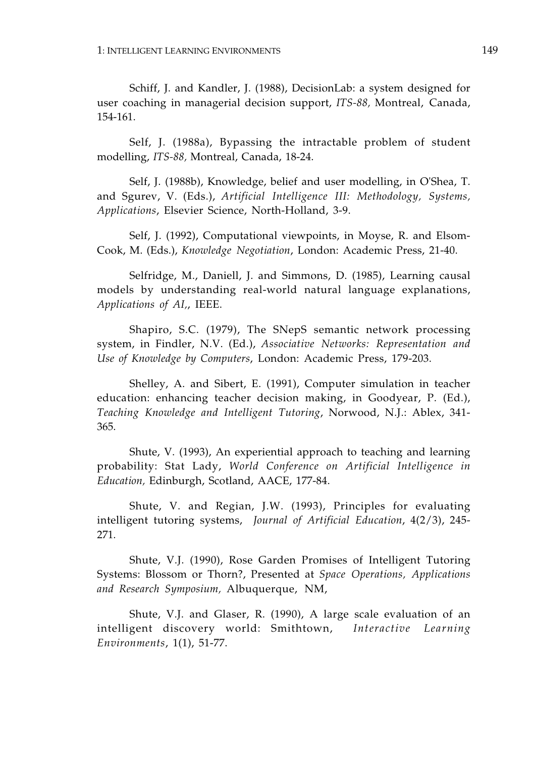Schiff, J. and Kandler, J. (1988), DecisionLab: a system designed for user coaching in managerial decision support, *ITS-88,* Montreal, Canada, 154-161.

Self, J. (1988a), Bypassing the intractable problem of student modelling, *ITS-88,* Montreal, Canada, 18-24.

Self, J. (1988b), Knowledge, belief and user modelling, in O'Shea, T. and Sgurev, V. (Eds.), *Artificial Intelligence III: Methodology, Systems, Applications*, Elsevier Science, North-Holland, 3-9.

Self, J. (1992), Computational viewpoints, in Moyse, R. and Elsom-Cook, M. (Eds.), *Knowledge Negotiation*, London: Academic Press, 21-40.

Selfridge, M., Daniell, J. and Simmons, D. (1985), Learning causal models by understanding real-world natural language explanations, *Applications of AI*,, IEEE.

Shapiro, S.C. (1979), The SNepS semantic network processing system, in Findler, N.V. (Ed.), *Associative Networks: Representation and Use of Knowledge by Computers*, London: Academic Press, 179-203.

Shelley, A. and Sibert, E. (1991), Computer simulation in teacher education: enhancing teacher decision making, in Goodyear, P. (Ed.), *Teaching Knowledge and Intelligent Tutoring*, Norwood, N.J.: Ablex, 341-365.

Shute, V. (1993), An experiential approach to teaching and learning probability: Stat Lady, *World Conference on Artificial Intelligence in Education,* Edinburgh, Scotland, AACE, 177-84.

Shute, V. and Regian, J.W. (1993), Principles for evaluating intelligent tutoring systems, *Journal of Artificial Education*, 4(2/3), 245-271.

Shute, V.J. (1990), Rose Garden Promises of Intelligent Tutoring Systems: Blossom or Thorn?, Presented at *Space Operations, Applications and Research Symposium,* Albuquerque, NM,

Shute, V.J. and Glaser, R. (1990), A large scale evaluation of an intelligent discovery world: Smithtown, *Interactive Learning Environments*, 1(1), 51-77.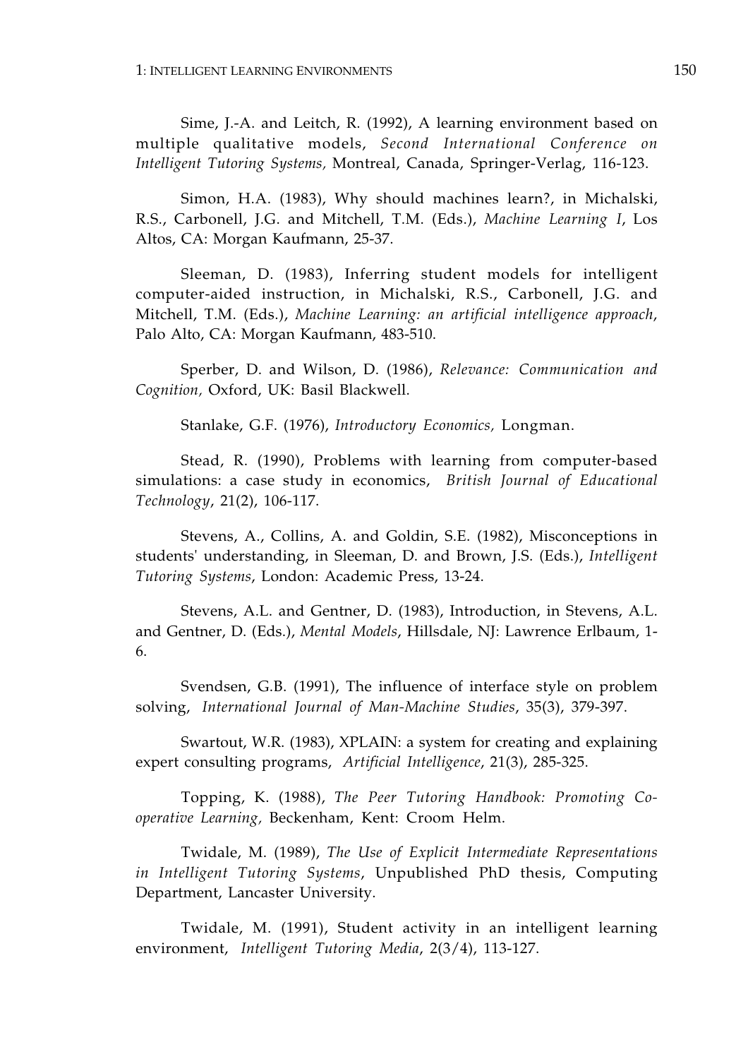Sime, J.-A. and Leitch, R. (1992), A learning environment based on multiple qualitative models, *Second International Conference on Intelligent Tutoring Systems,* Montreal, Canada, Springer-Verlag, 116-123.

Simon, H.A. (1983), Why should machines learn?, in Michalski, R.S., Carbonell, J.G. and Mitchell, T.M. (Eds.), *Machine Learning I*, Los Altos, CA: Morgan Kaufmann, 25-37.

Sleeman, D. (1983), Inferring student models for intelligent computer-aided instruction, in Michalski, R.S., Carbonell, J.G. and Mitchell, T.M. (Eds.), *Machine Learning: an artificial intelligence approach*, Palo Alto, CA: Morgan Kaufmann, 483-510.

Sperber, D. and Wilson, D. (1986), *Relevance: Communication and Cognition,* Oxford, UK: Basil Blackwell.

Stanlake, G.F. (1976), *Introductory Economics,* Longman.

Stead, R. (1990), Problems with learning from computer-based simulations: a case study in economics, *British Journal of Educational Technology*, 21(2), 106-117.

Stevens, A., Collins, A. and Goldin, S.E. (1982), Misconceptions in students' understanding, in Sleeman, D. and Brown, J.S. (Eds.), *Intelligent Tutoring Systems*, London: Academic Press, 13-24.

Stevens, A.L. and Gentner, D. (1983), Introduction, in Stevens, A.L. and Gentner, D. (Eds.), *Mental Models*, Hillsdale, NJ: Lawrence Erlbaum, 1-6.

Svendsen, G.B. (1991), The influence of interface style on problem solving, *International Journal of Man-Machine Studies*, 35(3), 379-397.

Swartout, W.R. (1983), XPLAIN: a system for creating and explaining expert consulting programs, *Artificial Intelligence*, 21(3), 285-325.

Topping, K. (1988), *The Peer Tutoring Handbook: Promoting Co-operative Learning,* Beckenham, Kent: Croom Helm.

Twidale, M. (1989), *The Use of Explicit Intermediate Representations in Intelligent Tutoring Systems*, Unpublished PhD thesis, Computing Department, Lancaster University.

Twidale, M. (1991), Student activity in an intelligent learning environment, *Intelligent Tutoring Media*, 2(3/4), 113-127.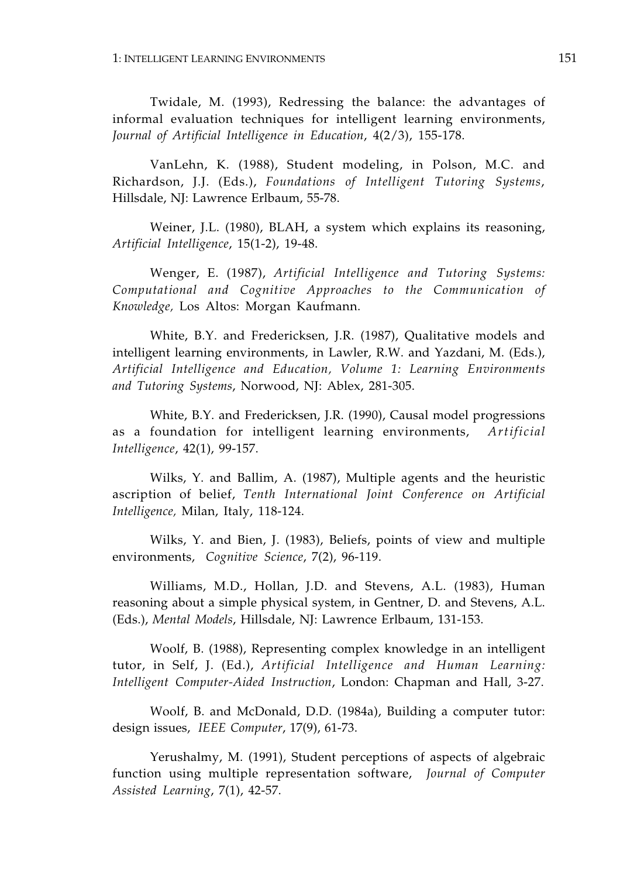Twidale, M. (1993), Redressing the balance: the advantages of informal evaluation techniques for intelligent learning environments, *Journal of Artificial Intelligence in Education*, 4(2/3), 155-178.

VanLehn, K. (1988), Student modeling, in Polson, M.C. and Richardson, J.J. (Eds.), *Foundations of Intelligent Tutoring Systems*, Hillsdale, NJ: Lawrence Erlbaum, 55-78.

Weiner, J.L. (1980), BLAH, a system which explains its reasoning, *Artificial Intelligence*, 15(1-2), 19-48.

Wenger, E. (1987), *Artificial Intelligence and Tutoring Systems: Computational and Cognitive Approaches to the Communication of Knowledge,* Los Altos: Morgan Kaufmann.

White, B.Y. and Fredericksen, J.R. (1987), Qualitative models and intelligent learning environments, in Lawler, R.W. and Yazdani, M. (Eds.), *Artificial Intelligence and Education, Volume 1: Learning Environments and Tutoring Systems*, Norwood, NJ: Ablex, 281-305.

White, B.Y. and Fredericksen, J.R. (1990), Causal model progressions as a foundation for intelligent learning environments, *Artificial Intelligence*, 42(1), 99-157.

Wilks, Y. and Ballim, A. (1987), Multiple agents and the heuristic ascription of belief, *Tenth International Joint Conference on Artificial Intelligence,* Milan, Italy, 118-124.

Wilks, Y. and Bien, J. (1983), Beliefs, points of view and multiple environments, *Cognitive Science*, 7(2), 96-119.

Williams, M.D., Hollan, J.D. and Stevens, A.L. (1983), Human reasoning about a simple physical system, in Gentner, D. and Stevens, A.L. (Eds.), *Mental Models*, Hillsdale, NJ: Lawrence Erlbaum, 131-153.

Woolf, B. (1988), Representing complex knowledge in an intelligent tutor, in Self, J. (Ed.), *Artificial Intelligence and Human Learning: Intelligent Computer-Aided Instruction*, London: Chapman and Hall, 3-27.

Woolf, B. and McDonald, D.D. (1984a), Building a computer tutor: design issues, *IEEE Computer*, 17(9), 61-73.

Yerushalmy, M. (1991), Student perceptions of aspects of algebraic function using multiple representation software, *Journal of Computer Assisted Learning*, 7(1), 42-57.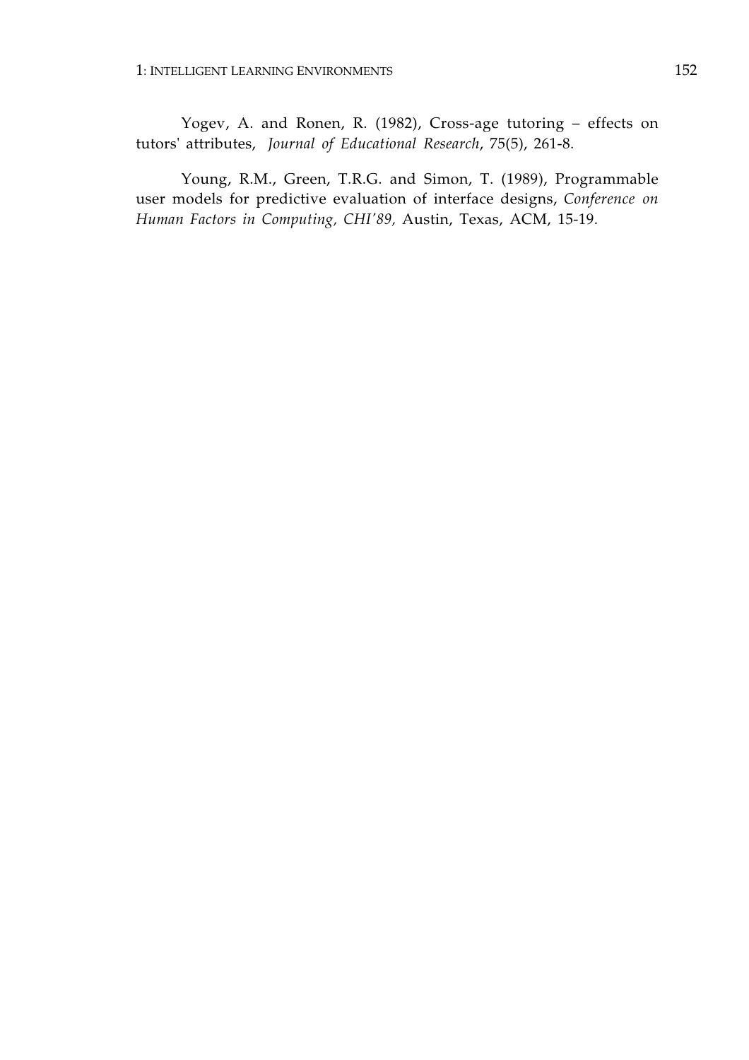Yogev, A. and Ronen, R. (1982), Cross-age tutoring – effects on tutors' attributes, *Journal of Educational Research*, 75(5), 261-8.

Young, R.M., Green, T.R.G. and Simon, T. (1989), Programmable user models for predictive evaluation of interface designs, *Conference on Human Factors in Computing, CHI'89,* Austin, Texas, ACM, 15-19.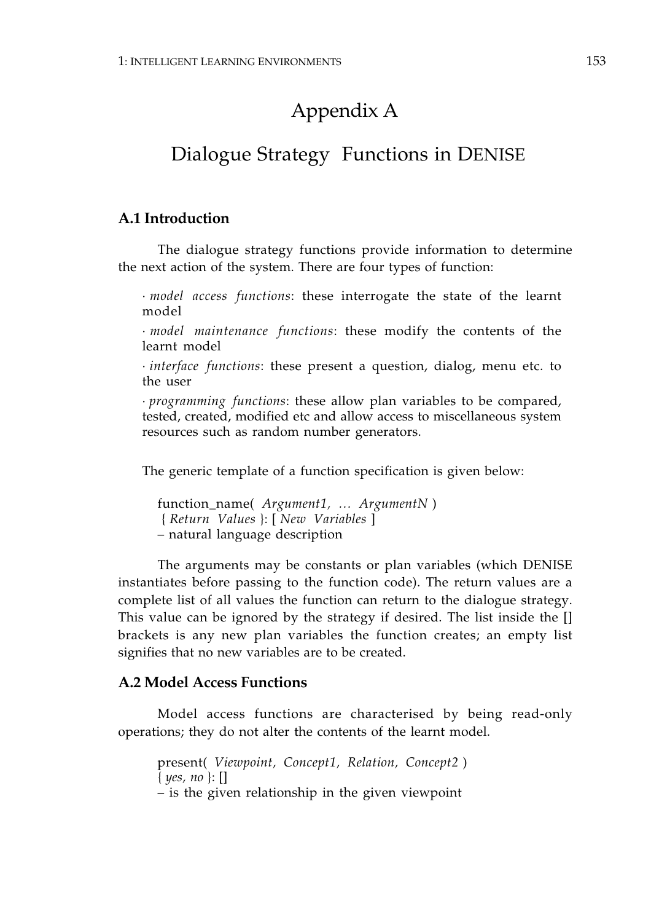# Appendix A

# Dialogue Strategy Functions in DENISE

## A.1 Introduction

The dialogue strategy functions provide information to determine the next action of the system. There are four types of function:

· *model access functions*: these interrogate the state of the learnt model

· *model maintenance functions*: these modify the contents of the learnt model

· *interface functions*: these present a question, dialog, menu etc. to the user

· *programming functions*: these allow plan variables to be compared, tested, created, modified etc and allow access to miscellaneous system resources such as random number generators.

The generic template of a function specification is given below:

function_name( *Argument1, … ArgumentN* )
{ *Return Values* }: [ *New Variables* ]
– natural language description

The arguments may be constants or plan variables (which DENISE instantiates before passing to the function code). The return values are a complete list of all values the function can return to the dialogue strategy. This value can be ignored by the strategy if desired. The list inside the [] brackets is any new plan variables the function creates; an empty list signifies that no new variables are to be created.

## A.2 Model Access Functions

Model access functions are characterised by being read-only operations; they do not alter the contents of the learnt model.

present( *Viewpoint, Concept1, Relation, Concept2* )
{ *yes, no* }: []
– is the given relationship in the given viewpoint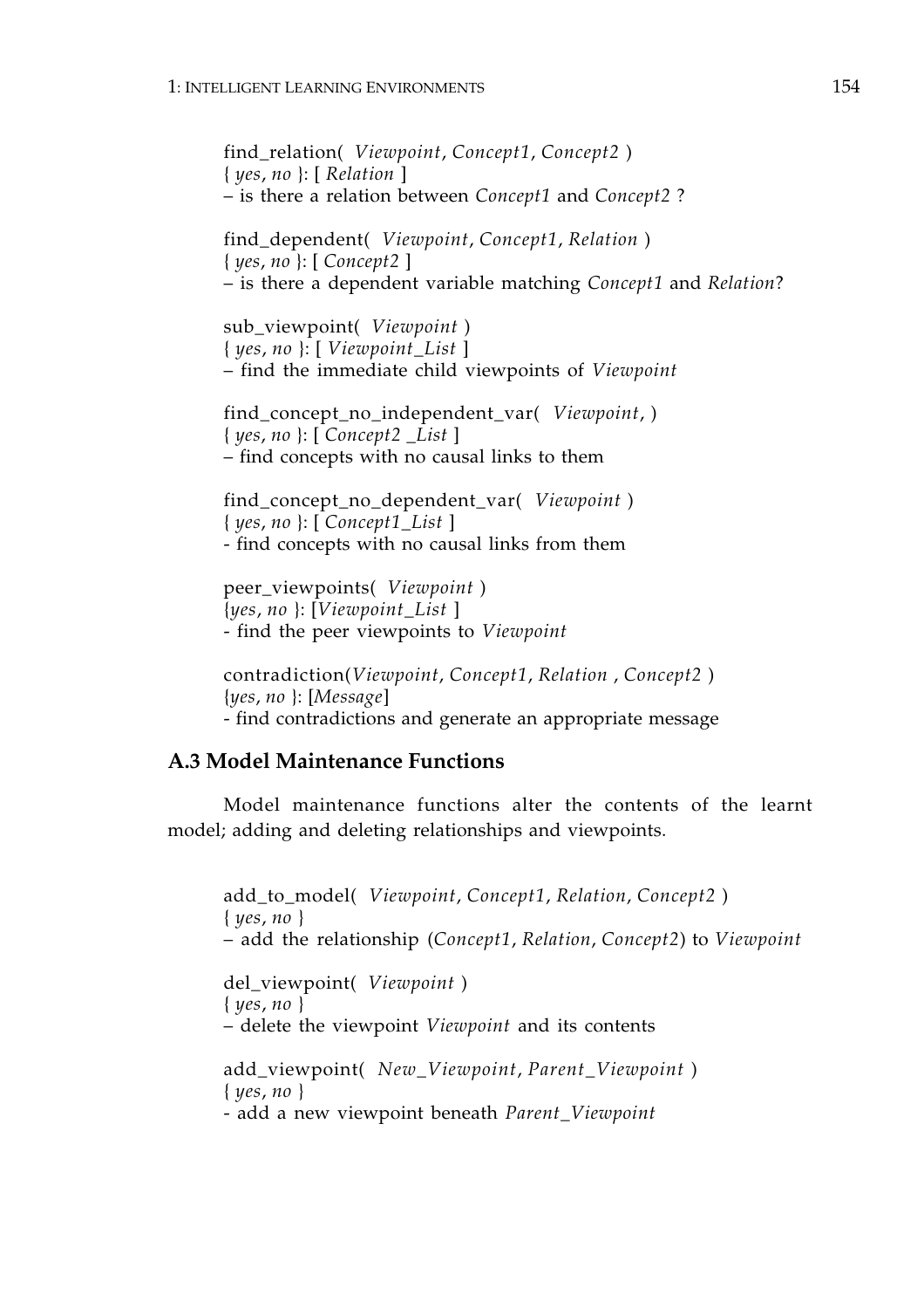find_relation( *Viewpoint*, *Concept1*, *Concept2* )
{ *yes*, *no* }: [ *Relation* ]
– is there a relation between *Concept1* and *Concept2* ?

find_dependent( *Viewpoint*, *Concept1*, *Relation* )
{ *yes*, *no* }: [ *Concept2* ]
– is there a dependent variable matching *Concept1* and *Relation*?

sub_viewpoint( *Viewpoint* )
{ *yes*, *no* }: [ *Viewpoint_List* ]
– find the immediate child viewpoints of *Viewpoint*

find_concept_no_independent_var( *Viewpoint*, )
{ *yes*, *no* }: [ *Concept2 _List* ]
– find concepts with no causal links to them

find_concept_no_dependent_var( *Viewpoint* )
{ *yes*, *no* }: [ *Concept1_List* ]
- find concepts with no causal links from them

peer_viewpoints( *Viewpoint* )
{*yes*, *no* }: [*Viewpoint_List* ]
- find the peer viewpoints to *Viewpoint*

contradiction(*Viewpoint*, *Concept1*, *Relation* , *Concept2* )
{*yes*, *no* }: [*Message*]
- find contradictions and generate an appropriate message

### A.3 Model Maintenance Functions

Model maintenance functions alter the contents of the learnt model; adding and deleting relationships and viewpoints.

add_to_model( *Viewpoint*, *Concept1*, *Relation*, *Concept2* )
{ *yes*, *no* }
– add the relationship (*Concept1*, *Relation*, *Concept2*) to *Viewpoint*

del_viewpoint( *Viewpoint* )
{ *yes*, *no* }
– delete the viewpoint *Viewpoint* and its contents

add_viewpoint( *New_Viewpoint*, *Parent_Viewpoint* )
{ *yes*, *no* }
- add a new viewpoint beneath *Parent_Viewpoint*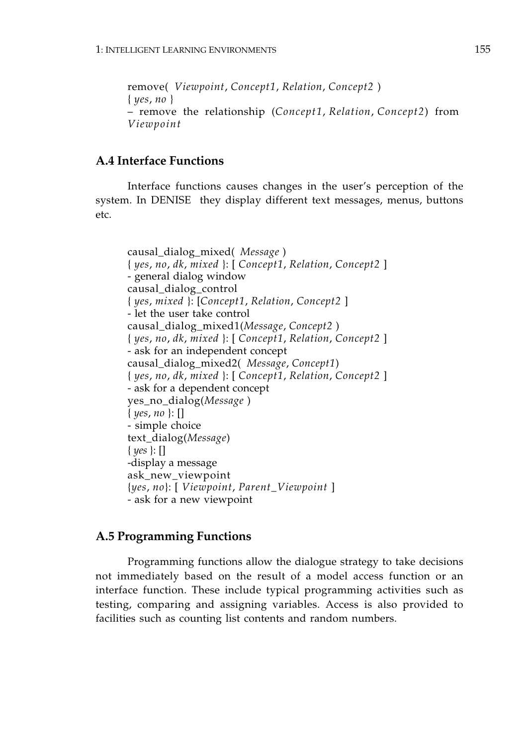remove( *Viewpoint*, *Concept1*, *Relation*, *Concept2* )
{ *yes*, *no* }
– remove the relationship (*Concept1*, *Relation*, *Concept2*) from *Viewpoint*

## A.4 Interface Functions

Interface functions causes changes in the user's perception of the system. In DENISE they display different text messages, menus, buttons etc.

causal_dialog_mixed( *Message* )
{ *yes*, *no*, *dk*, *mixed* }: [ *Concept1*, *Relation*, *Concept2* ]
- general dialog window
causal_dialog_control
{ *yes*, *mixed* }: [*Concept1*, *Relation*, *Concept2* ]
- let the user take control
causal_dialog_mixed1(*Message*, *Concept2* )
{ *yes*, *no*, *dk*, *mixed* }: [ *Concept1*, *Relation*, *Concept2* ]
- ask for an independent concept
causal_dialog_mixed2( *Message*, *Concept1*)
{ *yes*, *no*, *dk*, *mixed* }: [ *Concept1*, *Relation*, *Concept2* ]
- ask for a dependent concept
yes_no_dialog(*Message* )
{ *yes*, *no* }: []
- simple choice
text_dialog(*Message*)
{ *yes* }: []
-display a message
ask_new_viewpoint
{*yes*, *no*}: [ *Viewpoint*, *Parent_Viewpoint* ]
- ask for a new viewpoint

## A.5 Programming Functions

Programming functions allow the dialogue strategy to take decisions not immediately based on the result of a model access function or an interface function. These include typical programming activities such as testing, comparing and assigning variables. Access is also provided to facilities such as counting list contents and random numbers.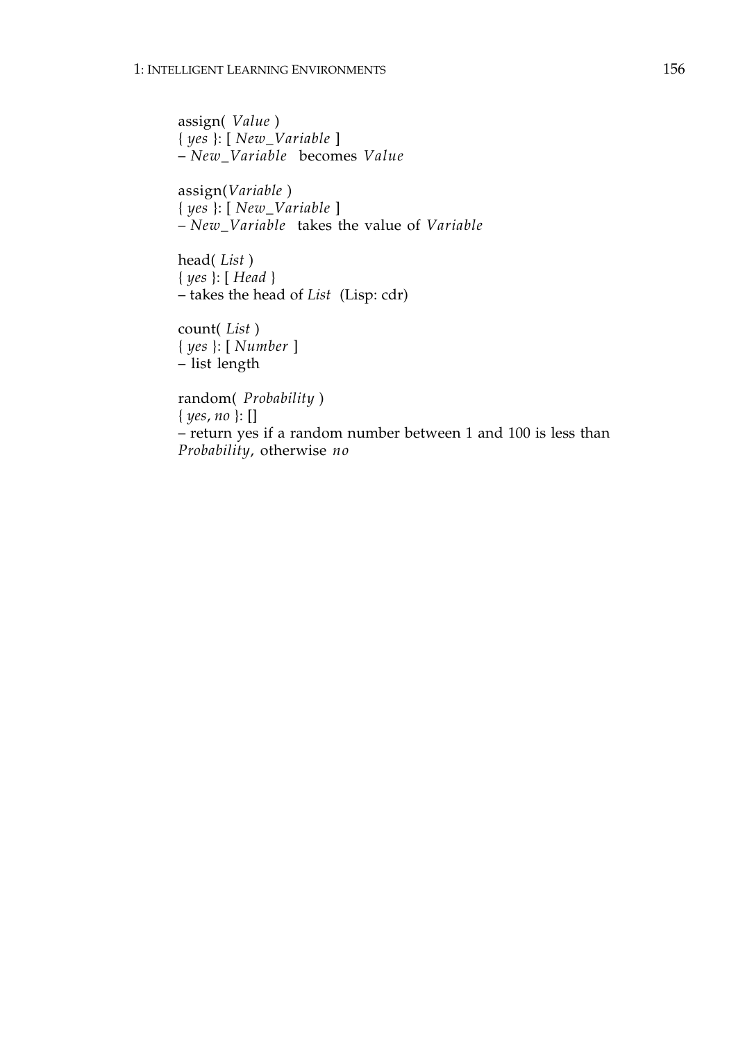assign( *Value* )
{ *yes* }: [ *New_Variable* ]
– *New_Variable* becomes *Value*

assign(*Variable* )
{ *yes* }: [ *New_Variable* ]
– *New_Variable* takes the value of *Variable*

head( *List* )
{ *yes* }: [ *Head* }
– takes the head of *List* (Lisp: cdr)

count( *List* )
{ *yes* }: [ *Number* ]
– list length

random( *Probability* )
{ *yes*, *no* }: []
– return yes if a random number between 1 and 100 is less than *Probability*, otherwise *no*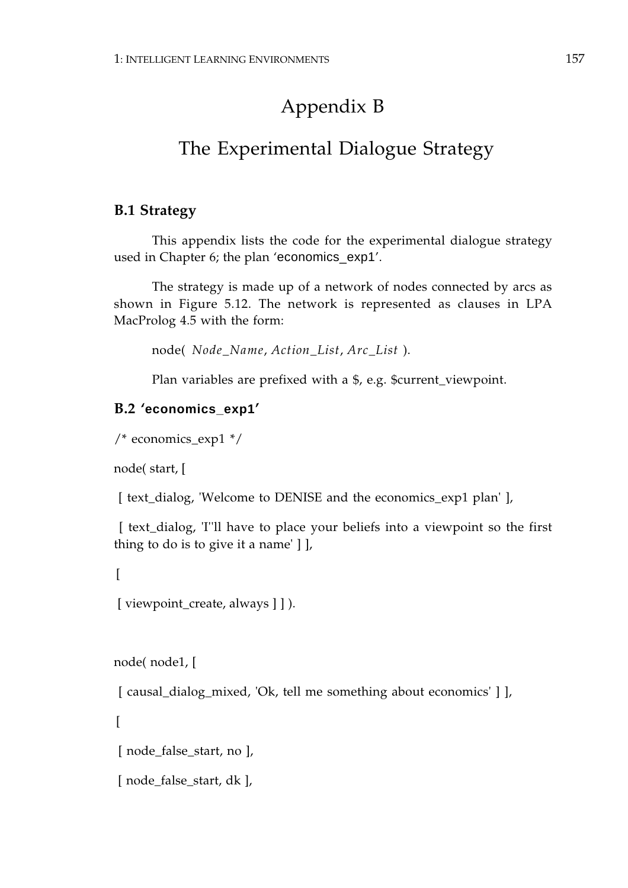# Appendix B

# The Experimental Dialogue Strategy

### B.1 Strategy

This appendix lists the code for the experimental dialogue strategy used in Chapter 6; the plan 'economics_exp1'.

The strategy is made up of a network of nodes connected by arcs as shown in Figure 5.12. The network is represented as clauses in LPA MacProlog 4.5 with the form:

node( *Node_Name*, *Action_List*, *Arc_List* ).

Plan variables are prefixed with a $, e.g. $current_viewpoint.

### B.2 'economics_exp1'

```
/* economics_exp1 */

node( start, [

 [ text_dialog, 'Welcome to DENISE and the economics_exp1 plan' ],

 [ text_dialog, 'I''ll have to place your beliefs into a viewpoint so the first thing to do is to give it a name' ] ],

 [

 [ viewpoint_create, always ] ] ).



node( node1, [

 [ causal_dialog_mixed, 'Ok, tell me something about economics' ] ],

 [

 [ node_false_start, no ],

 [ node_false_start, dk ],
```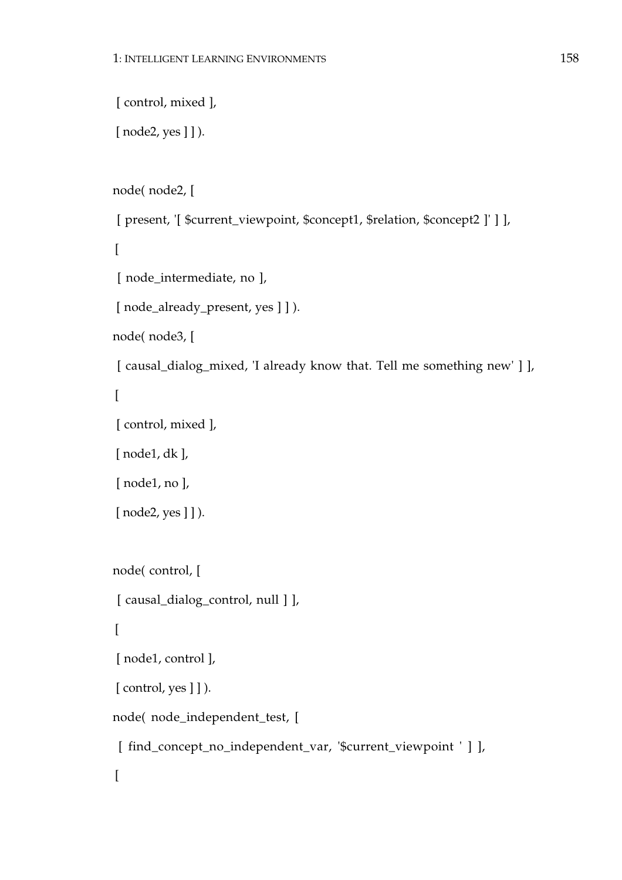```
 [ control, mixed ],
 [ node2, yes ] ] ).

node( node2, [
 [ present, '[ $current_viewpoint, $concept1, $relation, $concept2 ]' ] ],
 [
 [ node_intermediate, no ],
 [ node_already_present, yes ] ] ).
node( node3, [
 [ causal_dialog_mixed, 'I already know that. Tell me something new' ] ],
 [
 [ control, mixed ],
 [ node1, dk ],
 [ node1, no ],
 [ node2, yes ] ] ).

node( control, [
 [ causal_dialog_control, null ] ],
 [
 [ node1, control ],
 [ control, yes ] ] ).
node( node_independent_test, [
 [ find_concept_no_independent_var, '$current_viewpoint ' ] ],
 [
```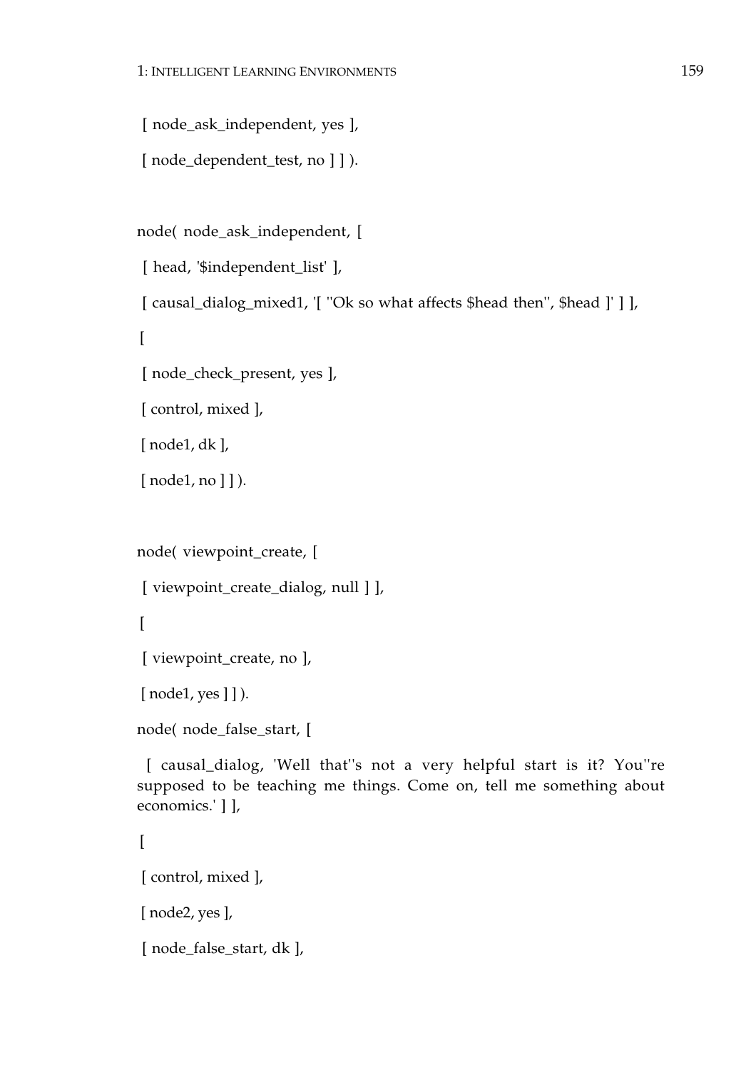```
 [ node_ask_independent, yes ],
 [ node_dependent_test, no ] ] ).


node( node_ask_independent, [
 [ head, '$independent_list' ],
 [ causal_dialog_mixed1, '[ ''Ok so what affects $head then'', $head ]' ] ],
 [
 [ node_check_present, yes ],
 [ control, mixed ],
 [ node1, dk ],
 [ node1, no ] ] ).


node( viewpoint_create, [
 [ viewpoint_create_dialog, null ] ],
 [
 [ viewpoint_create, no ],
 [ node1, yes ] ] ).
node( node_false_start, [
 [ causal_dialog, 'Well that''s not a very helpful start is it? You''re supposed to be teaching me things. Come on, tell me something about economics.' ] ],
 [
 [ control, mixed ],
 [ node2, yes ],
 [ node_false_start, dk ],
```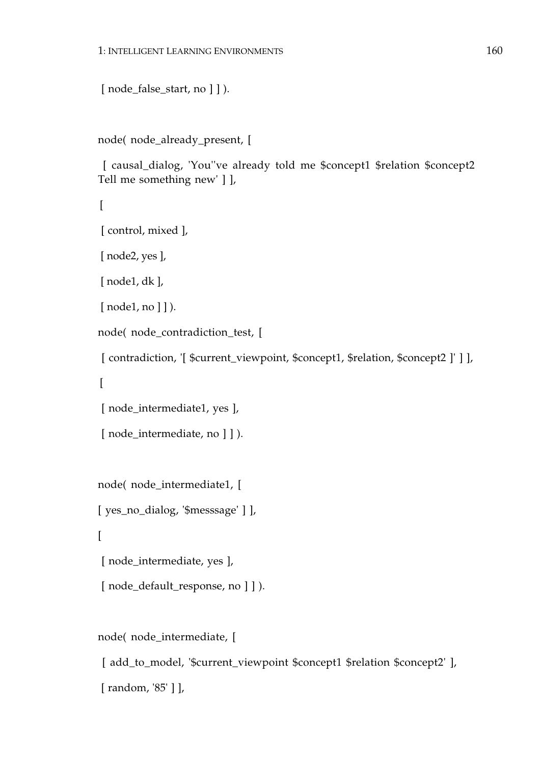```
 [ node_false_start, no ] ] ).


node( node_already_present, [

 [ causal_dialog, 'You''ve already told me $concept1 $relation $concept2
Tell me something new' ] ],

 [

 [ control, mixed ],

 [ node2, yes ],

 [ node1, dk ],

 [ node1, no ] ] ).

node( node_contradiction_test, [

 [ contradiction, '[ $current_viewpoint, $concept1, $relation, $concept2 ]' ] ],

 [

 [ node_intermediate1, yes ],

 [ node_intermediate, no ] ] ).


node( node_intermediate1, [

[ yes_no_dialog, '$messsage' ] ],

[

 [ node_intermediate, yes ],

 [ node_default_response, no ] ] ).


node( node_intermediate, [

 [ add_to_model, '$current_viewpoint $concept1 $relation $concept2' ],

 [ random, '85' ] ],
```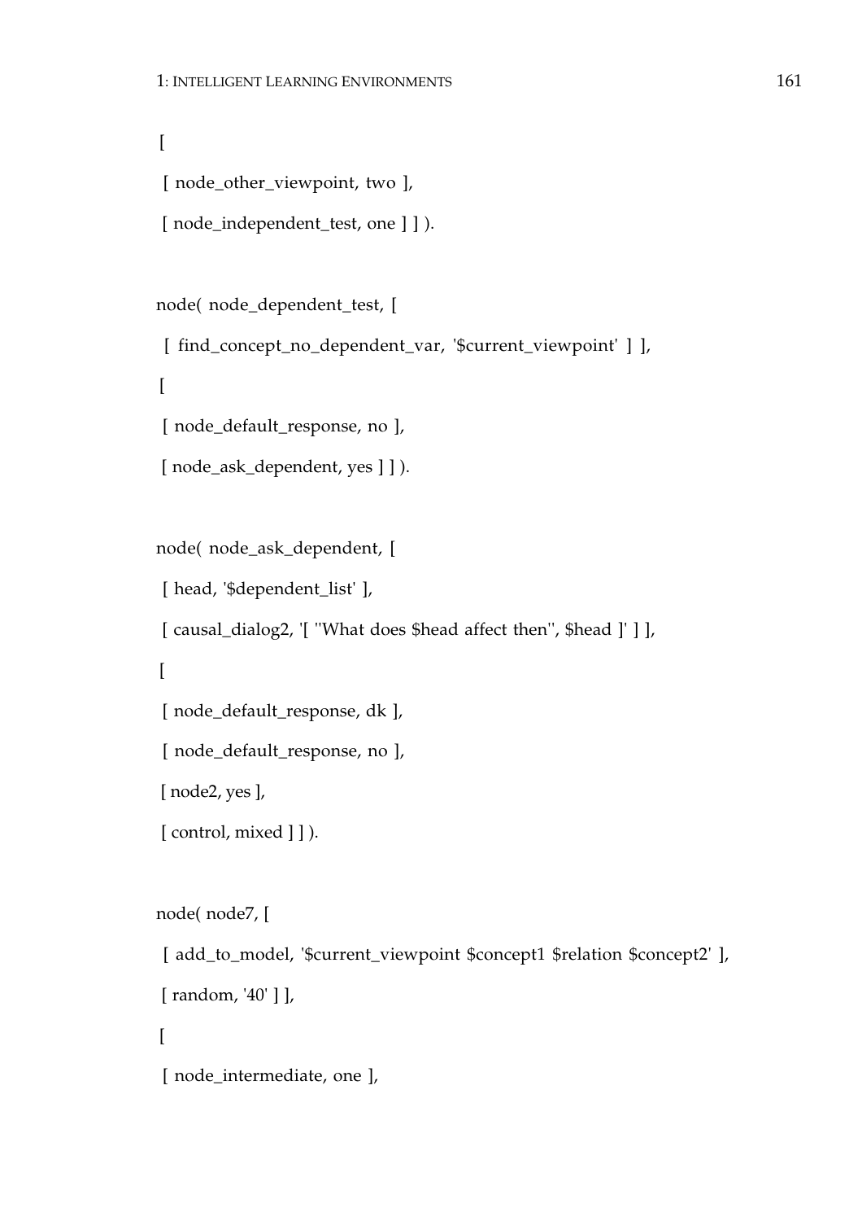```
[
 [ node_other_viewpoint, two ],
 [ node_independent_test, one ] ] ).

node( node_dependent_test, [
 [ find_concept_no_dependent_var, '$current_viewpoint' ] ],
[
 [ node_default_response, no ],
 [ node_ask_dependent, yes ] ] ).

node( node_ask_dependent, [
 [ head, '$dependent_list' ],
 [ causal_dialog2, '[ ''What does $head affect then'', $head ]' ] ],
[
 [ node_default_response, dk ],
 [ node_default_response, no ],
 [ node2, yes ],
 [ control, mixed ] ] ).

node( node7, [
 [ add_to_model, '$current_viewpoint $concept1 $relation $concept2' ],
 [ random, '40' ] ],
[
 [ node_intermediate, one ],
```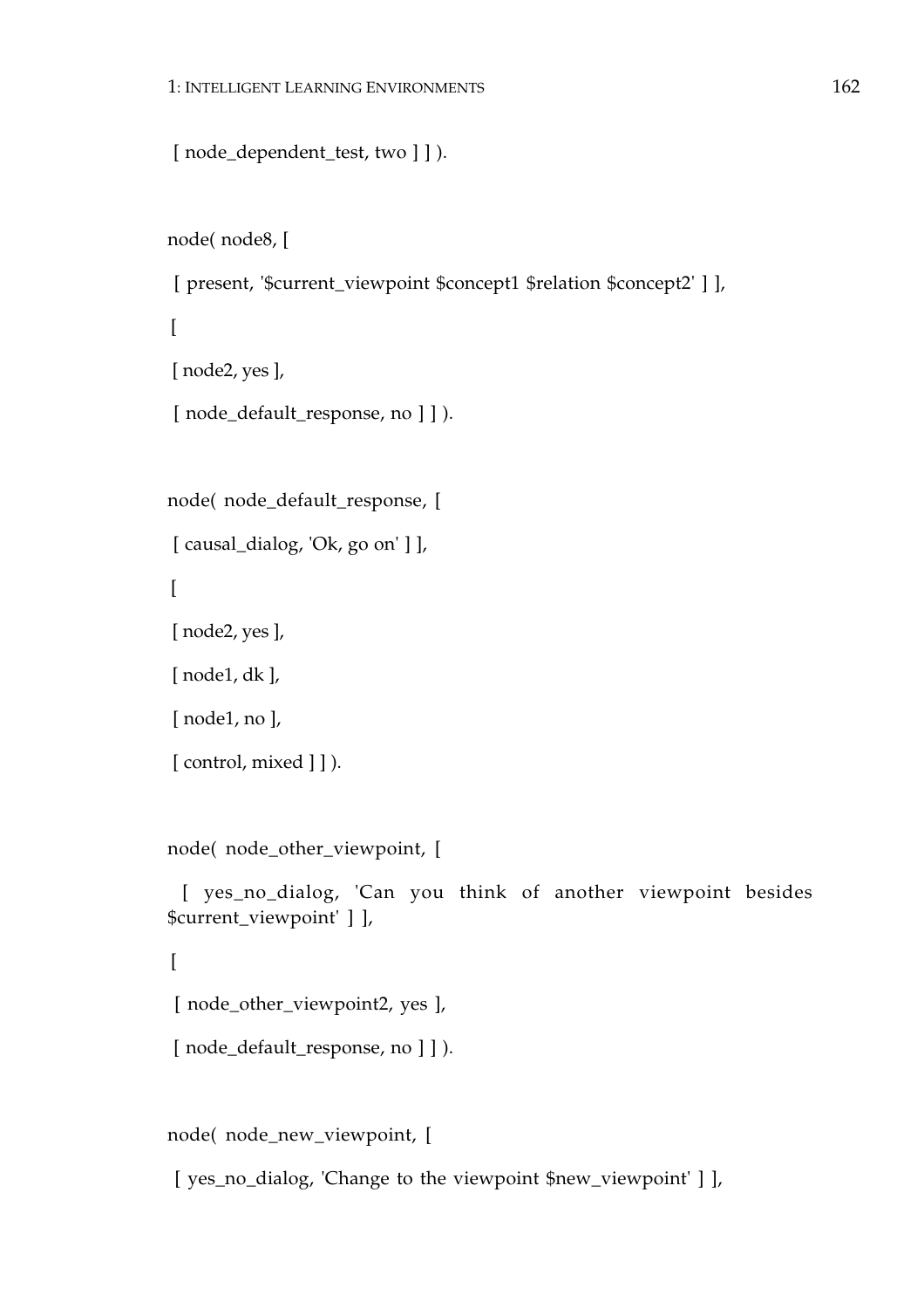```
 [ node_dependent_test, two ] ] ).


node( node8, [
 [ present, '$current_viewpoint $concept1 $relation $concept2' ] ],
 [
 [ node2, yes ],
 [ node_default_response, no ] ] ).


node( node_default_response, [
 [ causal_dialog, 'Ok, go on' ] ],
 [
 [ node2, yes ],
 [ node1, dk ],
 [ node1, no ],
 [ control, mixed ] ] ).


node( node_other_viewpoint, [
 [ yes_no_dialog, 'Can you think of another viewpoint besides $current_viewpoint' ] ],
 [
 [ node_other_viewpoint2, yes ],
 [ node_default_response, no ] ] ).


node( node_new_viewpoint, [
 [ yes_no_dialog, 'Change to the viewpoint $new_viewpoint' ] ],
```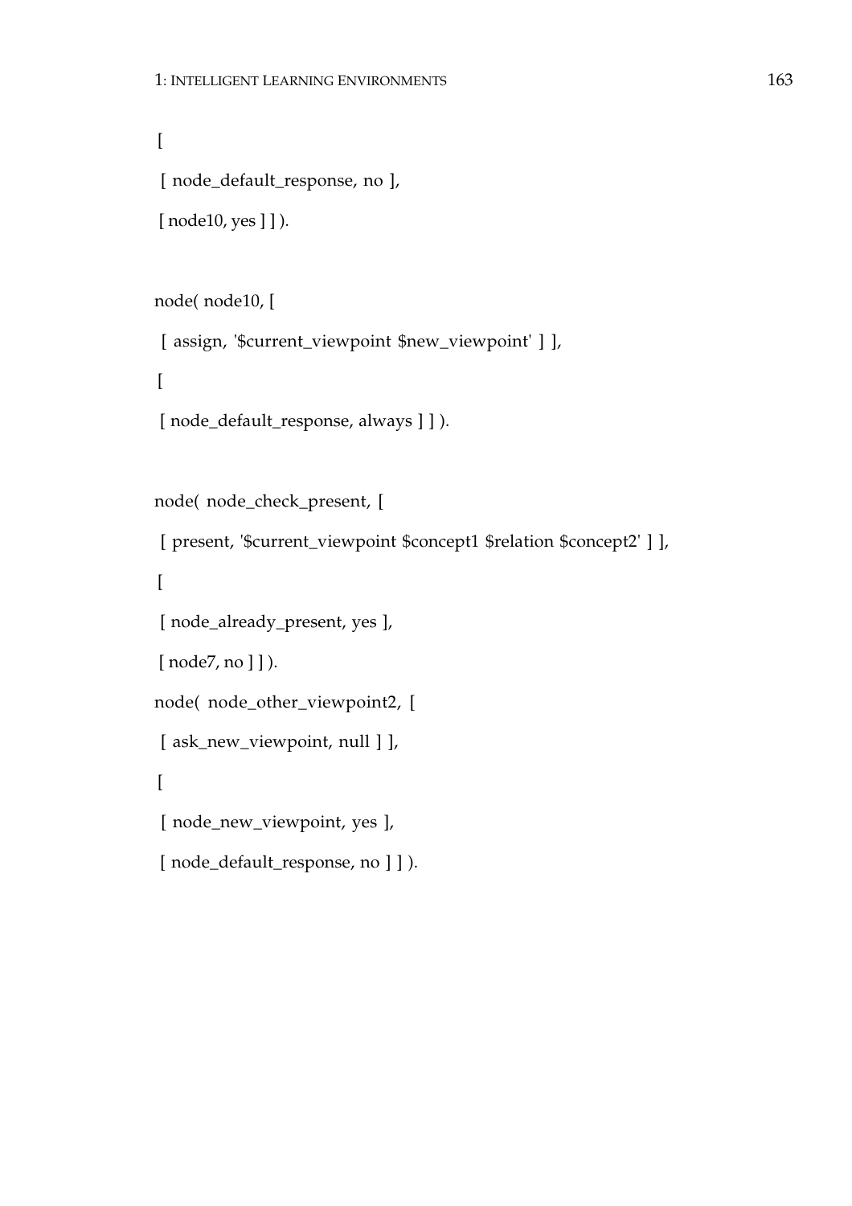```
[
 [ node_default_response, no ],
 [ node10, yes ] ] ).

node( node10, [
 [ assign, '$current_viewpoint $new_viewpoint' ] ],
[
 [ node_default_response, always ] ] ).

node( node_check_present, [
 [ present, '$current_viewpoint $concept1 $relation $concept2' ] ],
[
 [ node_already_present, yes ],
 [ node7, no ] ] ).
node( node_other_viewpoint2, [
 [ ask_new_viewpoint, null ] ],
[
 [ node_new_viewpoint, yes ],
 [ node_default_response, no ] ] ).
```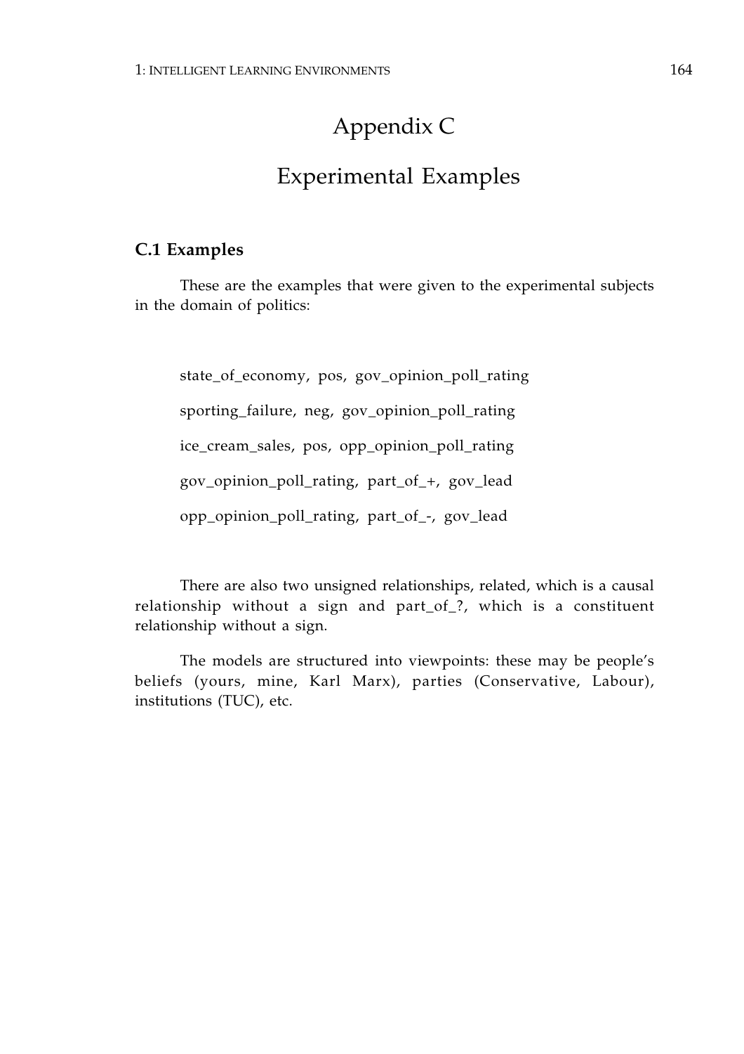# Appendix C

# Experimental Examples

### C.1 Examples

These are the examples that were given to the experimental subjects in the domain of politics:

state_of_economy, pos, gov_opinion_poll_rating

sporting_failure, neg, gov_opinion_poll_rating

ice_cream_sales, pos, opp_opinion_poll_rating

gov_opinion_poll_rating, part_of_+, gov_lead

opp_opinion_poll_rating, part_of_-, gov_lead

There are also two unsigned relationships, related, which is a causal relationship without a sign and part_of_?, which is a constituent relationship without a sign.

The models are structured into viewpoints: these may be people's beliefs (yours, mine, Karl Marx), parties (Conservative, Labour), institutions (TUC), etc.